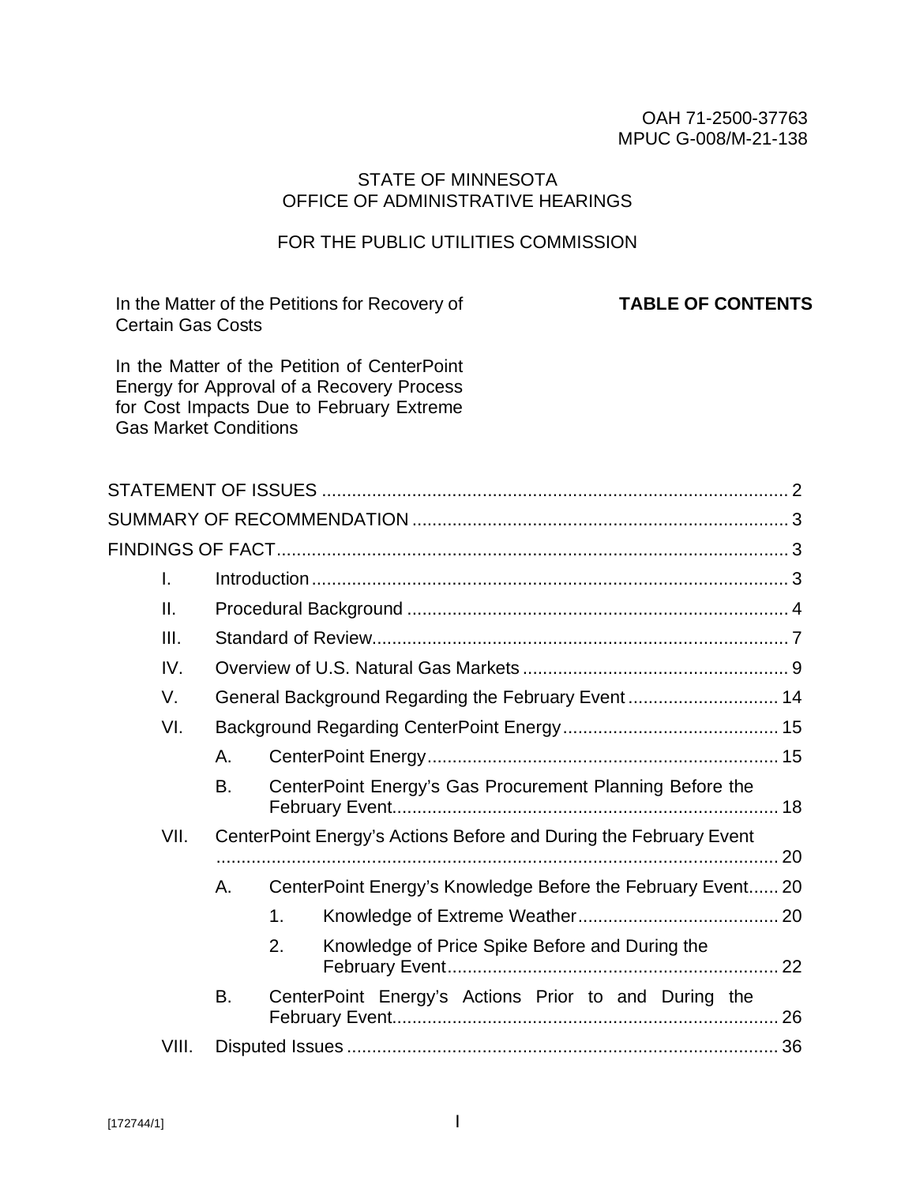OAH 71-2500-37763
MPUC G-008/M-21-138

STATE OF MINNESOTA
OFFICE OF ADMINISTRATIVE HEARINGS

FOR THE PUBLIC UTILITIES COMMISSION

In the Matter of the Petitions for Recovery of Certain Gas Costs

In the Matter of the Petition of CenterPoint Energy for Approval of a Recovery Process for Cost Impacts Due to February Extreme Gas Market Conditions

**TABLE OF CONTENTS**

STATEMENT OF ISSUES ............................................................................................ 2

SUMMARY OF RECOMMENDATION .......................................................................... 3

FINDINGS OF FACT...................................................................................................... 3

- I. Introduction.............................................................................................. 3
- II. Procedural Background ........................................................................... 4
- III. Standard of Review.................................................................................. 7
- IV. Overview of U.S. Natural Gas Markets .................................................... 9
- V. General Background Regarding the February Event ............................. 14
- VI. Background Regarding CenterPoint Energy .......................................... 15
  - A. CenterPoint Energy..................................................................... 15
  - B. CenterPoint Energy's Gas Procurement Planning Before the February Event........................................................................... 18
- VII. CenterPoint Energy's Actions Before and During the February Event ................................................................................................................ 20
  - A. CenterPoint Energy's Knowledge Before the February Event...... 20
    - 1. Knowledge of Extreme Weather........................................ 20
    - 2. Knowledge of Price Spike Before and During the February Event.................................................................. 22
  - B. CenterPoint Energy's Actions Prior to and During the February Event........................................................................... 26
- VIII. Disputed Issues ...................................................................................... 36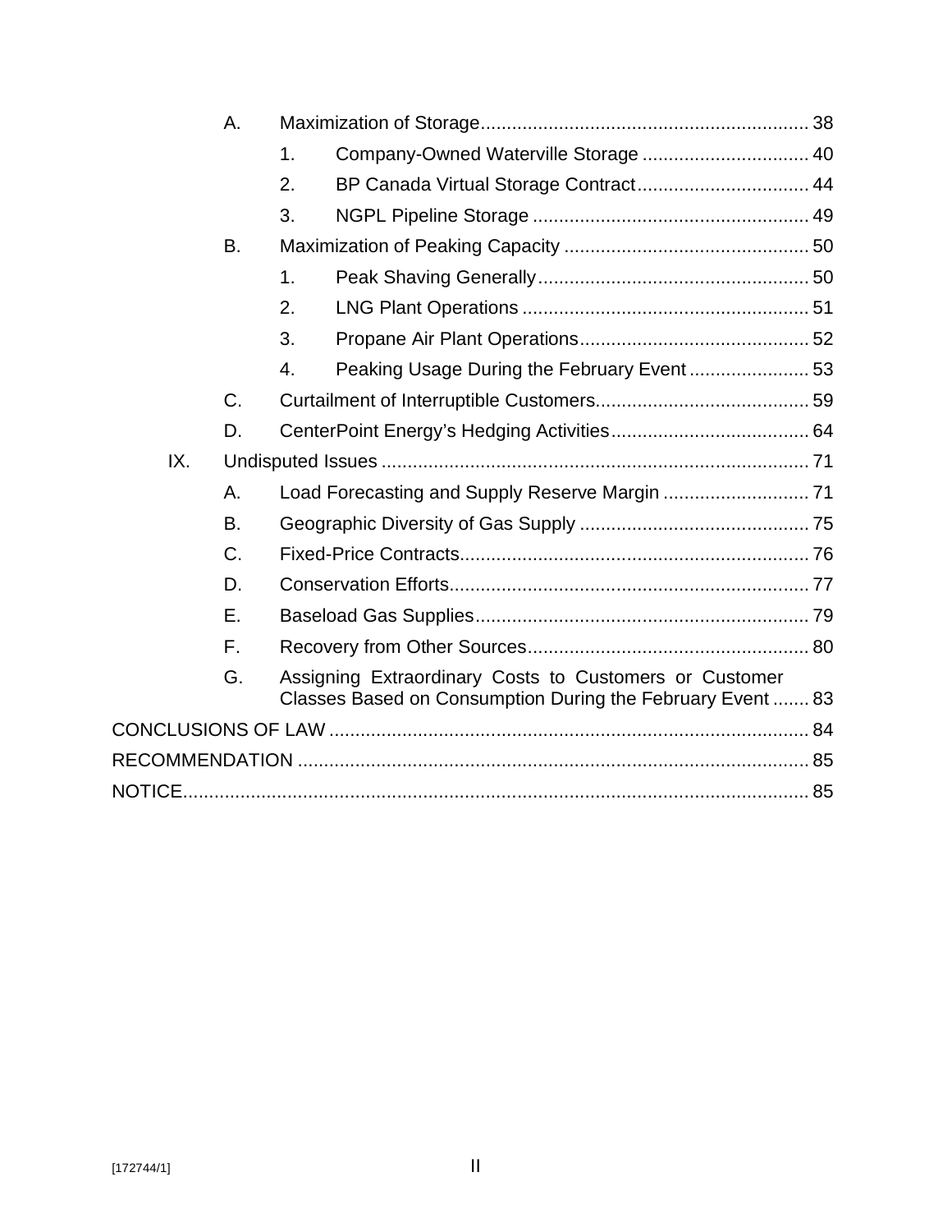A. Maximization of Storage .......... 38

1. Company-Owned Waterville Storage .......... 40

2. BP Canada Virtual Storage Contract .......... 44

3. NGPL Pipeline Storage .......... 49

B. Maximization of Peaking Capacity .......... 50

1. Peak Shaving Generally .......... 50

2. LNG Plant Operations .......... 51

3. Propane Air Plant Operations .......... 52

4. Peaking Usage During the February Event .......... 53

C. Curtailment of Interruptible Customers .......... 59

D. CenterPoint Energy's Hedging Activities .......... 64

IX. Undisputed Issues .......... 71

A. Load Forecasting and Supply Reserve Margin .......... 71

B. Geographic Diversity of Gas Supply .......... 75

C. Fixed-Price Contracts .......... 76

D. Conservation Efforts .......... 77

E. Baseload Gas Supplies .......... 79

F. Recovery from Other Sources .......... 80

G. Assigning Extraordinary Costs to Customers or Customer Classes Based on Consumption During the February Event .......... 83

CONCLUSIONS OF LAW .......... 84

RECOMMENDATION .......... 85

NOTICE .......... 85

[172744/1]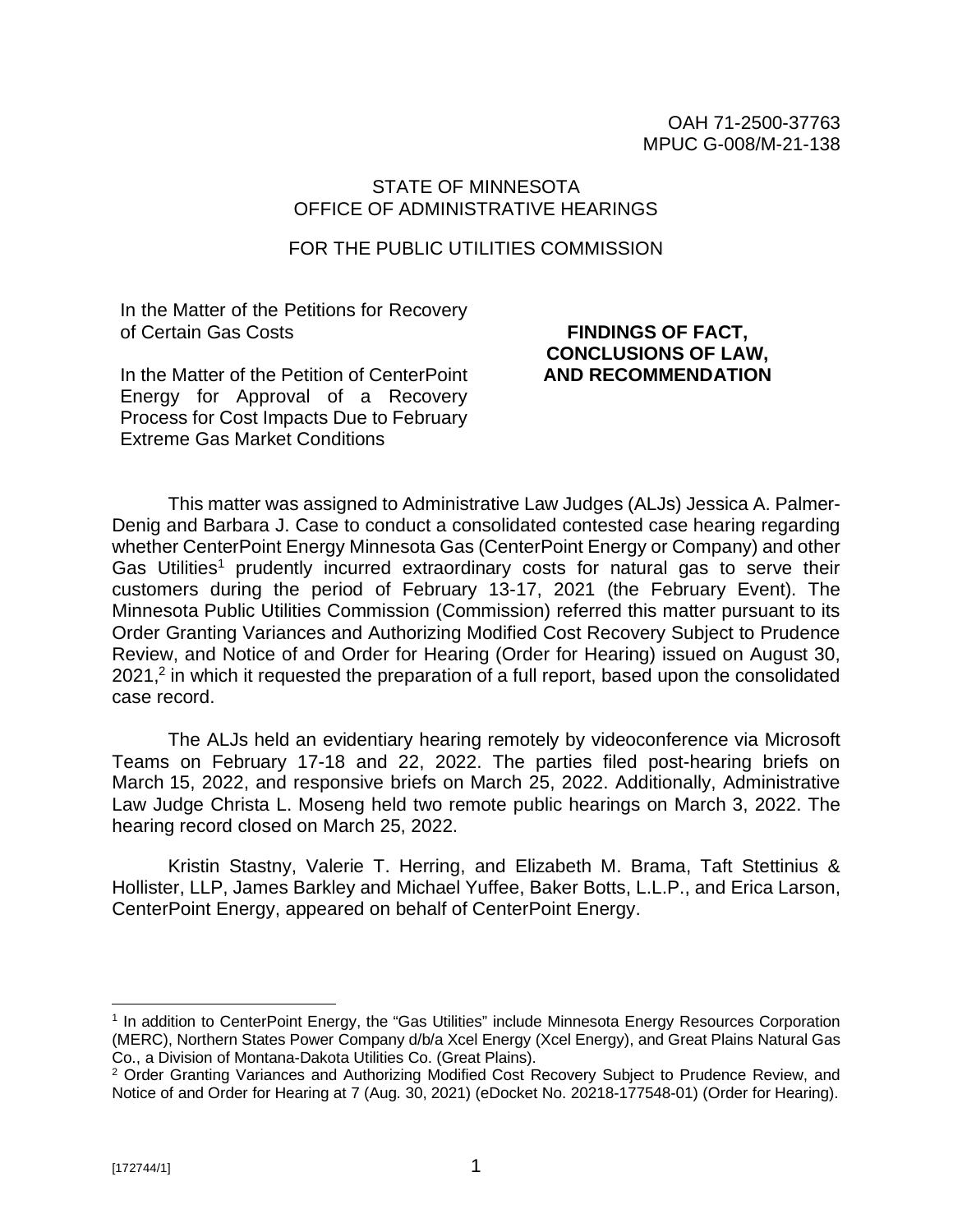OAH 71-2500-37763
MPUC G-008/M-21-138

STATE OF MINNESOTA
OFFICE OF ADMINISTRATIVE HEARINGS

FOR THE PUBLIC UTILITIES COMMISSION

In the Matter of the Petitions for Recovery of Certain Gas Costs

In the Matter of the Petition of CenterPoint Energy for Approval of a Recovery Process for Cost Impacts Due to February Extreme Gas Market Conditions

**FINDINGS OF FACT, CONCLUSIONS OF LAW, AND RECOMMENDATION**

This matter was assigned to Administrative Law Judges (ALJs) Jessica A. Palmer-Denig and Barbara J. Case to conduct a consolidated contested case hearing regarding whether CenterPoint Energy Minnesota Gas (CenterPoint Energy or Company) and other Gas Utilities[1] prudently incurred extraordinary costs for natural gas to serve their customers during the period of February 13-17, 2021 (the February Event). The Minnesota Public Utilities Commission (Commission) referred this matter pursuant to its Order Granting Variances and Authorizing Modified Cost Recovery Subject to Prudence Review, and Notice of and Order for Hearing (Order for Hearing) issued on August 30, 2021,[2] in which it requested the preparation of a full report, based upon the consolidated case record.

The ALJs held an evidentiary hearing remotely by videoconference via Microsoft Teams on February 17-18 and 22, 2022. The parties filed post-hearing briefs on March 15, 2022, and responsive briefs on March 25, 2022. Additionally, Administrative Law Judge Christa L. Moseng held two remote public hearings on March 3, 2022. The hearing record closed on March 25, 2022.

Kristin Stastny, Valerie T. Herring, and Elizabeth M. Brama, Taft Stettinius & Hollister, LLP, James Barkley and Michael Yuffee, Baker Botts, L.L.P., and Erica Larson, CenterPoint Energy, appeared on behalf of CenterPoint Energy.

---

[1] In addition to CenterPoint Energy, the "Gas Utilities" include Minnesota Energy Resources Corporation (MERC), Northern States Power Company d/b/a Xcel Energy (Xcel Energy), and Great Plains Natural Gas Co., a Division of Montana-Dakota Utilities Co. (Great Plains).

[2] Order Granting Variances and Authorizing Modified Cost Recovery Subject to Prudence Review, and Notice of and Order for Hearing at 7 (Aug. 30, 2021) (eDocket No. 20218-177548-01) (Order for Hearing).

[172744/1]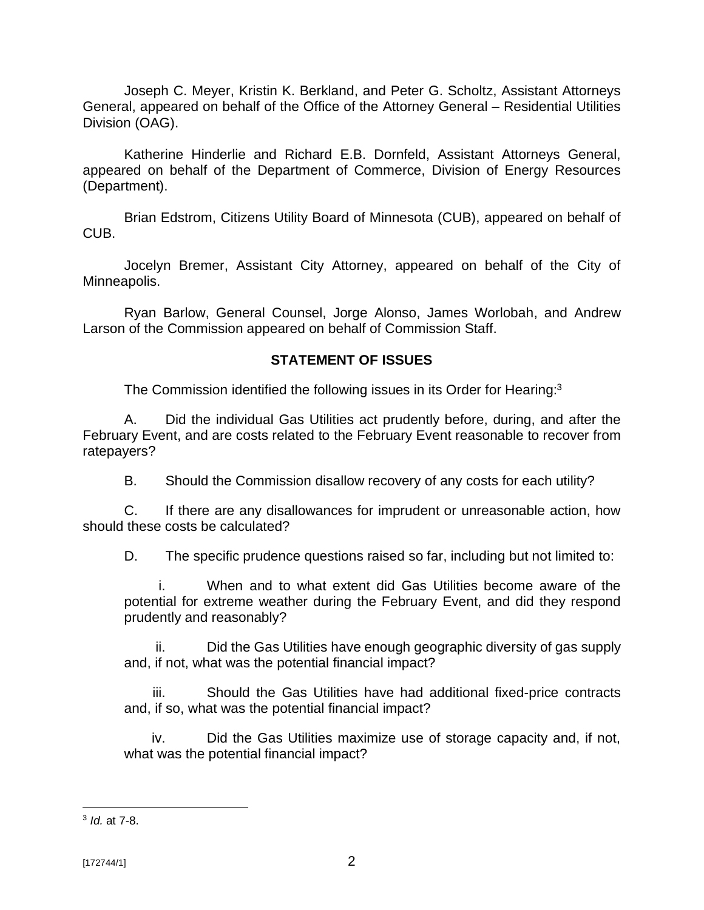Joseph C. Meyer, Kristin K. Berkland, and Peter G. Scholtz, Assistant Attorneys General, appeared on behalf of the Office of the Attorney General – Residential Utilities Division (OAG).

Katherine Hinderlie and Richard E.B. Dornfeld, Assistant Attorneys General, appeared on behalf of the Department of Commerce, Division of Energy Resources (Department).

Brian Edstrom, Citizens Utility Board of Minnesota (CUB), appeared on behalf of CUB.

Jocelyn Bremer, Assistant City Attorney, appeared on behalf of the City of Minneapolis.

Ryan Barlow, General Counsel, Jorge Alonso, James Worlobah, and Andrew Larson of the Commission appeared on behalf of Commission Staff.

## STATEMENT OF ISSUES

The Commission identified the following issues in its Order for Hearing:[3]

A. Did the individual Gas Utilities act prudently before, during, and after the February Event, and are costs related to the February Event reasonable to recover from ratepayers?

B. Should the Commission disallow recovery of any costs for each utility?

C. If there are any disallowances for imprudent or unreasonable action, how should these costs be calculated?

D. The specific prudence questions raised so far, including but not limited to:

i. When and to what extent did Gas Utilities become aware of the potential for extreme weather during the February Event, and did they respond prudently and reasonably?

ii. Did the Gas Utilities have enough geographic diversity of gas supply and, if not, what was the potential financial impact?

iii. Should the Gas Utilities have had additional fixed-price contracts and, if so, what was the potential financial impact?

iv. Did the Gas Utilities maximize use of storage capacity and, if not, what was the potential financial impact?

---

[3] *Id.* at 7-8.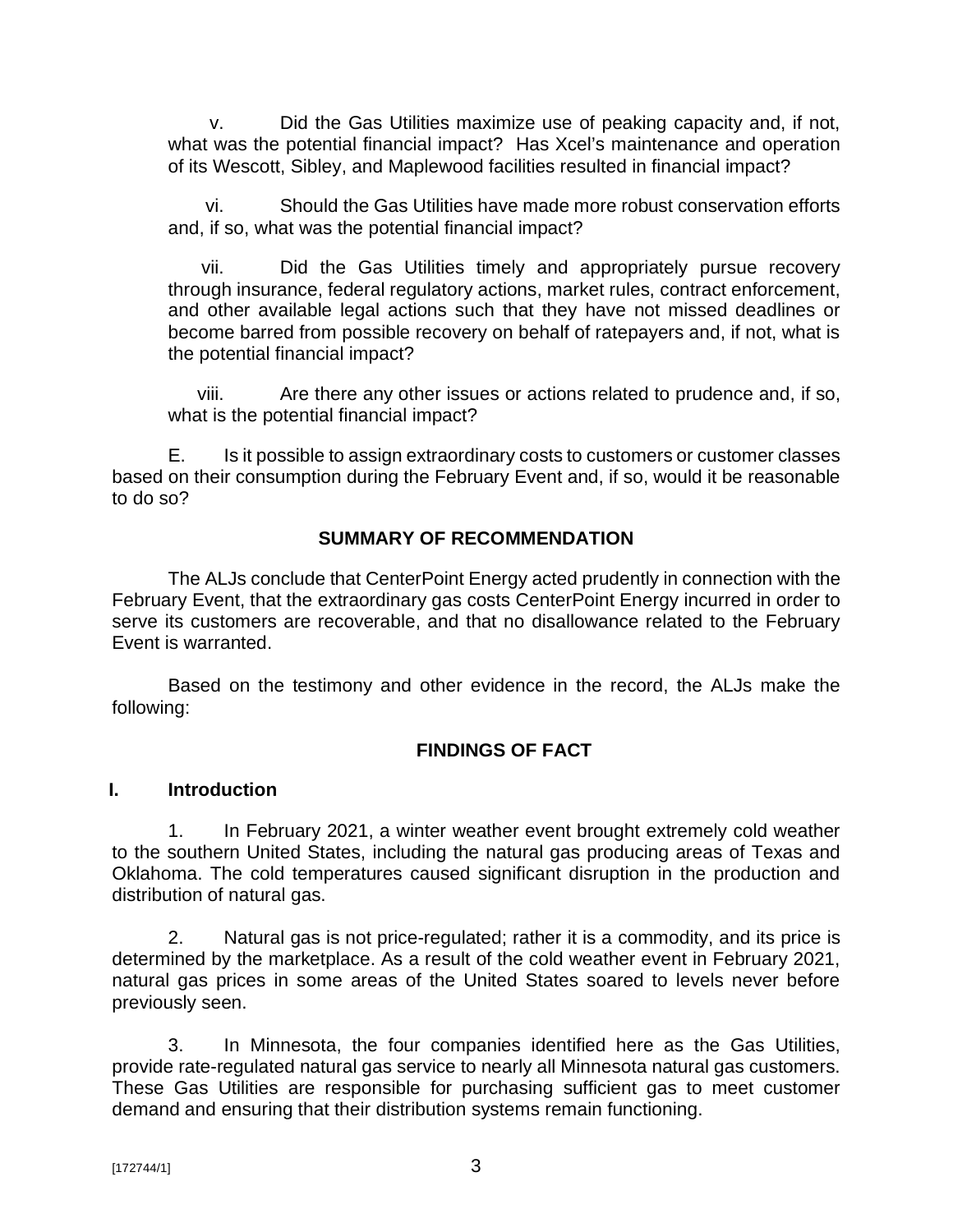v. Did the Gas Utilities maximize use of peaking capacity and, if not, what was the potential financial impact? Has Xcel's maintenance and operation of its Wescott, Sibley, and Maplewood facilities resulted in financial impact?

vi. Should the Gas Utilities have made more robust conservation efforts and, if so, what was the potential financial impact?

vii. Did the Gas Utilities timely and appropriately pursue recovery through insurance, federal regulatory actions, market rules, contract enforcement, and other available legal actions such that they have not missed deadlines or become barred from possible recovery on behalf of ratepayers and, if not, what is the potential financial impact?

viii. Are there any other issues or actions related to prudence and, if so, what is the potential financial impact?

E. Is it possible to assign extraordinary costs to customers or customer classes based on their consumption during the February Event and, if so, would it be reasonable to do so?

## SUMMARY OF RECOMMENDATION

The ALJs conclude that CenterPoint Energy acted prudently in connection with the February Event, that the extraordinary gas costs CenterPoint Energy incurred in order to serve its customers are recoverable, and that no disallowance related to the February Event is warranted.

Based on the testimony and other evidence in the record, the ALJs make the following:

## FINDINGS OF FACT

### I. Introduction

1. In February 2021, a winter weather event brought extremely cold weather to the southern United States, including the natural gas producing areas of Texas and Oklahoma. The cold temperatures caused significant disruption in the production and distribution of natural gas.

2. Natural gas is not price-regulated; rather it is a commodity, and its price is determined by the marketplace. As a result of the cold weather event in February 2021, natural gas prices in some areas of the United States soared to levels never before previously seen.

3. In Minnesota, the four companies identified here as the Gas Utilities, provide rate-regulated natural gas service to nearly all Minnesota natural gas customers. These Gas Utilities are responsible for purchasing sufficient gas to meet customer demand and ensuring that their distribution systems remain functioning.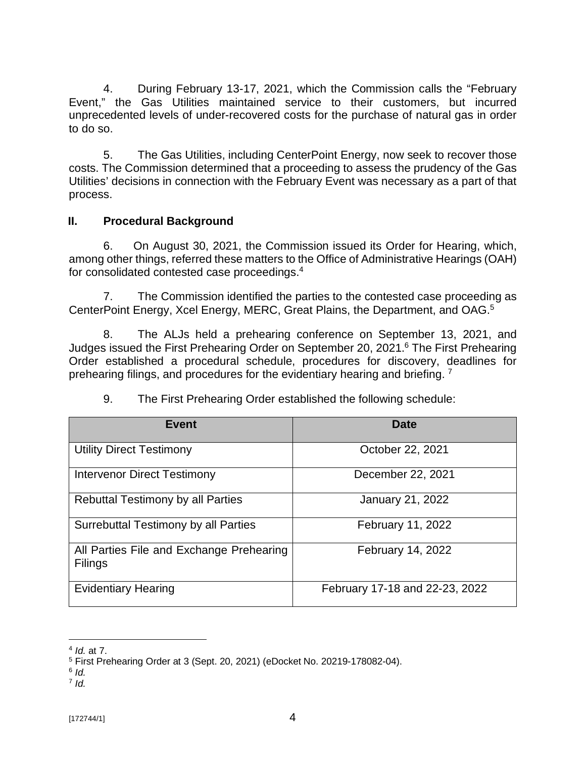4. During February 13-17, 2021, which the Commission calls the "February Event," the Gas Utilities maintained service to their customers, but incurred unprecedented levels of under-recovered costs for the purchase of natural gas in order to do so.

5. The Gas Utilities, including CenterPoint Energy, now seek to recover those costs. The Commission determined that a proceeding to assess the prudency of the Gas Utilities' decisions in connection with the February Event was necessary as a part of that process.

## II. Procedural Background

6. On August 30, 2021, the Commission issued its Order for Hearing, which, among other things, referred these matters to the Office of Administrative Hearings (OAH) for consolidated contested case proceedings.[4]

7. The Commission identified the parties to the contested case proceeding as CenterPoint Energy, Xcel Energy, MERC, Great Plains, the Department, and OAG.[5]

8. The ALJs held a prehearing conference on September 13, 2021, and Judges issued the First Prehearing Order on September 20, 2021.[6] The First Prehearing Order established a procedural schedule, procedures for discovery, deadlines for prehearing filings, and procedures for the evidentiary hearing and briefing.[7]

9. The First Prehearing Order established the following schedule:

| Event | Date |
|---|---|
| Utility Direct Testimony | October 22, 2021 |
| Intervenor Direct Testimony | December 22, 2021 |
| Rebuttal Testimony by all Parties | January 21, 2022 |
| Surrebuttal Testimony by all Parties | February 11, 2022 |
| All Parties File and Exchange Prehearing Filings | February 14, 2022 |
| Evidentiary Hearing | February 17-18 and 22-23, 2022 |

---

[4] *Id.* at 7.

[5] First Prehearing Order at 3 (Sept. 20, 2021) (eDocket No. 20219-178082-04).

[6] *Id.*

[7] *Id.*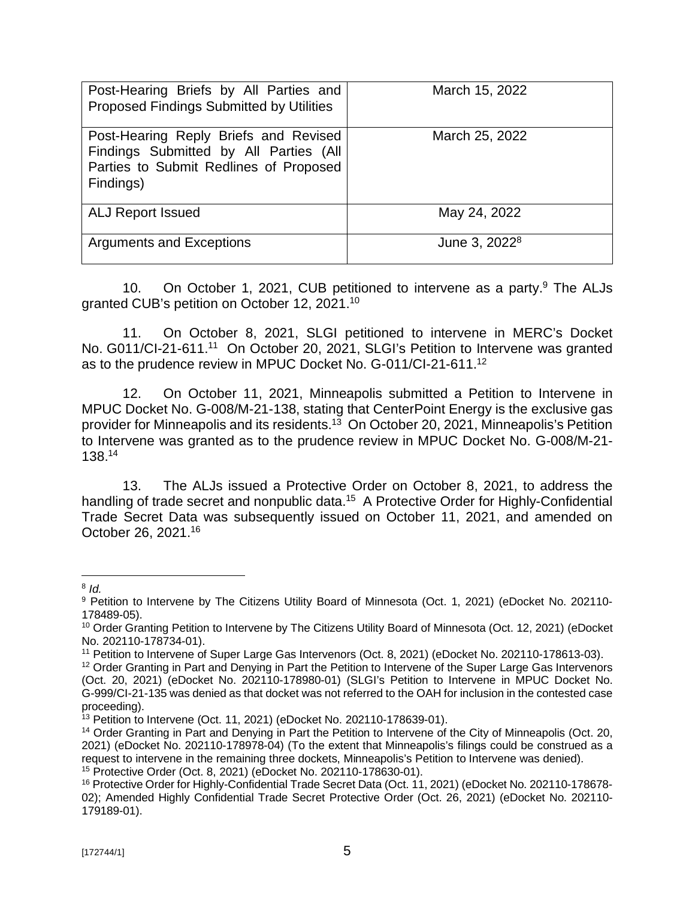| | |
|---|---|
| Post-Hearing Briefs by All Parties and Proposed Findings Submitted by Utilities | March 15, 2022 |
| Post-Hearing Reply Briefs and Revised Findings Submitted by All Parties (All Parties to Submit Redlines of Proposed Findings) | March 25, 2022 |
| ALJ Report Issued | May 24, 2022 |
| Arguments and Exceptions | June 3, 2022[8] |

10. On October 1, 2021, CUB petitioned to intervene as a party.[9] The ALJs granted CUB's petition on October 12, 2021.[10]

11. On October 8, 2021, SLGI petitioned to intervene in MERC's Docket No. G011/CI-21-611.[11] On October 20, 2021, SLGI's Petition to Intervene was granted as to the prudence review in MPUC Docket No. G-011/CI-21-611.[12]

12. On October 11, 2021, Minneapolis submitted a Petition to Intervene in MPUC Docket No. G-008/M-21-138, stating that CenterPoint Energy is the exclusive gas provider for Minneapolis and its residents.[13] On October 20, 2021, Minneapolis's Petition to Intervene was granted as to the prudence review in MPUC Docket No. G-008/M-21-138.[14]

13. The ALJs issued a Protective Order on October 8, 2021, to address the handling of trade secret and nonpublic data.[15] A Protective Order for Highly-Confidential Trade Secret Data was subsequently issued on October 11, 2021, and amended on October 26, 2021.[16]

---

[8] *Id.*

[9] Petition to Intervene by The Citizens Utility Board of Minnesota (Oct. 1, 2021) (eDocket No. 202110-178489-05).

[10] Order Granting Petition to Intervene by The Citizens Utility Board of Minnesota (Oct. 12, 2021) (eDocket No. 202110-178734-01).

[11] Petition to Intervene of Super Large Gas Intervenors (Oct. 8, 2021) (eDocket No. 202110-178613-03).

[12] Order Granting in Part and Denying in Part the Petition to Intervene of the Super Large Gas Intervenors (Oct. 20, 2021) (eDocket No. 202110-178980-01) (SLGI's Petition to Intervene in MPUC Docket No. G-999/CI-21-135 was denied as that docket was not referred to the OAH for inclusion in the contested case proceeding).

[13] Petition to Intervene (Oct. 11, 2021) (eDocket No. 202110-178639-01).

[14] Order Granting in Part and Denying in Part the Petition to Intervene of the City of Minneapolis (Oct. 20, 2021) (eDocket No. 202110-178978-04) (To the extent that Minneapolis's filings could be construed as a request to intervene in the remaining three dockets, Minneapolis's Petition to Intervene was denied).

[15] Protective Order (Oct. 8, 2021) (eDocket No. 202110-178630-01).

[16] Protective Order for Highly-Confidential Trade Secret Data (Oct. 11, 2021) (eDocket No. 202110-178678-02); Amended Highly Confidential Trade Secret Protective Order (Oct. 26, 2021) (eDocket No. 202110-179189-01).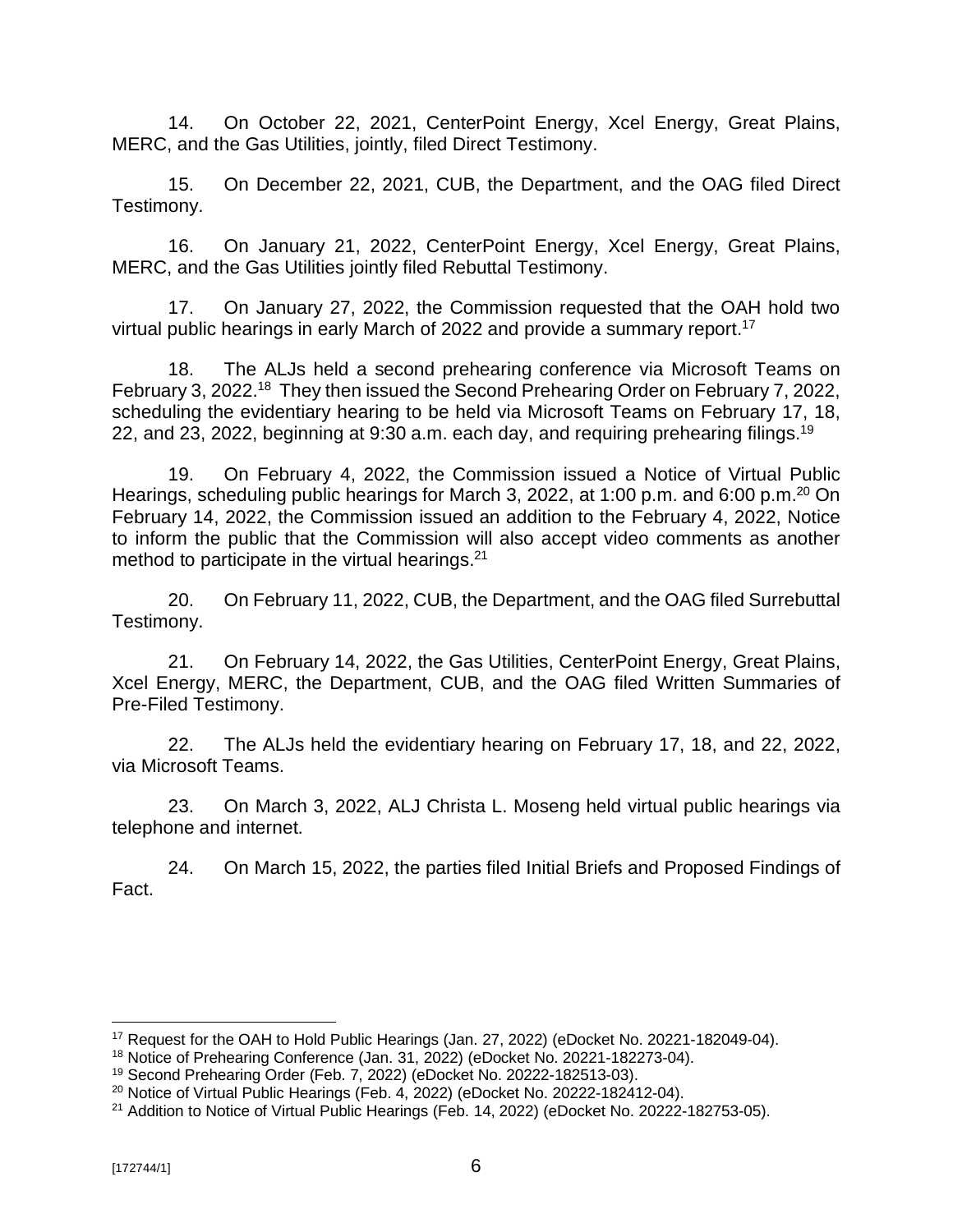14. On October 22, 2021, CenterPoint Energy, Xcel Energy, Great Plains, MERC, and the Gas Utilities, jointly, filed Direct Testimony.

15. On December 22, 2021, CUB, the Department, and the OAG filed Direct Testimony.

16. On January 21, 2022, CenterPoint Energy, Xcel Energy, Great Plains, MERC, and the Gas Utilities jointly filed Rebuttal Testimony.

17. On January 27, 2022, the Commission requested that the OAH hold two virtual public hearings in early March of 2022 and provide a summary report.[17]

18. The ALJs held a second prehearing conference via Microsoft Teams on February 3, 2022.[18] They then issued the Second Prehearing Order on February 7, 2022, scheduling the evidentiary hearing to be held via Microsoft Teams on February 17, 18, 22, and 23, 2022, beginning at 9:30 a.m. each day, and requiring prehearing filings.[19]

19. On February 4, 2022, the Commission issued a Notice of Virtual Public Hearings, scheduling public hearings for March 3, 2022, at 1:00 p.m. and 6:00 p.m.[20] On February 14, 2022, the Commission issued an addition to the February 4, 2022, Notice to inform the public that the Commission will also accept video comments as another method to participate in the virtual hearings.[21]

20. On February 11, 2022, CUB, the Department, and the OAG filed Surrebuttal Testimony.

21. On February 14, 2022, the Gas Utilities, CenterPoint Energy, Great Plains, Xcel Energy, MERC, the Department, CUB, and the OAG filed Written Summaries of Pre-Filed Testimony.

22. The ALJs held the evidentiary hearing on February 17, 18, and 22, 2022, via Microsoft Teams.

23. On March 3, 2022, ALJ Christa L. Moseng held virtual public hearings via telephone and internet.

24. On March 15, 2022, the parties filed Initial Briefs and Proposed Findings of Fact.

---

[17] Request for the OAH to Hold Public Hearings (Jan. 27, 2022) (eDocket No. 20221-182049-04).

[18] Notice of Prehearing Conference (Jan. 31, 2022) (eDocket No. 20221-182273-04).

[19] Second Prehearing Order (Feb. 7, 2022) (eDocket No. 20222-182513-03).

[20] Notice of Virtual Public Hearings (Feb. 4, 2022) (eDocket No. 20222-182412-04).

[21] Addition to Notice of Virtual Public Hearings (Feb. 14, 2022) (eDocket No. 20222-182753-05).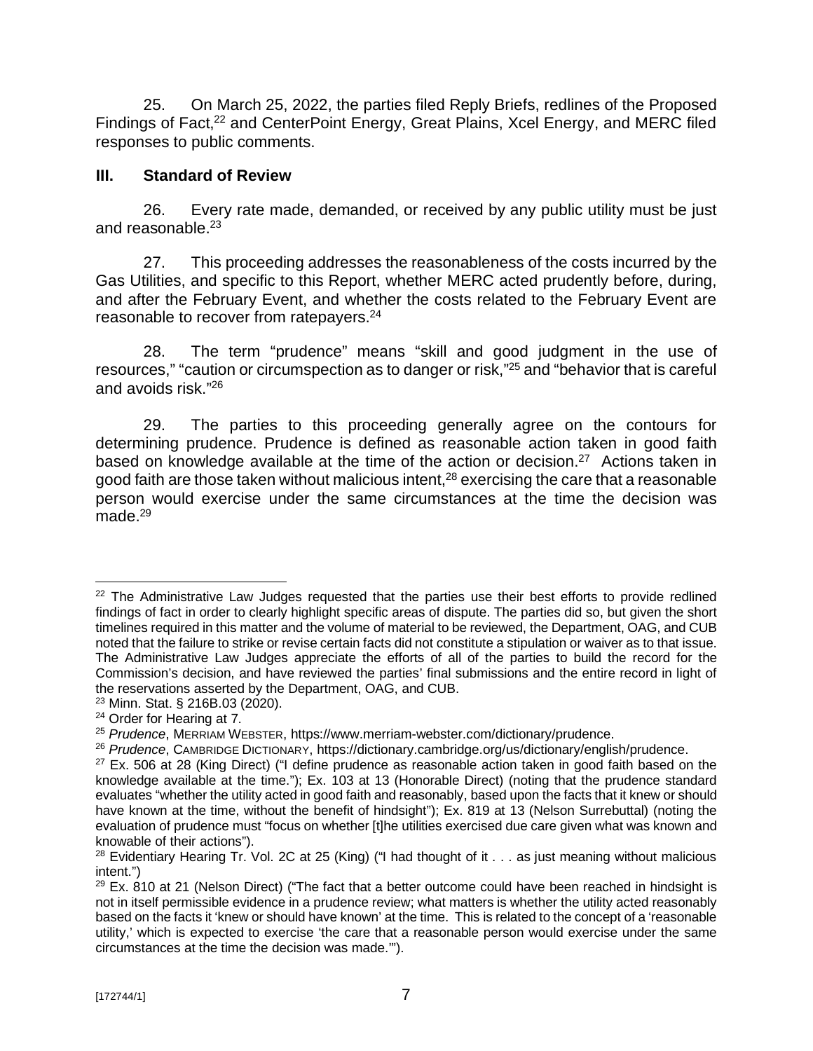25. On March 25, 2022, the parties filed Reply Briefs, redlines of the Proposed Findings of Fact,[22] and CenterPoint Energy, Great Plains, Xcel Energy, and MERC filed responses to public comments.

### III. Standard of Review

26. Every rate made, demanded, or received by any public utility must be just and reasonable.[23]

27. This proceeding addresses the reasonableness of the costs incurred by the Gas Utilities, and specific to this Report, whether MERC acted prudently before, during, and after the February Event, and whether the costs related to the February Event are reasonable to recover from ratepayers.[24]

28. The term "prudence" means "skill and good judgment in the use of resources," "caution or circumspection as to danger or risk,"[25] and "behavior that is careful and avoids risk."[26]

29. The parties to this proceeding generally agree on the contours for determining prudence. Prudence is defined as reasonable action taken in good faith based on knowledge available at the time of the action or decision.[27] Actions taken in good faith are those taken without malicious intent,[28] exercising the care that a reasonable person would exercise under the same circumstances at the time the decision was made.[29]

---

[22] The Administrative Law Judges requested that the parties use their best efforts to provide redlined findings of fact in order to clearly highlight specific areas of dispute. The parties did so, but given the short timelines required in this matter and the volume of material to be reviewed, the Department, OAG, and CUB noted that the failure to strike or revise certain facts did not constitute a stipulation or waiver as to that issue. The Administrative Law Judges appreciate the efforts of all of the parties to build the record for the Commission's decision, and have reviewed the parties' final submissions and the entire record in light of the reservations asserted by the Department, OAG, and CUB.

[23] Minn. Stat. § 216B.03 (2020).

[24] Order for Hearing at 7.

[25] *Prudence*, MERRIAM WEBSTER, https://www.merriam-webster.com/dictionary/prudence.

[26] *Prudence*, CAMBRIDGE DICTIONARY, https://dictionary.cambridge.org/us/dictionary/english/prudence.

[27] Ex. 506 at 28 (King Direct) ("I define prudence as reasonable action taken in good faith based on the knowledge available at the time."); Ex. 103 at 13 (Honorable Direct) (noting that the prudence standard evaluates "whether the utility acted in good faith and reasonably, based upon the facts that it knew or should have known at the time, without the benefit of hindsight"); Ex. 819 at 13 (Nelson Surrebuttal) (noting the evaluation of prudence must "focus on whether [t]he utilities exercised due care given what was known and knowable of their actions").

[28] Evidentiary Hearing Tr. Vol. 2C at 25 (King) ("I had thought of it . . . as just meaning without malicious intent.")

[29] Ex. 810 at 21 (Nelson Direct) ("The fact that a better outcome could have been reached in hindsight is not in itself permissible evidence in a prudence review; what matters is whether the utility acted reasonably based on the facts it 'knew or should have known' at the time. This is related to the concept of a 'reasonable utility,' which is expected to exercise 'the care that a reasonable person would exercise under the same circumstances at the time the decision was made.'").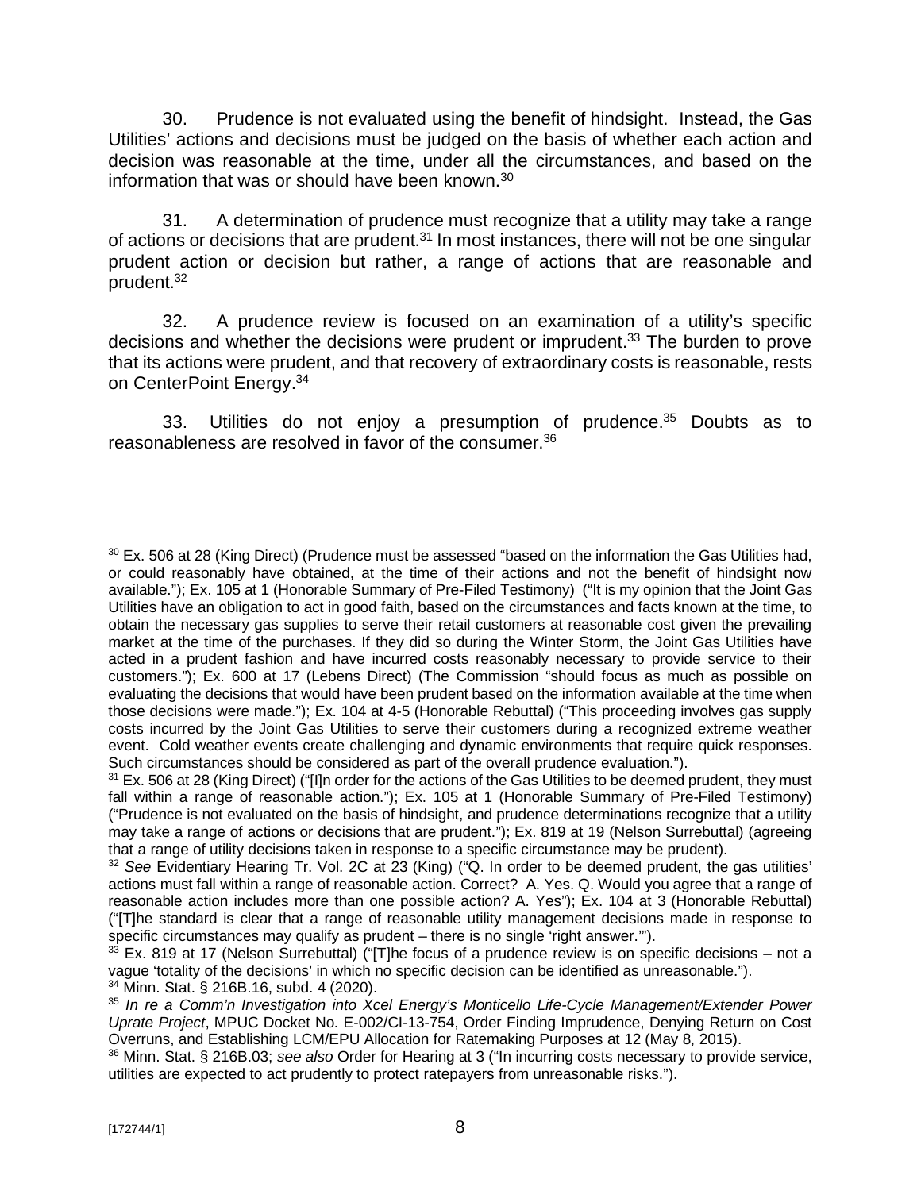30. Prudence is not evaluated using the benefit of hindsight. Instead, the Gas Utilities' actions and decisions must be judged on the basis of whether each action and decision was reasonable at the time, under all the circumstances, and based on the information that was or should have been known.[30]

31. A determination of prudence must recognize that a utility may take a range of actions or decisions that are prudent.[31] In most instances, there will not be one singular prudent action or decision but rather, a range of actions that are reasonable and prudent.[32]

32. A prudence review is focused on an examination of a utility's specific decisions and whether the decisions were prudent or imprudent.[33] The burden to prove that its actions were prudent, and that recovery of extraordinary costs is reasonable, rests on CenterPoint Energy.[34]

33. Utilities do not enjoy a presumption of prudence.[35] Doubts as to reasonableness are resolved in favor of the consumer.[36]

---

[30] Ex. 506 at 28 (King Direct) (Prudence must be assessed "based on the information the Gas Utilities had, or could reasonably have obtained, at the time of their actions and not the benefit of hindsight now available."); Ex. 105 at 1 (Honorable Summary of Pre-Filed Testimony) ("It is my opinion that the Joint Gas Utilities have an obligation to act in good faith, based on the circumstances and facts known at the time, to obtain the necessary gas supplies to serve their retail customers at reasonable cost given the prevailing market at the time of the purchases. If they did so during the Winter Storm, the Joint Gas Utilities have acted in a prudent fashion and have incurred costs reasonably necessary to provide service to their customers."); Ex. 600 at 17 (Lebens Direct) (The Commission "should focus as much as possible on evaluating the decisions that would have been prudent based on the information available at the time when those decisions were made."); Ex. 104 at 4-5 (Honorable Rebuttal) ("This proceeding involves gas supply costs incurred by the Joint Gas Utilities to serve their customers during a recognized extreme weather event. Cold weather events create challenging and dynamic environments that require quick responses. Such circumstances should be considered as part of the overall prudence evaluation.").

[31] Ex. 506 at 28 (King Direct) ("[I]n order for the actions of the Gas Utilities to be deemed prudent, they must fall within a range of reasonable action."); Ex. 105 at 1 (Honorable Summary of Pre-Filed Testimony) ("Prudence is not evaluated on the basis of hindsight, and prudence determinations recognize that a utility may take a range of actions or decisions that are prudent."); Ex. 819 at 19 (Nelson Surrebuttal) (agreeing that a range of utility decisions taken in response to a specific circumstance may be prudent).

[32] *See* Evidentiary Hearing Tr. Vol. 2C at 23 (King) ("Q. In order to be deemed prudent, the gas utilities' actions must fall within a range of reasonable action. Correct? A. Yes. Q. Would you agree that a range of reasonable action includes more than one possible action? A. Yes"); Ex. 104 at 3 (Honorable Rebuttal) ("[T]he standard is clear that a range of reasonable utility management decisions made in response to specific circumstances may qualify as prudent – there is no single 'right answer.'").

[33] Ex. 819 at 17 (Nelson Surrebuttal) ("[T]he focus of a prudence review is on specific decisions – not a vague 'totality of the decisions' in which no specific decision can be identified as unreasonable.").

[34] Minn. Stat. § 216B.16, subd. 4 (2020).

[35] *In re a Comm'n Investigation into Xcel Energy's Monticello Life-Cycle Management/Extender Power Uprate Project*, MPUC Docket No. E-002/CI-13-754, Order Finding Imprudence, Denying Return on Cost Overruns, and Establishing LCM/EPU Allocation for Ratemaking Purposes at 12 (May 8, 2015).

[36] Minn. Stat. § 216B.03; *see also* Order for Hearing at 3 ("In incurring costs necessary to provide service, utilities are expected to act prudently to protect ratepayers from unreasonable risks.").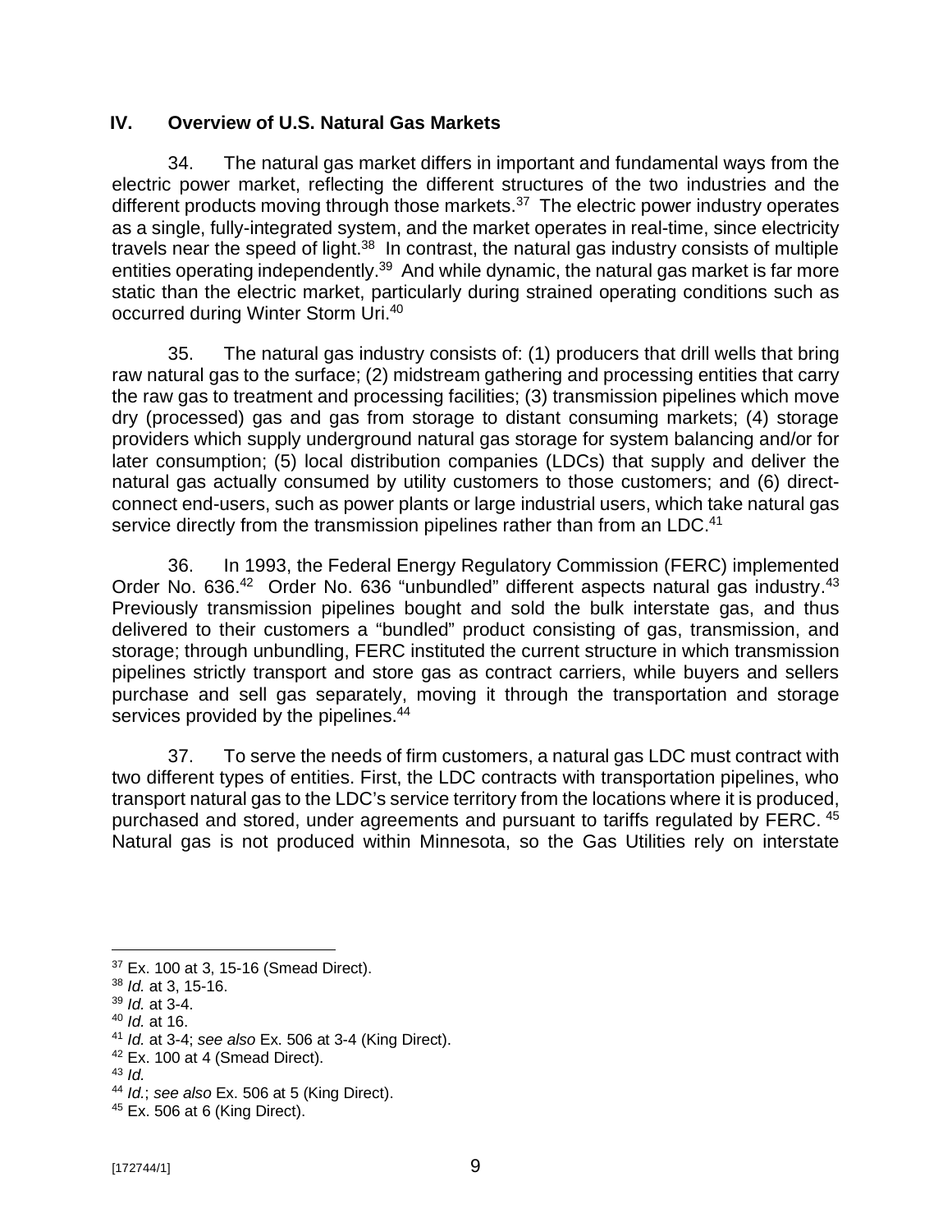## IV. Overview of U.S. Natural Gas Markets

34. The natural gas market differs in important and fundamental ways from the electric power market, reflecting the different structures of the two industries and the different products moving through those markets.[37] The electric power industry operates as a single, fully-integrated system, and the market operates in real-time, since electricity travels near the speed of light.[38] In contrast, the natural gas industry consists of multiple entities operating independently.[39] And while dynamic, the natural gas market is far more static than the electric market, particularly during strained operating conditions such as occurred during Winter Storm Uri.[40]

35. The natural gas industry consists of: (1) producers that drill wells that bring raw natural gas to the surface; (2) midstream gathering and processing entities that carry the raw gas to treatment and processing facilities; (3) transmission pipelines which move dry (processed) gas and gas from storage to distant consuming markets; (4) storage providers which supply underground natural gas storage for system balancing and/or for later consumption; (5) local distribution companies (LDCs) that supply and deliver the natural gas actually consumed by utility customers to those customers; and (6) direct-connect end-users, such as power plants or large industrial users, which take natural gas service directly from the transmission pipelines rather than from an LDC.[41]

36. In 1993, the Federal Energy Regulatory Commission (FERC) implemented Order No. 636.[42] Order No. 636 "unbundled" different aspects natural gas industry.[43] Previously transmission pipelines bought and sold the bulk interstate gas, and thus delivered to their customers a "bundled" product consisting of gas, transmission, and storage; through unbundling, FERC instituted the current structure in which transmission pipelines strictly transport and store gas as contract carriers, while buyers and sellers purchase and sell gas separately, moving it through the transportation and storage services provided by the pipelines.[44]

37. To serve the needs of firm customers, a natural gas LDC must contract with two different types of entities. First, the LDC contracts with transportation pipelines, who transport natural gas to the LDC's service territory from the locations where it is produced, purchased and stored, under agreements and pursuant to tariffs regulated by FERC.[45] Natural gas is not produced within Minnesota, so the Gas Utilities rely on interstate

---

[37] Ex. 100 at 3, 15-16 (Smead Direct).
[38] *Id.* at 3, 15-16.
[39] *Id.* at 3-4.
[40] *Id.* at 16.
[41] *Id.* at 3-4; *see also* Ex. 506 at 3-4 (King Direct).
[42] Ex. 100 at 4 (Smead Direct).
[43] *Id.*
[44] *Id.*; *see also* Ex. 506 at 5 (King Direct).
[45] Ex. 506 at 6 (King Direct).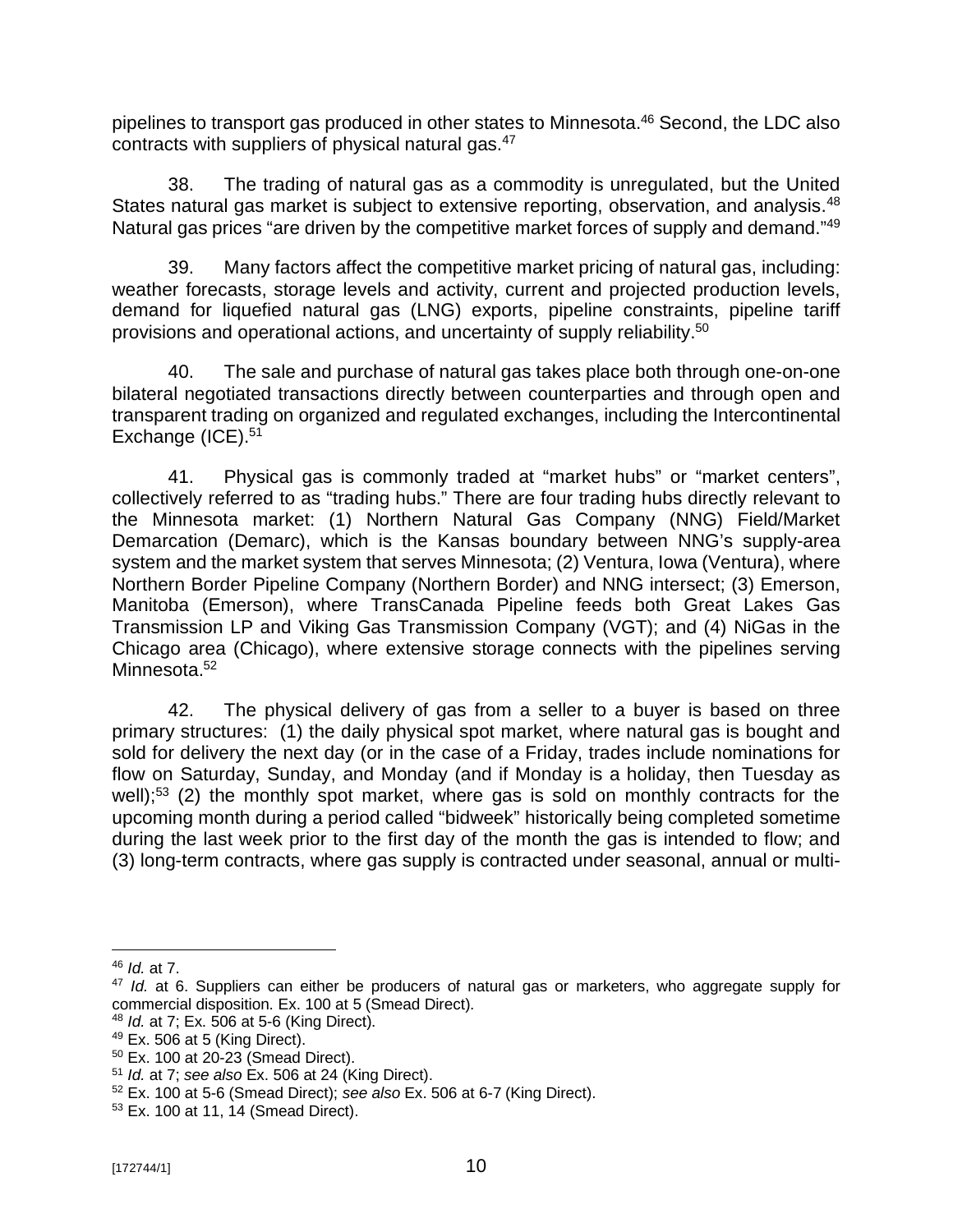pipelines to transport gas produced in other states to Minnesota.[46] Second, the LDC also contracts with suppliers of physical natural gas.[47]

38. The trading of natural gas as a commodity is unregulated, but the United States natural gas market is subject to extensive reporting, observation, and analysis.[48] Natural gas prices "are driven by the competitive market forces of supply and demand."[49]

39. Many factors affect the competitive market pricing of natural gas, including: weather forecasts, storage levels and activity, current and projected production levels, demand for liquefied natural gas (LNG) exports, pipeline constraints, pipeline tariff provisions and operational actions, and uncertainty of supply reliability.[50]

40. The sale and purchase of natural gas takes place both through one-on-one bilateral negotiated transactions directly between counterparties and through open and transparent trading on organized and regulated exchanges, including the Intercontinental Exchange (ICE).[51]

41. Physical gas is commonly traded at "market hubs" or "market centers", collectively referred to as "trading hubs." There are four trading hubs directly relevant to the Minnesota market: (1) Northern Natural Gas Company (NNG) Field/Market Demarcation (Demarc), which is the Kansas boundary between NNG's supply-area system and the market system that serves Minnesota; (2) Ventura, Iowa (Ventura), where Northern Border Pipeline Company (Northern Border) and NNG intersect; (3) Emerson, Manitoba (Emerson), where TransCanada Pipeline feeds both Great Lakes Gas Transmission LP and Viking Gas Transmission Company (VGT); and (4) NiGas in the Chicago area (Chicago), where extensive storage connects with the pipelines serving Minnesota.[52]

42. The physical delivery of gas from a seller to a buyer is based on three primary structures: (1) the daily physical spot market, where natural gas is bought and sold for delivery the next day (or in the case of a Friday, trades include nominations for flow on Saturday, Sunday, and Monday (and if Monday is a holiday, then Tuesday as well);[53] (2) the monthly spot market, where gas is sold on monthly contracts for the upcoming month during a period called "bidweek" historically being completed sometime during the last week prior to the first day of the month the gas is intended to flow; and (3) long-term contracts, where gas supply is contracted under seasonal, annual or multi-

---

[46] *Id.* at 7.

[47] *Id.* at 6. Suppliers can either be producers of natural gas or marketers, who aggregate supply for commercial disposition. Ex. 100 at 5 (Smead Direct).

[48] *Id.* at 7; Ex. 506 at 5-6 (King Direct).

[49] Ex. 506 at 5 (King Direct).

[50] Ex. 100 at 20-23 (Smead Direct).

[51] *Id.* at 7; *see also* Ex. 506 at 24 (King Direct).

[52] Ex. 100 at 5-6 (Smead Direct); *see also* Ex. 506 at 6-7 (King Direct).

[53] Ex. 100 at 11, 14 (Smead Direct).

[172744/1]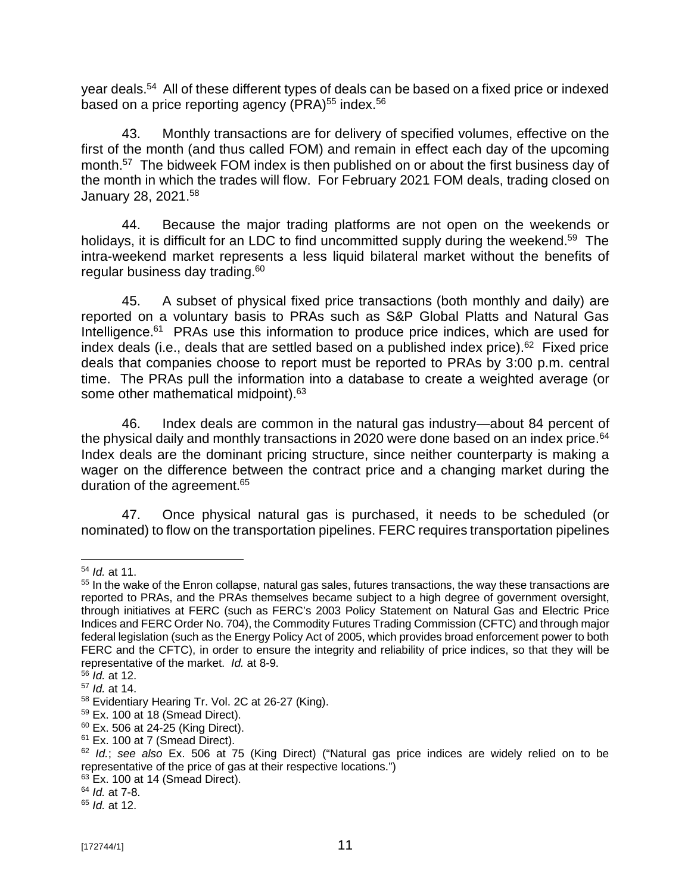year deals.[54] All of these different types of deals can be based on a fixed price or indexed based on a price reporting agency (PRA)[55] index.[56]

43. Monthly transactions are for delivery of specified volumes, effective on the first of the month (and thus called FOM) and remain in effect each day of the upcoming month.[57] The bidweek FOM index is then published on or about the first business day of the month in which the trades will flow. For February 2021 FOM deals, trading closed on January 28, 2021.[58]

44. Because the major trading platforms are not open on the weekends or holidays, it is difficult for an LDC to find uncommitted supply during the weekend.[59] The intra-weekend market represents a less liquid bilateral market without the benefits of regular business day trading.[60]

45. A subset of physical fixed price transactions (both monthly and daily) are reported on a voluntary basis to PRAs such as S&P Global Platts and Natural Gas Intelligence.[61] PRAs use this information to produce price indices, which are used for index deals (i.e., deals that are settled based on a published index price).[62] Fixed price deals that companies choose to report must be reported to PRAs by 3:00 p.m. central time. The PRAs pull the information into a database to create a weighted average (or some other mathematical midpoint).[63]

46. Index deals are common in the natural gas industry—about 84 percent of the physical daily and monthly transactions in 2020 were done based on an index price.[64] Index deals are the dominant pricing structure, since neither counterparty is making a wager on the difference between the contract price and a changing market during the duration of the agreement.[65]

47. Once physical natural gas is purchased, it needs to be scheduled (or nominated) to flow on the transportation pipelines. FERC requires transportation pipelines

---

[54] *Id.* at 11.

[55] In the wake of the Enron collapse, natural gas sales, futures transactions, the way these transactions are reported to PRAs, and the PRAs themselves became subject to a high degree of government oversight, through initiatives at FERC (such as FERC's 2003 Policy Statement on Natural Gas and Electric Price Indices and FERC Order No. 704), the Commodity Futures Trading Commission (CFTC) and through major federal legislation (such as the Energy Policy Act of 2005, which provides broad enforcement power to both FERC and the CFTC), in order to ensure the integrity and reliability of price indices, so that they will be representative of the market. *Id.* at 8-9.

[56] *Id.* at 12.

[57] *Id.* at 14.

[58] Evidentiary Hearing Tr. Vol. 2C at 26-27 (King).

[59] Ex. 100 at 18 (Smead Direct).

[60] Ex. 506 at 24-25 (King Direct).

[61] Ex. 100 at 7 (Smead Direct).

[62] *Id.*; *see also* Ex. 506 at 75 (King Direct) ("Natural gas price indices are widely relied on to be representative of the price of gas at their respective locations.")

[63] Ex. 100 at 14 (Smead Direct).

[64] *Id.* at 7-8.

[65] *Id.* at 12.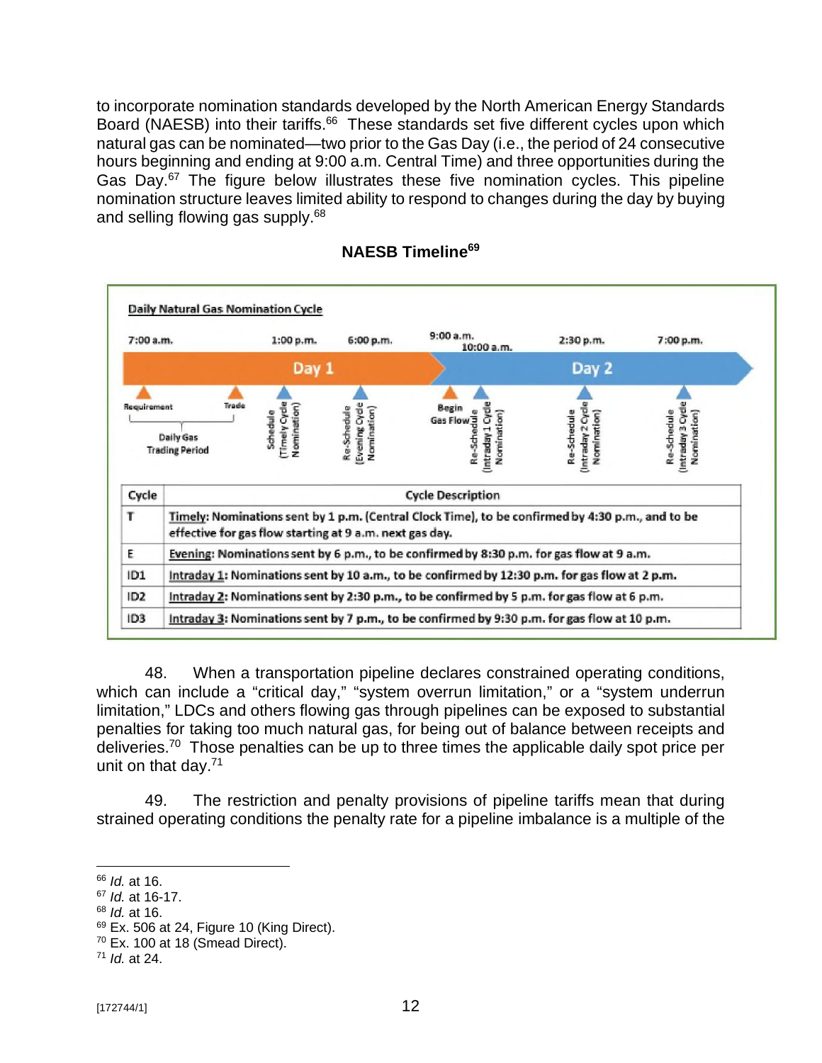to incorporate nomination standards developed by the North American Energy Standards Board (NAESB) into their tariffs.[66] These standards set five different cycles upon which natural gas can be nominated—two prior to the Gas Day (i.e., the period of 24 consecutive hours beginning and ending at 9:00 a.m. Central Time) and three opportunities during the Gas Day.[67] The figure below illustrates these five nomination cycles. This pipeline nomination structure leaves limited ability to respond to changes during the day by buying and selling flowing gas supply.[68]

**NAESB Timeline[69]**

**Daily Natural Gas Nomination Cycle**

Day 1: 7:00 a.m. – Requirement; Daily Gas Trading Period; Trade; 1:00 p.m. – Schedule (Timely Cycle Nomination); 6:00 p.m. – Re-Schedule (Evening Cycle Nomination)

Day 2: 9:00 a.m. – Begin Gas Flow; 10:00 a.m. – Re-Schedule (Intraday 1 Cycle Nomination); 2:30 p.m. – Re-Schedule (Intraday 2 Cycle Nomination); 7:00 p.m. – Re-Schedule (Intraday 3 Cycle Nomination)

| Cycle | Cycle Description |
|---|---|
| T | Timely: Nominations sent by 1 p.m. (Central Clock Time), to be confirmed by 4:30 p.m., and to be effective for gas flow starting at 9 a.m. next gas day. |
| E | Evening: Nominations sent by 6 p.m., to be confirmed by 8:30 p.m. for gas flow at 9 a.m. |
| ID1 | Intraday 1: Nominations sent by 10 a.m., to be confirmed by 12:30 p.m. for gas flow at 2 p.m. |
| ID2 | Intraday 2: Nominations sent by 2:30 p.m., to be confirmed by 5 p.m. for gas flow at 6 p.m. |
| ID3 | Intraday 3: Nominations sent by 7 p.m., to be confirmed by 9:30 p.m. for gas flow at 10 p.m. |

48. When a transportation pipeline declares constrained operating conditions, which can include a "critical day," "system overrun limitation," or a "system underrun limitation," LDCs and others flowing gas through pipelines can be exposed to substantial penalties for taking too much natural gas, for being out of balance between receipts and deliveries.[70] Those penalties can be up to three times the applicable daily spot price per unit on that day.[71]

49. The restriction and penalty provisions of pipeline tariffs mean that during strained operating conditions the penalty rate for a pipeline imbalance is a multiple of the

---

[66] *Id.* at 16.
[67] *Id.* at 16-17.
[68] *Id.* at 16.
[69] Ex. 506 at 24, Figure 10 (King Direct).
[70] Ex. 100 at 18 (Smead Direct).
[71] *Id.* at 24.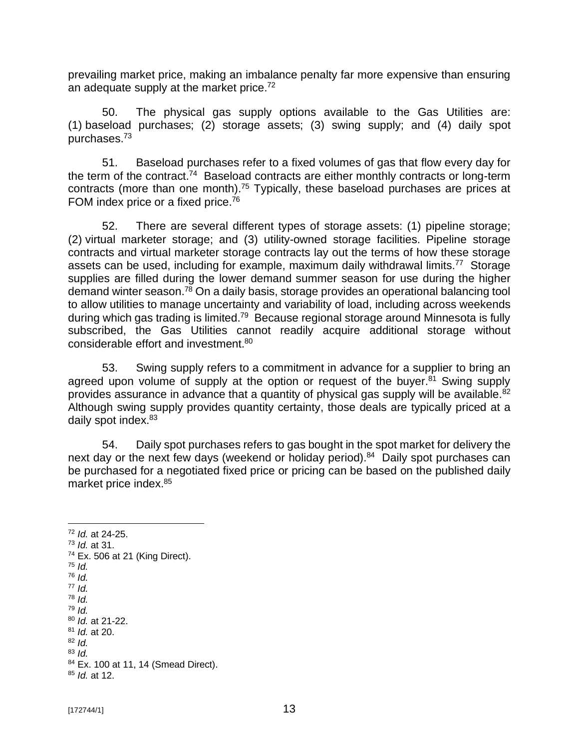prevailing market price, making an imbalance penalty far more expensive than ensuring an adequate supply at the market price.[72]

50. The physical gas supply options available to the Gas Utilities are: (1) baseload purchases; (2) storage assets; (3) swing supply; and (4) daily spot purchases.[73]

51. Baseload purchases refer to a fixed volumes of gas that flow every day for the term of the contract.[74] Baseload contracts are either monthly contracts or long-term contracts (more than one month).[75] Typically, these baseload purchases are prices at FOM index price or a fixed price.[76]

52. There are several different types of storage assets: (1) pipeline storage; (2) virtual marketer storage; and (3) utility-owned storage facilities. Pipeline storage contracts and virtual marketer storage contracts lay out the terms of how these storage assets can be used, including for example, maximum daily withdrawal limits.[77] Storage supplies are filled during the lower demand summer season for use during the higher demand winter season.[78] On a daily basis, storage provides an operational balancing tool to allow utilities to manage uncertainty and variability of load, including across weekends during which gas trading is limited.[79] Because regional storage around Minnesota is fully subscribed, the Gas Utilities cannot readily acquire additional storage without considerable effort and investment.[80]

53. Swing supply refers to a commitment in advance for a supplier to bring an agreed upon volume of supply at the option or request of the buyer.[81] Swing supply provides assurance in advance that a quantity of physical gas supply will be available.[82] Although swing supply provides quantity certainty, those deals are typically priced at a daily spot index.[83]

54. Daily spot purchases refers to gas bought in the spot market for delivery the next day or the next few days (weekend or holiday period).[84] Daily spot purchases can be purchased for a negotiated fixed price or pricing can be based on the published daily market price index.[85]

---

[72] *Id.* at 24-25.
[73] *Id.* at 31.
[74] Ex. 506 at 21 (King Direct).
[75] *Id.*
[76] *Id.*
[77] *Id.*
[78] *Id.*
[79] *Id.*
[80] *Id.* at 21-22.
[81] *Id.* at 20.
[82] *Id.*
[83] *Id.*
[84] Ex. 100 at 11, 14 (Smead Direct).
[85] *Id.* at 12.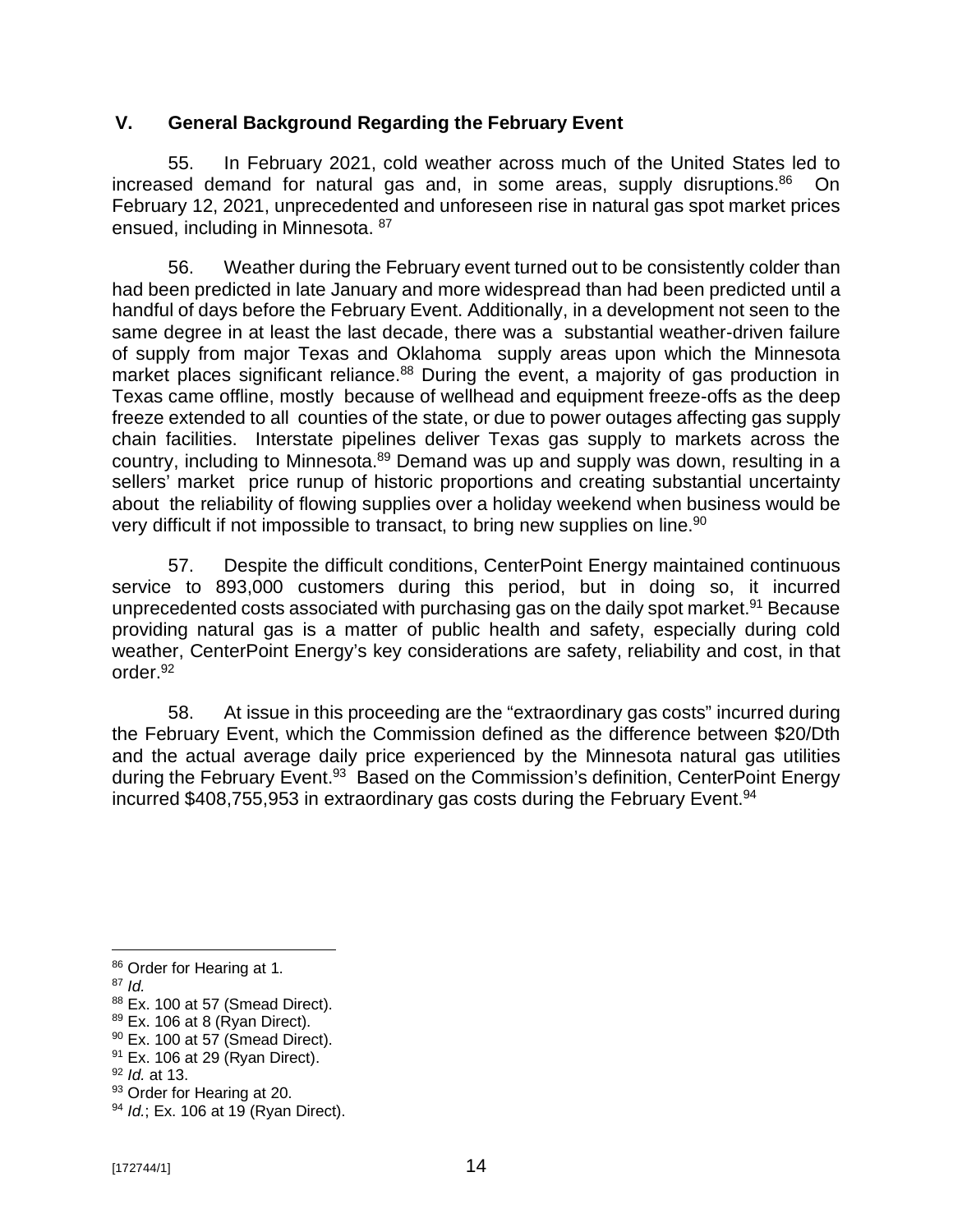## V. General Background Regarding the February Event

55. In February 2021, cold weather across much of the United States led to increased demand for natural gas and, in some areas, supply disruptions.[86] On February 12, 2021, unprecedented and unforeseen rise in natural gas spot market prices ensued, including in Minnesota.[87]

56. Weather during the February event turned out to be consistently colder than had been predicted in late January and more widespread than had been predicted until a handful of days before the February Event. Additionally, in a development not seen to the same degree in at least the last decade, there was a substantial weather-driven failure of supply from major Texas and Oklahoma supply areas upon which the Minnesota market places significant reliance.[88] During the event, a majority of gas production in Texas came offline, mostly because of wellhead and equipment freeze-offs as the deep freeze extended to all counties of the state, or due to power outages affecting gas supply chain facilities. Interstate pipelines deliver Texas gas supply to markets across the country, including to Minnesota.[89] Demand was up and supply was down, resulting in a sellers' market price runup of historic proportions and creating substantial uncertainty about the reliability of flowing supplies over a holiday weekend when business would be very difficult if not impossible to transact, to bring new supplies on line.[90]

57. Despite the difficult conditions, CenterPoint Energy maintained continuous service to 893,000 customers during this period, but in doing so, it incurred unprecedented costs associated with purchasing gas on the daily spot market.[91] Because providing natural gas is a matter of public health and safety, especially during cold weather, CenterPoint Energy's key considerations are safety, reliability and cost, in that order.[92]

58. At issue in this proceeding are the "extraordinary gas costs" incurred during the February Event, which the Commission defined as the difference between $20/Dth and the actual average daily price experienced by the Minnesota natural gas utilities during the February Event.[93] Based on the Commission's definition, CenterPoint Energy incurred $408,755,953 in extraordinary gas costs during the February Event.[94]

---

[86] Order for Hearing at 1.
[87] *Id.*
[88] Ex. 100 at 57 (Smead Direct).
[89] Ex. 106 at 8 (Ryan Direct).
[90] Ex. 100 at 57 (Smead Direct).
[91] Ex. 106 at 29 (Ryan Direct).
[92] *Id.* at 13.
[93] Order for Hearing at 20.
[94] *Id.*; Ex. 106 at 19 (Ryan Direct).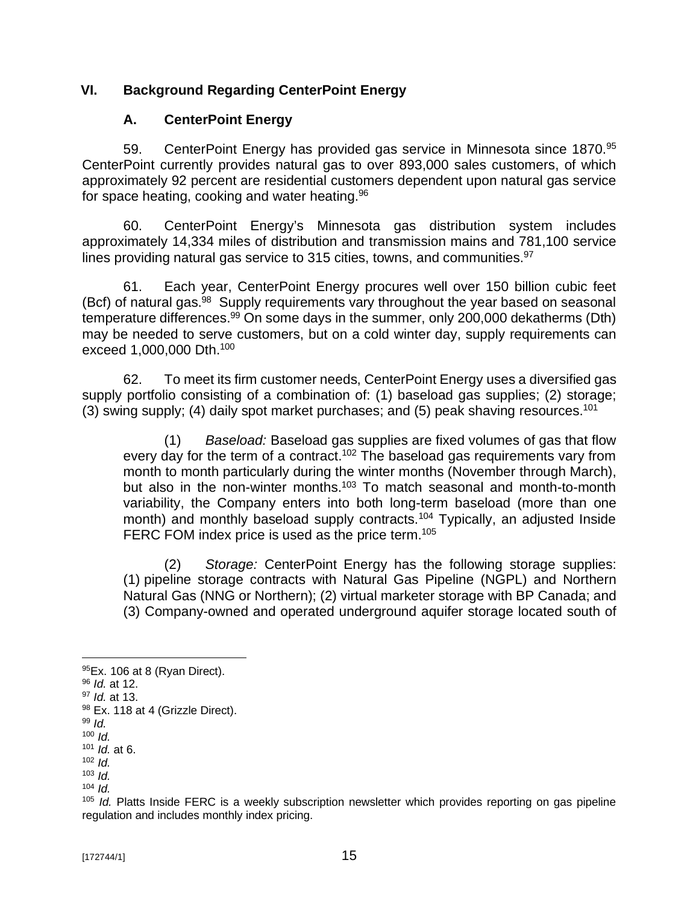## VI. Background Regarding CenterPoint Energy

### A. CenterPoint Energy

59. CenterPoint Energy has provided gas service in Minnesota since 1870.[95] CenterPoint currently provides natural gas to over 893,000 sales customers, of which approximately 92 percent are residential customers dependent upon natural gas service for space heating, cooking and water heating.[96]

60. CenterPoint Energy's Minnesota gas distribution system includes approximately 14,334 miles of distribution and transmission mains and 781,100 service lines providing natural gas service to 315 cities, towns, and communities.[97]

61. Each year, CenterPoint Energy procures well over 150 billion cubic feet (Bcf) of natural gas.[98] Supply requirements vary throughout the year based on seasonal temperature differences.[99] On some days in the summer, only 200,000 dekatherms (Dth) may be needed to serve customers, but on a cold winter day, supply requirements can exceed 1,000,000 Dth.[100]

62. To meet its firm customer needs, CenterPoint Energy uses a diversified gas supply portfolio consisting of a combination of: (1) baseload gas supplies; (2) storage; (3) swing supply; (4) daily spot market purchases; and (5) peak shaving resources.[101]

> (1) *Baseload:* Baseload gas supplies are fixed volumes of gas that flow every day for the term of a contract.[102] The baseload gas requirements vary from month to month particularly during the winter months (November through March), but also in the non-winter months.[103] To match seasonal and month-to-month variability, the Company enters into both long-term baseload (more than one month) and monthly baseload supply contracts.[104] Typically, an adjusted Inside FERC FOM index price is used as the price term.[105]
>
> (2) *Storage:* CenterPoint Energy has the following storage supplies: (1) pipeline storage contracts with Natural Gas Pipeline (NGPL) and Northern Natural Gas (NNG or Northern); (2) virtual marketer storage with BP Canada; and (3) Company-owned and operated underground aquifer storage located south of

---

[95] Ex. 106 at 8 (Ryan Direct).
[96] *Id.* at 12.
[97] *Id.* at 13.
[98] Ex. 118 at 4 (Grizzle Direct).
[99] *Id.*
[100] *Id.*
[101] *Id.* at 6.
[102] *Id.*
[103] *Id.*
[104] *Id.*
[105] *Id.* Platts Inside FERC is a weekly subscription newsletter which provides reporting on gas pipeline regulation and includes monthly index pricing.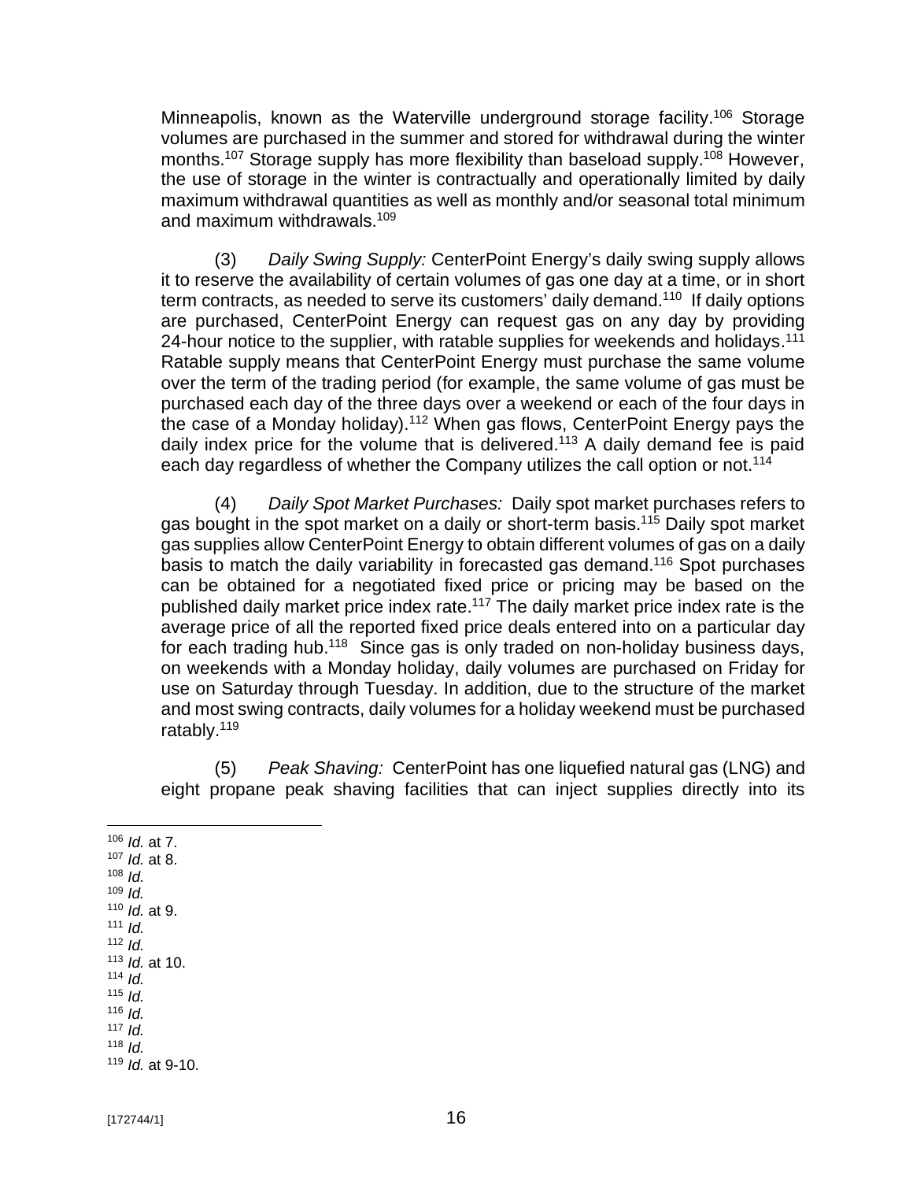Minneapolis, known as the Waterville underground storage facility.[106] Storage volumes are purchased in the summer and stored for withdrawal during the winter months.[107] Storage supply has more flexibility than baseload supply.[108] However, the use of storage in the winter is contractually and operationally limited by daily maximum withdrawal quantities as well as monthly and/or seasonal total minimum and maximum withdrawals.[109]

(3) *Daily Swing Supply:* CenterPoint Energy's daily swing supply allows it to reserve the availability of certain volumes of gas one day at a time, or in short term contracts, as needed to serve its customers' daily demand.[110] If daily options are purchased, CenterPoint Energy can request gas on any day by providing 24-hour notice to the supplier, with ratable supplies for weekends and holidays.[111] Ratable supply means that CenterPoint Energy must purchase the same volume over the term of the trading period (for example, the same volume of gas must be purchased each day of the three days over a weekend or each of the four days in the case of a Monday holiday).[112] When gas flows, CenterPoint Energy pays the daily index price for the volume that is delivered.[113] A daily demand fee is paid each day regardless of whether the Company utilizes the call option or not.[114]

(4) *Daily Spot Market Purchases:* Daily spot market purchases refers to gas bought in the spot market on a daily or short-term basis.[115] Daily spot market gas supplies allow CenterPoint Energy to obtain different volumes of gas on a daily basis to match the daily variability in forecasted gas demand.[116] Spot purchases can be obtained for a negotiated fixed price or pricing may be based on the published daily market price index rate.[117] The daily market price index rate is the average price of all the reported fixed price deals entered into on a particular day for each trading hub.[118] Since gas is only traded on non-holiday business days, on weekends with a Monday holiday, daily volumes are purchased on Friday for use on Saturday through Tuesday. In addition, due to the structure of the market and most swing contracts, daily volumes for a holiday weekend must be purchased ratably.[119]

(5) *Peak Shaving:* CenterPoint has one liquefied natural gas (LNG) and eight propane peak shaving facilities that can inject supplies directly into its

---

[106] *Id.* at 7.
[107] *Id.* at 8.
[108] *Id.*
[109] *Id.*
[110] *Id.* at 9.
[111] *Id.*
[112] *Id.*
[113] *Id.* at 10.
[114] *Id.*
[115] *Id.*
[116] *Id.*
[117] *Id.*
[118] *Id.*
[119] *Id.* at 9-10.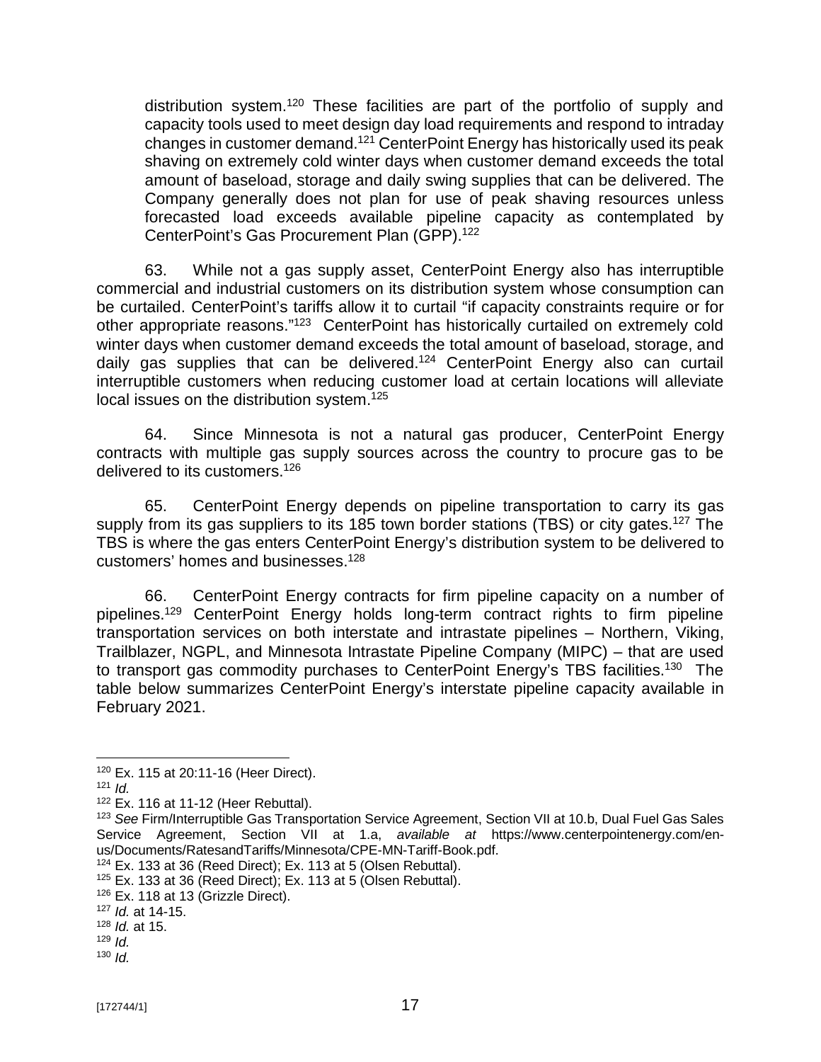distribution system.[120] These facilities are part of the portfolio of supply and capacity tools used to meet design day load requirements and respond to intraday changes in customer demand.[121] CenterPoint Energy has historically used its peak shaving on extremely cold winter days when customer demand exceeds the total amount of baseload, storage and daily swing supplies that can be delivered. The Company generally does not plan for use of peak shaving resources unless forecasted load exceeds available pipeline capacity as contemplated by CenterPoint's Gas Procurement Plan (GPP).[122]

63. While not a gas supply asset, CenterPoint Energy also has interruptible commercial and industrial customers on its distribution system whose consumption can be curtailed. CenterPoint's tariffs allow it to curtail "if capacity constraints require or for other appropriate reasons."[123] CenterPoint has historically curtailed on extremely cold winter days when customer demand exceeds the total amount of baseload, storage, and daily gas supplies that can be delivered.[124] CenterPoint Energy also can curtail interruptible customers when reducing customer load at certain locations will alleviate local issues on the distribution system.[125]

64. Since Minnesota is not a natural gas producer, CenterPoint Energy contracts with multiple gas supply sources across the country to procure gas to be delivered to its customers.[126]

65. CenterPoint Energy depends on pipeline transportation to carry its gas supply from its gas suppliers to its 185 town border stations (TBS) or city gates.[127] The TBS is where the gas enters CenterPoint Energy's distribution system to be delivered to customers' homes and businesses.[128]

66. CenterPoint Energy contracts for firm pipeline capacity on a number of pipelines.[129] CenterPoint Energy holds long-term contract rights to firm pipeline transportation services on both interstate and intrastate pipelines – Northern, Viking, Trailblazer, NGPL, and Minnesota Intrastate Pipeline Company (MIPC) – that are used to transport gas commodity purchases to CenterPoint Energy's TBS facilities.[130] The table below summarizes CenterPoint Energy's interstate pipeline capacity available in February 2021.

---

[120] Ex. 115 at 20:11-16 (Heer Direct).

[121] *Id.*

[122] Ex. 116 at 11-12 (Heer Rebuttal).

[123] *See* Firm/Interruptible Gas Transportation Service Agreement, Section VII at 10.b, Dual Fuel Gas Sales Service Agreement, Section VII at 1.a, *available at* https://www.centerpointenergy.com/en-us/Documents/RatesandTariffs/Minnesota/CPE-MN-Tariff-Book.pdf.

[124] Ex. 133 at 36 (Reed Direct); Ex. 113 at 5 (Olsen Rebuttal).

[125] Ex. 133 at 36 (Reed Direct); Ex. 113 at 5 (Olsen Rebuttal).

[126] Ex. 118 at 13 (Grizzle Direct).

[127] *Id.* at 14-15.

[128] *Id.* at 15.

[129] *Id.*

[130] *Id.*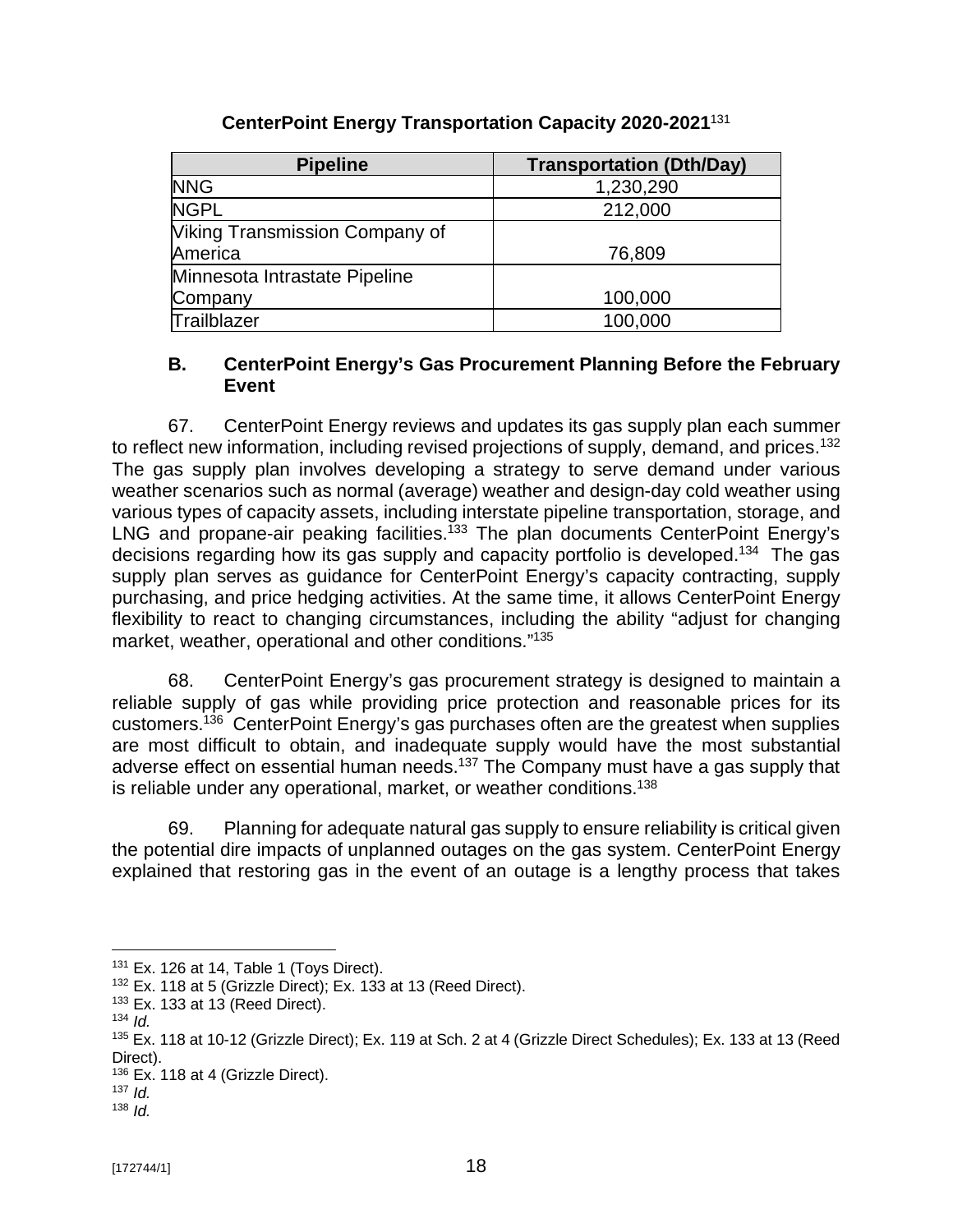**CenterPoint Energy Transportation Capacity 2020-2021**[131]

| Pipeline | Transportation (Dth/Day) |
|---|---|
| NNG | 1,230,290 |
| NGPL | 212,000 |
| Viking Transmission Company of America | 76,809 |
| Minnesota Intrastate Pipeline Company | 100,000 |
| Trailblazer | 100,000 |

### B. CenterPoint Energy's Gas Procurement Planning Before the February Event

67. CenterPoint Energy reviews and updates its gas supply plan each summer to reflect new information, including revised projections of supply, demand, and prices.[132] The gas supply plan involves developing a strategy to serve demand under various weather scenarios such as normal (average) weather and design-day cold weather using various types of capacity assets, including interstate pipeline transportation, storage, and LNG and propane-air peaking facilities.[133] The plan documents CenterPoint Energy's decisions regarding how its gas supply and capacity portfolio is developed.[134] The gas supply plan serves as guidance for CenterPoint Energy's capacity contracting, supply purchasing, and price hedging activities. At the same time, it allows CenterPoint Energy flexibility to react to changing circumstances, including the ability "adjust for changing market, weather, operational and other conditions."[135]

68. CenterPoint Energy's gas procurement strategy is designed to maintain a reliable supply of gas while providing price protection and reasonable prices for its customers.[136] CenterPoint Energy's gas purchases often are the greatest when supplies are most difficult to obtain, and inadequate supply would have the most substantial adverse effect on essential human needs.[137] The Company must have a gas supply that is reliable under any operational, market, or weather conditions.[138]

69. Planning for adequate natural gas supply to ensure reliability is critical given the potential dire impacts of unplanned outages on the gas system. CenterPoint Energy explained that restoring gas in the event of an outage is a lengthy process that takes

---

[131] Ex. 126 at 14, Table 1 (Toys Direct).
[132] Ex. 118 at 5 (Grizzle Direct); Ex. 133 at 13 (Reed Direct).
[133] Ex. 133 at 13 (Reed Direct).
[134] *Id.*
[135] Ex. 118 at 10-12 (Grizzle Direct); Ex. 119 at Sch. 2 at 4 (Grizzle Direct Schedules); Ex. 133 at 13 (Reed Direct).
[136] Ex. 118 at 4 (Grizzle Direct).
[137] *Id.*
[138] *Id.*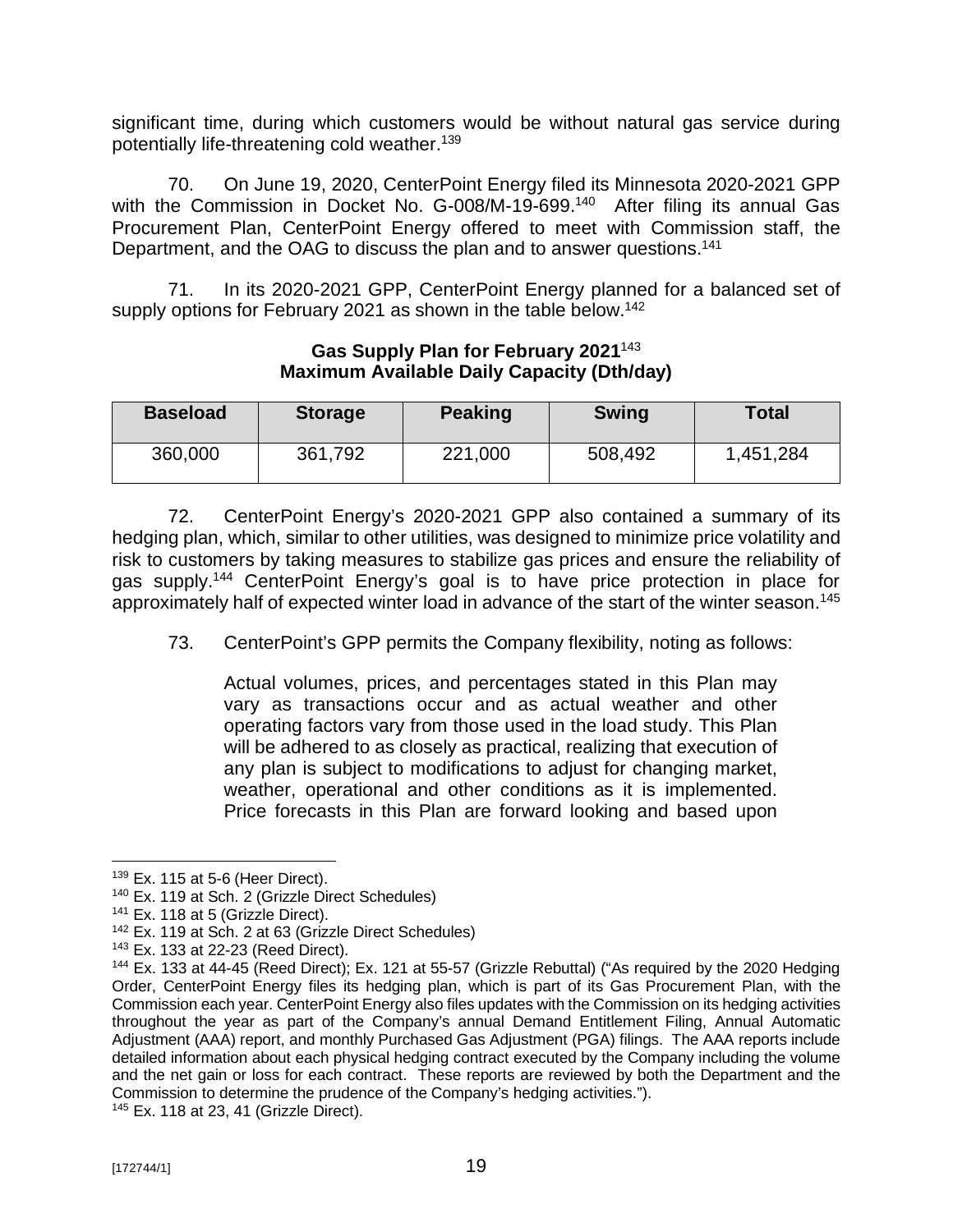significant time, during which customers would be without natural gas service during potentially life-threatening cold weather.[139]

70. On June 19, 2020, CenterPoint Energy filed its Minnesota 2020-2021 GPP with the Commission in Docket No. G-008/M-19-699.[140] After filing its annual Gas Procurement Plan, CenterPoint Energy offered to meet with Commission staff, the Department, and the OAG to discuss the plan and to answer questions.[141]

71. In its 2020-2021 GPP, CenterPoint Energy planned for a balanced set of supply options for February 2021 as shown in the table below.[142]

**Gas Supply Plan for February 2021**[143]
**Maximum Available Daily Capacity (Dth/day)**

| Baseload | Storage | Peaking | Swing | Total |
|---|---|---|---|---|
| 360,000 | 361,792 | 221,000 | 508,492 | 1,451,284 |

72. CenterPoint Energy's 2020-2021 GPP also contained a summary of its hedging plan, which, similar to other utilities, was designed to minimize price volatility and risk to customers by taking measures to stabilize gas prices and ensure the reliability of gas supply.[144] CenterPoint Energy's goal is to have price protection in place for approximately half of expected winter load in advance of the start of the winter season.[145]

73. CenterPoint's GPP permits the Company flexibility, noting as follows:

> Actual volumes, prices, and percentages stated in this Plan may vary as transactions occur and as actual weather and other operating factors vary from those used in the load study. This Plan will be adhered to as closely as practical, realizing that execution of any plan is subject to modifications to adjust for changing market, weather, operational and other conditions as it is implemented. Price forecasts in this Plan are forward looking and based upon

---

[139] Ex. 115 at 5-6 (Heer Direct).
[140] Ex. 119 at Sch. 2 (Grizzle Direct Schedules)
[141] Ex. 118 at 5 (Grizzle Direct).
[142] Ex. 119 at Sch. 2 at 63 (Grizzle Direct Schedules)
[143] Ex. 133 at 22-23 (Reed Direct).
[144] Ex. 133 at 44-45 (Reed Direct); Ex. 121 at 55-57 (Grizzle Rebuttal) ("As required by the 2020 Hedging Order, CenterPoint Energy files its hedging plan, which is part of its Gas Procurement Plan, with the Commission each year. CenterPoint Energy also files updates with the Commission on its hedging activities throughout the year as part of the Company's annual Demand Entitlement Filing, Annual Automatic Adjustment (AAA) report, and monthly Purchased Gas Adjustment (PGA) filings. The AAA reports include detailed information about each physical hedging contract executed by the Company including the volume and the net gain or loss for each contract. These reports are reviewed by both the Department and the Commission to determine the prudence of the Company's hedging activities.").
[145] Ex. 118 at 23, 41 (Grizzle Direct).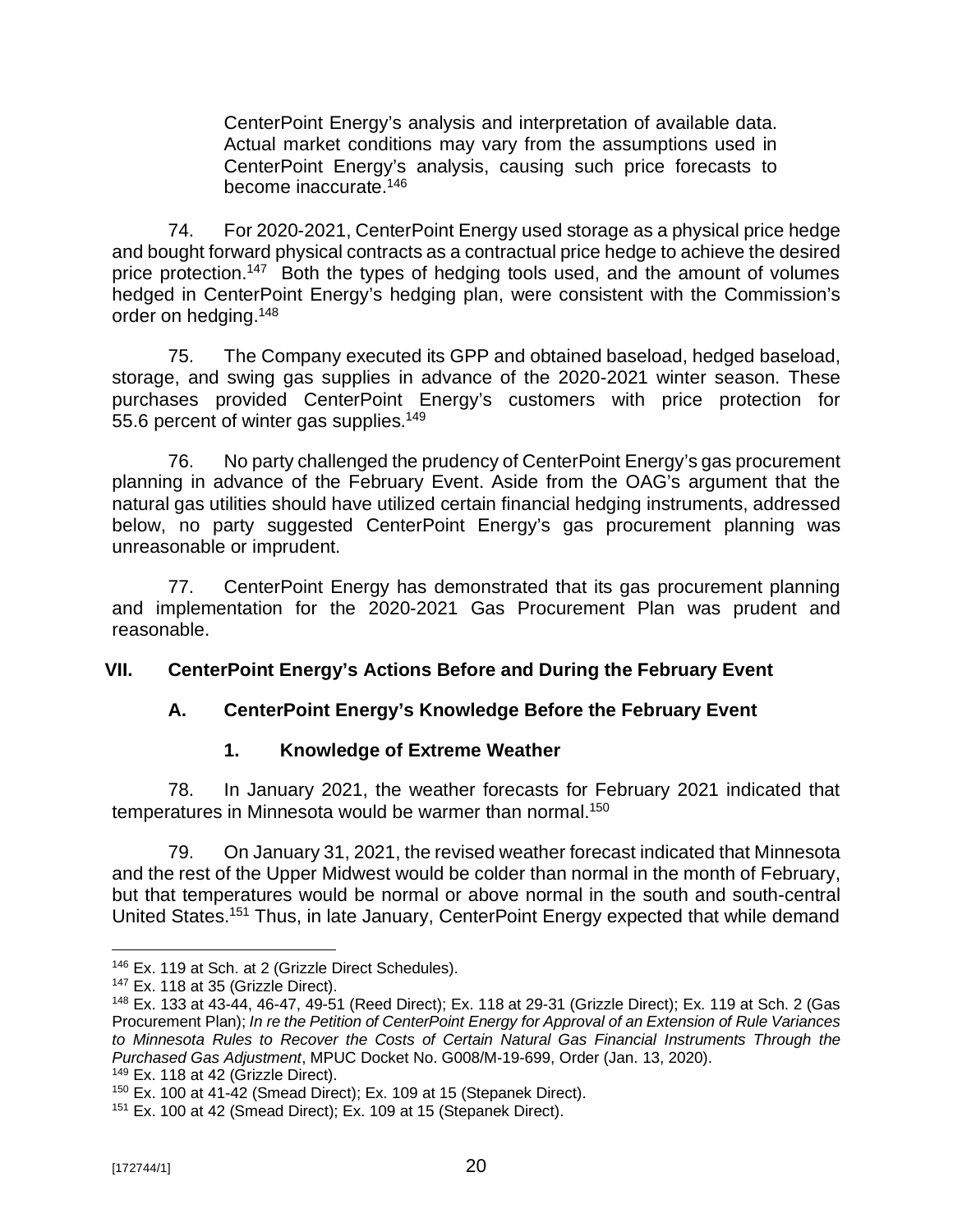> CenterPoint Energy's analysis and interpretation of available data. Actual market conditions may vary from the assumptions used in CenterPoint Energy's analysis, causing such price forecasts to become inaccurate.[146]

74. For 2020-2021, CenterPoint Energy used storage as a physical price hedge and bought forward physical contracts as a contractual price hedge to achieve the desired price protection.[147] Both the types of hedging tools used, and the amount of volumes hedged in CenterPoint Energy's hedging plan, were consistent with the Commission's order on hedging.[148]

75. The Company executed its GPP and obtained baseload, hedged baseload, storage, and swing gas supplies in advance of the 2020-2021 winter season. These purchases provided CenterPoint Energy's customers with price protection for 55.6 percent of winter gas supplies.[149]

76. No party challenged the prudency of CenterPoint Energy's gas procurement planning in advance of the February Event. Aside from the OAG's argument that the natural gas utilities should have utilized certain financial hedging instruments, addressed below, no party suggested CenterPoint Energy's gas procurement planning was unreasonable or imprudent.

77. CenterPoint Energy has demonstrated that its gas procurement planning and implementation for the 2020-2021 Gas Procurement Plan was prudent and reasonable.

## VII. CenterPoint Energy's Actions Before and During the February Event

### A. CenterPoint Energy's Knowledge Before the February Event

#### 1. Knowledge of Extreme Weather

78. In January 2021, the weather forecasts for February 2021 indicated that temperatures in Minnesota would be warmer than normal.[150]

79. On January 31, 2021, the revised weather forecast indicated that Minnesota and the rest of the Upper Midwest would be colder than normal in the month of February, but that temperatures would be normal or above normal in the south and south-central United States.[151] Thus, in late January, CenterPoint Energy expected that while demand

---

[146] Ex. 119 at Sch. at 2 (Grizzle Direct Schedules).

[147] Ex. 118 at 35 (Grizzle Direct).

[148] Ex. 133 at 43-44, 46-47, 49-51 (Reed Direct); Ex. 118 at 29-31 (Grizzle Direct); Ex. 119 at Sch. 2 (Gas Procurement Plan); *In re the Petition of CenterPoint Energy for Approval of an Extension of Rule Variances to Minnesota Rules to Recover the Costs of Certain Natural Gas Financial Instruments Through the Purchased Gas Adjustment*, MPUC Docket No. G008/M-19-699, Order (Jan. 13, 2020).

[149] Ex. 118 at 42 (Grizzle Direct).

[150] Ex. 100 at 41-42 (Smead Direct); Ex. 109 at 15 (Stepanek Direct).

[151] Ex. 100 at 42 (Smead Direct); Ex. 109 at 15 (Stepanek Direct).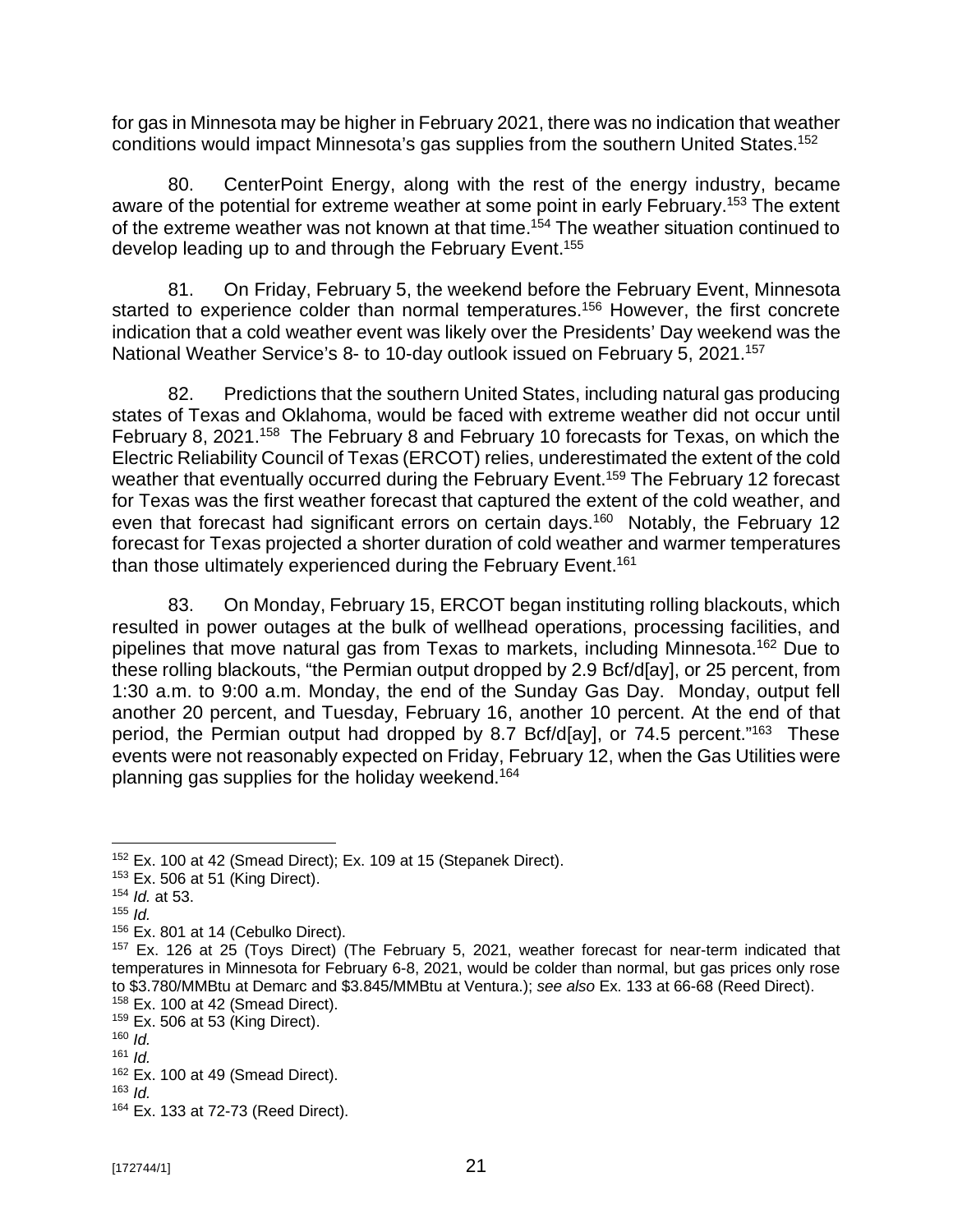for gas in Minnesota may be higher in February 2021, there was no indication that weather conditions would impact Minnesota's gas supplies from the southern United States.[152]

80. CenterPoint Energy, along with the rest of the energy industry, became aware of the potential for extreme weather at some point in early February.[153] The extent of the extreme weather was not known at that time.[154] The weather situation continued to develop leading up to and through the February Event.[155]

81. On Friday, February 5, the weekend before the February Event, Minnesota started to experience colder than normal temperatures.[156] However, the first concrete indication that a cold weather event was likely over the Presidents' Day weekend was the National Weather Service's 8- to 10-day outlook issued on February 5, 2021.[157]

82. Predictions that the southern United States, including natural gas producing states of Texas and Oklahoma, would be faced with extreme weather did not occur until February 8, 2021.[158] The February 8 and February 10 forecasts for Texas, on which the Electric Reliability Council of Texas (ERCOT) relies, underestimated the extent of the cold weather that eventually occurred during the February Event.[159] The February 12 forecast for Texas was the first weather forecast that captured the extent of the cold weather, and even that forecast had significant errors on certain days.[160] Notably, the February 12 forecast for Texas projected a shorter duration of cold weather and warmer temperatures than those ultimately experienced during the February Event.[161]

83. On Monday, February 15, ERCOT began instituting rolling blackouts, which resulted in power outages at the bulk of wellhead operations, processing facilities, and pipelines that move natural gas from Texas to markets, including Minnesota.[162] Due to these rolling blackouts, "the Permian output dropped by 2.9 Bcf/d[ay], or 25 percent, from 1:30 a.m. to 9:00 a.m. Monday, the end of the Sunday Gas Day. Monday, output fell another 20 percent, and Tuesday, February 16, another 10 percent. At the end of that period, the Permian output had dropped by 8.7 Bcf/d[ay], or 74.5 percent."[163] These events were not reasonably expected on Friday, February 12, when the Gas Utilities were planning gas supplies for the holiday weekend.[164]

---

[152] Ex. 100 at 42 (Smead Direct); Ex. 109 at 15 (Stepanek Direct).

[153] Ex. 506 at 51 (King Direct).

[154] *Id.* at 53.

[155] *Id.*

[156] Ex. 801 at 14 (Cebulko Direct).

[157] Ex. 126 at 25 (Toys Direct) (The February 5, 2021, weather forecast for near-term indicated that temperatures in Minnesota for February 6-8, 2021, would be colder than normal, but gas prices only rose to $3.780/MMBtu at Demarc and $3.845/MMBtu at Ventura.); *see also* Ex. 133 at 66-68 (Reed Direct).

[158] Ex. 100 at 42 (Smead Direct).

[159] Ex. 506 at 53 (King Direct).

[160] *Id.*

[161] *Id.*

[162] Ex. 100 at 49 (Smead Direct).

[163] *Id.*

[164] Ex. 133 at 72-73 (Reed Direct).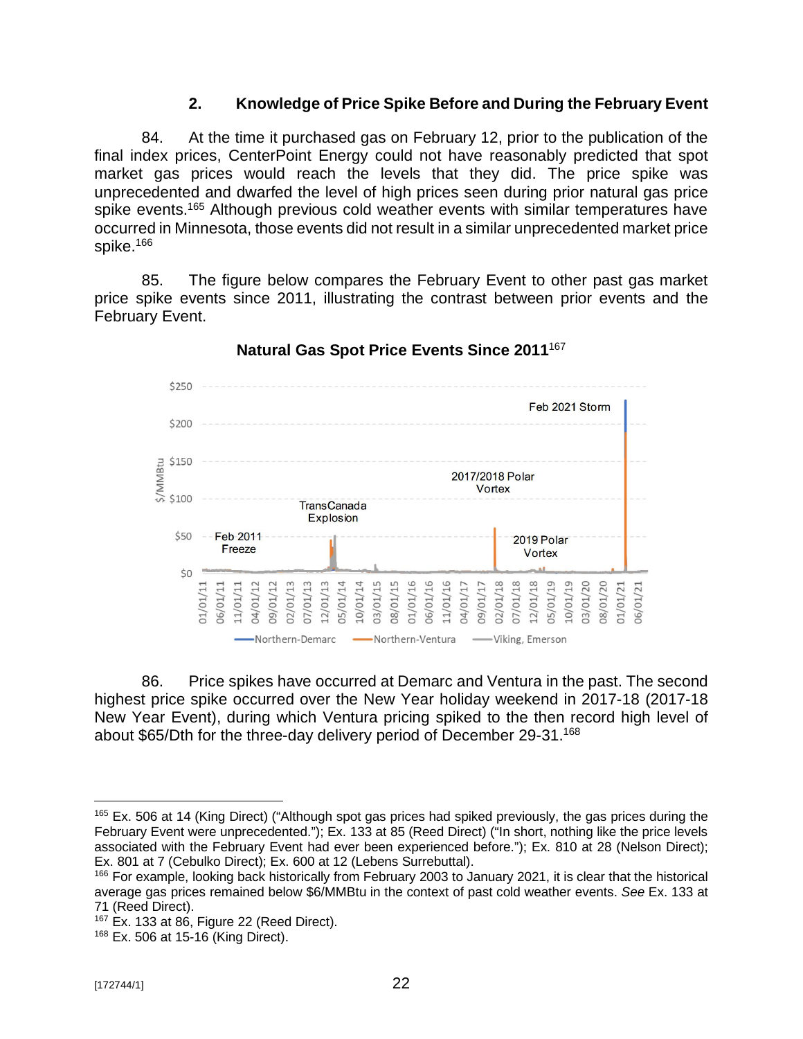### 2. Knowledge of Price Spike Before and During the February Event

84. At the time it purchased gas on February 12, prior to the publication of the final index prices, CenterPoint Energy could not have reasonably predicted that spot market gas prices would reach the levels that they did. The price spike was unprecedented and dwarfed the level of high prices seen during prior natural gas price spike events.[165] Although previous cold weather events with similar temperatures have occurred in Minnesota, those events did not result in a similar unprecedented market price spike.[166]

85. The figure below compares the February Event to other past gas market price spike events since 2011, illustrating the contrast between prior events and the February Event.

**Natural Gas Spot Price Events Since 2011**[167]

86. Price spikes have occurred at Demarc and Ventura in the past. The second highest price spike occurred over the New Year holiday weekend in 2017-18 (2017-18 New Year Event), during which Ventura pricing spiked to the then record high level of about $65/Dth for the three-day delivery period of December 29-31.[168]

---

[165] Ex. 506 at 14 (King Direct) ("Although spot gas prices had spiked previously, the gas prices during the February Event were unprecedented."); Ex. 133 at 85 (Reed Direct) ("In short, nothing like the price levels associated with the February Event had ever been experienced before."); Ex. 810 at 28 (Nelson Direct); Ex. 801 at 7 (Cebulko Direct); Ex. 600 at 12 (Lebens Surrebuttal).

[166] For example, looking back historically from February 2003 to January 2021, it is clear that the historical average gas prices remained below $6/MMBtu in the context of past cold weather events. *See* Ex. 133 at 71 (Reed Direct).

[167] Ex. 133 at 86, Figure 22 (Reed Direct).

[168] Ex. 506 at 15-16 (King Direct).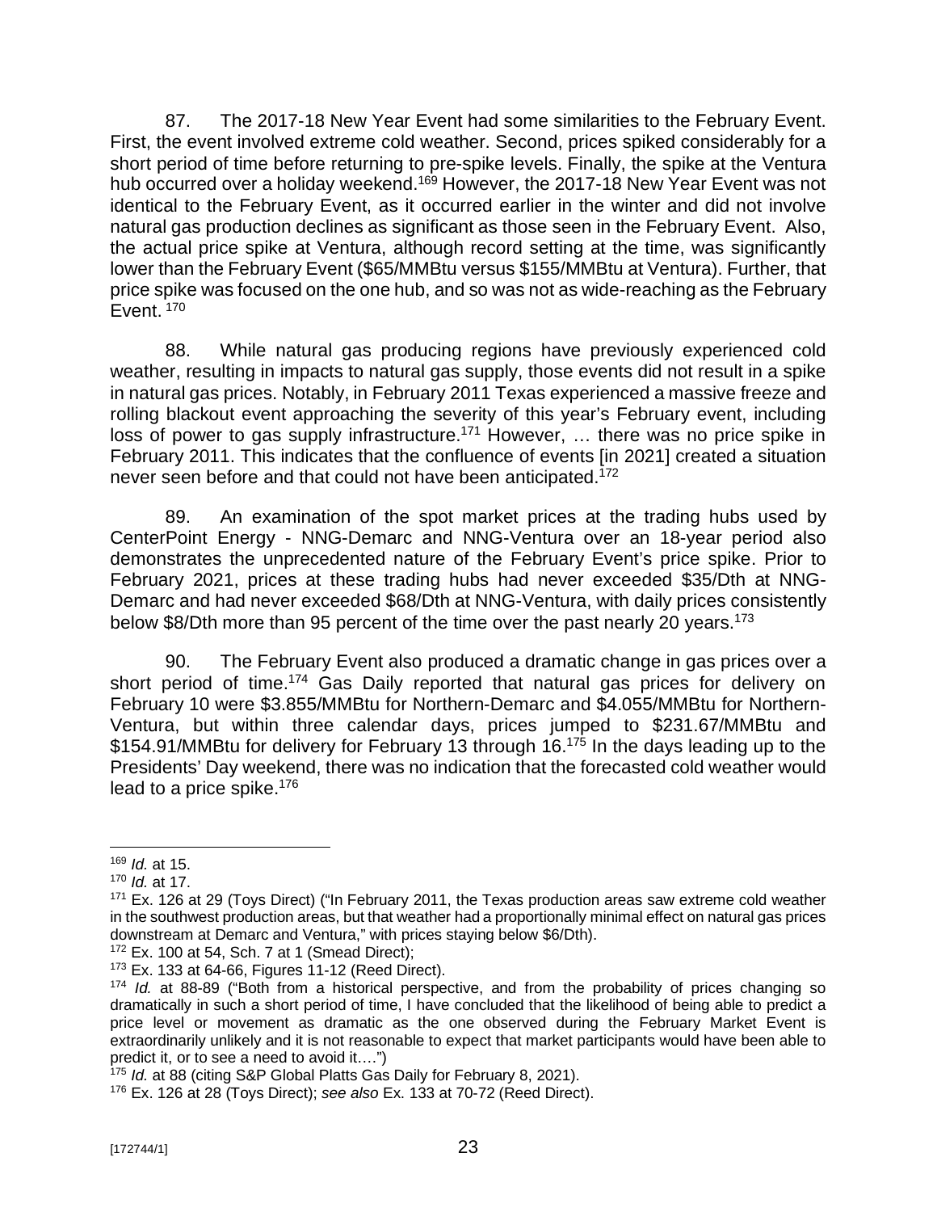87. The 2017-18 New Year Event had some similarities to the February Event. First, the event involved extreme cold weather. Second, prices spiked considerably for a short period of time before returning to pre-spike levels. Finally, the spike at the Ventura hub occurred over a holiday weekend.[169] However, the 2017-18 New Year Event was not identical to the February Event, as it occurred earlier in the winter and did not involve natural gas production declines as significant as those seen in the February Event. Also, the actual price spike at Ventura, although record setting at the time, was significantly lower than the February Event ($65/MMBtu versus $155/MMBtu at Ventura). Further, that price spike was focused on the one hub, and so was not as wide-reaching as the February Event. [170]

88. While natural gas producing regions have previously experienced cold weather, resulting in impacts to natural gas supply, those events did not result in a spike in natural gas prices. Notably, in February 2011 Texas experienced a massive freeze and rolling blackout event approaching the severity of this year's February event, including loss of power to gas supply infrastructure.[171] However, … there was no price spike in February 2011. This indicates that the confluence of events [in 2021] created a situation never seen before and that could not have been anticipated.[172]

89. An examination of the spot market prices at the trading hubs used by CenterPoint Energy - NNG-Demarc and NNG-Ventura over an 18-year period also demonstrates the unprecedented nature of the February Event's price spike. Prior to February 2021, prices at these trading hubs had never exceeded $35/Dth at NNG-Demarc and had never exceeded $68/Dth at NNG-Ventura, with daily prices consistently below $8/Dth more than 95 percent of the time over the past nearly 20 years.[173]

90. The February Event also produced a dramatic change in gas prices over a short period of time.[174] Gas Daily reported that natural gas prices for delivery on February 10 were $3.855/MMBtu for Northern-Demarc and $4.055/MMBtu for Northern-Ventura, but within three calendar days, prices jumped to $231.67/MMBtu and $154.91/MMBtu for delivery for February 13 through 16.[175] In the days leading up to the Presidents' Day weekend, there was no indication that the forecasted cold weather would lead to a price spike.[176]

---

[169] *Id.* at 15.

[170] *Id.* at 17.

[171] Ex. 126 at 29 (Toys Direct) ("In February 2011, the Texas production areas saw extreme cold weather in the southwest production areas, but that weather had a proportionally minimal effect on natural gas prices downstream at Demarc and Ventura," with prices staying below $6/Dth).

[172] Ex. 100 at 54, Sch. 7 at 1 (Smead Direct);

[173] Ex. 133 at 64-66, Figures 11-12 (Reed Direct).

[174] *Id.* at 88-89 ("Both from a historical perspective, and from the probability of prices changing so dramatically in such a short period of time, I have concluded that the likelihood of being able to predict a price level or movement as dramatic as the one observed during the February Market Event is extraordinarily unlikely and it is not reasonable to expect that market participants would have been able to predict it, or to see a need to avoid it….")

[175] *Id.* at 88 (citing S&P Global Platts Gas Daily for February 8, 2021).

[176] Ex. 126 at 28 (Toys Direct); *see also* Ex. 133 at 70-72 (Reed Direct).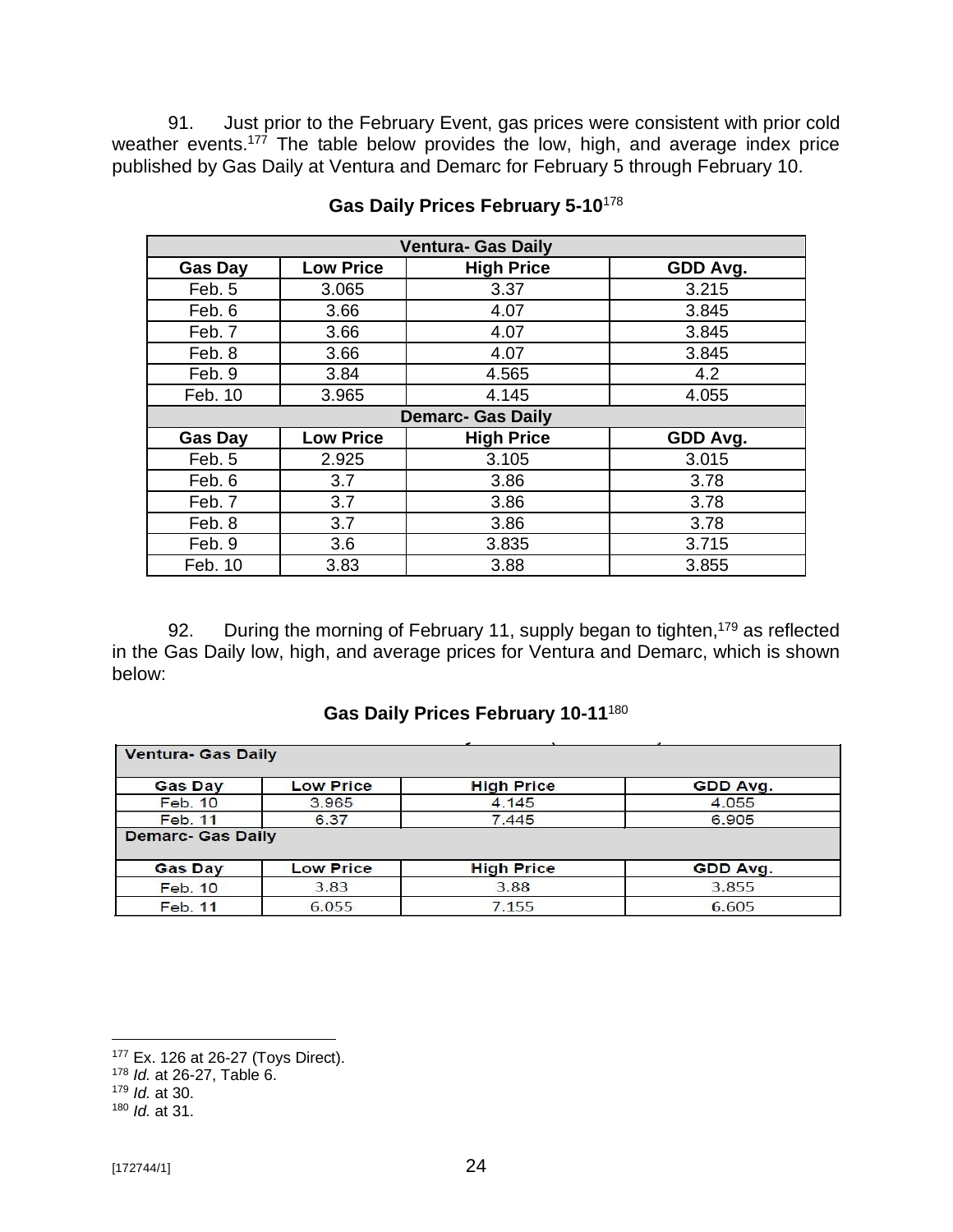91. Just prior to the February Event, gas prices were consistent with prior cold weather events.[177] The table below provides the low, high, and average index price published by Gas Daily at Ventura and Demarc for February 5 through February 10.

**Gas Daily Prices February 5-10**[178]

| Ventura- Gas Daily | | | |
|---|---|---|---|
| **Gas Day** | **Low Price** | **High Price** | **GDD Avg.** |
| Feb. 5 | 3.065 | 3.37 | 3.215 |
| Feb. 6 | 3.66 | 4.07 | 3.845 |
| Feb. 7 | 3.66 | 4.07 | 3.845 |
| Feb. 8 | 3.66 | 4.07 | 3.845 |
| Feb. 9 | 3.84 | 4.565 | 4.2 |
| Feb. 10 | 3.965 | 4.145 | 4.055 |
| **Demarc- Gas Daily** | | | |
| **Gas Day** | **Low Price** | **High Price** | **GDD Avg.** |
| Feb. 5 | 2.925 | 3.105 | 3.015 |
| Feb. 6 | 3.7 | 3.86 | 3.78 |
| Feb. 7 | 3.7 | 3.86 | 3.78 |
| Feb. 8 | 3.7 | 3.86 | 3.78 |
| Feb. 9 | 3.6 | 3.835 | 3.715 |
| Feb. 10 | 3.83 | 3.88 | 3.855 |

92. During the morning of February 11, supply began to tighten,[179] as reflected in the Gas Daily low, high, and average prices for Ventura and Demarc, which is shown below:

**Gas Daily Prices February 10-11**[180]

| Ventura- Gas Daily | | | |
|---|---|---|---|
| **Gas Day** | **Low Price** | **High Price** | **GDD Avg.** |
| Feb. 10 | 3.965 | 4.145 | 4.055 |
| Feb. 11 | 6.37 | 7.445 | 6.905 |
| **Demarc- Gas Daily** | | | |
| **Gas Day** | **Low Price** | **High Price** | **GDD Avg.** |
| Feb. 10 | 3.83 | 3.88 | 3.855 |
| Feb. 11 | 6.055 | 7.155 | 6.605 |

[177] Ex. 126 at 26-27 (Toys Direct).
[178] *Id.* at 26-27, Table 6.
[179] *Id.* at 30.
[180] *Id.* at 31.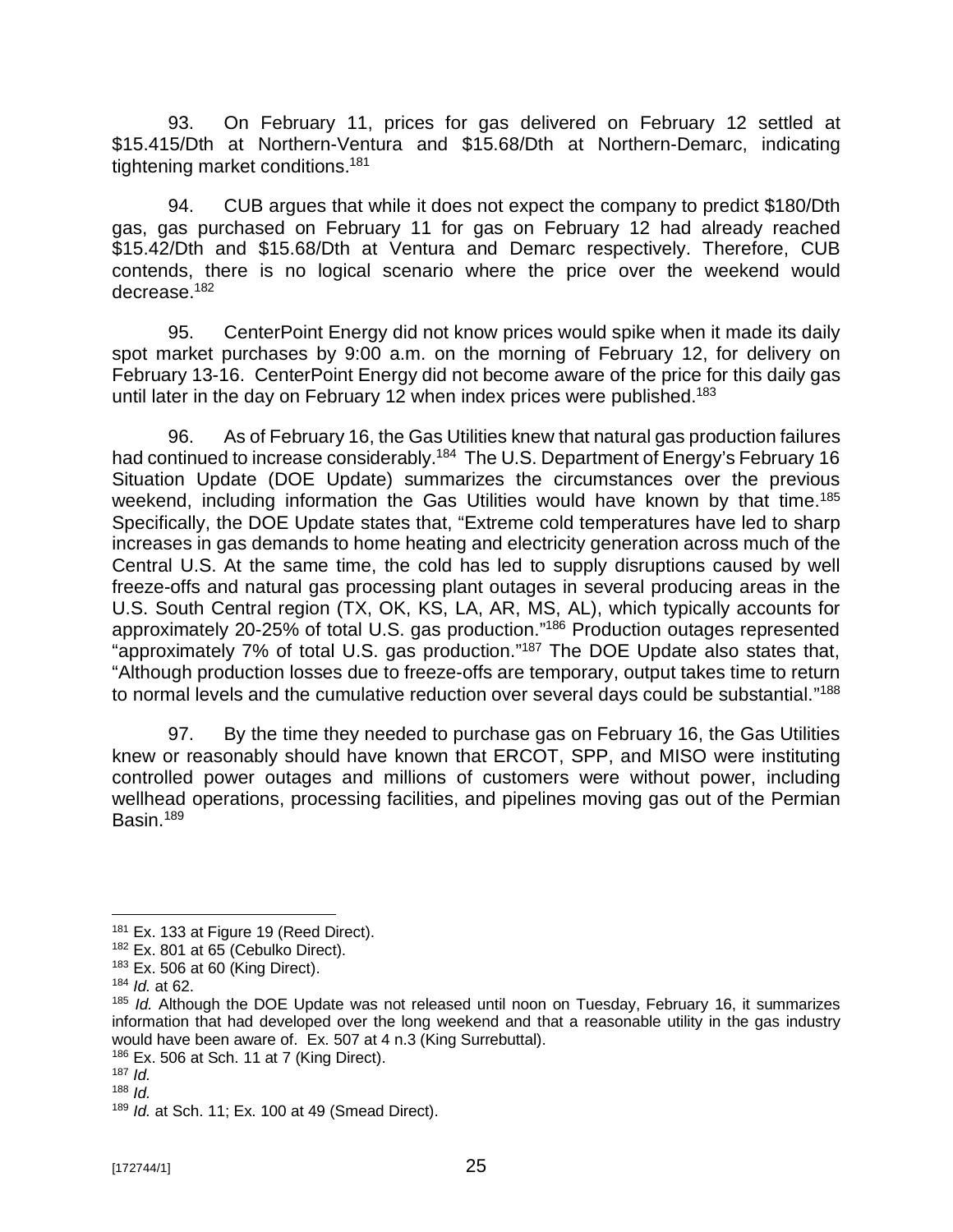93. On February 11, prices for gas delivered on February 12 settled at \$15.415/Dth at Northern-Ventura and \$15.68/Dth at Northern-Demarc, indicating tightening market conditions.[181]

94. CUB argues that while it does not expect the company to predict \$180/Dth gas, gas purchased on February 11 for gas on February 12 had already reached \$15.42/Dth and \$15.68/Dth at Ventura and Demarc respectively. Therefore, CUB contends, there is no logical scenario where the price over the weekend would decrease.[182]

95. CenterPoint Energy did not know prices would spike when it made its daily spot market purchases by 9:00 a.m. on the morning of February 12, for delivery on February 13-16. CenterPoint Energy did not become aware of the price for this daily gas until later in the day on February 12 when index prices were published.[183]

96. As of February 16, the Gas Utilities knew that natural gas production failures had continued to increase considerably.[184] The U.S. Department of Energy's February 16 Situation Update (DOE Update) summarizes the circumstances over the previous weekend, including information the Gas Utilities would have known by that time.[185] Specifically, the DOE Update states that, "Extreme cold temperatures have led to sharp increases in gas demands to home heating and electricity generation across much of the Central U.S. At the same time, the cold has led to supply disruptions caused by well freeze-offs and natural gas processing plant outages in several producing areas in the U.S. South Central region (TX, OK, KS, LA, AR, MS, AL), which typically accounts for approximately 20-25% of total U.S. gas production."[186] Production outages represented "approximately 7% of total U.S. gas production."[187] The DOE Update also states that, "Although production losses due to freeze-offs are temporary, output takes time to return to normal levels and the cumulative reduction over several days could be substantial."[188]

97. By the time they needed to purchase gas on February 16, the Gas Utilities knew or reasonably should have known that ERCOT, SPP, and MISO were instituting controlled power outages and millions of customers were without power, including wellhead operations, processing facilities, and pipelines moving gas out of the Permian Basin.[189]

---

[181] Ex. 133 at Figure 19 (Reed Direct).

[182] Ex. 801 at 65 (Cebulko Direct).

[183] Ex. 506 at 60 (King Direct).

[184] *Id.* at 62.

[185] *Id.* Although the DOE Update was not released until noon on Tuesday, February 16, it summarizes information that had developed over the long weekend and that a reasonable utility in the gas industry would have been aware of. Ex. 507 at 4 n.3 (King Surrebuttal).

[186] Ex. 506 at Sch. 11 at 7 (King Direct).

[187] *Id.*

[188] *Id.*

[189] *Id.* at Sch. 11; Ex. 100 at 49 (Smead Direct).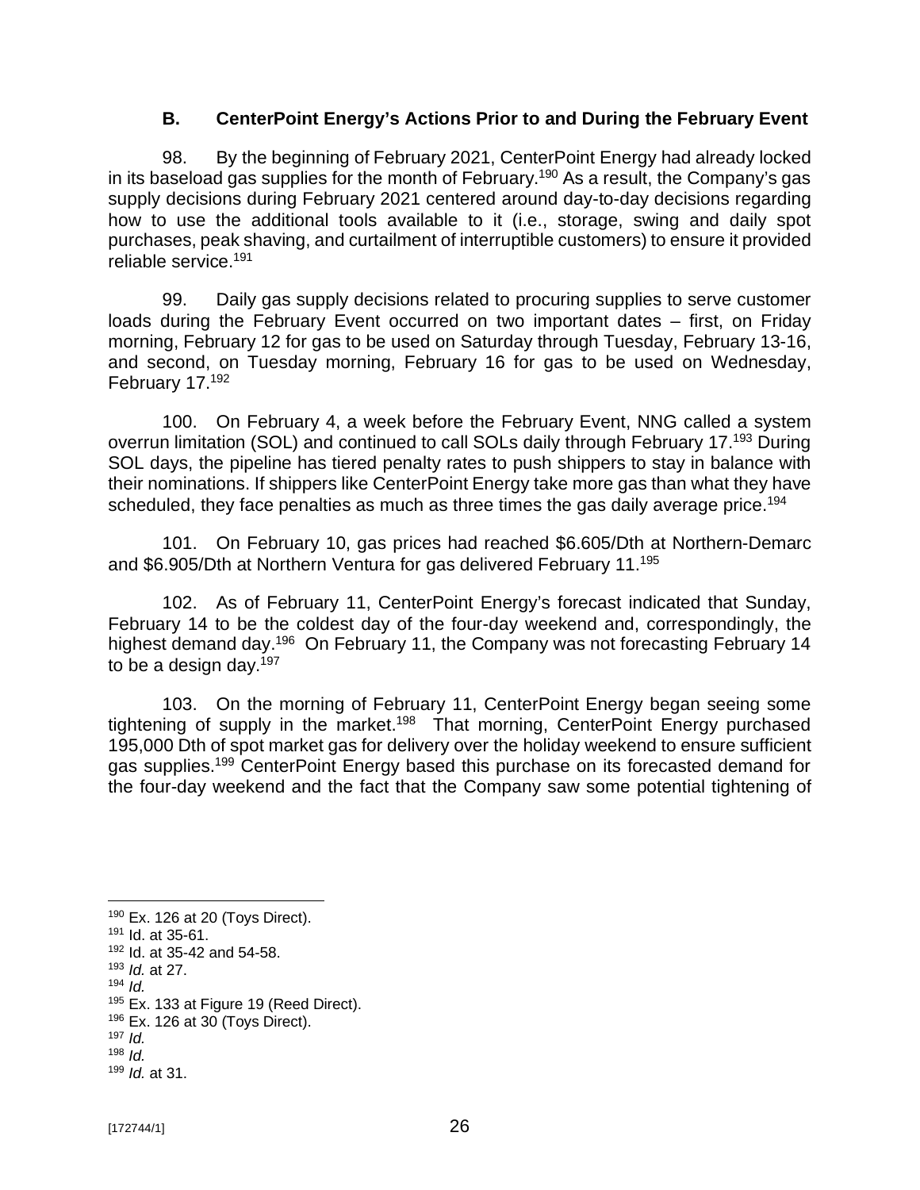### B. CenterPoint Energy's Actions Prior to and During the February Event

98. By the beginning of February 2021, CenterPoint Energy had already locked in its baseload gas supplies for the month of February.[190] As a result, the Company's gas supply decisions during February 2021 centered around day-to-day decisions regarding how to use the additional tools available to it (i.e., storage, swing and daily spot purchases, peak shaving, and curtailment of interruptible customers) to ensure it provided reliable service.[191]

99. Daily gas supply decisions related to procuring supplies to serve customer loads during the February Event occurred on two important dates – first, on Friday morning, February 12 for gas to be used on Saturday through Tuesday, February 13-16, and second, on Tuesday morning, February 16 for gas to be used on Wednesday, February 17.[192]

100. On February 4, a week before the February Event, NNG called a system overrun limitation (SOL) and continued to call SOLs daily through February 17.[193] During SOL days, the pipeline has tiered penalty rates to push shippers to stay in balance with their nominations. If shippers like CenterPoint Energy take more gas than what they have scheduled, they face penalties as much as three times the gas daily average price.[194]

101. On February 10, gas prices had reached $6.605/Dth at Northern-Demarc and $6.905/Dth at Northern Ventura for gas delivered February 11.[195]

102. As of February 11, CenterPoint Energy's forecast indicated that Sunday, February 14 to be the coldest day of the four-day weekend and, correspondingly, the highest demand day.[196] On February 11, the Company was not forecasting February 14 to be a design day.[197]

103. On the morning of February 11, CenterPoint Energy began seeing some tightening of supply in the market.[198] That morning, CenterPoint Energy purchased 195,000 Dth of spot market gas for delivery over the holiday weekend to ensure sufficient gas supplies.[199] CenterPoint Energy based this purchase on its forecasted demand for the four-day weekend and the fact that the Company saw some potential tightening of

---

[190] Ex. 126 at 20 (Toys Direct).
[191] Id. at 35-61.
[192] Id. at 35-42 and 54-58.
[193] *Id.* at 27.
[194] *Id.*
[195] Ex. 133 at Figure 19 (Reed Direct).
[196] Ex. 126 at 30 (Toys Direct).
[197] *Id.*
[198] *Id.*
[199] *Id.* at 31.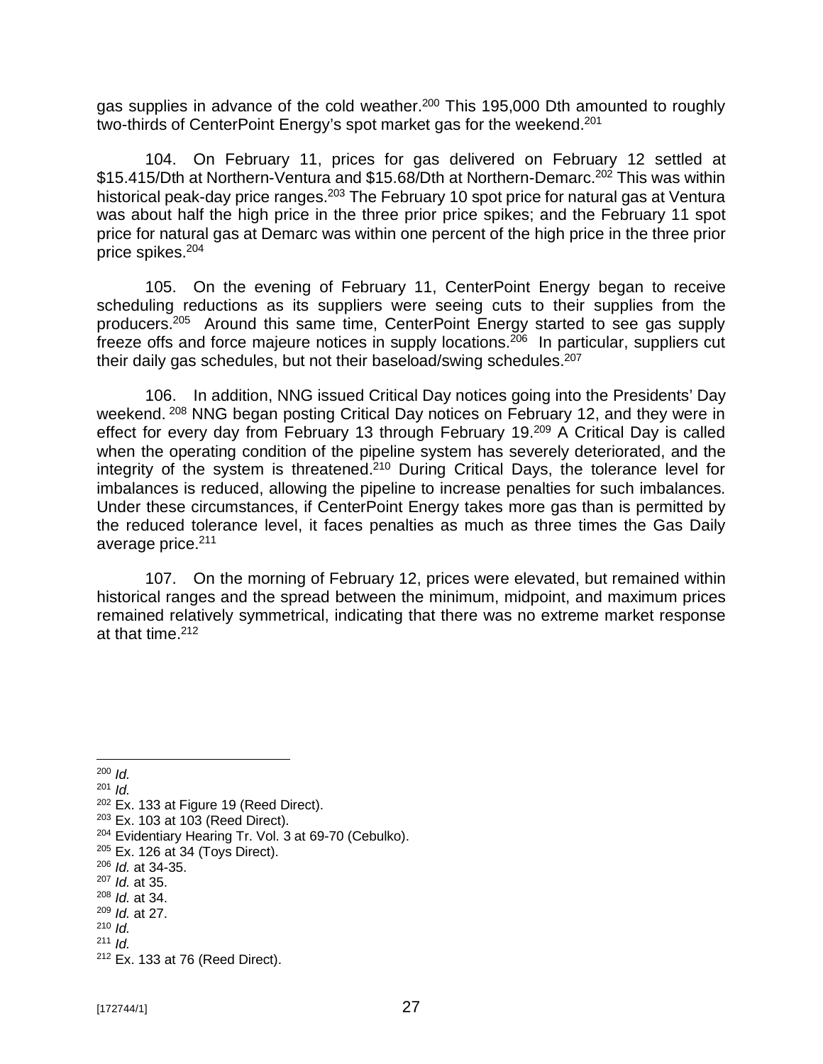gas supplies in advance of the cold weather.[200] This 195,000 Dth amounted to roughly two-thirds of CenterPoint Energy's spot market gas for the weekend.[201]

104. On February 11, prices for gas delivered on February 12 settled at $15.415/Dth at Northern-Ventura and $15.68/Dth at Northern-Demarc.[202] This was within historical peak-day price ranges.[203] The February 10 spot price for natural gas at Ventura was about half the high price in the three prior price spikes; and the February 11 spot price for natural gas at Demarc was within one percent of the high price in the three prior price spikes.[204]

105. On the evening of February 11, CenterPoint Energy began to receive scheduling reductions as its suppliers were seeing cuts to their supplies from the producers.[205] Around this same time, CenterPoint Energy started to see gas supply freeze offs and force majeure notices in supply locations.[206] In particular, suppliers cut their daily gas schedules, but not their baseload/swing schedules.[207]

106. In addition, NNG issued Critical Day notices going into the Presidents' Day weekend.[208] NNG began posting Critical Day notices on February 12, and they were in effect for every day from February 13 through February 19.[209] A Critical Day is called when the operating condition of the pipeline system has severely deteriorated, and the integrity of the system is threatened.[210] During Critical Days, the tolerance level for imbalances is reduced, allowing the pipeline to increase penalties for such imbalances. Under these circumstances, if CenterPoint Energy takes more gas than is permitted by the reduced tolerance level, it faces penalties as much as three times the Gas Daily average price.[211]

107. On the morning of February 12, prices were elevated, but remained within historical ranges and the spread between the minimum, midpoint, and maximum prices remained relatively symmetrical, indicating that there was no extreme market response at that time.[212]

---

[200] *Id.*
[201] *Id.*
[202] Ex. 133 at Figure 19 (Reed Direct).
[203] Ex. 103 at 103 (Reed Direct).
[204] Evidentiary Hearing Tr. Vol. 3 at 69-70 (Cebulko).
[205] Ex. 126 at 34 (Toys Direct).
[206] *Id.* at 34-35.
[207] *Id.* at 35.
[208] *Id.* at 34.
[209] *Id.* at 27.
[210] *Id.*
[211] *Id.*
[212] Ex. 133 at 76 (Reed Direct).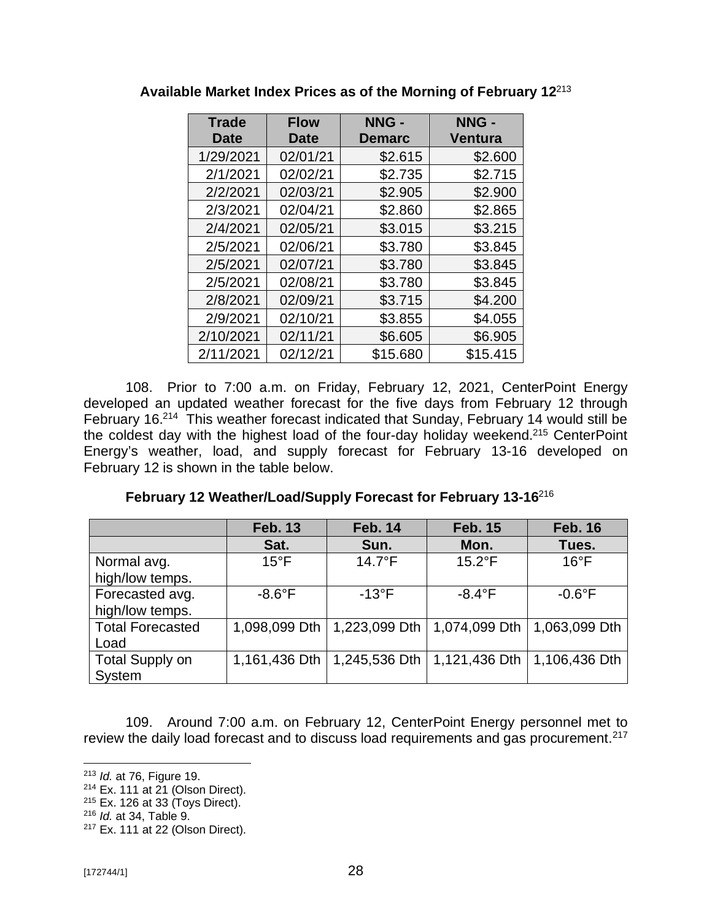**Available Market Index Prices as of the Morning of February 12**[213]

| Trade Date | Flow Date | NNG - Demarc | NNG - Ventura |
|---|---|---|---|
| 1/29/2021 | 02/01/21 | $2.615 | $2.600 |
| 2/1/2021 | 02/02/21 | $2.735 | $2.715 |
| 2/2/2021 | 02/03/21 | $2.905 | $2.900 |
| 2/3/2021 | 02/04/21 | $2.860 | $2.865 |
| 2/4/2021 | 02/05/21 | $3.015 | $3.215 |
| 2/5/2021 | 02/06/21 | $3.780 | $3.845 |
| 2/5/2021 | 02/07/21 | $3.780 | $3.845 |
| 2/5/2021 | 02/08/21 | $3.780 | $3.845 |
| 2/8/2021 | 02/09/21 | $3.715 | $4.200 |
| 2/9/2021 | 02/10/21 | $3.855 | $4.055 |
| 2/10/2021 | 02/11/21 | $6.605 | $6.905 |
| 2/11/2021 | 02/12/21 | $15.680 | $15.415 |

108. Prior to 7:00 a.m. on Friday, February 12, 2021, CenterPoint Energy developed an updated weather forecast for the five days from February 12 through February 16.[214] This weather forecast indicated that Sunday, February 14 would still be the coldest day with the highest load of the four-day holiday weekend.[215] CenterPoint Energy's weather, load, and supply forecast for February 13-16 developed on February 12 is shown in the table below.

**February 12 Weather/Load/Supply Forecast for February 13-16**[216]

| | Feb. 13 | Feb. 14 | Feb. 15 | Feb. 16 |
|---|---|---|---|---|
| | Sat. | Sun. | Mon. | Tues. |
| Normal avg. high/low temps. | 15°F | 14.7°F | 15.2°F | 16°F |
| Forecasted avg. high/low temps. | -8.6°F | -13°F | -8.4°F | -0.6°F |
| Total Forecasted Load | 1,098,099 Dth | 1,223,099 Dth | 1,074,099 Dth | 1,063,099 Dth |
| Total Supply on System | 1,161,436 Dth | 1,245,536 Dth | 1,121,436 Dth | 1,106,436 Dth |

109. Around 7:00 a.m. on February 12, CenterPoint Energy personnel met to review the daily load forecast and to discuss load requirements and gas procurement.[217]

---

[213] *Id.* at 76, Figure 19.

[214] Ex. 111 at 21 (Olson Direct).

[215] Ex. 126 at 33 (Toys Direct).

[216] *Id.* at 34, Table 9.

[217] Ex. 111 at 22 (Olson Direct).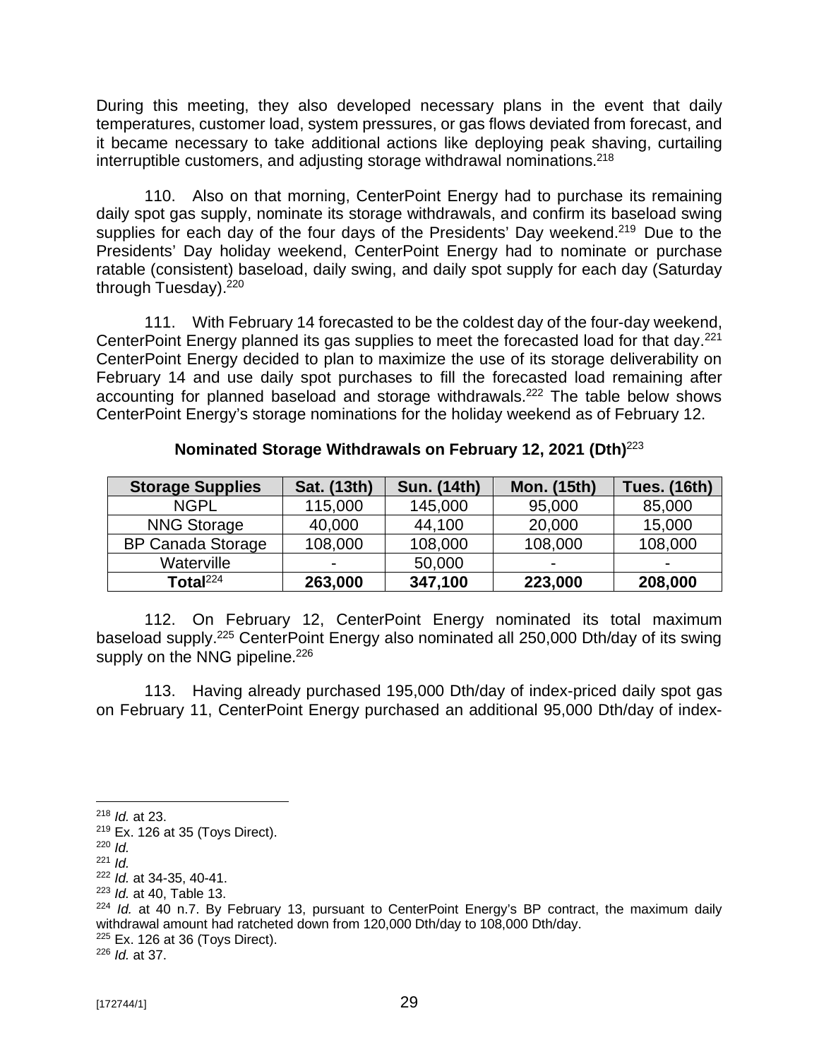During this meeting, they also developed necessary plans in the event that daily temperatures, customer load, system pressures, or gas flows deviated from forecast, and it became necessary to take additional actions like deploying peak shaving, curtailing interruptible customers, and adjusting storage withdrawal nominations.[218]

110. Also on that morning, CenterPoint Energy had to purchase its remaining daily spot gas supply, nominate its storage withdrawals, and confirm its baseload swing supplies for each day of the four days of the Presidents' Day weekend.[219] Due to the Presidents' Day holiday weekend, CenterPoint Energy had to nominate or purchase ratable (consistent) baseload, daily swing, and daily spot supply for each day (Saturday through Tuesday).[220]

111. With February 14 forecasted to be the coldest day of the four-day weekend, CenterPoint Energy planned its gas supplies to meet the forecasted load for that day.[221] CenterPoint Energy decided to plan to maximize the use of its storage deliverability on February 14 and use daily spot purchases to fill the forecasted load remaining after accounting for planned baseload and storage withdrawals.[222] The table below shows CenterPoint Energy's storage nominations for the holiday weekend as of February 12.

**Nominated Storage Withdrawals on February 12, 2021 (Dth)**[223]

| Storage Supplies | Sat. (13th) | Sun. (14th) | Mon. (15th) | Tues. (16th) |
|---|---|---|---|---|
| NGPL | 115,000 | 145,000 | 95,000 | 85,000 |
| NNG Storage | 40,000 | 44,100 | 20,000 | 15,000 |
| BP Canada Storage | 108,000 | 108,000 | 108,000 | 108,000 |
| Waterville | - | 50,000 | - | - |
| **Total**[224] | **263,000** | **347,100** | **223,000** | **208,000** |

112. On February 12, CenterPoint Energy nominated its total maximum baseload supply.[225] CenterPoint Energy also nominated all 250,000 Dth/day of its swing supply on the NNG pipeline.[226]

113. Having already purchased 195,000 Dth/day of index-priced daily spot gas on February 11, CenterPoint Energy purchased an additional 95,000 Dth/day of index-

---

[218] *Id.* at 23.

[219] Ex. 126 at 35 (Toys Direct).

[220] *Id.*

[221] *Id.*

[222] *Id.* at 34-35, 40-41.

[223] *Id.* at 40, Table 13.

[224] *Id.* at 40 n.7. By February 13, pursuant to CenterPoint Energy's BP contract, the maximum daily withdrawal amount had ratcheted down from 120,000 Dth/day to 108,000 Dth/day.

[225] Ex. 126 at 36 (Toys Direct).

[226] *Id.* at 37.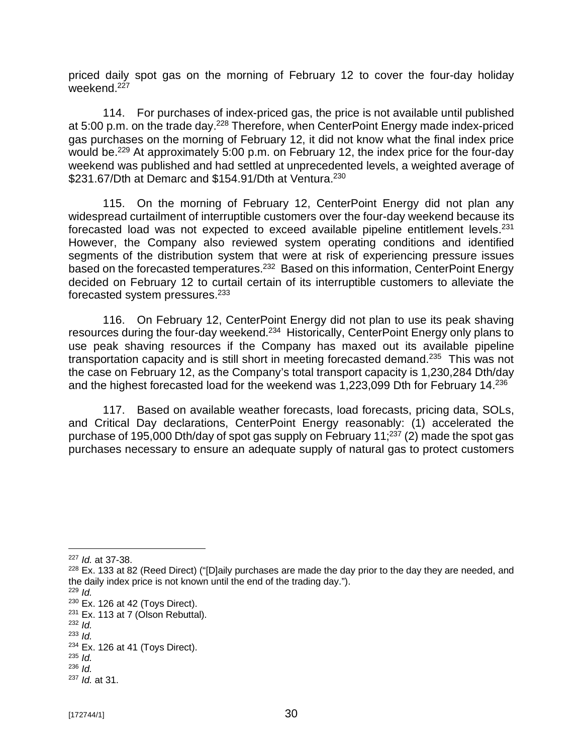priced daily spot gas on the morning of February 12 to cover the four-day holiday weekend.[227]

114. For purchases of index-priced gas, the price is not available until published at 5:00 p.m. on the trade day.[228] Therefore, when CenterPoint Energy made index-priced gas purchases on the morning of February 12, it did not know what the final index price would be.[229] At approximately 5:00 p.m. on February 12, the index price for the four-day weekend was published and had settled at unprecedented levels, a weighted average of $231.67/Dth at Demarc and $154.91/Dth at Ventura.[230]

115. On the morning of February 12, CenterPoint Energy did not plan any widespread curtailment of interruptible customers over the four-day weekend because its forecasted load was not expected to exceed available pipeline entitlement levels.[231] However, the Company also reviewed system operating conditions and identified segments of the distribution system that were at risk of experiencing pressure issues based on the forecasted temperatures.[232] Based on this information, CenterPoint Energy decided on February 12 to curtail certain of its interruptible customers to alleviate the forecasted system pressures.[233]

116. On February 12, CenterPoint Energy did not plan to use its peak shaving resources during the four-day weekend.[234] Historically, CenterPoint Energy only plans to use peak shaving resources if the Company has maxed out its available pipeline transportation capacity and is still short in meeting forecasted demand.[235] This was not the case on February 12, as the Company's total transport capacity is 1,230,284 Dth/day and the highest forecasted load for the weekend was 1,223,099 Dth for February 14.[236]

117. Based on available weather forecasts, load forecasts, pricing data, SOLs, and Critical Day declarations, CenterPoint Energy reasonably: (1) accelerated the purchase of 195,000 Dth/day of spot gas supply on February 11;[237] (2) made the spot gas purchases necessary to ensure an adequate supply of natural gas to protect customers

---

[227] *Id.* at 37-38.

[228] Ex. 133 at 82 (Reed Direct) ("[D]aily purchases are made the day prior to the day they are needed, and the daily index price is not known until the end of the trading day.").

[229] *Id.*

[230] Ex. 126 at 42 (Toys Direct).

[231] Ex. 113 at 7 (Olson Rebuttal).

[232] *Id.*

[233] *Id.*

[234] Ex. 126 at 41 (Toys Direct).

[235] *Id.*

[236] *Id.*

[237] *Id.* at 31.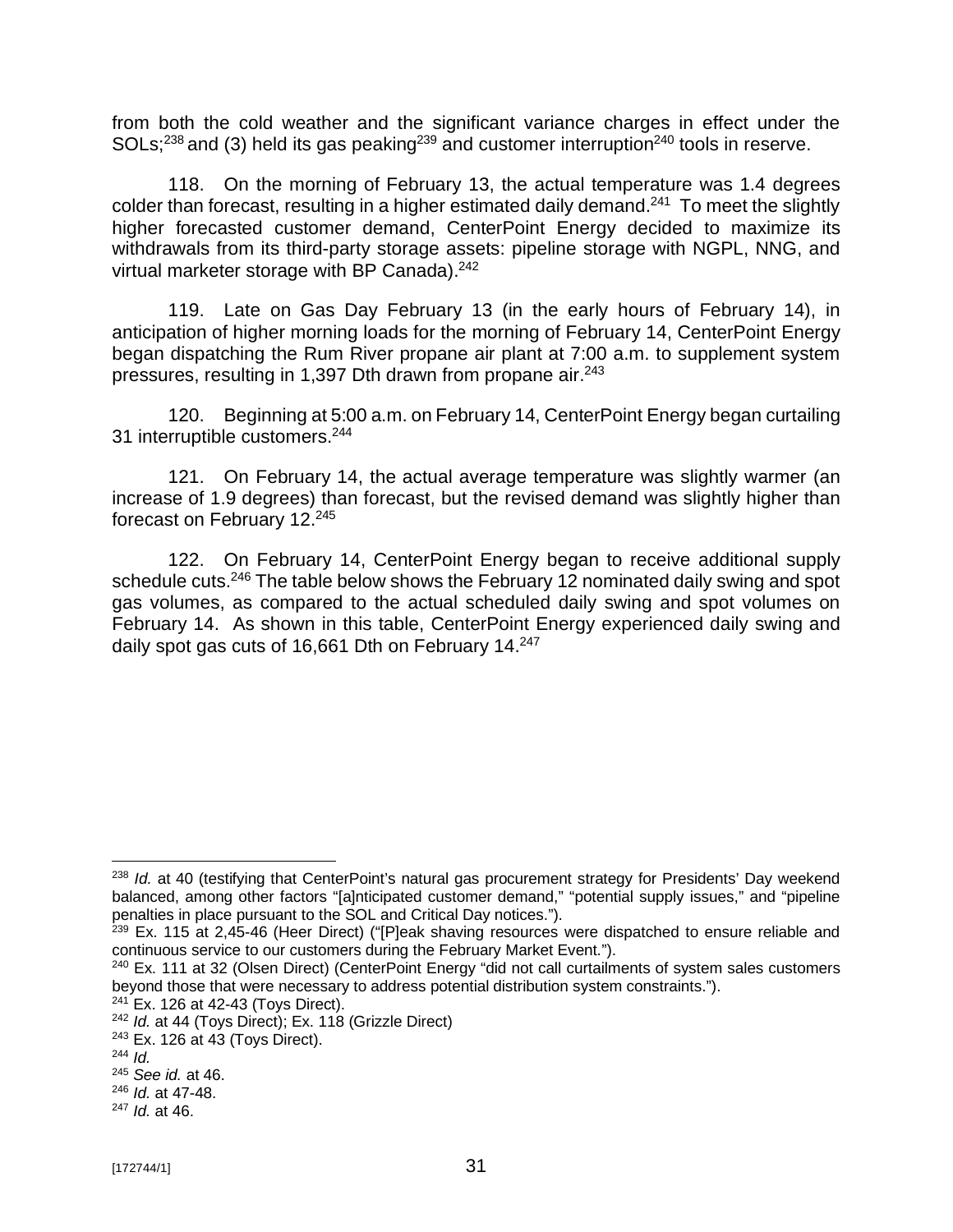from both the cold weather and the significant variance charges in effect under the SOLs;[238] and (3) held its gas peaking[239] and customer interruption[240] tools in reserve.

118. On the morning of February 13, the actual temperature was 1.4 degrees colder than forecast, resulting in a higher estimated daily demand.[241] To meet the slightly higher forecasted customer demand, CenterPoint Energy decided to maximize its withdrawals from its third-party storage assets: pipeline storage with NGPL, NNG, and virtual marketer storage with BP Canada).[242]

119. Late on Gas Day February 13 (in the early hours of February 14), in anticipation of higher morning loads for the morning of February 14, CenterPoint Energy began dispatching the Rum River propane air plant at 7:00 a.m. to supplement system pressures, resulting in 1,397 Dth drawn from propane air.[243]

120. Beginning at 5:00 a.m. on February 14, CenterPoint Energy began curtailing 31 interruptible customers.[244]

121. On February 14, the actual average temperature was slightly warmer (an increase of 1.9 degrees) than forecast, but the revised demand was slightly higher than forecast on February 12.[245]

122. On February 14, CenterPoint Energy began to receive additional supply schedule cuts.[246] The table below shows the February 12 nominated daily swing and spot gas volumes, as compared to the actual scheduled daily swing and spot volumes on February 14. As shown in this table, CenterPoint Energy experienced daily swing and daily spot gas cuts of 16,661 Dth on February 14.[247]

---

[238] *Id.* at 40 (testifying that CenterPoint's natural gas procurement strategy for Presidents' Day weekend balanced, among other factors "[a]nticipated customer demand," "potential supply issues," and "pipeline penalties in place pursuant to the SOL and Critical Day notices.").

[239] Ex. 115 at 2,45-46 (Heer Direct) ("[P]eak shaving resources were dispatched to ensure reliable and continuous service to our customers during the February Market Event.").

[240] Ex. 111 at 32 (Olsen Direct) (CenterPoint Energy "did not call curtailments of system sales customers beyond those that were necessary to address potential distribution system constraints.").

[241] Ex. 126 at 42-43 (Toys Direct).

[242] *Id.* at 44 (Toys Direct); Ex. 118 (Grizzle Direct)

[243] Ex. 126 at 43 (Toys Direct).

[244] *Id.*

[245] *See id.* at 46.

[246] *Id.* at 47-48.

[247] *Id.* at 46.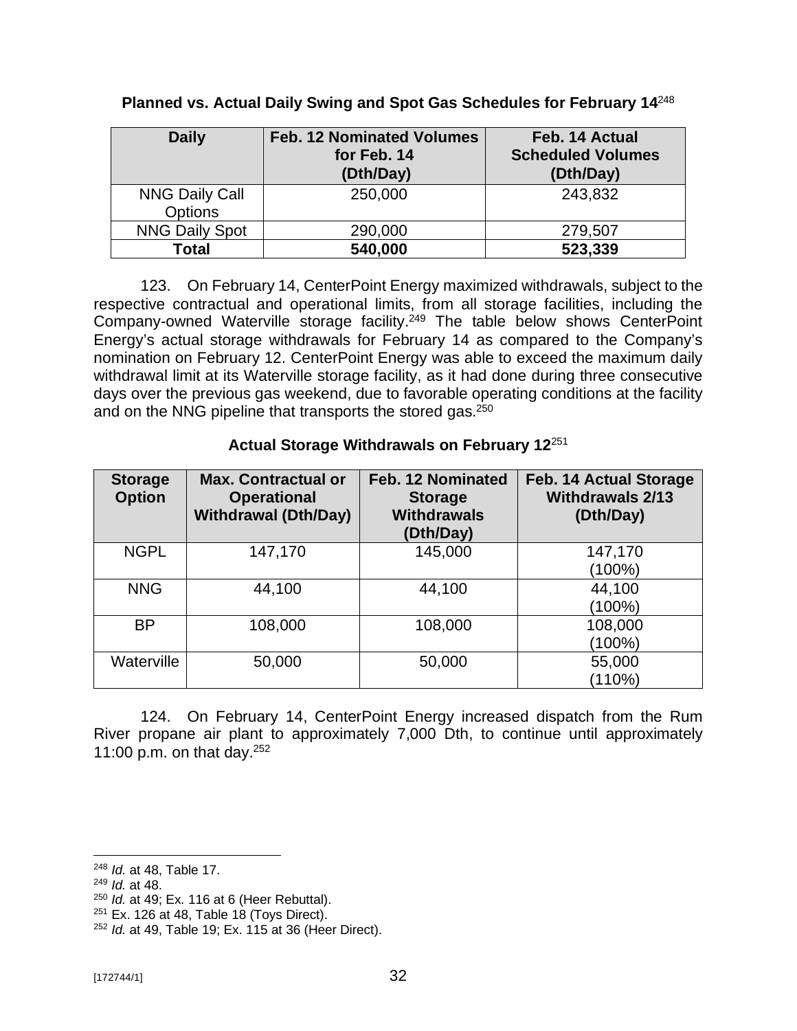**Planned vs. Actual Daily Swing and Spot Gas Schedules for February 14**[248]

| Daily | Feb. 12 Nominated Volumes for Feb. 14 (Dth/Day) | Feb. 14 Actual Scheduled Volumes (Dth/Day) |
|---|---|---|
| NNG Daily Call Options | 250,000 | 243,832 |
| NNG Daily Spot | 290,000 | 279,507 |
| **Total** | **540,000** | **523,339** |

123. On February 14, CenterPoint Energy maximized withdrawals, subject to the respective contractual and operational limits, from all storage facilities, including the Company-owned Waterville storage facility.[249] The table below shows CenterPoint Energy's actual storage withdrawals for February 14 as compared to the Company's nomination on February 12. CenterPoint Energy was able to exceed the maximum daily withdrawal limit at its Waterville storage facility, as it had done during three consecutive days over the previous gas weekend, due to favorable operating conditions at the facility and on the NNG pipeline that transports the stored gas.[250]

**Actual Storage Withdrawals on February 12**[251]

| Storage Option | Max. Contractual or Operational Withdrawal (Dth/Day) | Feb. 12 Nominated Storage Withdrawals (Dth/Day) | Feb. 14 Actual Storage Withdrawals 2/13 (Dth/Day) |
|---|---|---|---|
| NGPL | 147,170 | 145,000 | 147,170 (100%) |
| NNG | 44,100 | 44,100 | 44,100 (100%) |
| BP | 108,000 | 108,000 | 108,000 (100%) |
| Waterville | 50,000 | 50,000 | 55,000 (110%) |

124. On February 14, CenterPoint Energy increased dispatch from the Rum River propane air plant to approximately 7,000 Dth, to continue until approximately 11:00 p.m. on that day.[252]

---

[248] *Id.* at 48, Table 17.
[249] *Id.* at 48.
[250] *Id.* at 49; Ex. 116 at 6 (Heer Rebuttal).
[251] Ex. 126 at 48, Table 18 (Toys Direct).
[252] *Id.* at 49, Table 19; Ex. 115 at 36 (Heer Direct).

[172744/1]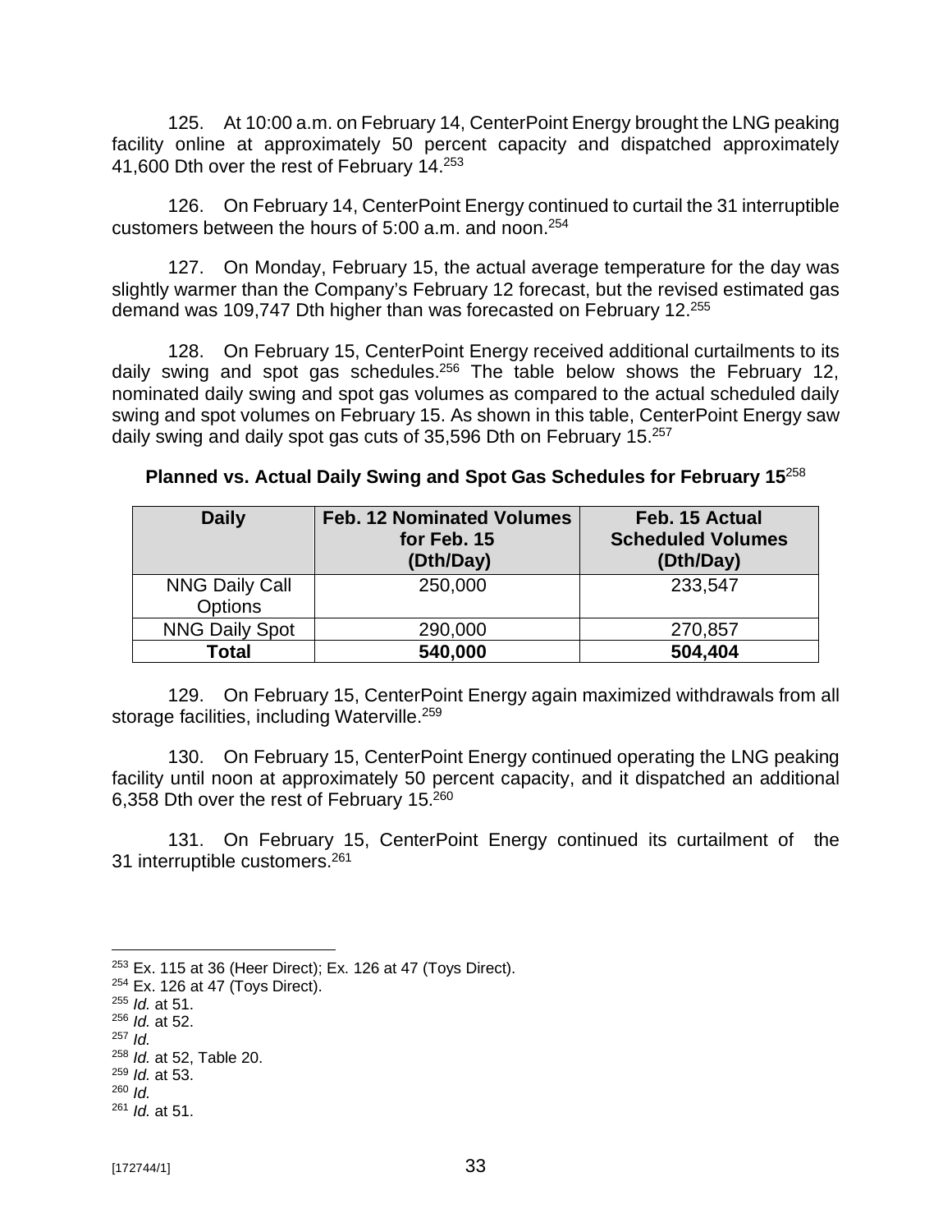125. At 10:00 a.m. on February 14, CenterPoint Energy brought the LNG peaking facility online at approximately 50 percent capacity and dispatched approximately 41,600 Dth over the rest of February 14.[253]

126. On February 14, CenterPoint Energy continued to curtail the 31 interruptible customers between the hours of 5:00 a.m. and noon.[254]

127. On Monday, February 15, the actual average temperature for the day was slightly warmer than the Company's February 12 forecast, but the revised estimated gas demand was 109,747 Dth higher than was forecasted on February 12.[255]

128. On February 15, CenterPoint Energy received additional curtailments to its daily swing and spot gas schedules.[256] The table below shows the February 12, nominated daily swing and spot gas volumes as compared to the actual scheduled daily swing and spot volumes on February 15. As shown in this table, CenterPoint Energy saw daily swing and daily spot gas cuts of 35,596 Dth on February 15.[257]

**Planned vs. Actual Daily Swing and Spot Gas Schedules for February 15**[258]

| Daily | Feb. 12 Nominated Volumes for Feb. 15 (Dth/Day) | Feb. 15 Actual Scheduled Volumes (Dth/Day) |
|---|---|---|
| NNG Daily Call Options | 250,000 | 233,547 |
| NNG Daily Spot | 290,000 | 270,857 |
| **Total** | **540,000** | **504,404** |

129. On February 15, CenterPoint Energy again maximized withdrawals from all storage facilities, including Waterville.[259]

130. On February 15, CenterPoint Energy continued operating the LNG peaking facility until noon at approximately 50 percent capacity, and it dispatched an additional 6,358 Dth over the rest of February 15.[260]

131. On February 15, CenterPoint Energy continued its curtailment of the 31 interruptible customers.[261]

---

[253] Ex. 115 at 36 (Heer Direct); Ex. 126 at 47 (Toys Direct).
[254] Ex. 126 at 47 (Toys Direct).
[255] *Id.* at 51.
[256] *Id.* at 52.
[257] *Id.*
[258] *Id.* at 52, Table 20.
[259] *Id.* at 53.
[260] *Id.*
[261] *Id.* at 51.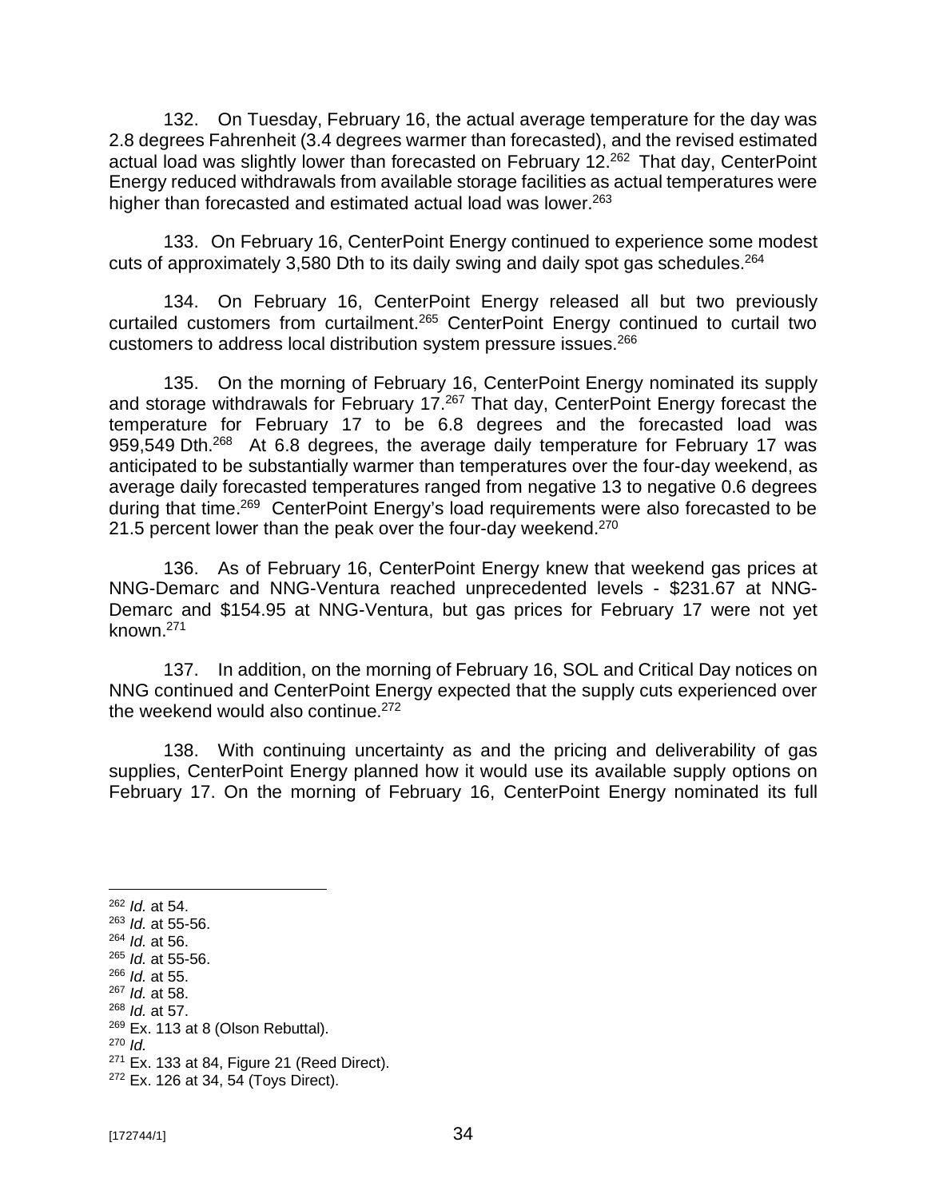132. On Tuesday, February 16, the actual average temperature for the day was 2.8 degrees Fahrenheit (3.4 degrees warmer than forecasted), and the revised estimated actual load was slightly lower than forecasted on February 12.[262] That day, CenterPoint Energy reduced withdrawals from available storage facilities as actual temperatures were higher than forecasted and estimated actual load was lower.[263]

133. On February 16, CenterPoint Energy continued to experience some modest cuts of approximately 3,580 Dth to its daily swing and daily spot gas schedules.[264]

134. On February 16, CenterPoint Energy released all but two previously curtailed customers from curtailment.[265] CenterPoint Energy continued to curtail two customers to address local distribution system pressure issues.[266]

135. On the morning of February 16, CenterPoint Energy nominated its supply and storage withdrawals for February 17.[267] That day, CenterPoint Energy forecast the temperature for February 17 to be 6.8 degrees and the forecasted load was 959,549 Dth.[268] At 6.8 degrees, the average daily temperature for February 17 was anticipated to be substantially warmer than temperatures over the four-day weekend, as average daily forecasted temperatures ranged from negative 13 to negative 0.6 degrees during that time.[269] CenterPoint Energy's load requirements were also forecasted to be 21.5 percent lower than the peak over the four-day weekend.[270]

136. As of February 16, CenterPoint Energy knew that weekend gas prices at NNG-Demarc and NNG-Ventura reached unprecedented levels - $231.67 at NNG-Demarc and $154.95 at NNG-Ventura, but gas prices for February 17 were not yet known.[271]

137. In addition, on the morning of February 16, SOL and Critical Day notices on NNG continued and CenterPoint Energy expected that the supply cuts experienced over the weekend would also continue.[272]

138. With continuing uncertainty as and the pricing and deliverability of gas supplies, CenterPoint Energy planned how it would use its available supply options on February 17. On the morning of February 16, CenterPoint Energy nominated its full

---

[262] *Id.* at 54.
[263] *Id.* at 55-56.
[264] *Id.* at 56.
[265] *Id.* at 55-56.
[266] *Id.* at 55.
[267] *Id.* at 58.
[268] *Id.* at 57.
[269] Ex. 113 at 8 (Olson Rebuttal).
[270] *Id.*
[271] Ex. 133 at 84, Figure 21 (Reed Direct).
[272] Ex. 126 at 34, 54 (Toys Direct).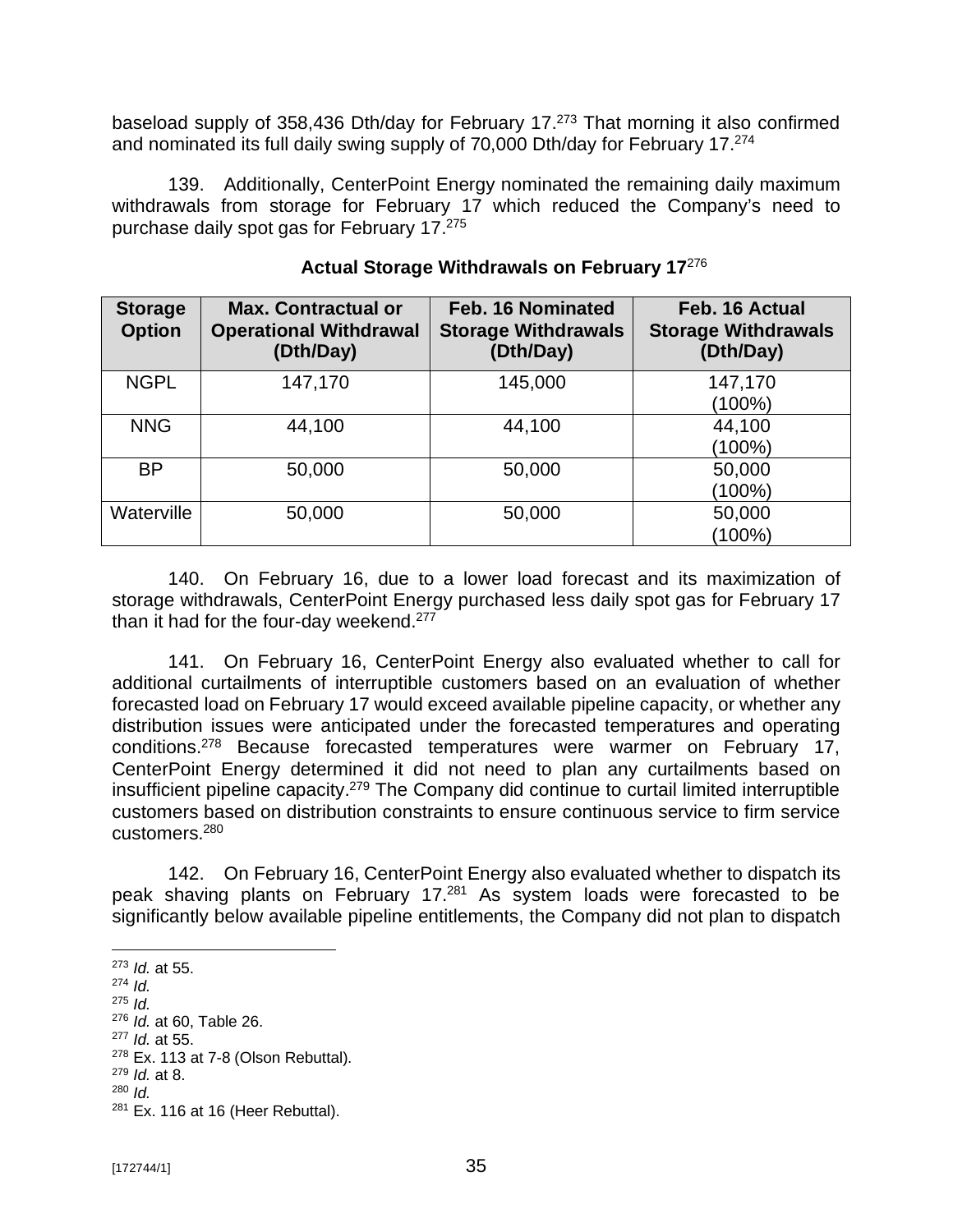baseload supply of 358,436 Dth/day for February 17.[273] That morning it also confirmed and nominated its full daily swing supply of 70,000 Dth/day for February 17.[274]

139. Additionally, CenterPoint Energy nominated the remaining daily maximum withdrawals from storage for February 17 which reduced the Company's need to purchase daily spot gas for February 17.[275]

**Actual Storage Withdrawals on February 17**[276]

| Storage Option | Max. Contractual or Operational Withdrawal (Dth/Day) | Feb. 16 Nominated Storage Withdrawals (Dth/Day) | Feb. 16 Actual Storage Withdrawals (Dth/Day) |
|---|---|---|---|
| NGPL | 147,170 | 145,000 | 147,170 (100%) |
| NNG | 44,100 | 44,100 | 44,100 (100%) |
| BP | 50,000 | 50,000 | 50,000 (100%) |
| Waterville | 50,000 | 50,000 | 50,000 (100%) |

140. On February 16, due to a lower load forecast and its maximization of storage withdrawals, CenterPoint Energy purchased less daily spot gas for February 17 than it had for the four-day weekend.[277]

141. On February 16, CenterPoint Energy also evaluated whether to call for additional curtailments of interruptible customers based on an evaluation of whether forecasted load on February 17 would exceed available pipeline capacity, or whether any distribution issues were anticipated under the forecasted temperatures and operating conditions.[278] Because forecasted temperatures were warmer on February 17, CenterPoint Energy determined it did not need to plan any curtailments based on insufficient pipeline capacity.[279] The Company did continue to curtail limited interruptible customers based on distribution constraints to ensure continuous service to firm service customers.[280]

142. On February 16, CenterPoint Energy also evaluated whether to dispatch its peak shaving plants on February 17.[281] As system loads were forecasted to be significantly below available pipeline entitlements, the Company did not plan to dispatch

---

[273] *Id.* at 55.
[274] *Id.*
[275] *Id.*
[276] *Id.* at 60, Table 26.
[277] *Id.* at 55.
[278] Ex. 113 at 7-8 (Olson Rebuttal).
[279] *Id.* at 8.
[280] *Id.*
[281] Ex. 116 at 16 (Heer Rebuttal).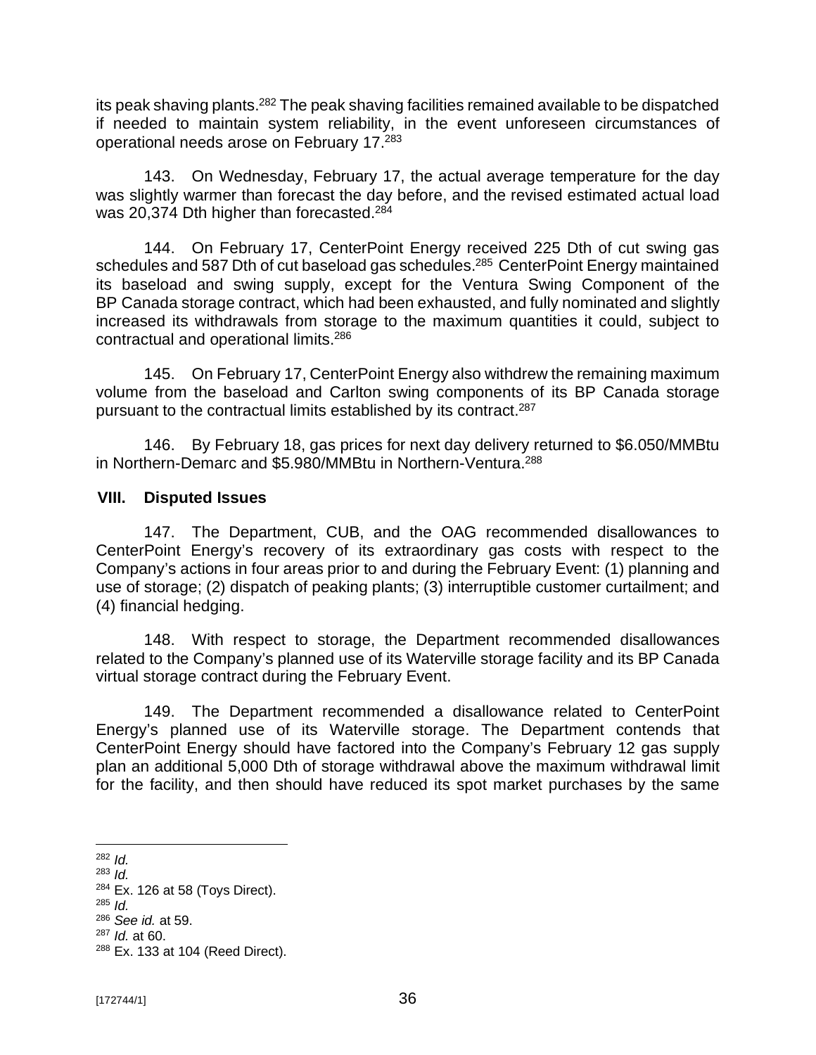its peak shaving plants.[282] The peak shaving facilities remained available to be dispatched if needed to maintain system reliability, in the event unforeseen circumstances of operational needs arose on February 17.[283]

143. On Wednesday, February 17, the actual average temperature for the day was slightly warmer than forecast the day before, and the revised estimated actual load was 20,374 Dth higher than forecasted.[284]

144. On February 17, CenterPoint Energy received 225 Dth of cut swing gas schedules and 587 Dth of cut baseload gas schedules.[285] CenterPoint Energy maintained its baseload and swing supply, except for the Ventura Swing Component of the BP Canada storage contract, which had been exhausted, and fully nominated and slightly increased its withdrawals from storage to the maximum quantities it could, subject to contractual and operational limits.[286]

145. On February 17, CenterPoint Energy also withdrew the remaining maximum volume from the baseload and Carlton swing components of its BP Canada storage pursuant to the contractual limits established by its contract.[287]

146. By February 18, gas prices for next day delivery returned to $6.050/MMBtu in Northern-Demarc and $5.980/MMBtu in Northern-Ventura.[288]

## VIII. Disputed Issues

147. The Department, CUB, and the OAG recommended disallowances to CenterPoint Energy's recovery of its extraordinary gas costs with respect to the Company's actions in four areas prior to and during the February Event: (1) planning and use of storage; (2) dispatch of peaking plants; (3) interruptible customer curtailment; and (4) financial hedging.

148. With respect to storage, the Department recommended disallowances related to the Company's planned use of its Waterville storage facility and its BP Canada virtual storage contract during the February Event.

149. The Department recommended a disallowance related to CenterPoint Energy's planned use of its Waterville storage. The Department contends that CenterPoint Energy should have factored into the Company's February 12 gas supply plan an additional 5,000 Dth of storage withdrawal above the maximum withdrawal limit for the facility, and then should have reduced its spot market purchases by the same

---

[282] *Id.*

[283] *Id.*

[284] Ex. 126 at 58 (Toys Direct).

[285] *Id.*

[286] *See id.* at 59.

[287] *Id.* at 60.

[288] Ex. 133 at 104 (Reed Direct).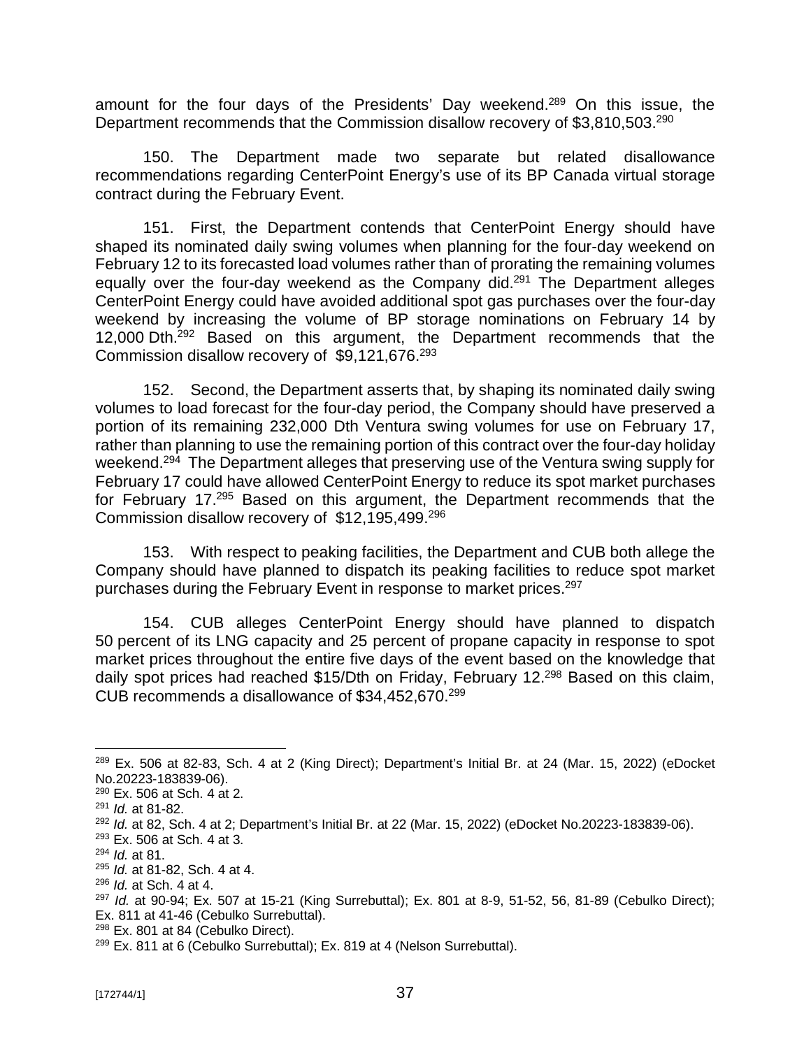amount for the four days of the Presidents' Day weekend.[289] On this issue, the Department recommends that the Commission disallow recovery of $3,810,503.[290]

150. The Department made two separate but related disallowance recommendations regarding CenterPoint Energy's use of its BP Canada virtual storage contract during the February Event.

151. First, the Department contends that CenterPoint Energy should have shaped its nominated daily swing volumes when planning for the four-day weekend on February 12 to its forecasted load volumes rather than of prorating the remaining volumes equally over the four-day weekend as the Company did.[291] The Department alleges CenterPoint Energy could have avoided additional spot gas purchases over the four-day weekend by increasing the volume of BP storage nominations on February 14 by 12,000 Dth.[292] Based on this argument, the Department recommends that the Commission disallow recovery of $9,121,676.[293]

152. Second, the Department asserts that, by shaping its nominated daily swing volumes to load forecast for the four-day period, the Company should have preserved a portion of its remaining 232,000 Dth Ventura swing volumes for use on February 17, rather than planning to use the remaining portion of this contract over the four-day holiday weekend.[294] The Department alleges that preserving use of the Ventura swing supply for February 17 could have allowed CenterPoint Energy to reduce its spot market purchases for February 17.[295] Based on this argument, the Department recommends that the Commission disallow recovery of $12,195,499.[296]

153. With respect to peaking facilities, the Department and CUB both allege the Company should have planned to dispatch its peaking facilities to reduce spot market purchases during the February Event in response to market prices.[297]

154. CUB alleges CenterPoint Energy should have planned to dispatch 50 percent of its LNG capacity and 25 percent of propane capacity in response to spot market prices throughout the entire five days of the event based on the knowledge that daily spot prices had reached $15/Dth on Friday, February 12.[298] Based on this claim, CUB recommends a disallowance of $34,452,670.[299]

---

[289] Ex. 506 at 82-83, Sch. 4 at 2 (King Direct); Department's Initial Br. at 24 (Mar. 15, 2022) (eDocket No.20223-183839-06).
[290] Ex. 506 at Sch. 4 at 2.
[291] *Id.* at 81-82.
[292] *Id.* at 82, Sch. 4 at 2; Department's Initial Br. at 22 (Mar. 15, 2022) (eDocket No.20223-183839-06).
[293] Ex. 506 at Sch. 4 at 3.
[294] *Id.* at 81.
[295] *Id.* at 81-82, Sch. 4 at 4.
[296] *Id.* at Sch. 4 at 4.
[297] *Id.* at 90-94; Ex. 507 at 15-21 (King Surrebuttal); Ex. 801 at 8-9, 51-52, 56, 81-89 (Cebulko Direct); Ex. 811 at 41-46 (Cebulko Surrebuttal).
[298] Ex. 801 at 84 (Cebulko Direct).
[299] Ex. 811 at 6 (Cebulko Surrebuttal); Ex. 819 at 4 (Nelson Surrebuttal).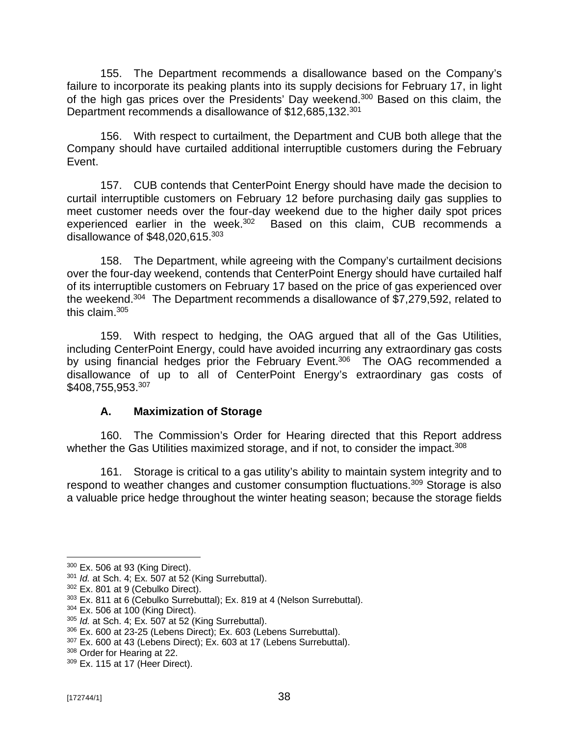155. The Department recommends a disallowance based on the Company's failure to incorporate its peaking plants into its supply decisions for February 17, in light of the high gas prices over the Presidents' Day weekend.[300] Based on this claim, the Department recommends a disallowance of $12,685,132.[301]

156. With respect to curtailment, the Department and CUB both allege that the Company should have curtailed additional interruptible customers during the February Event.

157. CUB contends that CenterPoint Energy should have made the decision to curtail interruptible customers on February 12 before purchasing daily gas supplies to meet customer needs over the four-day weekend due to the higher daily spot prices experienced earlier in the week.[302] Based on this claim, CUB recommends a disallowance of $48,020,615.[303]

158. The Department, while agreeing with the Company's curtailment decisions over the four-day weekend, contends that CenterPoint Energy should have curtailed half of its interruptible customers on February 17 based on the price of gas experienced over the weekend.[304] The Department recommends a disallowance of $7,279,592, related to this claim.[305]

159. With respect to hedging, the OAG argued that all of the Gas Utilities, including CenterPoint Energy, could have avoided incurring any extraordinary gas costs by using financial hedges prior the February Event.[306] The OAG recommended a disallowance of up to all of CenterPoint Energy's extraordinary gas costs of $408,755,953.[307]

### A. Maximization of Storage

160. The Commission's Order for Hearing directed that this Report address whether the Gas Utilities maximized storage, and if not, to consider the impact.[308]

161. Storage is critical to a gas utility's ability to maintain system integrity and to respond to weather changes and customer consumption fluctuations.[309] Storage is also a valuable price hedge throughout the winter heating season; because the storage fields

---

[300] Ex. 506 at 93 (King Direct).

[301] *Id.* at Sch. 4; Ex. 507 at 52 (King Surrebuttal).

[302] Ex. 801 at 9 (Cebulko Direct).

[303] Ex. 811 at 6 (Cebulko Surrebuttal); Ex. 819 at 4 (Nelson Surrebuttal).

[304] Ex. 506 at 100 (King Direct).

[305] *Id.* at Sch. 4; Ex. 507 at 52 (King Surrebuttal).

[306] Ex. 600 at 23-25 (Lebens Direct); Ex. 603 (Lebens Surrebuttal).

[307] Ex. 600 at 43 (Lebens Direct); Ex. 603 at 17 (Lebens Surrebuttal).

[308] Order for Hearing at 22.

[309] Ex. 115 at 17 (Heer Direct).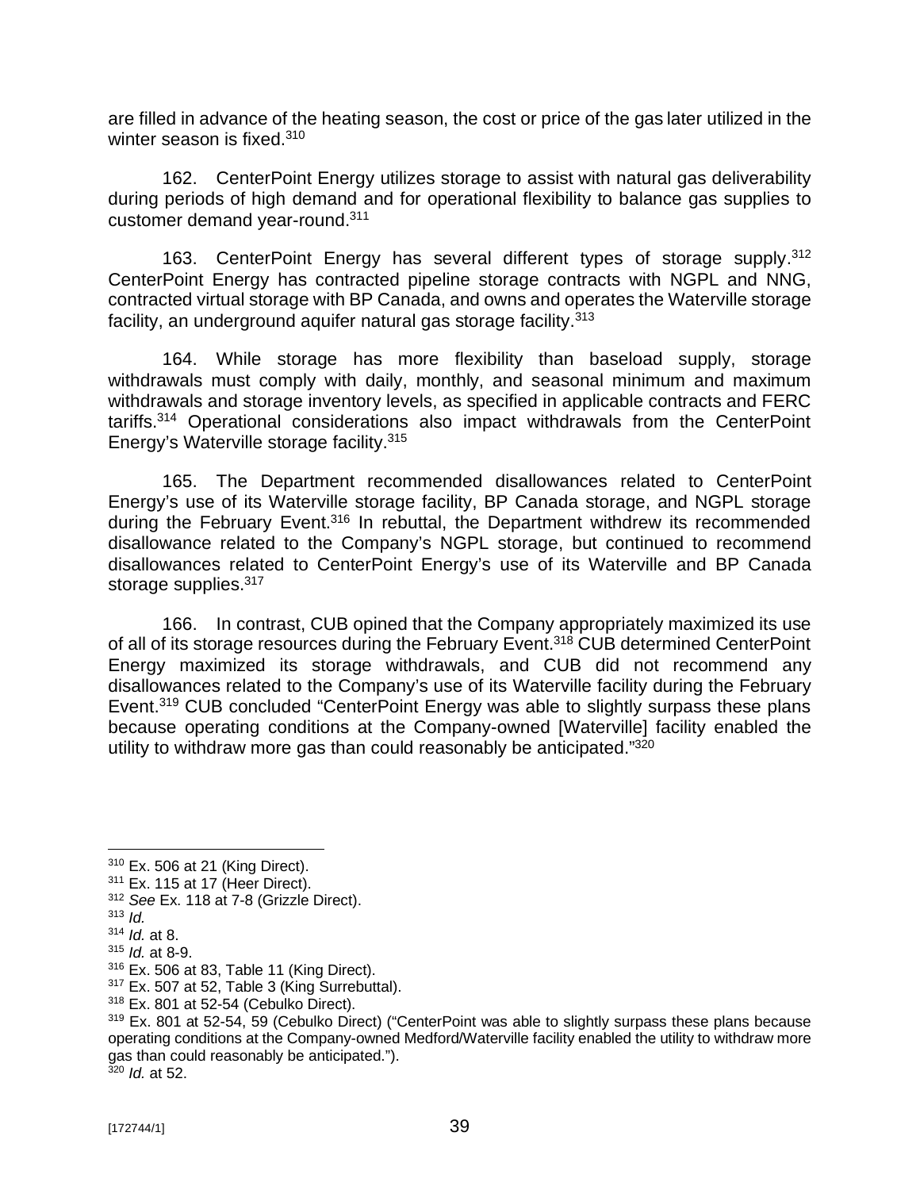are filled in advance of the heating season, the cost or price of the gas later utilized in the winter season is fixed.[310]

162. CenterPoint Energy utilizes storage to assist with natural gas deliverability during periods of high demand and for operational flexibility to balance gas supplies to customer demand year-round.[311]

163. CenterPoint Energy has several different types of storage supply.[312] CenterPoint Energy has contracted pipeline storage contracts with NGPL and NNG, contracted virtual storage with BP Canada, and owns and operates the Waterville storage facility, an underground aquifer natural gas storage facility.[313]

164. While storage has more flexibility than baseload supply, storage withdrawals must comply with daily, monthly, and seasonal minimum and maximum withdrawals and storage inventory levels, as specified in applicable contracts and FERC tariffs.[314] Operational considerations also impact withdrawals from the CenterPoint Energy's Waterville storage facility.[315]

165. The Department recommended disallowances related to CenterPoint Energy's use of its Waterville storage facility, BP Canada storage, and NGPL storage during the February Event.[316] In rebuttal, the Department withdrew its recommended disallowance related to the Company's NGPL storage, but continued to recommend disallowances related to CenterPoint Energy's use of its Waterville and BP Canada storage supplies.[317]

166. In contrast, CUB opined that the Company appropriately maximized its use of all of its storage resources during the February Event.[318] CUB determined CenterPoint Energy maximized its storage withdrawals, and CUB did not recommend any disallowances related to the Company's use of its Waterville facility during the February Event.[319] CUB concluded "CenterPoint Energy was able to slightly surpass these plans because operating conditions at the Company-owned [Waterville] facility enabled the utility to withdraw more gas than could reasonably be anticipated."[320]

---

[310] Ex. 506 at 21 (King Direct).
[311] Ex. 115 at 17 (Heer Direct).
[312] *See* Ex. 118 at 7-8 (Grizzle Direct).
[313] *Id.*
[314] *Id.* at 8.
[315] *Id.* at 8-9.
[316] Ex. 506 at 83, Table 11 (King Direct).
[317] Ex. 507 at 52, Table 3 (King Surrebuttal).
[318] Ex. 801 at 52-54 (Cebulko Direct).
[319] Ex. 801 at 52-54, 59 (Cebulko Direct) ("CenterPoint was able to slightly surpass these plans because operating conditions at the Company-owned Medford/Waterville facility enabled the utility to withdraw more gas than could reasonably be anticipated.").
[320] *Id.* at 52.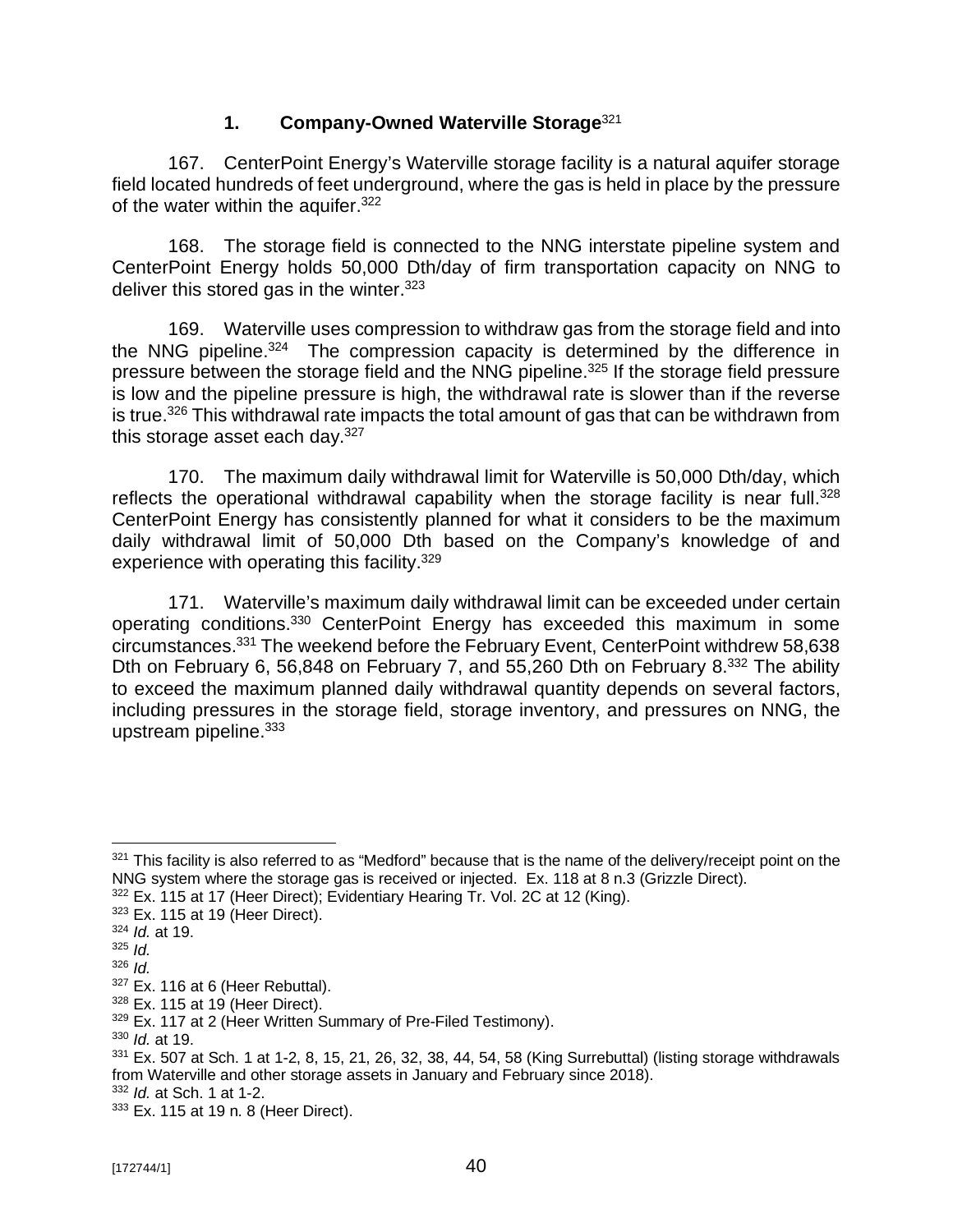### 1. Company-Owned Waterville Storage[321]

167. CenterPoint Energy's Waterville storage facility is a natural aquifer storage field located hundreds of feet underground, where the gas is held in place by the pressure of the water within the aquifer.[322]

168. The storage field is connected to the NNG interstate pipeline system and CenterPoint Energy holds 50,000 Dth/day of firm transportation capacity on NNG to deliver this stored gas in the winter.[323]

169. Waterville uses compression to withdraw gas from the storage field and into the NNG pipeline.[324] The compression capacity is determined by the difference in pressure between the storage field and the NNG pipeline.[325] If the storage field pressure is low and the pipeline pressure is high, the withdrawal rate is slower than if the reverse is true.[326] This withdrawal rate impacts the total amount of gas that can be withdrawn from this storage asset each day.[327]

170. The maximum daily withdrawal limit for Waterville is 50,000 Dth/day, which reflects the operational withdrawal capability when the storage facility is near full.[328] CenterPoint Energy has consistently planned for what it considers to be the maximum daily withdrawal limit of 50,000 Dth based on the Company's knowledge of and experience with operating this facility.[329]

171. Waterville's maximum daily withdrawal limit can be exceeded under certain operating conditions.[330] CenterPoint Energy has exceeded this maximum in some circumstances.[331] The weekend before the February Event, CenterPoint withdrew 58,638 Dth on February 6, 56,848 on February 7, and 55,260 Dth on February 8.[332] The ability to exceed the maximum planned daily withdrawal quantity depends on several factors, including pressures in the storage field, storage inventory, and pressures on NNG, the upstream pipeline.[333]

---

[321] This facility is also referred to as "Medford" because that is the name of the delivery/receipt point on the NNG system where the storage gas is received or injected. Ex. 118 at 8 n.3 (Grizzle Direct).

[322] Ex. 115 at 17 (Heer Direct); Evidentiary Hearing Tr. Vol. 2C at 12 (King).

[323] Ex. 115 at 19 (Heer Direct).

[324] *Id.* at 19.

[325] *Id.*

[326] *Id.*

[327] Ex. 116 at 6 (Heer Rebuttal).

[328] Ex. 115 at 19 (Heer Direct).

[329] Ex. 117 at 2 (Heer Written Summary of Pre-Filed Testimony).

[330] *Id.* at 19.

[331] Ex. 507 at Sch. 1 at 1-2, 8, 15, 21, 26, 32, 38, 44, 54, 58 (King Surrebuttal) (listing storage withdrawals from Waterville and other storage assets in January and February since 2018).

[332] *Id.* at Sch. 1 at 1-2.

[333] Ex. 115 at 19 n. 8 (Heer Direct).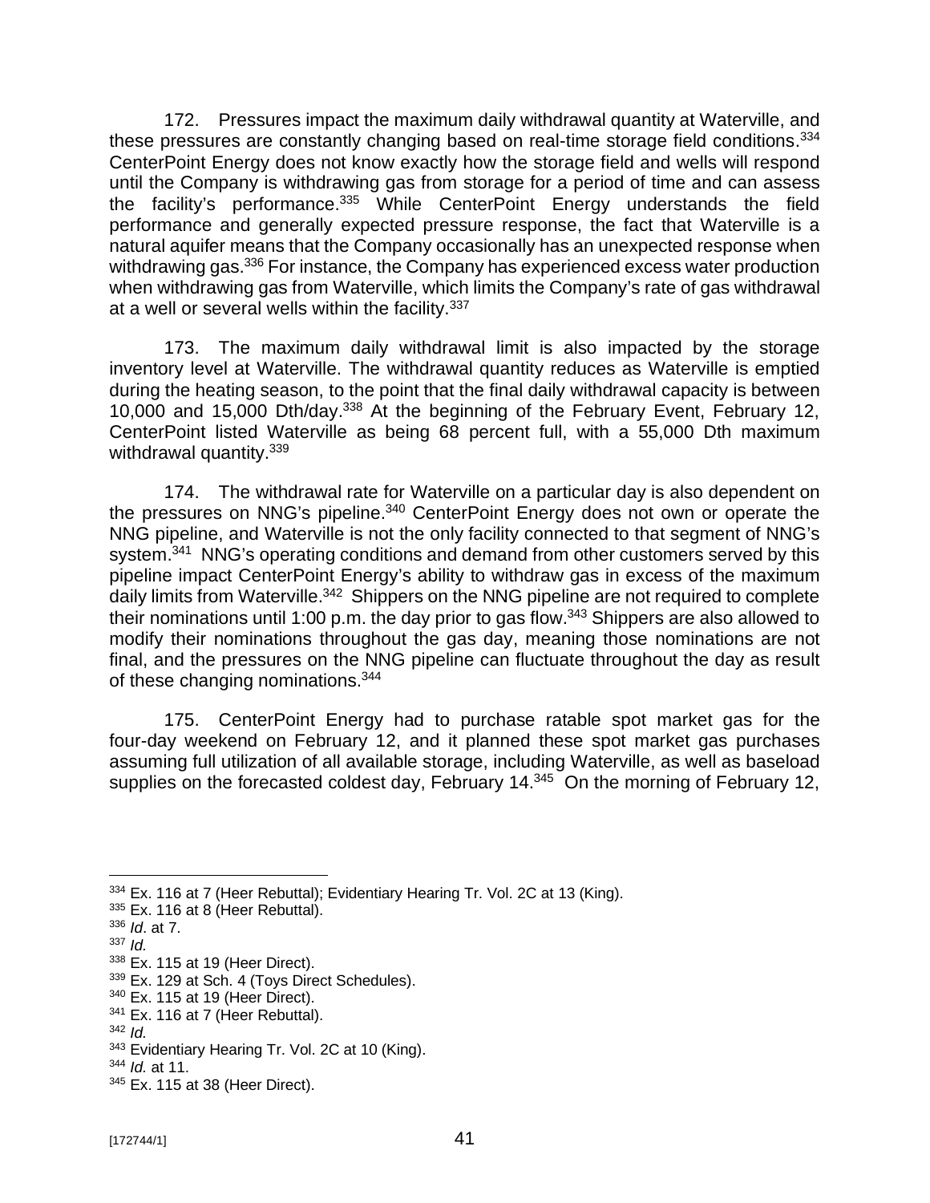172. Pressures impact the maximum daily withdrawal quantity at Waterville, and these pressures are constantly changing based on real-time storage field conditions.[334] CenterPoint Energy does not know exactly how the storage field and wells will respond until the Company is withdrawing gas from storage for a period of time and can assess the facility's performance.[335] While CenterPoint Energy understands the field performance and generally expected pressure response, the fact that Waterville is a natural aquifer means that the Company occasionally has an unexpected response when withdrawing gas.[336] For instance, the Company has experienced excess water production when withdrawing gas from Waterville, which limits the Company's rate of gas withdrawal at a well or several wells within the facility.[337]

173. The maximum daily withdrawal limit is also impacted by the storage inventory level at Waterville. The withdrawal quantity reduces as Waterville is emptied during the heating season, to the point that the final daily withdrawal capacity is between 10,000 and 15,000 Dth/day.[338] At the beginning of the February Event, February 12, CenterPoint listed Waterville as being 68 percent full, with a 55,000 Dth maximum withdrawal quantity.[339]

174. The withdrawal rate for Waterville on a particular day is also dependent on the pressures on NNG's pipeline.[340] CenterPoint Energy does not own or operate the NNG pipeline, and Waterville is not the only facility connected to that segment of NNG's system.[341] NNG's operating conditions and demand from other customers served by this pipeline impact CenterPoint Energy's ability to withdraw gas in excess of the maximum daily limits from Waterville.[342] Shippers on the NNG pipeline are not required to complete their nominations until 1:00 p.m. the day prior to gas flow.[343] Shippers are also allowed to modify their nominations throughout the gas day, meaning those nominations are not final, and the pressures on the NNG pipeline can fluctuate throughout the day as result of these changing nominations.[344]

175. CenterPoint Energy had to purchase ratable spot market gas for the four-day weekend on February 12, and it planned these spot market gas purchases assuming full utilization of all available storage, including Waterville, as well as baseload supplies on the forecasted coldest day, February 14.[345] On the morning of February 12,

---

[334] Ex. 116 at 7 (Heer Rebuttal); Evidentiary Hearing Tr. Vol. 2C at 13 (King).
[335] Ex. 116 at 8 (Heer Rebuttal).
[336] *Id*. at 7.
[337] *Id.*
[338] Ex. 115 at 19 (Heer Direct).
[339] Ex. 129 at Sch. 4 (Toys Direct Schedules).
[340] Ex. 115 at 19 (Heer Direct).
[341] Ex. 116 at 7 (Heer Rebuttal).
[342] *Id.*
[343] Evidentiary Hearing Tr. Vol. 2C at 10 (King).
[344] *Id.* at 11.
[345] Ex. 115 at 38 (Heer Direct).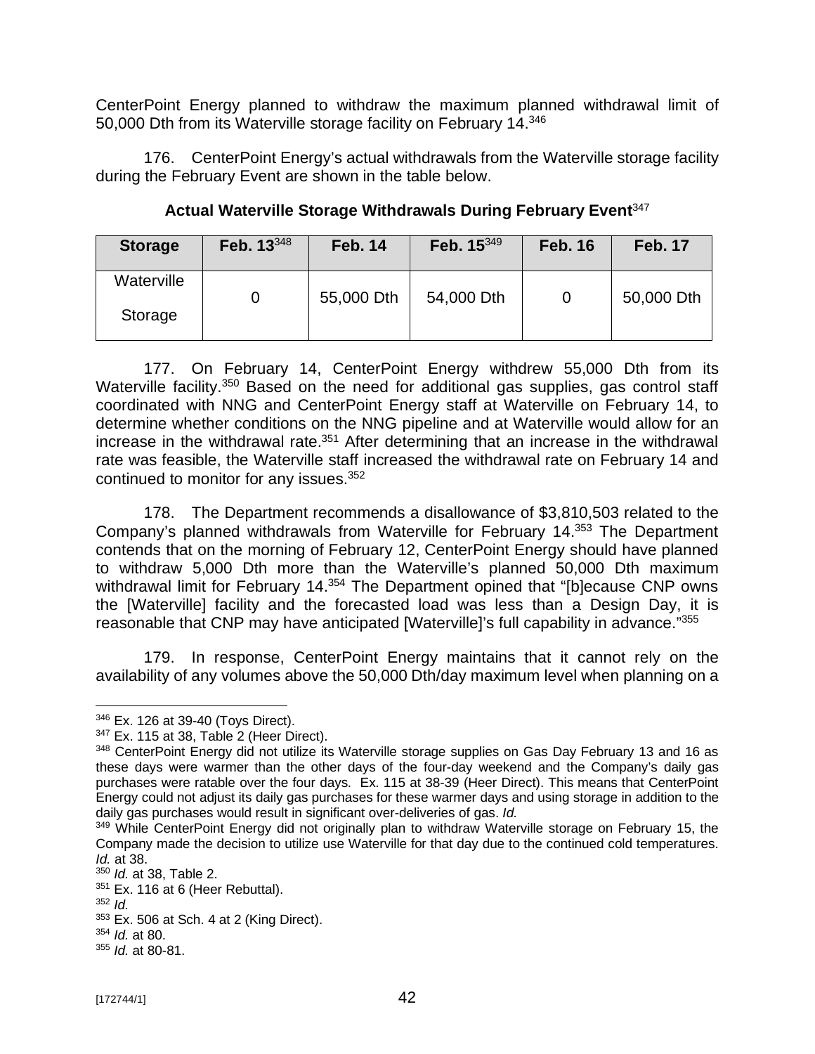CenterPoint Energy planned to withdraw the maximum planned withdrawal limit of 50,000 Dth from its Waterville storage facility on February 14.[346]

176. CenterPoint Energy's actual withdrawals from the Waterville storage facility during the February Event are shown in the table below.

**Actual Waterville Storage Withdrawals During February Event**[347]

| Storage | Feb. 13[348] | Feb. 14 | Feb. 15[349] | Feb. 16 | Feb. 17 |
|---|---|---|---|---|---|
| Waterville Storage | 0 | 55,000 Dth | 54,000 Dth | 0 | 50,000 Dth |

177. On February 14, CenterPoint Energy withdrew 55,000 Dth from its Waterville facility.[350] Based on the need for additional gas supplies, gas control staff coordinated with NNG and CenterPoint Energy staff at Waterville on February 14, to determine whether conditions on the NNG pipeline and at Waterville would allow for an increase in the withdrawal rate.[351] After determining that an increase in the withdrawal rate was feasible, the Waterville staff increased the withdrawal rate on February 14 and continued to monitor for any issues.[352]

178. The Department recommends a disallowance of $3,810,503 related to the Company's planned withdrawals from Waterville for February 14.[353] The Department contends that on the morning of February 12, CenterPoint Energy should have planned to withdraw 5,000 Dth more than the Waterville's planned 50,000 Dth maximum withdrawal limit for February 14.[354] The Department opined that "[b]ecause CNP owns the [Waterville] facility and the forecasted load was less than a Design Day, it is reasonable that CNP may have anticipated [Waterville]'s full capability in advance."[355]

179. In response, CenterPoint Energy maintains that it cannot rely on the availability of any volumes above the 50,000 Dth/day maximum level when planning on a

---

[346] Ex. 126 at 39-40 (Toys Direct).

[347] Ex. 115 at 38, Table 2 (Heer Direct).

[348] CenterPoint Energy did not utilize its Waterville storage supplies on Gas Day February 13 and 16 as these days were warmer than the other days of the four-day weekend and the Company's daily gas purchases were ratable over the four days. Ex. 115 at 38-39 (Heer Direct). This means that CenterPoint Energy could not adjust its daily gas purchases for these warmer days and using storage in addition to the daily gas purchases would result in significant over-deliveries of gas. *Id.*

[349] While CenterPoint Energy did not originally plan to withdraw Waterville storage on February 15, the Company made the decision to utilize use Waterville for that day due to the continued cold temperatures. *Id.* at 38.

[350] *Id.* at 38, Table 2.

[351] Ex. 116 at 6 (Heer Rebuttal).

[352] *Id.*

[353] Ex. 506 at Sch. 4 at 2 (King Direct).

[354] *Id.* at 80.

[355] *Id.* at 80-81.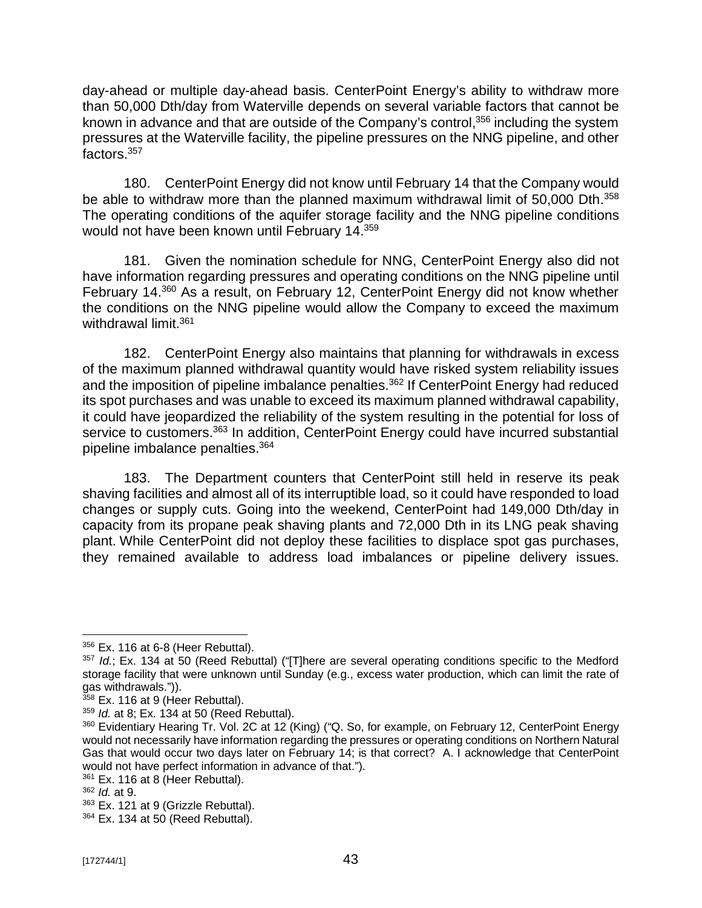day-ahead or multiple day-ahead basis. CenterPoint Energy's ability to withdraw more than 50,000 Dth/day from Waterville depends on several variable factors that cannot be known in advance and that are outside of the Company's control,[356] including the system pressures at the Waterville facility, the pipeline pressures on the NNG pipeline, and other factors.[357]

180. CenterPoint Energy did not know until February 14 that the Company would be able to withdraw more than the planned maximum withdrawal limit of 50,000 Dth.[358] The operating conditions of the aquifer storage facility and the NNG pipeline conditions would not have been known until February 14.[359]

181. Given the nomination schedule for NNG, CenterPoint Energy also did not have information regarding pressures and operating conditions on the NNG pipeline until February 14.[360] As a result, on February 12, CenterPoint Energy did not know whether the conditions on the NNG pipeline would allow the Company to exceed the maximum withdrawal limit.[361]

182. CenterPoint Energy also maintains that planning for withdrawals in excess of the maximum planned withdrawal quantity would have risked system reliability issues and the imposition of pipeline imbalance penalties.[362] If CenterPoint Energy had reduced its spot purchases and was unable to exceed its maximum planned withdrawal capability, it could have jeopardized the reliability of the system resulting in the potential for loss of service to customers.[363] In addition, CenterPoint Energy could have incurred substantial pipeline imbalance penalties.[364]

183. The Department counters that CenterPoint still held in reserve its peak shaving facilities and almost all of its interruptible load, so it could have responded to load changes or supply cuts. Going into the weekend, CenterPoint had 149,000 Dth/day in capacity from its propane peak shaving plants and 72,000 Dth in its LNG peak shaving plant. While CenterPoint did not deploy these facilities to displace spot gas purchases, they remained available to address load imbalances or pipeline delivery issues.

---

[356] Ex. 116 at 6-8 (Heer Rebuttal).

[357] *Id.*; Ex. 134 at 50 (Reed Rebuttal) ("[T]here are several operating conditions specific to the Medford storage facility that were unknown until Sunday (e.g., excess water production, which can limit the rate of gas withdrawals.")).

[358] Ex. 116 at 9 (Heer Rebuttal).

[359] *Id.* at 8; Ex. 134 at 50 (Reed Rebuttal).

[360] Evidentiary Hearing Tr. Vol. 2C at 12 (King) ("Q. So, for example, on February 12, CenterPoint Energy would not necessarily have information regarding the pressures or operating conditions on Northern Natural Gas that would occur two days later on February 14; is that correct? A. I acknowledge that CenterPoint would not have perfect information in advance of that.").

[361] Ex. 116 at 8 (Heer Rebuttal).

[362] *Id.* at 9.

[363] Ex. 121 at 9 (Grizzle Rebuttal).

[364] Ex. 134 at 50 (Reed Rebuttal).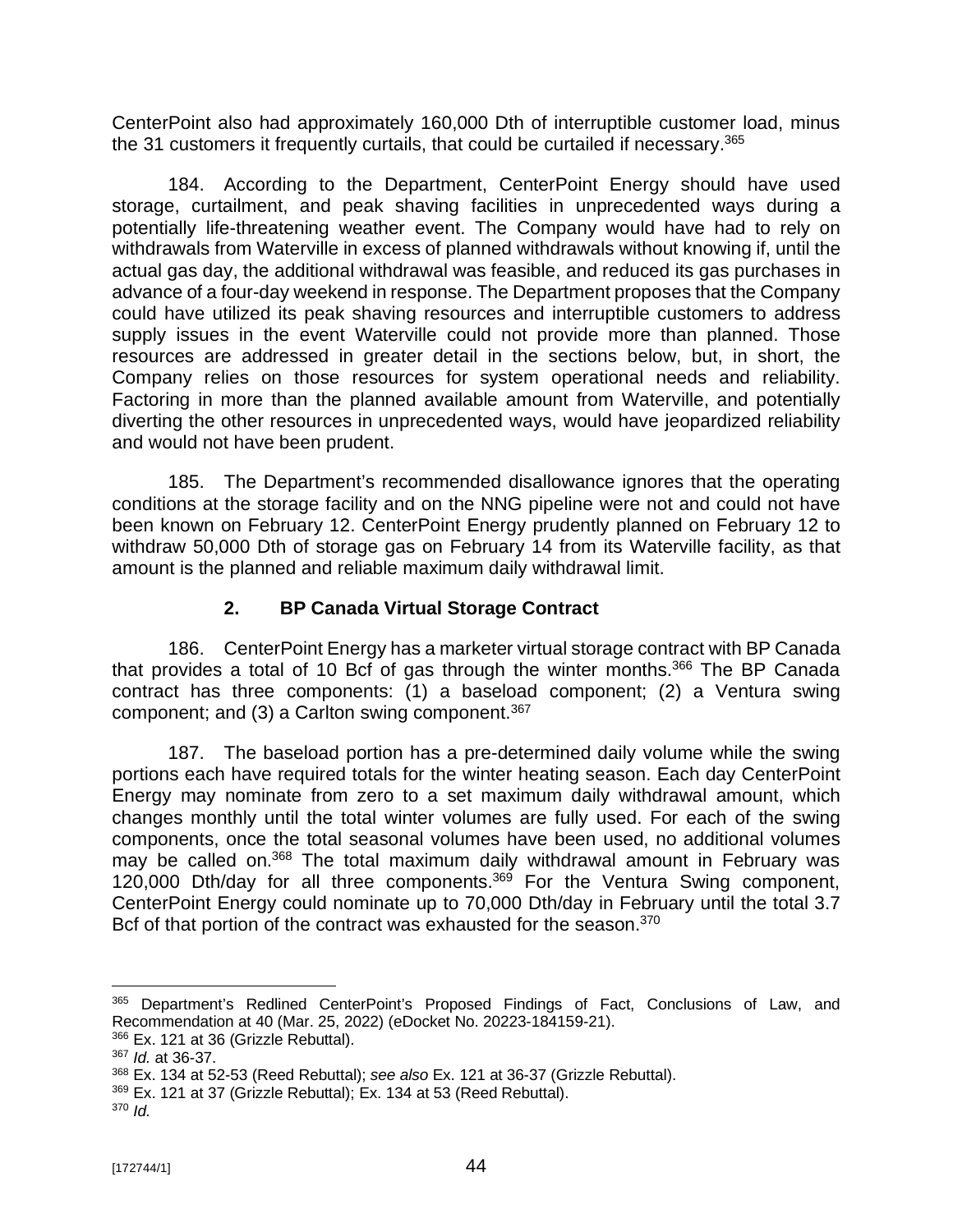CenterPoint also had approximately 160,000 Dth of interruptible customer load, minus the 31 customers it frequently curtails, that could be curtailed if necessary.[365]

184. According to the Department, CenterPoint Energy should have used storage, curtailment, and peak shaving facilities in unprecedented ways during a potentially life-threatening weather event. The Company would have had to rely on withdrawals from Waterville in excess of planned withdrawals without knowing if, until the actual gas day, the additional withdrawal was feasible, and reduced its gas purchases in advance of a four-day weekend in response. The Department proposes that the Company could have utilized its peak shaving resources and interruptible customers to address supply issues in the event Waterville could not provide more than planned. Those resources are addressed in greater detail in the sections below, but, in short, the Company relies on those resources for system operational needs and reliability. Factoring in more than the planned available amount from Waterville, and potentially diverting the other resources in unprecedented ways, would have jeopardized reliability and would not have been prudent.

185. The Department's recommended disallowance ignores that the operating conditions at the storage facility and on the NNG pipeline were not and could not have been known on February 12. CenterPoint Energy prudently planned on February 12 to withdraw 50,000 Dth of storage gas on February 14 from its Waterville facility, as that amount is the planned and reliable maximum daily withdrawal limit.

### 2. BP Canada Virtual Storage Contract

186. CenterPoint Energy has a marketer virtual storage contract with BP Canada that provides a total of 10 Bcf of gas through the winter months.[366] The BP Canada contract has three components: (1) a baseload component; (2) a Ventura swing component; and (3) a Carlton swing component.[367]

187. The baseload portion has a pre-determined daily volume while the swing portions each have required totals for the winter heating season. Each day CenterPoint Energy may nominate from zero to a set maximum daily withdrawal amount, which changes monthly until the total winter volumes are fully used. For each of the swing components, once the total seasonal volumes have been used, no additional volumes may be called on.[368] The total maximum daily withdrawal amount in February was 120,000 Dth/day for all three components.[369] For the Ventura Swing component, CenterPoint Energy could nominate up to 70,000 Dth/day in February until the total 3.7 Bcf of that portion of the contract was exhausted for the season.[370]

---

[365] Department's Redlined CenterPoint's Proposed Findings of Fact, Conclusions of Law, and Recommendation at 40 (Mar. 25, 2022) (eDocket No. 20223-184159-21).
[366] Ex. 121 at 36 (Grizzle Rebuttal).
[367] *Id.* at 36-37.
[368] Ex. 134 at 52-53 (Reed Rebuttal); *see also* Ex. 121 at 36-37 (Grizzle Rebuttal).
[369] Ex. 121 at 37 (Grizzle Rebuttal); Ex. 134 at 53 (Reed Rebuttal).
[370] *Id.*

[172744/1]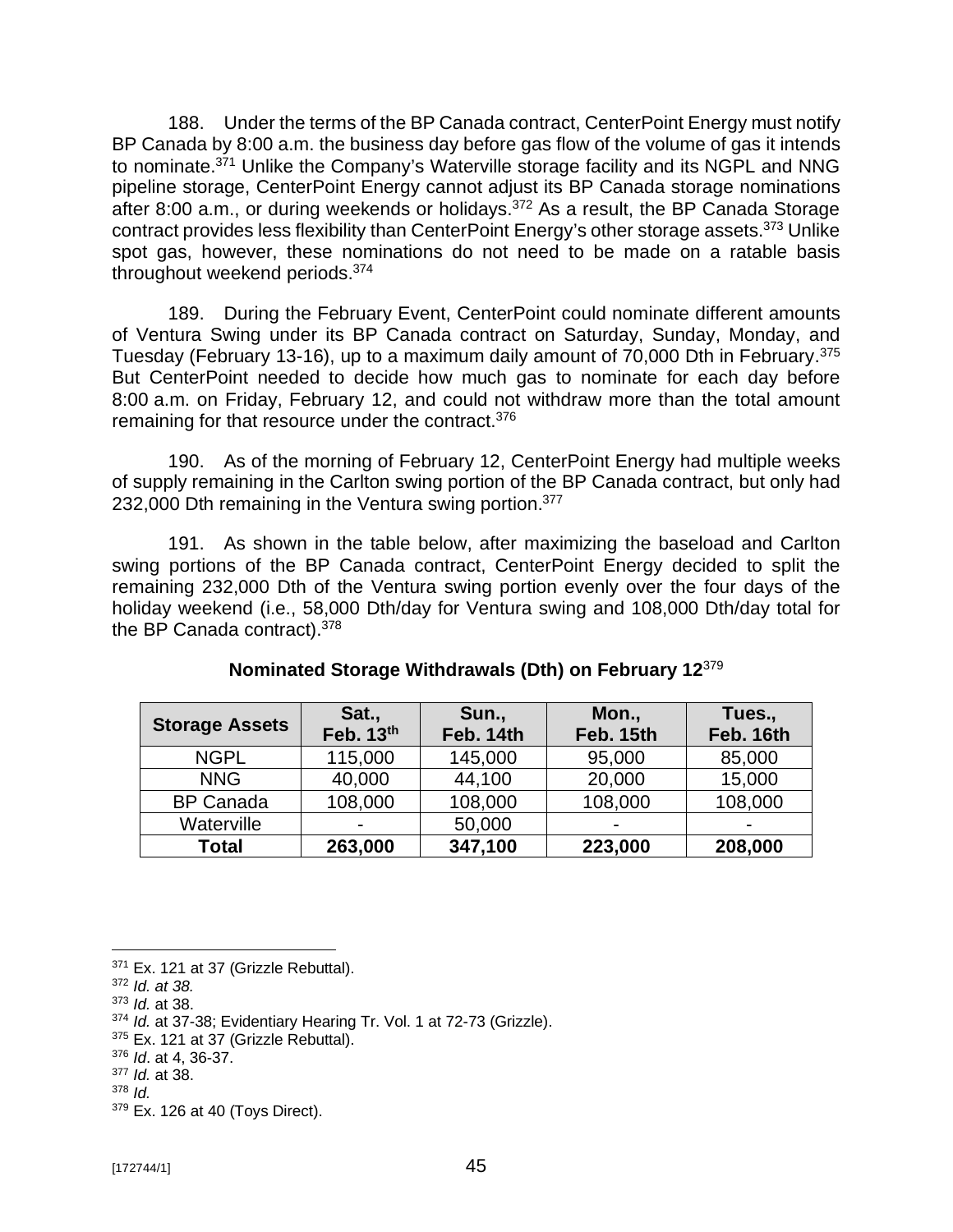188. Under the terms of the BP Canada contract, CenterPoint Energy must notify BP Canada by 8:00 a.m. the business day before gas flow of the volume of gas it intends to nominate.[371] Unlike the Company's Waterville storage facility and its NGPL and NNG pipeline storage, CenterPoint Energy cannot adjust its BP Canada storage nominations after 8:00 a.m., or during weekends or holidays.[372] As a result, the BP Canada Storage contract provides less flexibility than CenterPoint Energy's other storage assets.[373] Unlike spot gas, however, these nominations do not need to be made on a ratable basis throughout weekend periods.[374]

189. During the February Event, CenterPoint could nominate different amounts of Ventura Swing under its BP Canada contract on Saturday, Sunday, Monday, and Tuesday (February 13-16), up to a maximum daily amount of 70,000 Dth in February.[375] But CenterPoint needed to decide how much gas to nominate for each day before 8:00 a.m. on Friday, February 12, and could not withdraw more than the total amount remaining for that resource under the contract.[376]

190. As of the morning of February 12, CenterPoint Energy had multiple weeks of supply remaining in the Carlton swing portion of the BP Canada contract, but only had 232,000 Dth remaining in the Ventura swing portion.[377]

191. As shown in the table below, after maximizing the baseload and Carlton swing portions of the BP Canada contract, CenterPoint Energy decided to split the remaining 232,000 Dth of the Ventura swing portion evenly over the four days of the holiday weekend (i.e., 58,000 Dth/day for Ventura swing and 108,000 Dth/day total for the BP Canada contract).[378]

**Nominated Storage Withdrawals (Dth) on February 12**[379]

| Storage Assets | Sat., Feb. 13th | Sun., Feb. 14th | Mon., Feb. 15th | Tues., Feb. 16th |
|---|---|---|---|---|
| NGPL | 115,000 | 145,000 | 95,000 | 85,000 |
| NNG | 40,000 | 44,100 | 20,000 | 15,000 |
| BP Canada | 108,000 | 108,000 | 108,000 | 108,000 |
| Waterville | - | 50,000 | - | - |
| **Total** | **263,000** | **347,100** | **223,000** | **208,000** |

---

[371] Ex. 121 at 37 (Grizzle Rebuttal).
[372] *Id. at 38.*
[373] *Id.* at 38.
[374] *Id.* at 37-38; Evidentiary Hearing Tr. Vol. 1 at 72-73 (Grizzle).
[375] Ex. 121 at 37 (Grizzle Rebuttal).
[376] *Id*. at 4, 36-37.
[377] *Id.* at 38.
[378] *Id.*
[379] Ex. 126 at 40 (Toys Direct).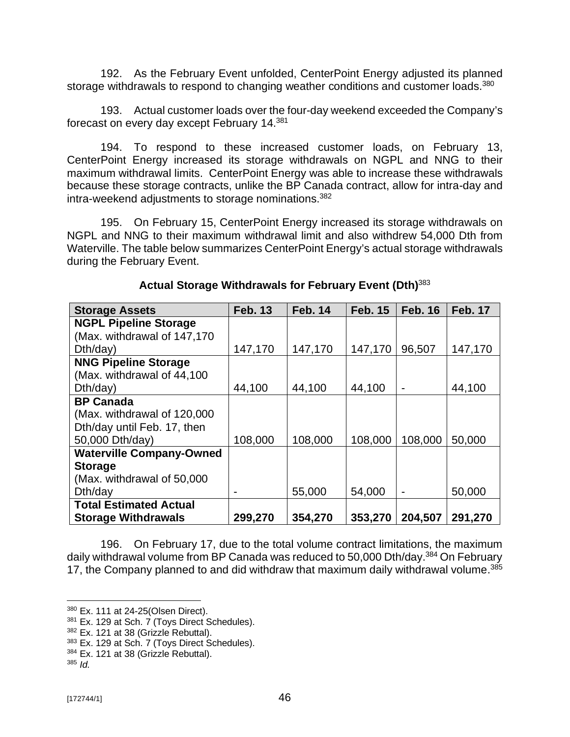192. As the February Event unfolded, CenterPoint Energy adjusted its planned storage withdrawals to respond to changing weather conditions and customer loads.[380]

193. Actual customer loads over the four-day weekend exceeded the Company's forecast on every day except February 14.[381]

194. To respond to these increased customer loads, on February 13, CenterPoint Energy increased its storage withdrawals on NGPL and NNG to their maximum withdrawal limits. CenterPoint Energy was able to increase these withdrawals because these storage contracts, unlike the BP Canada contract, allow for intra-day and intra-weekend adjustments to storage nominations.[382]

195. On February 15, CenterPoint Energy increased its storage withdrawals on NGPL and NNG to their maximum withdrawal limit and also withdrew 54,000 Dth from Waterville. The table below summarizes CenterPoint Energy's actual storage withdrawals during the February Event.

**Actual Storage Withdrawals for February Event (Dth)**[383]

| Storage Assets | Feb. 13 | Feb. 14 | Feb. 15 | Feb. 16 | Feb. 17 |
|---|---|---|---|---|---|
| **NGPL Pipeline Storage** (Max. withdrawal of 147,170 Dth/day) | 147,170 | 147,170 | 147,170 | 96,507 | 147,170 |
| **NNG Pipeline Storage** (Max. withdrawal of 44,100 Dth/day) | 44,100 | 44,100 | 44,100 | - | 44,100 |
| **BP Canada** (Max. withdrawal of 120,000 Dth/day until Feb. 17, then 50,000 Dth/day) | 108,000 | 108,000 | 108,000 | 108,000 | 50,000 |
| **Waterville Company-Owned Storage** (Max. withdrawal of 50,000 Dth/day | - | 55,000 | 54,000 | - | 50,000 |
| **Total Estimated Actual Storage Withdrawals** | **299,270** | **354,270** | **353,270** | **204,507** | **291,270** |

196. On February 17, due to the total volume contract limitations, the maximum daily withdrawal volume from BP Canada was reduced to 50,000 Dth/day.[384] On February 17, the Company planned to and did withdraw that maximum daily withdrawal volume.[385]

---

[380] Ex. 111 at 24-25(Olsen Direct).
[381] Ex. 129 at Sch. 7 (Toys Direct Schedules).
[382] Ex. 121 at 38 (Grizzle Rebuttal).
[383] Ex. 129 at Sch. 7 (Toys Direct Schedules).
[384] Ex. 121 at 38 (Grizzle Rebuttal).
[385] *Id.*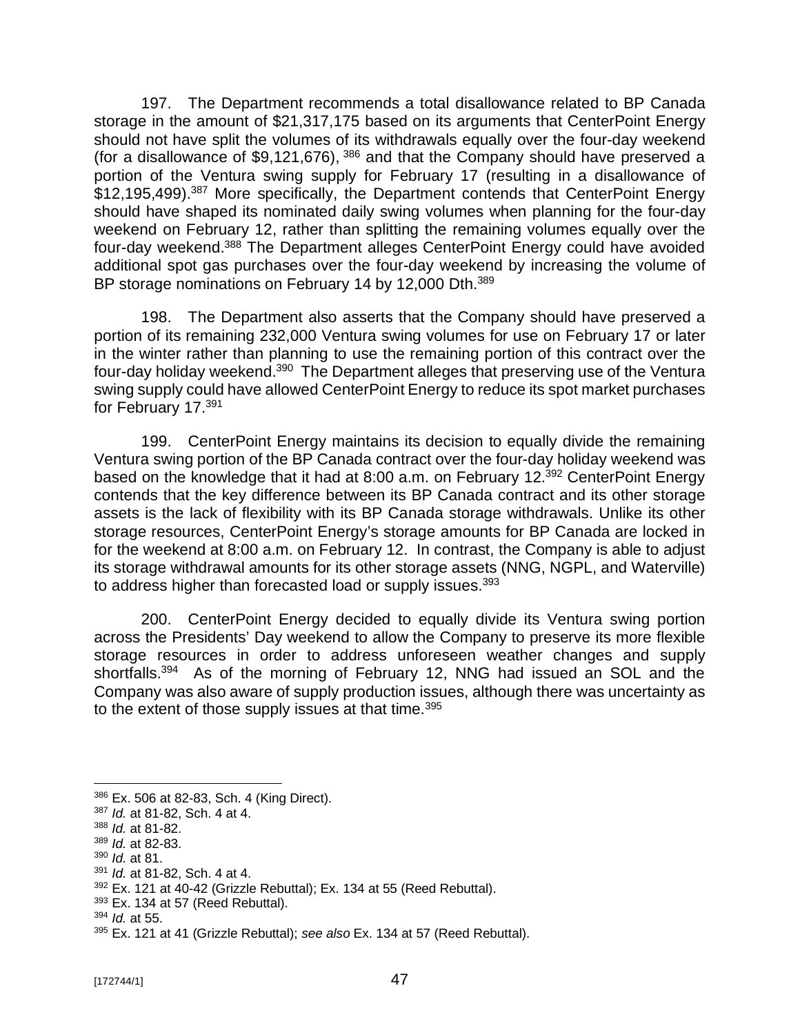197. The Department recommends a total disallowance related to BP Canada storage in the amount of $21,317,175 based on its arguments that CenterPoint Energy should not have split the volumes of its withdrawals equally over the four-day weekend (for a disallowance of $9,121,676), [386] and that the Company should have preserved a portion of the Ventura swing supply for February 17 (resulting in a disallowance of $12,195,499).[387] More specifically, the Department contends that CenterPoint Energy should have shaped its nominated daily swing volumes when planning for the four-day weekend on February 12, rather than splitting the remaining volumes equally over the four-day weekend.[388] The Department alleges CenterPoint Energy could have avoided additional spot gas purchases over the four-day weekend by increasing the volume of BP storage nominations on February 14 by 12,000 Dth.[389]

198. The Department also asserts that the Company should have preserved a portion of its remaining 232,000 Ventura swing volumes for use on February 17 or later in the winter rather than planning to use the remaining portion of this contract over the four-day holiday weekend.[390] The Department alleges that preserving use of the Ventura swing supply could have allowed CenterPoint Energy to reduce its spot market purchases for February 17.[391]

199. CenterPoint Energy maintains its decision to equally divide the remaining Ventura swing portion of the BP Canada contract over the four-day holiday weekend was based on the knowledge that it had at 8:00 a.m. on February 12.[392] CenterPoint Energy contends that the key difference between its BP Canada contract and its other storage assets is the lack of flexibility with its BP Canada storage withdrawals. Unlike its other storage resources, CenterPoint Energy's storage amounts for BP Canada are locked in for the weekend at 8:00 a.m. on February 12. In contrast, the Company is able to adjust its storage withdrawal amounts for its other storage assets (NNG, NGPL, and Waterville) to address higher than forecasted load or supply issues.[393]

200. CenterPoint Energy decided to equally divide its Ventura swing portion across the Presidents' Day weekend to allow the Company to preserve its more flexible storage resources in order to address unforeseen weather changes and supply shortfalls.[394] As of the morning of February 12, NNG had issued an SOL and the Company was also aware of supply production issues, although there was uncertainty as to the extent of those supply issues at that time.[395]

---

[386] Ex. 506 at 82-83, Sch. 4 (King Direct).
[387] *Id.* at 81-82, Sch. 4 at 4.
[388] *Id.* at 81-82.
[389] *Id.* at 82-83.
[390] *Id.* at 81.
[391] *Id.* at 81-82, Sch. 4 at 4.
[392] Ex. 121 at 40-42 (Grizzle Rebuttal); Ex. 134 at 55 (Reed Rebuttal).
[393] Ex. 134 at 57 (Reed Rebuttal).
[394] *Id.* at 55.
[395] Ex. 121 at 41 (Grizzle Rebuttal); *see also* Ex. 134 at 57 (Reed Rebuttal).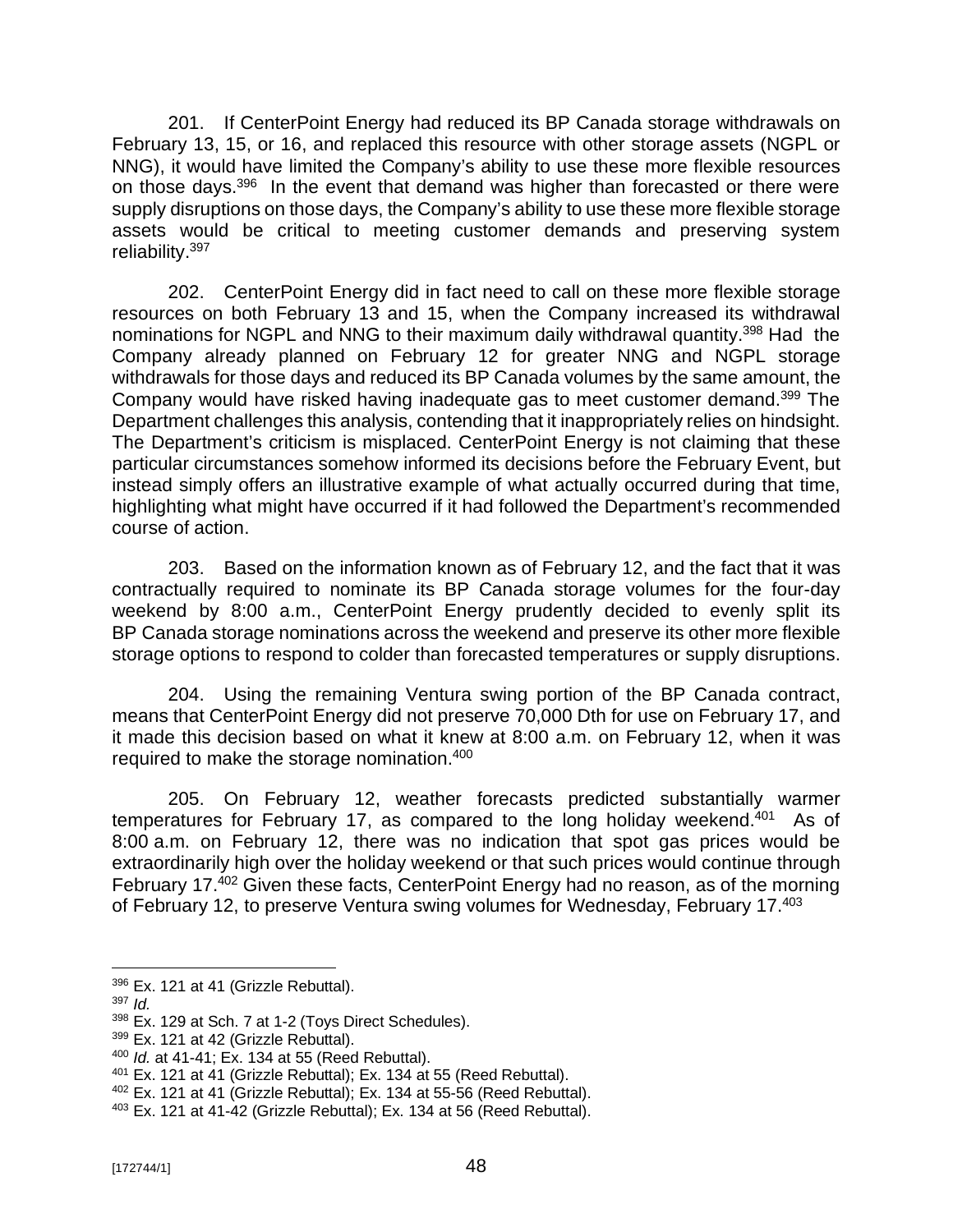201. If CenterPoint Energy had reduced its BP Canada storage withdrawals on February 13, 15, or 16, and replaced this resource with other storage assets (NGPL or NNG), it would have limited the Company's ability to use these more flexible resources on those days.[396] In the event that demand was higher than forecasted or there were supply disruptions on those days, the Company's ability to use these more flexible storage assets would be critical to meeting customer demands and preserving system reliability.[397]

202. CenterPoint Energy did in fact need to call on these more flexible storage resources on both February 13 and 15, when the Company increased its withdrawal nominations for NGPL and NNG to their maximum daily withdrawal quantity.[398] Had the Company already planned on February 12 for greater NNG and NGPL storage withdrawals for those days and reduced its BP Canada volumes by the same amount, the Company would have risked having inadequate gas to meet customer demand.[399] The Department challenges this analysis, contending that it inappropriately relies on hindsight. The Department's criticism is misplaced. CenterPoint Energy is not claiming that these particular circumstances somehow informed its decisions before the February Event, but instead simply offers an illustrative example of what actually occurred during that time, highlighting what might have occurred if it had followed the Department's recommended course of action.

203. Based on the information known as of February 12, and the fact that it was contractually required to nominate its BP Canada storage volumes for the four-day weekend by 8:00 a.m., CenterPoint Energy prudently decided to evenly split its BP Canada storage nominations across the weekend and preserve its other more flexible storage options to respond to colder than forecasted temperatures or supply disruptions.

204. Using the remaining Ventura swing portion of the BP Canada contract, means that CenterPoint Energy did not preserve 70,000 Dth for use on February 17, and it made this decision based on what it knew at 8:00 a.m. on February 12, when it was required to make the storage nomination.[400]

205. On February 12, weather forecasts predicted substantially warmer temperatures for February 17, as compared to the long holiday weekend.[401] As of 8:00 a.m. on February 12, there was no indication that spot gas prices would be extraordinarily high over the holiday weekend or that such prices would continue through February 17.[402] Given these facts, CenterPoint Energy had no reason, as of the morning of February 12, to preserve Ventura swing volumes for Wednesday, February 17.[403]

---

[396] Ex. 121 at 41 (Grizzle Rebuttal).
[397] *Id.*
[398] Ex. 129 at Sch. 7 at 1-2 (Toys Direct Schedules).
[399] Ex. 121 at 42 (Grizzle Rebuttal).
[400] *Id.* at 41-41; Ex. 134 at 55 (Reed Rebuttal).
[401] Ex. 121 at 41 (Grizzle Rebuttal); Ex. 134 at 55 (Reed Rebuttal).
[402] Ex. 121 at 41 (Grizzle Rebuttal); Ex. 134 at 55-56 (Reed Rebuttal).
[403] Ex. 121 at 41-42 (Grizzle Rebuttal); Ex. 134 at 56 (Reed Rebuttal).

[172744/1]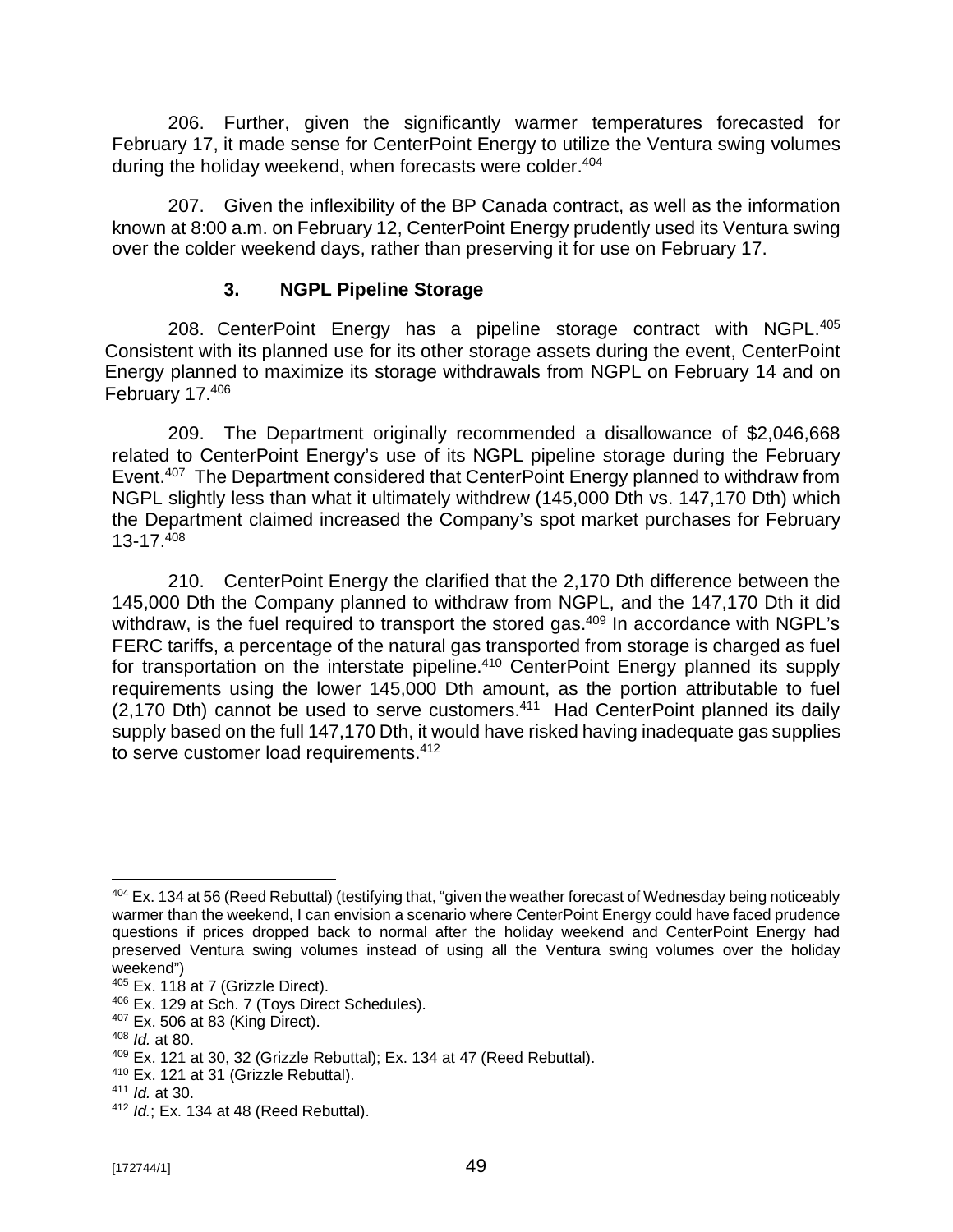206. Further, given the significantly warmer temperatures forecasted for February 17, it made sense for CenterPoint Energy to utilize the Ventura swing volumes during the holiday weekend, when forecasts were colder.[404]

207. Given the inflexibility of the BP Canada contract, as well as the information known at 8:00 a.m. on February 12, CenterPoint Energy prudently used its Ventura swing over the colder weekend days, rather than preserving it for use on February 17.

### 3. NGPL Pipeline Storage

208. CenterPoint Energy has a pipeline storage contract with NGPL.[405] Consistent with its planned use for its other storage assets during the event, CenterPoint Energy planned to maximize its storage withdrawals from NGPL on February 14 and on February 17.[406]

209. The Department originally recommended a disallowance of $2,046,668 related to CenterPoint Energy's use of its NGPL pipeline storage during the February Event.[407] The Department considered that CenterPoint Energy planned to withdraw from NGPL slightly less than what it ultimately withdrew (145,000 Dth vs. 147,170 Dth) which the Department claimed increased the Company's spot market purchases for February 13-17.[408]

210. CenterPoint Energy the clarified that the 2,170 Dth difference between the 145,000 Dth the Company planned to withdraw from NGPL, and the 147,170 Dth it did withdraw, is the fuel required to transport the stored gas.[409] In accordance with NGPL's FERC tariffs, a percentage of the natural gas transported from storage is charged as fuel for transportation on the interstate pipeline.[410] CenterPoint Energy planned its supply requirements using the lower 145,000 Dth amount, as the portion attributable to fuel (2,170 Dth) cannot be used to serve customers.[411] Had CenterPoint planned its daily supply based on the full 147,170 Dth, it would have risked having inadequate gas supplies to serve customer load requirements.[412]

---

[404] Ex. 134 at 56 (Reed Rebuttal) (testifying that, "given the weather forecast of Wednesday being noticeably warmer than the weekend, I can envision a scenario where CenterPoint Energy could have faced prudence questions if prices dropped back to normal after the holiday weekend and CenterPoint Energy had preserved Ventura swing volumes instead of using all the Ventura swing volumes over the holiday weekend")

[405] Ex. 118 at 7 (Grizzle Direct).

[406] Ex. 129 at Sch. 7 (Toys Direct Schedules).

[407] Ex. 506 at 83 (King Direct).

[408] *Id.* at 80.

[409] Ex. 121 at 30, 32 (Grizzle Rebuttal); Ex. 134 at 47 (Reed Rebuttal).

[410] Ex. 121 at 31 (Grizzle Rebuttal).

[411] *Id.* at 30.

[412] *Id.*; Ex. 134 at 48 (Reed Rebuttal).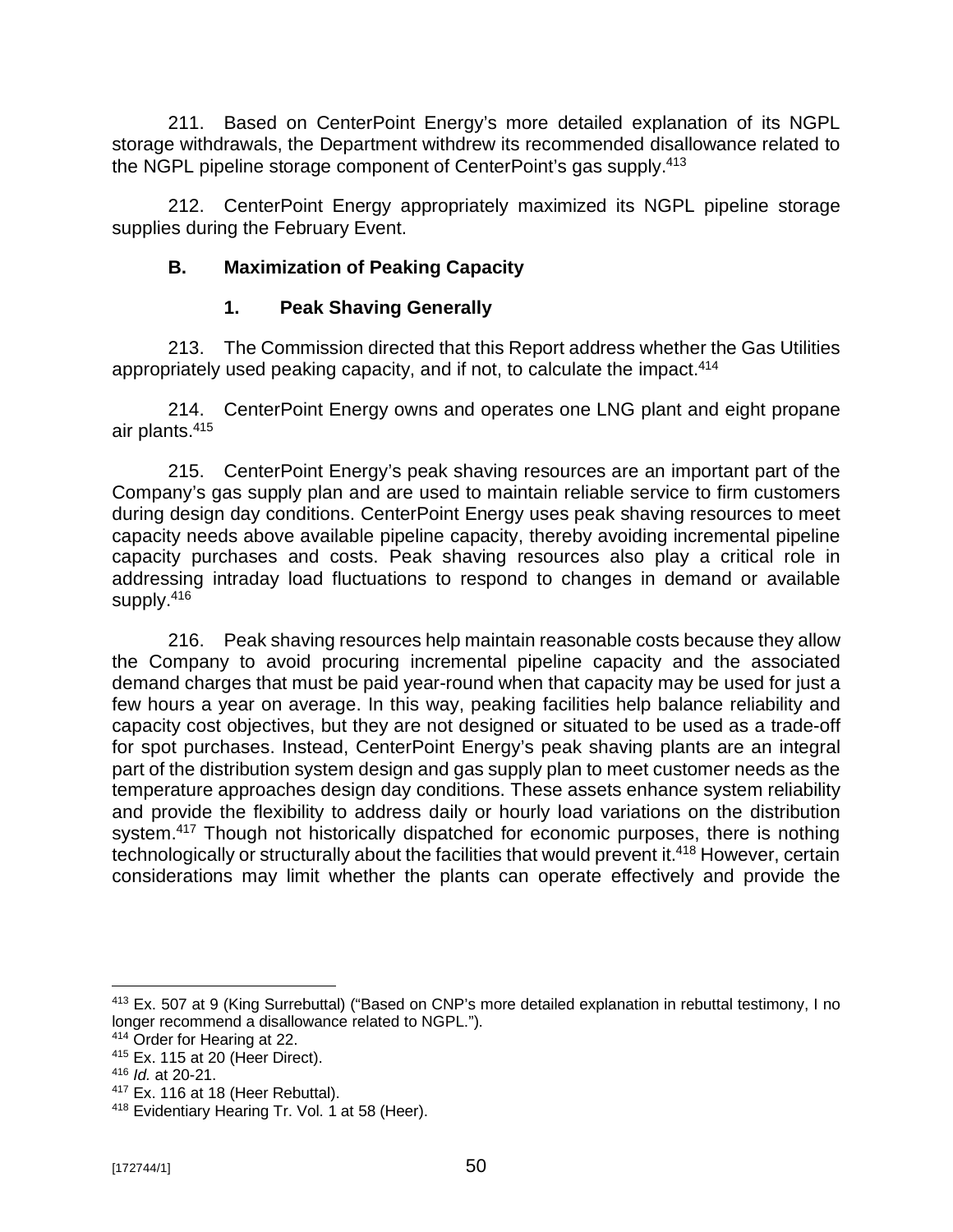211. Based on CenterPoint Energy's more detailed explanation of its NGPL storage withdrawals, the Department withdrew its recommended disallowance related to the NGPL pipeline storage component of CenterPoint's gas supply.[413]

212. CenterPoint Energy appropriately maximized its NGPL pipeline storage supplies during the February Event.

### B. Maximization of Peaking Capacity

#### 1. Peak Shaving Generally

213. The Commission directed that this Report address whether the Gas Utilities appropriately used peaking capacity, and if not, to calculate the impact.[414]

214. CenterPoint Energy owns and operates one LNG plant and eight propane air plants.[415]

215. CenterPoint Energy's peak shaving resources are an important part of the Company's gas supply plan and are used to maintain reliable service to firm customers during design day conditions. CenterPoint Energy uses peak shaving resources to meet capacity needs above available pipeline capacity, thereby avoiding incremental pipeline capacity purchases and costs. Peak shaving resources also play a critical role in addressing intraday load fluctuations to respond to changes in demand or available supply.[416]

216. Peak shaving resources help maintain reasonable costs because they allow the Company to avoid procuring incremental pipeline capacity and the associated demand charges that must be paid year-round when that capacity may be used for just a few hours a year on average. In this way, peaking facilities help balance reliability and capacity cost objectives, but they are not designed or situated to be used as a trade-off for spot purchases. Instead, CenterPoint Energy's peak shaving plants are an integral part of the distribution system design and gas supply plan to meet customer needs as the temperature approaches design day conditions. These assets enhance system reliability and provide the flexibility to address daily or hourly load variations on the distribution system.[417] Though not historically dispatched for economic purposes, there is nothing technologically or structurally about the facilities that would prevent it.[418] However, certain considerations may limit whether the plants can operate effectively and provide the

---

[413] Ex. 507 at 9 (King Surrebuttal) ("Based on CNP's more detailed explanation in rebuttal testimony, I no longer recommend a disallowance related to NGPL.").

[414] Order for Hearing at 22.

[415] Ex. 115 at 20 (Heer Direct).

[416] *Id.* at 20-21.

[417] Ex. 116 at 18 (Heer Rebuttal).

[418] Evidentiary Hearing Tr. Vol. 1 at 58 (Heer).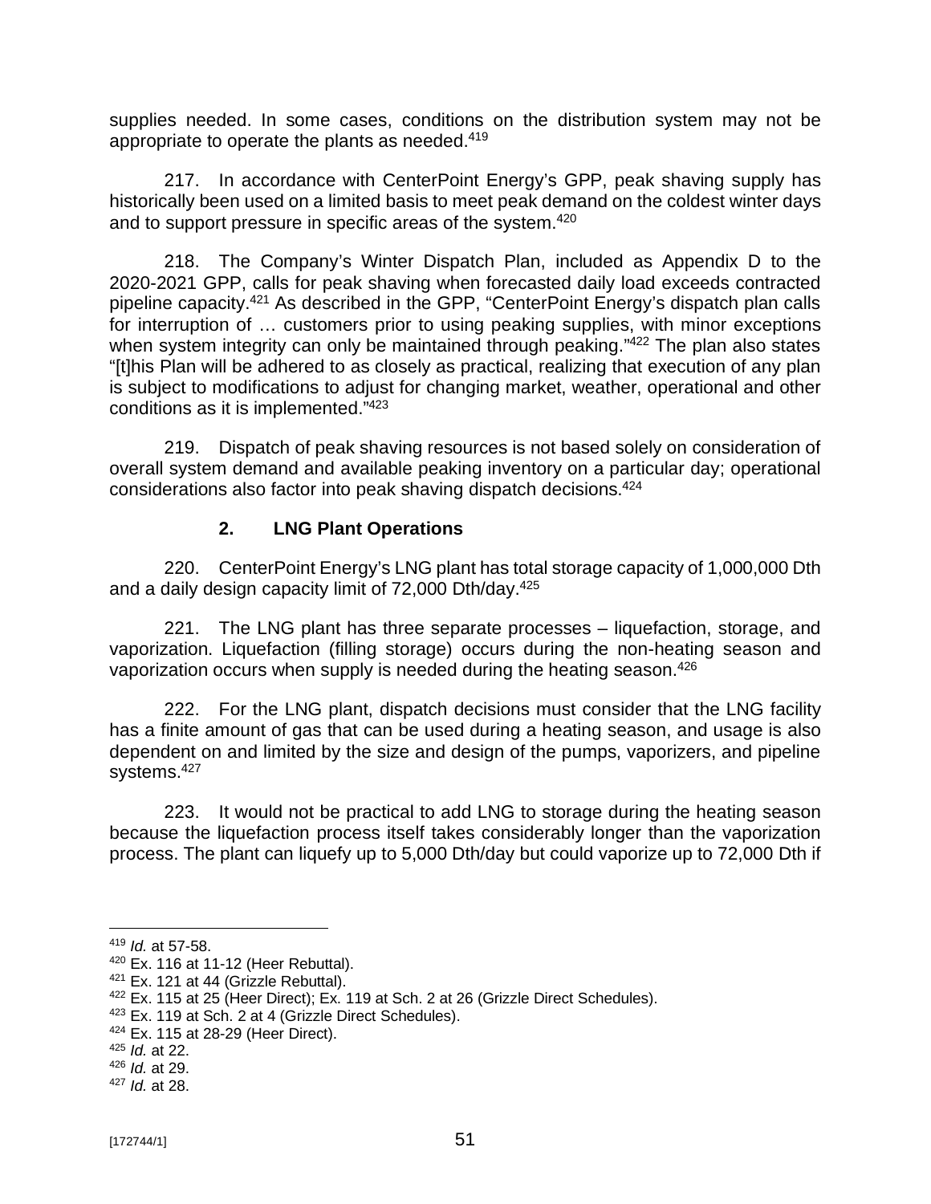supplies needed. In some cases, conditions on the distribution system may not be appropriate to operate the plants as needed.[419]

217. In accordance with CenterPoint Energy's GPP, peak shaving supply has historically been used on a limited basis to meet peak demand on the coldest winter days and to support pressure in specific areas of the system.[420]

218. The Company's Winter Dispatch Plan, included as Appendix D to the 2020-2021 GPP, calls for peak shaving when forecasted daily load exceeds contracted pipeline capacity.[421] As described in the GPP, "CenterPoint Energy's dispatch plan calls for interruption of … customers prior to using peaking supplies, with minor exceptions when system integrity can only be maintained through peaking."[422] The plan also states "[t]his Plan will be adhered to as closely as practical, realizing that execution of any plan is subject to modifications to adjust for changing market, weather, operational and other conditions as it is implemented."[423]

219. Dispatch of peak shaving resources is not based solely on consideration of overall system demand and available peaking inventory on a particular day; operational considerations also factor into peak shaving dispatch decisions.[424]

### 2. LNG Plant Operations

220. CenterPoint Energy's LNG plant has total storage capacity of 1,000,000 Dth and a daily design capacity limit of 72,000 Dth/day.[425]

221. The LNG plant has three separate processes – liquefaction, storage, and vaporization. Liquefaction (filling storage) occurs during the non-heating season and vaporization occurs when supply is needed during the heating season.[426]

222. For the LNG plant, dispatch decisions must consider that the LNG facility has a finite amount of gas that can be used during a heating season, and usage is also dependent on and limited by the size and design of the pumps, vaporizers, and pipeline systems.[427]

223. It would not be practical to add LNG to storage during the heating season because the liquefaction process itself takes considerably longer than the vaporization process. The plant can liquefy up to 5,000 Dth/day but could vaporize up to 72,000 Dth if

---

[419] *Id.* at 57-58.
[420] Ex. 116 at 11-12 (Heer Rebuttal).
[421] Ex. 121 at 44 (Grizzle Rebuttal).
[422] Ex. 115 at 25 (Heer Direct); Ex. 119 at Sch. 2 at 26 (Grizzle Direct Schedules).
[423] Ex. 119 at Sch. 2 at 4 (Grizzle Direct Schedules).
[424] Ex. 115 at 28-29 (Heer Direct).
[425] *Id.* at 22.
[426] *Id.* at 29.
[427] *Id.* at 28.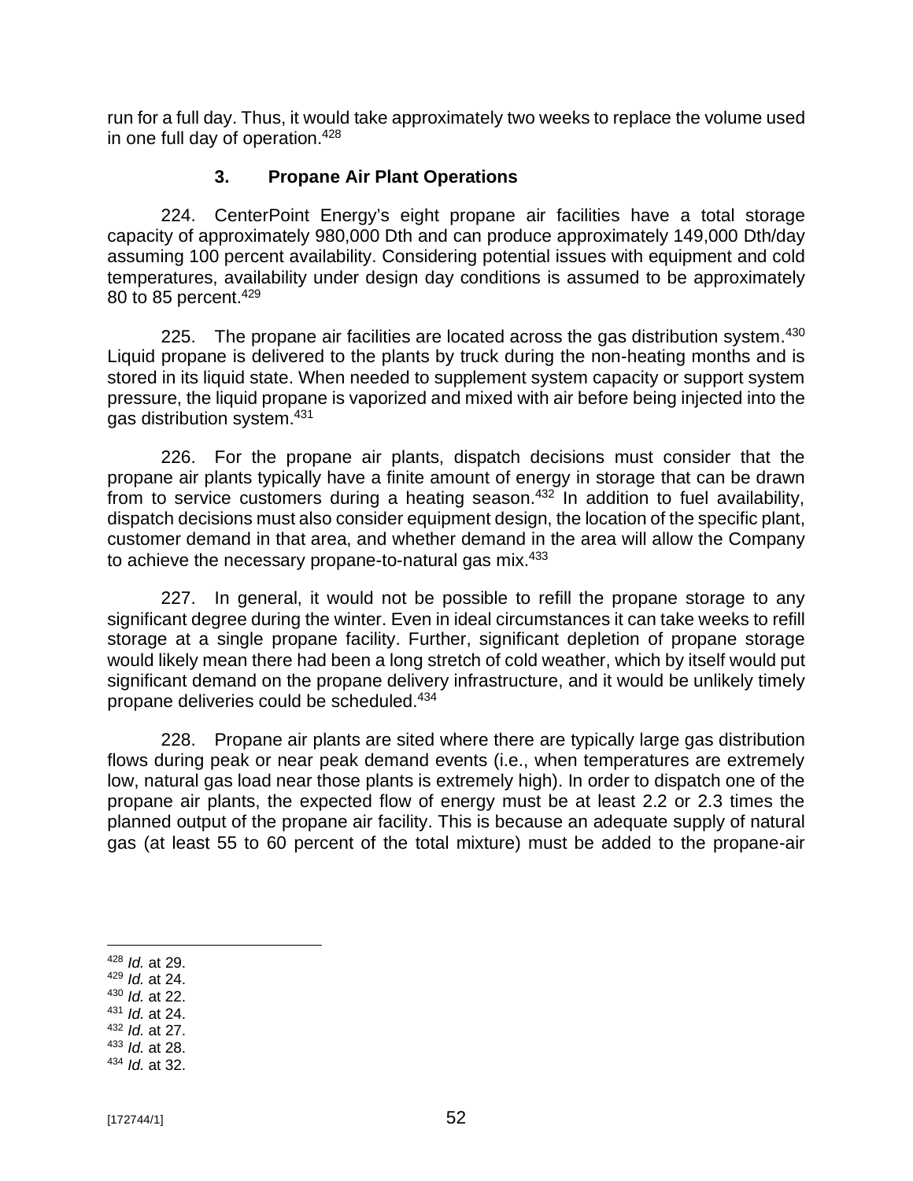run for a full day. Thus, it would take approximately two weeks to replace the volume used in one full day of operation.[428]

### 3. Propane Air Plant Operations

224. CenterPoint Energy's eight propane air facilities have a total storage capacity of approximately 980,000 Dth and can produce approximately 149,000 Dth/day assuming 100 percent availability. Considering potential issues with equipment and cold temperatures, availability under design day conditions is assumed to be approximately 80 to 85 percent.[429]

225. The propane air facilities are located across the gas distribution system.[430] Liquid propane is delivered to the plants by truck during the non-heating months and is stored in its liquid state. When needed to supplement system capacity or support system pressure, the liquid propane is vaporized and mixed with air before being injected into the gas distribution system.[431]

226. For the propane air plants, dispatch decisions must consider that the propane air plants typically have a finite amount of energy in storage that can be drawn from to service customers during a heating season.[432] In addition to fuel availability, dispatch decisions must also consider equipment design, the location of the specific plant, customer demand in that area, and whether demand in the area will allow the Company to achieve the necessary propane-to-natural gas mix.[433]

227. In general, it would not be possible to refill the propane storage to any significant degree during the winter. Even in ideal circumstances it can take weeks to refill storage at a single propane facility. Further, significant depletion of propane storage would likely mean there had been a long stretch of cold weather, which by itself would put significant demand on the propane delivery infrastructure, and it would be unlikely timely propane deliveries could be scheduled.[434]

228. Propane air plants are sited where there are typically large gas distribution flows during peak or near peak demand events (i.e., when temperatures are extremely low, natural gas load near those plants is extremely high). In order to dispatch one of the propane air plants, the expected flow of energy must be at least 2.2 or 2.3 times the planned output of the propane air facility. This is because an adequate supply of natural gas (at least 55 to 60 percent of the total mixture) must be added to the propane-air

---

[428] *Id.* at 29.
[429] *Id.* at 24.
[430] *Id.* at 22.
[431] *Id.* at 24.
[432] *Id.* at 27.
[433] *Id.* at 28.
[434] *Id.* at 32.

[172744/1]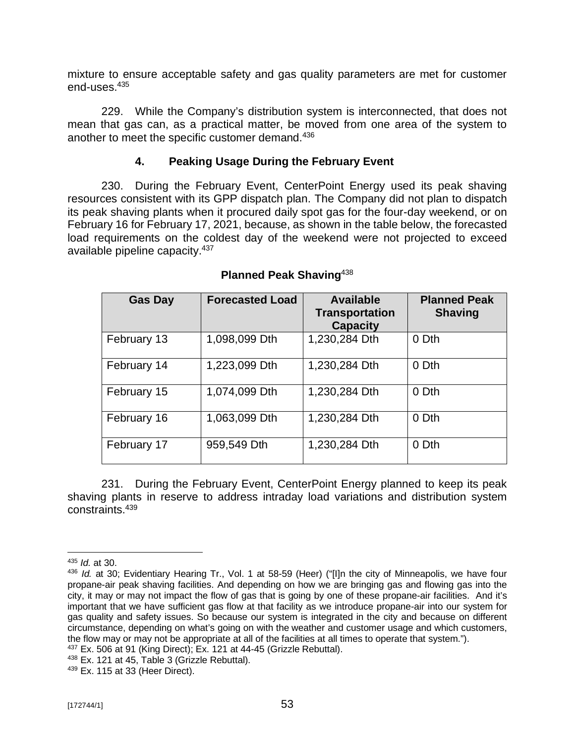mixture to ensure acceptable safety and gas quality parameters are met for customer end-uses.[435]

229. While the Company's distribution system is interconnected, that does not mean that gas can, as a practical matter, be moved from one area of the system to another to meet the specific customer demand.[436]

### 4. Peaking Usage During the February Event

230. During the February Event, CenterPoint Energy used its peak shaving resources consistent with its GPP dispatch plan. The Company did not plan to dispatch its peak shaving plants when it procured daily spot gas for the four-day weekend, or on February 16 for February 17, 2021, because, as shown in the table below, the forecasted load requirements on the coldest day of the weekend were not projected to exceed available pipeline capacity.[437]

**Planned Peak Shaving**[438]

| Gas Day | Forecasted Load | Available Transportation Capacity | Planned Peak Shaving |
|---|---|---|---|
| February 13 | 1,098,099 Dth | 1,230,284 Dth | 0 Dth |
| February 14 | 1,223,099 Dth | 1,230,284 Dth | 0 Dth |
| February 15 | 1,074,099 Dth | 1,230,284 Dth | 0 Dth |
| February 16 | 1,063,099 Dth | 1,230,284 Dth | 0 Dth |
| February 17 | 959,549 Dth | 1,230,284 Dth | 0 Dth |

231. During the February Event, CenterPoint Energy planned to keep its peak shaving plants in reserve to address intraday load variations and distribution system constraints.[439]

---

[435] *Id.* at 30.

[436] *Id.* at 30; Evidentiary Hearing Tr., Vol. 1 at 58-59 (Heer) ("[I]n the city of Minneapolis, we have four propane-air peak shaving facilities. And depending on how we are bringing gas and flowing gas into the city, it may or may not impact the flow of gas that is going by one of these propane-air facilities. And it's important that we have sufficient gas flow at that facility as we introduce propane-air into our system for gas quality and safety issues. So because our system is integrated in the city and because on different circumstance, depending on what's going on with the weather and customer usage and which customers, the flow may or may not be appropriate at all of the facilities at all times to operate that system.").

[437] Ex. 506 at 91 (King Direct); Ex. 121 at 44-45 (Grizzle Rebuttal).

[438] Ex. 121 at 45, Table 3 (Grizzle Rebuttal).

[439] Ex. 115 at 33 (Heer Direct).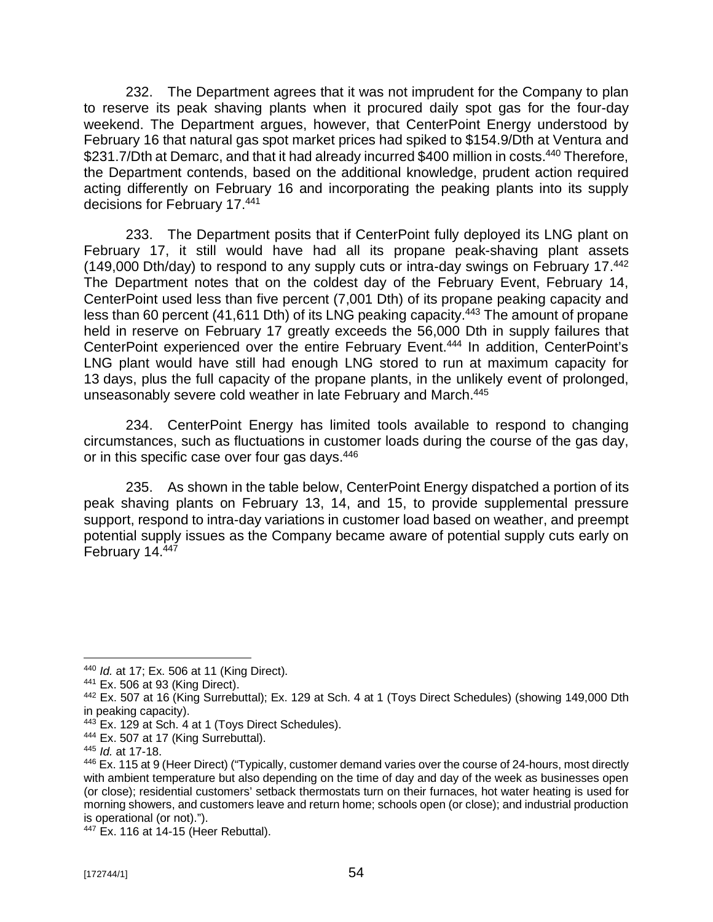232. The Department agrees that it was not imprudent for the Company to plan to reserve its peak shaving plants when it procured daily spot gas for the four-day weekend. The Department argues, however, that CenterPoint Energy understood by February 16 that natural gas spot market prices had spiked to $154.9/Dth at Ventura and $231.7/Dth at Demarc, and that it had already incurred $400 million in costs.[440] Therefore, the Department contends, based on the additional knowledge, prudent action required acting differently on February 16 and incorporating the peaking plants into its supply decisions for February 17.[441]

233. The Department posits that if CenterPoint fully deployed its LNG plant on February 17, it still would have had all its propane peak-shaving plant assets (149,000 Dth/day) to respond to any supply cuts or intra-day swings on February 17.[442] The Department notes that on the coldest day of the February Event, February 14, CenterPoint used less than five percent (7,001 Dth) of its propane peaking capacity and less than 60 percent (41,611 Dth) of its LNG peaking capacity.[443] The amount of propane held in reserve on February 17 greatly exceeds the 56,000 Dth in supply failures that CenterPoint experienced over the entire February Event.[444] In addition, CenterPoint's LNG plant would have still had enough LNG stored to run at maximum capacity for 13 days, plus the full capacity of the propane plants, in the unlikely event of prolonged, unseasonably severe cold weather in late February and March.[445]

234. CenterPoint Energy has limited tools available to respond to changing circumstances, such as fluctuations in customer loads during the course of the gas day, or in this specific case over four gas days.[446]

235. As shown in the table below, CenterPoint Energy dispatched a portion of its peak shaving plants on February 13, 14, and 15, to provide supplemental pressure support, respond to intra-day variations in customer load based on weather, and preempt potential supply issues as the Company became aware of potential supply cuts early on February 14.[447]

---

[440] *Id.* at 17; Ex. 506 at 11 (King Direct).

[441] Ex. 506 at 93 (King Direct).

[442] Ex. 507 at 16 (King Surrebuttal); Ex. 129 at Sch. 4 at 1 (Toys Direct Schedules) (showing 149,000 Dth in peaking capacity).

[443] Ex. 129 at Sch. 4 at 1 (Toys Direct Schedules).

[444] Ex. 507 at 17 (King Surrebuttal).

[445] *Id.* at 17-18.

[446] Ex. 115 at 9 (Heer Direct) ("Typically, customer demand varies over the course of 24-hours, most directly with ambient temperature but also depending on the time of day and day of the week as businesses open (or close); residential customers' setback thermostats turn on their furnaces, hot water heating is used for morning showers, and customers leave and return home; schools open (or close); and industrial production is operational (or not).").

[447] Ex. 116 at 14-15 (Heer Rebuttal).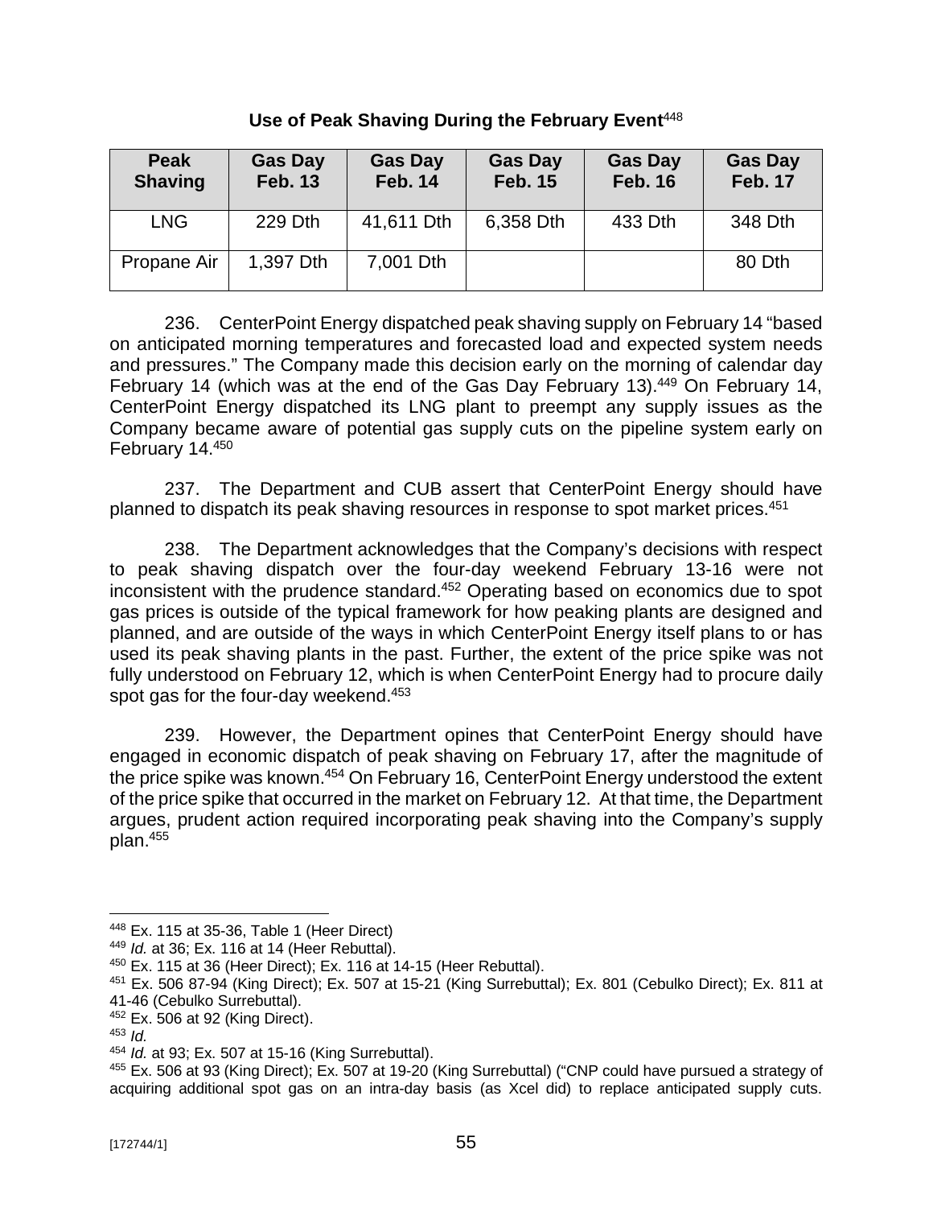**Use of Peak Shaving During the February Event**[448]

| Peak Shaving | Gas Day Feb. 13 | Gas Day Feb. 14 | Gas Day Feb. 15 | Gas Day Feb. 16 | Gas Day Feb. 17 |
|---|---|---|---|---|---|
| LNG | 229 Dth | 41,611 Dth | 6,358 Dth | 433 Dth | 348 Dth |
| Propane Air | 1,397 Dth | 7,001 Dth | | | 80 Dth |

236. CenterPoint Energy dispatched peak shaving supply on February 14 "based on anticipated morning temperatures and forecasted load and expected system needs and pressures." The Company made this decision early on the morning of calendar day February 14 (which was at the end of the Gas Day February 13).[449] On February 14, CenterPoint Energy dispatched its LNG plant to preempt any supply issues as the Company became aware of potential gas supply cuts on the pipeline system early on February 14.[450]

237. The Department and CUB assert that CenterPoint Energy should have planned to dispatch its peak shaving resources in response to spot market prices.[451]

238. The Department acknowledges that the Company's decisions with respect to peak shaving dispatch over the four-day weekend February 13-16 were not inconsistent with the prudence standard.[452] Operating based on economics due to spot gas prices is outside of the typical framework for how peaking plants are designed and planned, and are outside of the ways in which CenterPoint Energy itself plans to or has used its peak shaving plants in the past. Further, the extent of the price spike was not fully understood on February 12, which is when CenterPoint Energy had to procure daily spot gas for the four-day weekend.[453]

239. However, the Department opines that CenterPoint Energy should have engaged in economic dispatch of peak shaving on February 17, after the magnitude of the price spike was known.[454] On February 16, CenterPoint Energy understood the extent of the price spike that occurred in the market on February 12. At that time, the Department argues, prudent action required incorporating peak shaving into the Company's supply plan.[455]

---

[448] Ex. 115 at 35-36, Table 1 (Heer Direct)

[449] *Id.* at 36; Ex. 116 at 14 (Heer Rebuttal).

[450] Ex. 115 at 36 (Heer Direct); Ex. 116 at 14-15 (Heer Rebuttal).

[451] Ex. 506 87-94 (King Direct); Ex. 507 at 15-21 (King Surrebuttal); Ex. 801 (Cebulko Direct); Ex. 811 at 41-46 (Cebulko Surrebuttal).

[452] Ex. 506 at 92 (King Direct).

[453] *Id.*

[454] *Id.* at 93; Ex. 507 at 15-16 (King Surrebuttal).

[455] Ex. 506 at 93 (King Direct); Ex. 507 at 19-20 (King Surrebuttal) ("CNP could have pursued a strategy of acquiring additional spot gas on an intra-day basis (as Xcel did) to replace anticipated supply cuts.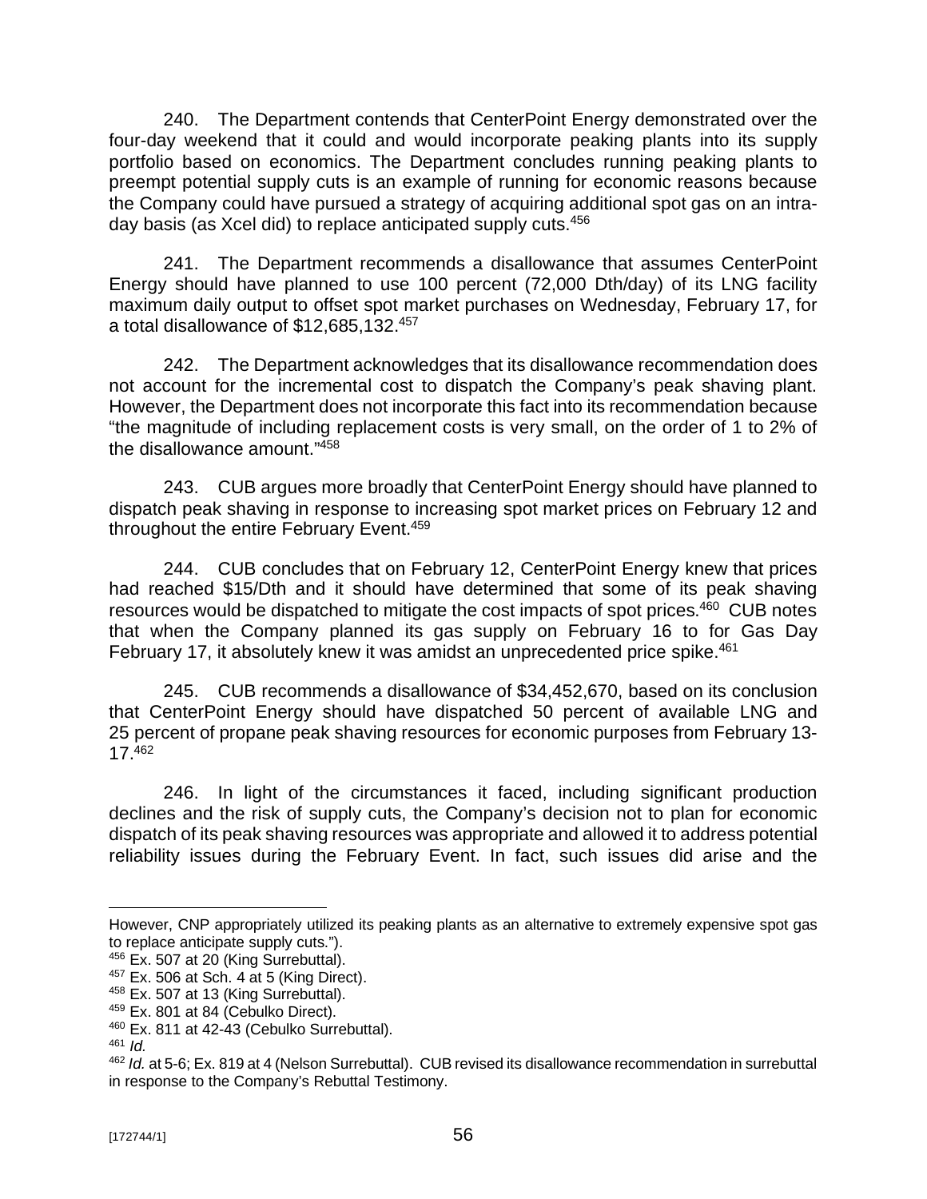240. The Department contends that CenterPoint Energy demonstrated over the four-day weekend that it could and would incorporate peaking plants into its supply portfolio based on economics. The Department concludes running peaking plants to preempt potential supply cuts is an example of running for economic reasons because the Company could have pursued a strategy of acquiring additional spot gas on an intra-day basis (as Xcel did) to replace anticipated supply cuts.[456]

241. The Department recommends a disallowance that assumes CenterPoint Energy should have planned to use 100 percent (72,000 Dth/day) of its LNG facility maximum daily output to offset spot market purchases on Wednesday, February 17, for a total disallowance of $12,685,132.[457]

242. The Department acknowledges that its disallowance recommendation does not account for the incremental cost to dispatch the Company's peak shaving plant. However, the Department does not incorporate this fact into its recommendation because "the magnitude of including replacement costs is very small, on the order of 1 to 2% of the disallowance amount."[458]

243. CUB argues more broadly that CenterPoint Energy should have planned to dispatch peak shaving in response to increasing spot market prices on February 12 and throughout the entire February Event.[459]

244. CUB concludes that on February 12, CenterPoint Energy knew that prices had reached $15/Dth and it should have determined that some of its peak shaving resources would be dispatched to mitigate the cost impacts of spot prices.[460] CUB notes that when the Company planned its gas supply on February 16 to for Gas Day February 17, it absolutely knew it was amidst an unprecedented price spike.[461]

245. CUB recommends a disallowance of $34,452,670, based on its conclusion that CenterPoint Energy should have dispatched 50 percent of available LNG and 25 percent of propane peak shaving resources for economic purposes from February 13-17.[462]

246. In light of the circumstances it faced, including significant production declines and the risk of supply cuts, the Company's decision not to plan for economic dispatch of its peak shaving resources was appropriate and allowed it to address potential reliability issues during the February Event. In fact, such issues did arise and the

---

However, CNP appropriately utilized its peaking plants as an alternative to extremely expensive spot gas to replace anticipate supply cuts.").

[456] Ex. 507 at 20 (King Surrebuttal).

[457] Ex. 506 at Sch. 4 at 5 (King Direct).

[458] Ex. 507 at 13 (King Surrebuttal).

[459] Ex. 801 at 84 (Cebulko Direct).

[460] Ex. 811 at 42-43 (Cebulko Surrebuttal).

[461] *Id.*

[462] *Id.* at 5-6; Ex. 819 at 4 (Nelson Surrebuttal). CUB revised its disallowance recommendation in surrebuttal in response to the Company's Rebuttal Testimony.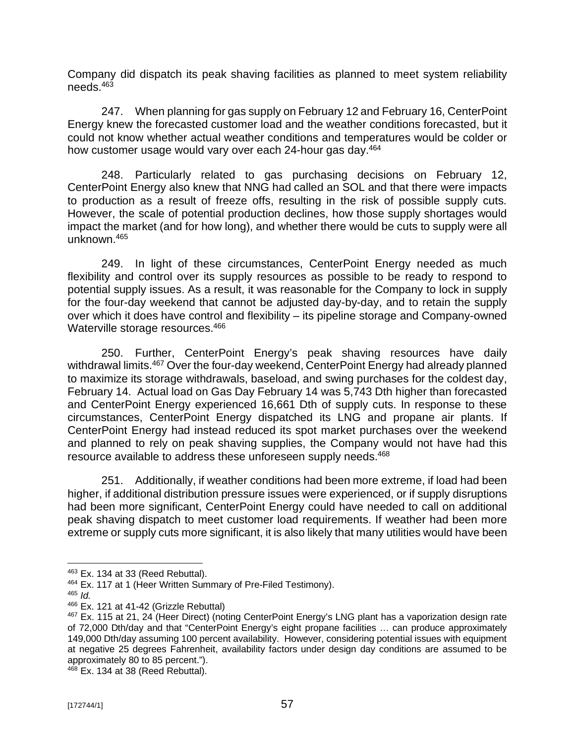Company did dispatch its peak shaving facilities as planned to meet system reliability needs.[463]

247. When planning for gas supply on February 12 and February 16, CenterPoint Energy knew the forecasted customer load and the weather conditions forecasted, but it could not know whether actual weather conditions and temperatures would be colder or how customer usage would vary over each 24-hour gas day.[464]

248. Particularly related to gas purchasing decisions on February 12, CenterPoint Energy also knew that NNG had called an SOL and that there were impacts to production as a result of freeze offs, resulting in the risk of possible supply cuts. However, the scale of potential production declines, how those supply shortages would impact the market (and for how long), and whether there would be cuts to supply were all unknown.[465]

249. In light of these circumstances, CenterPoint Energy needed as much flexibility and control over its supply resources as possible to be ready to respond to potential supply issues. As a result, it was reasonable for the Company to lock in supply for the four-day weekend that cannot be adjusted day-by-day, and to retain the supply over which it does have control and flexibility – its pipeline storage and Company-owned Waterville storage resources.[466]

250. Further, CenterPoint Energy's peak shaving resources have daily withdrawal limits.[467] Over the four-day weekend, CenterPoint Energy had already planned to maximize its storage withdrawals, baseload, and swing purchases for the coldest day, February 14. Actual load on Gas Day February 14 was 5,743 Dth higher than forecasted and CenterPoint Energy experienced 16,661 Dth of supply cuts. In response to these circumstances, CenterPoint Energy dispatched its LNG and propane air plants. If CenterPoint Energy had instead reduced its spot market purchases over the weekend and planned to rely on peak shaving supplies, the Company would not have had this resource available to address these unforeseen supply needs.[468]

251. Additionally, if weather conditions had been more extreme, if load had been higher, if additional distribution pressure issues were experienced, or if supply disruptions had been more significant, CenterPoint Energy could have needed to call on additional peak shaving dispatch to meet customer load requirements. If weather had been more extreme or supply cuts more significant, it is also likely that many utilities would have been

---

[463] Ex. 134 at 33 (Reed Rebuttal).

[464] Ex. 117 at 1 (Heer Written Summary of Pre-Filed Testimony).

[465] *Id.*

[466] Ex. 121 at 41-42 (Grizzle Rebuttal)

[467] Ex. 115 at 21, 24 (Heer Direct) (noting CenterPoint Energy's LNG plant has a vaporization design rate of 72,000 Dth/day and that "CenterPoint Energy's eight propane facilities … can produce approximately 149,000 Dth/day assuming 100 percent availability. However, considering potential issues with equipment at negative 25 degrees Fahrenheit, availability factors under design day conditions are assumed to be approximately 80 to 85 percent.").

[468] Ex. 134 at 38 (Reed Rebuttal).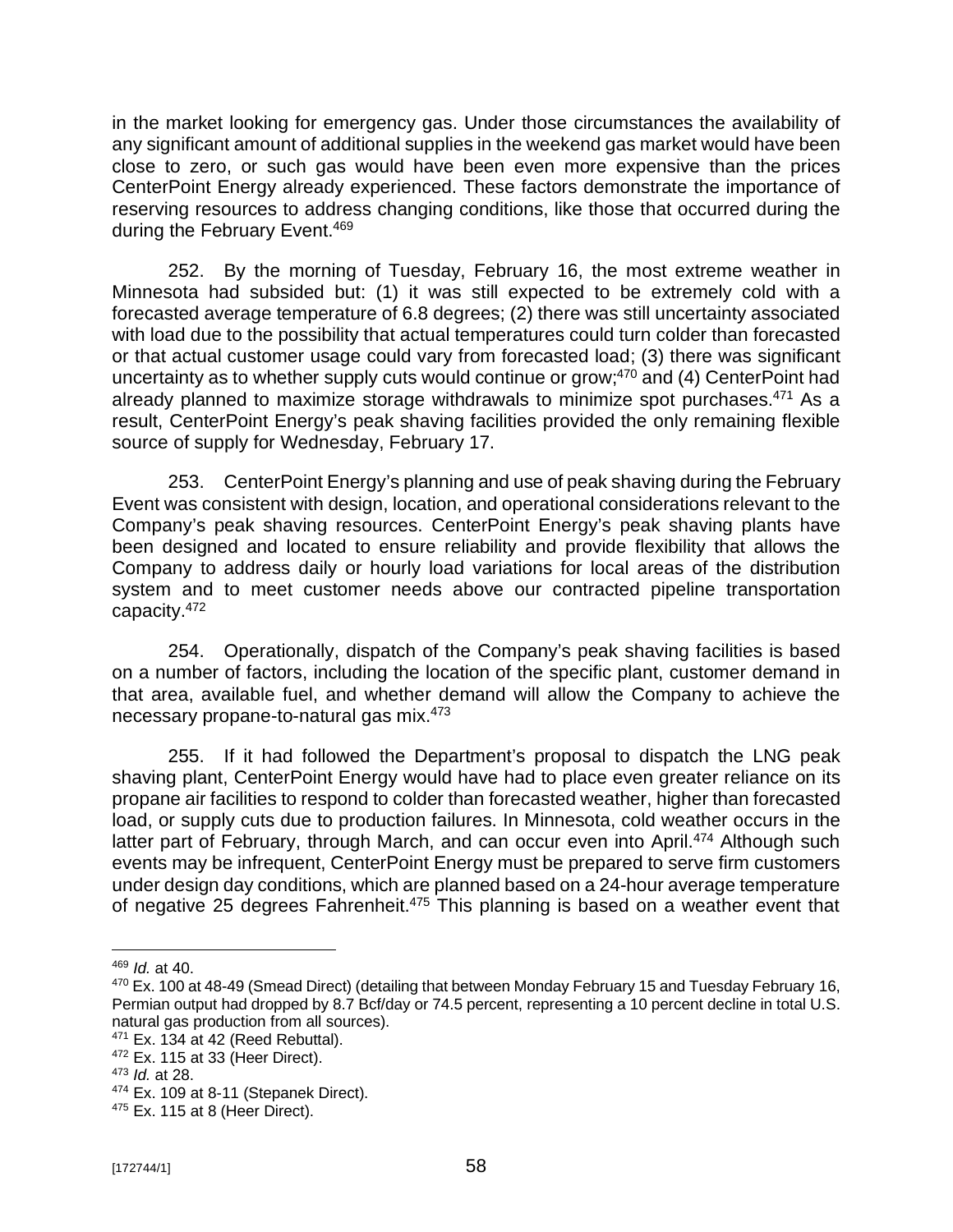in the market looking for emergency gas. Under those circumstances the availability of any significant amount of additional supplies in the weekend gas market would have been close to zero, or such gas would have been even more expensive than the prices CenterPoint Energy already experienced. These factors demonstrate the importance of reserving resources to address changing conditions, like those that occurred during the during the February Event.[469]

252. By the morning of Tuesday, February 16, the most extreme weather in Minnesota had subsided but: (1) it was still expected to be extremely cold with a forecasted average temperature of 6.8 degrees; (2) there was still uncertainty associated with load due to the possibility that actual temperatures could turn colder than forecasted or that actual customer usage could vary from forecasted load; (3) there was significant uncertainty as to whether supply cuts would continue or grow;[470] and (4) CenterPoint had already planned to maximize storage withdrawals to minimize spot purchases.[471] As a result, CenterPoint Energy's peak shaving facilities provided the only remaining flexible source of supply for Wednesday, February 17.

253. CenterPoint Energy's planning and use of peak shaving during the February Event was consistent with design, location, and operational considerations relevant to the Company's peak shaving resources. CenterPoint Energy's peak shaving plants have been designed and located to ensure reliability and provide flexibility that allows the Company to address daily or hourly load variations for local areas of the distribution system and to meet customer needs above our contracted pipeline transportation capacity.[472]

254. Operationally, dispatch of the Company's peak shaving facilities is based on a number of factors, including the location of the specific plant, customer demand in that area, available fuel, and whether demand will allow the Company to achieve the necessary propane-to-natural gas mix.[473]

255. If it had followed the Department's proposal to dispatch the LNG peak shaving plant, CenterPoint Energy would have had to place even greater reliance on its propane air facilities to respond to colder than forecasted weather, higher than forecasted load, or supply cuts due to production failures. In Minnesota, cold weather occurs in the latter part of February, through March, and can occur even into April.[474] Although such events may be infrequent, CenterPoint Energy must be prepared to serve firm customers under design day conditions, which are planned based on a 24-hour average temperature of negative 25 degrees Fahrenheit.[475] This planning is based on a weather event that

---

[469] *Id.* at 40.

[470] Ex. 100 at 48-49 (Smead Direct) (detailing that between Monday February 15 and Tuesday February 16, Permian output had dropped by 8.7 Bcf/day or 74.5 percent, representing a 10 percent decline in total U.S. natural gas production from all sources).

[471] Ex. 134 at 42 (Reed Rebuttal).

[472] Ex. 115 at 33 (Heer Direct).

[473] *Id.* at 28.

[474] Ex. 109 at 8-11 (Stepanek Direct).

[475] Ex. 115 at 8 (Heer Direct).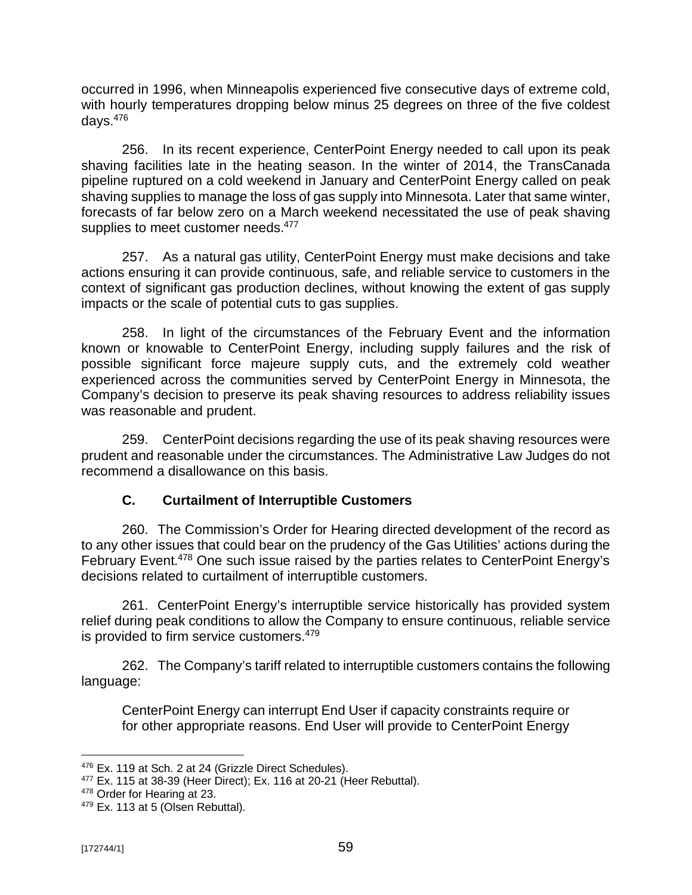occurred in 1996, when Minneapolis experienced five consecutive days of extreme cold, with hourly temperatures dropping below minus 25 degrees on three of the five coldest days.[476]

256. In its recent experience, CenterPoint Energy needed to call upon its peak shaving facilities late in the heating season. In the winter of 2014, the TransCanada pipeline ruptured on a cold weekend in January and CenterPoint Energy called on peak shaving supplies to manage the loss of gas supply into Minnesota. Later that same winter, forecasts of far below zero on a March weekend necessitated the use of peak shaving supplies to meet customer needs.[477]

257. As a natural gas utility, CenterPoint Energy must make decisions and take actions ensuring it can provide continuous, safe, and reliable service to customers in the context of significant gas production declines, without knowing the extent of gas supply impacts or the scale of potential cuts to gas supplies.

258. In light of the circumstances of the February Event and the information known or knowable to CenterPoint Energy, including supply failures and the risk of possible significant force majeure supply cuts, and the extremely cold weather experienced across the communities served by CenterPoint Energy in Minnesota, the Company's decision to preserve its peak shaving resources to address reliability issues was reasonable and prudent.

259. CenterPoint decisions regarding the use of its peak shaving resources were prudent and reasonable under the circumstances. The Administrative Law Judges do not recommend a disallowance on this basis.

### C. Curtailment of Interruptible Customers

260. The Commission's Order for Hearing directed development of the record as to any other issues that could bear on the prudency of the Gas Utilities' actions during the February Event.[478] One such issue raised by the parties relates to CenterPoint Energy's decisions related to curtailment of interruptible customers.

261. CenterPoint Energy's interruptible service historically has provided system relief during peak conditions to allow the Company to ensure continuous, reliable service is provided to firm service customers.[479]

262. The Company's tariff related to interruptible customers contains the following language:

> CenterPoint Energy can interrupt End User if capacity constraints require or for other appropriate reasons. End User will provide to CenterPoint Energy

---

[476] Ex. 119 at Sch. 2 at 24 (Grizzle Direct Schedules).
[477] Ex. 115 at 38-39 (Heer Direct); Ex. 116 at 20-21 (Heer Rebuttal).
[478] Order for Hearing at 23.
[479] Ex. 113 at 5 (Olsen Rebuttal).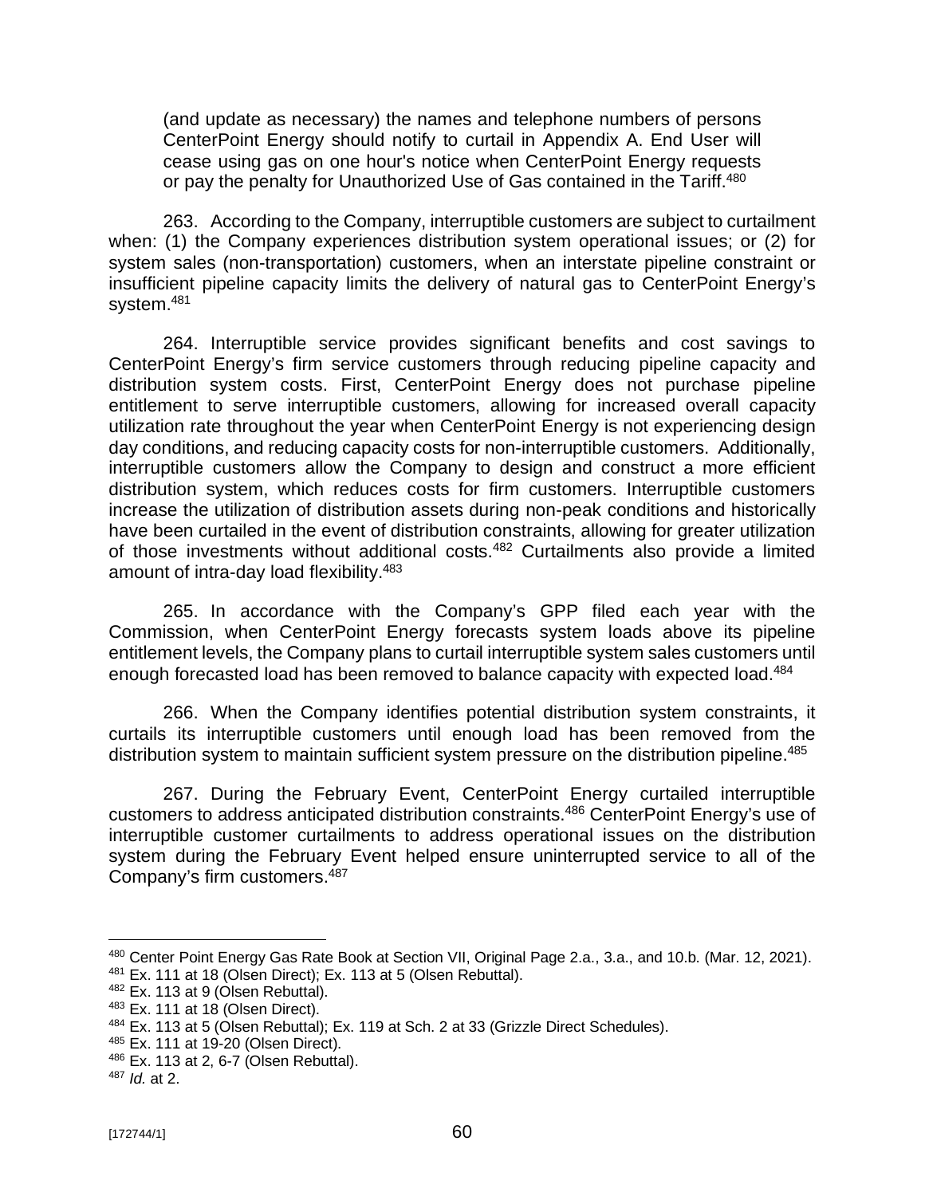> (and update as necessary) the names and telephone numbers of persons CenterPoint Energy should notify to curtail in Appendix A. End User will cease using gas on one hour's notice when CenterPoint Energy requests or pay the penalty for Unauthorized Use of Gas contained in the Tariff.[480]

263. According to the Company, interruptible customers are subject to curtailment when: (1) the Company experiences distribution system operational issues; or (2) for system sales (non-transportation) customers, when an interstate pipeline constraint or insufficient pipeline capacity limits the delivery of natural gas to CenterPoint Energy's system.[481]

264. Interruptible service provides significant benefits and cost savings to CenterPoint Energy's firm service customers through reducing pipeline capacity and distribution system costs. First, CenterPoint Energy does not purchase pipeline entitlement to serve interruptible customers, allowing for increased overall capacity utilization rate throughout the year when CenterPoint Energy is not experiencing design day conditions, and reducing capacity costs for non-interruptible customers. Additionally, interruptible customers allow the Company to design and construct a more efficient distribution system, which reduces costs for firm customers. Interruptible customers increase the utilization of distribution assets during non-peak conditions and historically have been curtailed in the event of distribution constraints, allowing for greater utilization of those investments without additional costs.[482] Curtailments also provide a limited amount of intra-day load flexibility.[483]

265. In accordance with the Company's GPP filed each year with the Commission, when CenterPoint Energy forecasts system loads above its pipeline entitlement levels, the Company plans to curtail interruptible system sales customers until enough forecasted load has been removed to balance capacity with expected load.[484]

266. When the Company identifies potential distribution system constraints, it curtails its interruptible customers until enough load has been removed from the distribution system to maintain sufficient system pressure on the distribution pipeline.[485]

267. During the February Event, CenterPoint Energy curtailed interruptible customers to address anticipated distribution constraints.[486] CenterPoint Energy's use of interruptible customer curtailments to address operational issues on the distribution system during the February Event helped ensure uninterrupted service to all of the Company's firm customers.[487]

---

[480] Center Point Energy Gas Rate Book at Section VII, Original Page 2.a., 3.a., and 10.b. (Mar. 12, 2021).

[481] Ex. 111 at 18 (Olsen Direct); Ex. 113 at 5 (Olsen Rebuttal).

[482] Ex. 113 at 9 (Olsen Rebuttal).

[483] Ex. 111 at 18 (Olsen Direct).

[484] Ex. 113 at 5 (Olsen Rebuttal); Ex. 119 at Sch. 2 at 33 (Grizzle Direct Schedules).

[485] Ex. 111 at 19-20 (Olsen Direct).

[486] Ex. 113 at 2, 6-7 (Olsen Rebuttal).

[487] *Id.* at 2.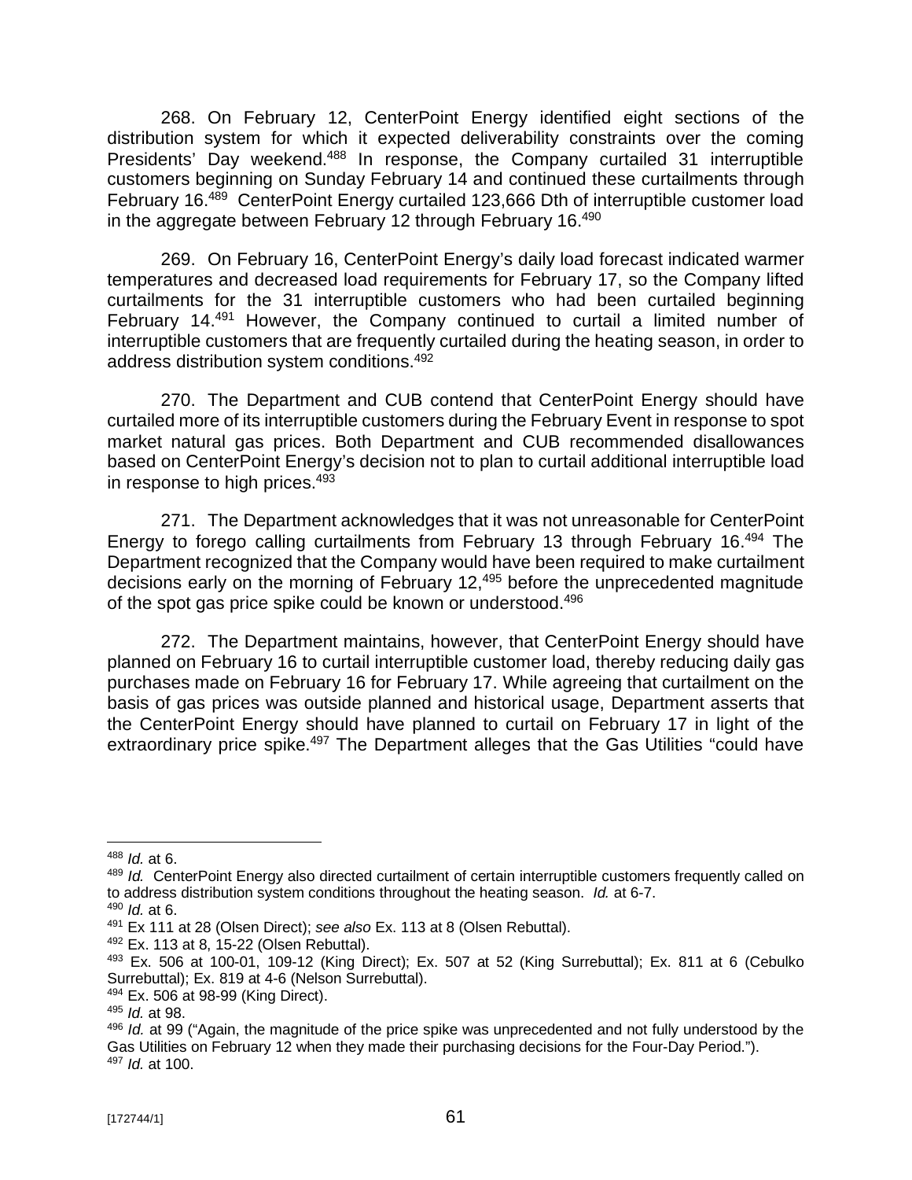268. On February 12, CenterPoint Energy identified eight sections of the distribution system for which it expected deliverability constraints over the coming Presidents' Day weekend.[488] In response, the Company curtailed 31 interruptible customers beginning on Sunday February 14 and continued these curtailments through February 16.[489] CenterPoint Energy curtailed 123,666 Dth of interruptible customer load in the aggregate between February 12 through February 16.[490]

269. On February 16, CenterPoint Energy's daily load forecast indicated warmer temperatures and decreased load requirements for February 17, so the Company lifted curtailments for the 31 interruptible customers who had been curtailed beginning February 14.[491] However, the Company continued to curtail a limited number of interruptible customers that are frequently curtailed during the heating season, in order to address distribution system conditions.[492]

270. The Department and CUB contend that CenterPoint Energy should have curtailed more of its interruptible customers during the February Event in response to spot market natural gas prices. Both Department and CUB recommended disallowances based on CenterPoint Energy's decision not to plan to curtail additional interruptible load in response to high prices.[493]

271. The Department acknowledges that it was not unreasonable for CenterPoint Energy to forego calling curtailments from February 13 through February 16.[494] The Department recognized that the Company would have been required to make curtailment decisions early on the morning of February 12,[495] before the unprecedented magnitude of the spot gas price spike could be known or understood.[496]

272. The Department maintains, however, that CenterPoint Energy should have planned on February 16 to curtail interruptible customer load, thereby reducing daily gas purchases made on February 16 for February 17. While agreeing that curtailment on the basis of gas prices was outside planned and historical usage, Department asserts that the CenterPoint Energy should have planned to curtail on February 17 in light of the extraordinary price spike.[497] The Department alleges that the Gas Utilities "could have

---

[488] *Id.* at 6.

[489] *Id.* CenterPoint Energy also directed curtailment of certain interruptible customers frequently called on to address distribution system conditions throughout the heating season. *Id.* at 6-7.

[490] *Id.* at 6.

[491] Ex 111 at 28 (Olsen Direct); *see also* Ex. 113 at 8 (Olsen Rebuttal).

[492] Ex. 113 at 8, 15-22 (Olsen Rebuttal).

[493] Ex. 506 at 100-01, 109-12 (King Direct); Ex. 507 at 52 (King Surrebuttal); Ex. 811 at 6 (Cebulko Surrebuttal); Ex. 819 at 4-6 (Nelson Surrebuttal).

[494] Ex. 506 at 98-99 (King Direct).

[495] *Id.* at 98.

[496] *Id.* at 99 ("Again, the magnitude of the price spike was unprecedented and not fully understood by the Gas Utilities on February 12 when they made their purchasing decisions for the Four-Day Period.").

[497] *Id.* at 100.

[172744/1]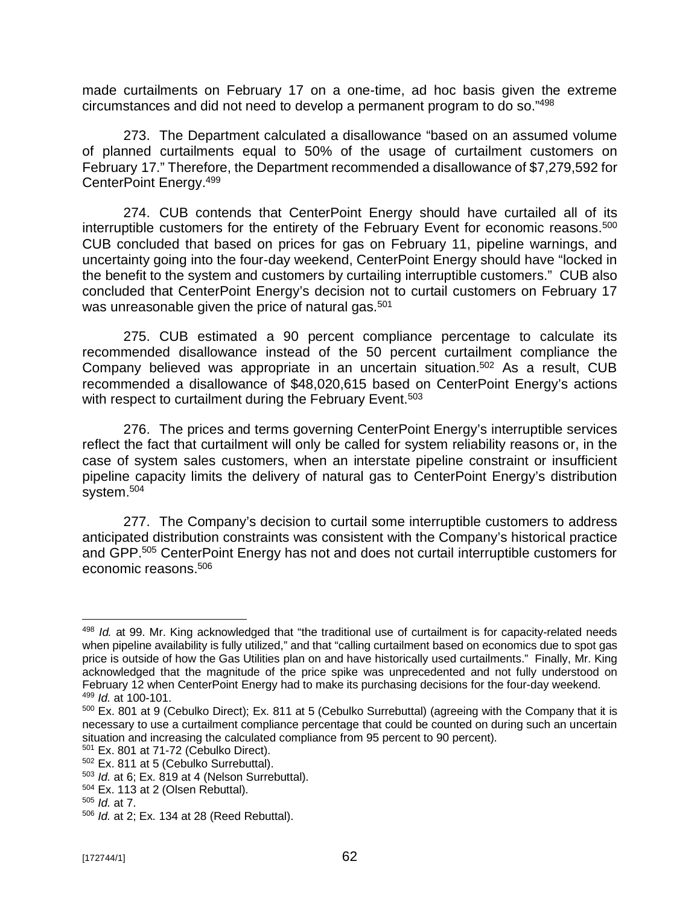made curtailments on February 17 on a one-time, ad hoc basis given the extreme circumstances and did not need to develop a permanent program to do so."[498]

273. The Department calculated a disallowance "based on an assumed volume of planned curtailments equal to 50% of the usage of curtailment customers on February 17." Therefore, the Department recommended a disallowance of $7,279,592 for CenterPoint Energy.[499]

274. CUB contends that CenterPoint Energy should have curtailed all of its interruptible customers for the entirety of the February Event for economic reasons.[500] CUB concluded that based on prices for gas on February 11, pipeline warnings, and uncertainty going into the four-day weekend, CenterPoint Energy should have "locked in the benefit to the system and customers by curtailing interruptible customers." CUB also concluded that CenterPoint Energy's decision not to curtail customers on February 17 was unreasonable given the price of natural gas.[501]

275. CUB estimated a 90 percent compliance percentage to calculate its recommended disallowance instead of the 50 percent curtailment compliance the Company believed was appropriate in an uncertain situation.[502] As a result, CUB recommended a disallowance of $48,020,615 based on CenterPoint Energy's actions with respect to curtailment during the February Event.[503]

276. The prices and terms governing CenterPoint Energy's interruptible services reflect the fact that curtailment will only be called for system reliability reasons or, in the case of system sales customers, when an interstate pipeline constraint or insufficient pipeline capacity limits the delivery of natural gas to CenterPoint Energy's distribution system.[504]

277. The Company's decision to curtail some interruptible customers to address anticipated distribution constraints was consistent with the Company's historical practice and GPP.[505] CenterPoint Energy has not and does not curtail interruptible customers for economic reasons.[506]

---

[498] *Id.* at 99. Mr. King acknowledged that "the traditional use of curtailment is for capacity-related needs when pipeline availability is fully utilized," and that "calling curtailment based on economics due to spot gas price is outside of how the Gas Utilities plan on and have historically used curtailments." Finally, Mr. King acknowledged that the magnitude of the price spike was unprecedented and not fully understood on February 12 when CenterPoint Energy had to make its purchasing decisions for the four-day weekend.

[499] *Id.* at 100-101.

[500] Ex. 801 at 9 (Cebulko Direct); Ex. 811 at 5 (Cebulko Surrebuttal) (agreeing with the Company that it is necessary to use a curtailment compliance percentage that could be counted on during such an uncertain situation and increasing the calculated compliance from 95 percent to 90 percent).

[501] Ex. 801 at 71-72 (Cebulko Direct).

[502] Ex. 811 at 5 (Cebulko Surrebuttal).

[503] *Id.* at 6; Ex. 819 at 4 (Nelson Surrebuttal).

[504] Ex. 113 at 2 (Olsen Rebuttal).

[505] *Id.* at 7.

[506] *Id.* at 2; Ex. 134 at 28 (Reed Rebuttal).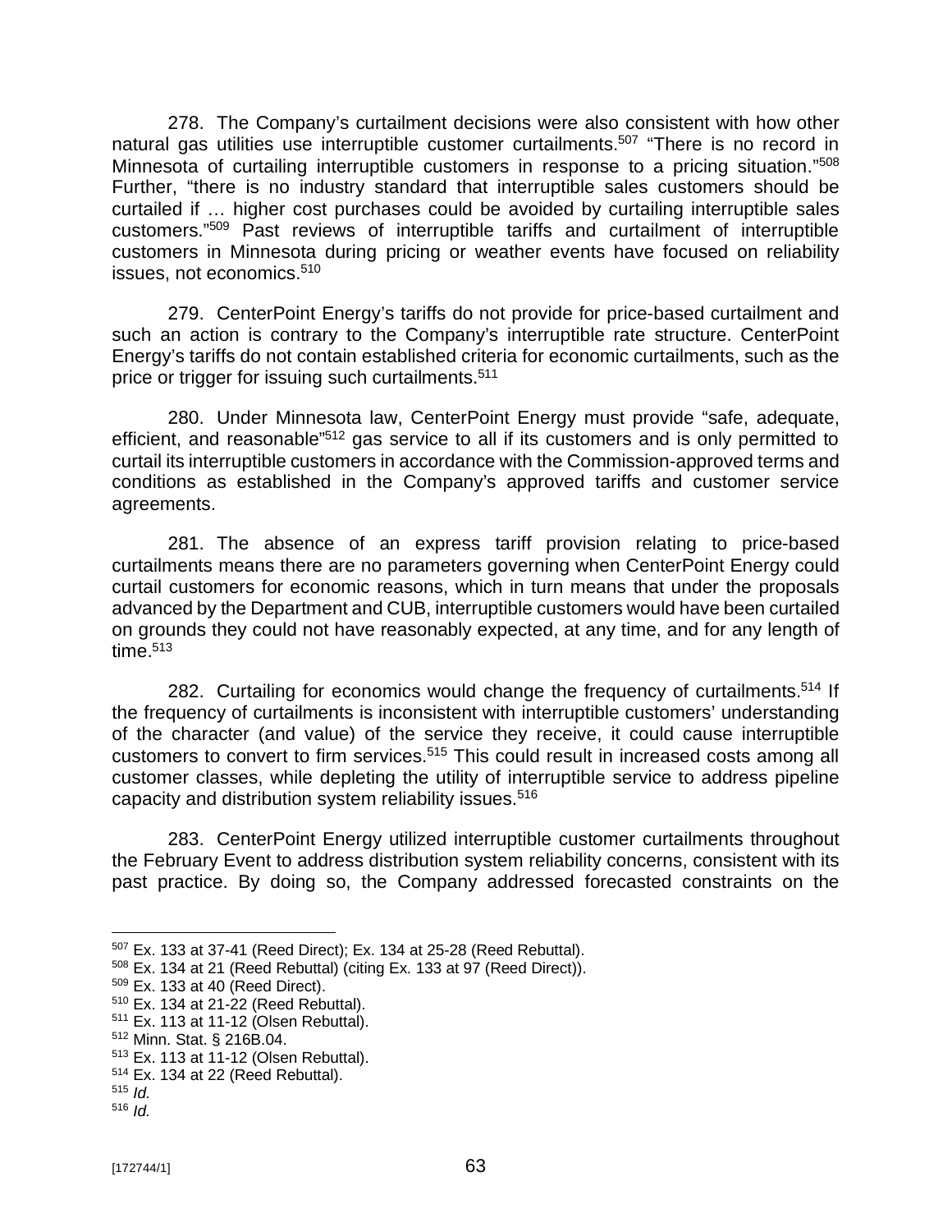278. The Company's curtailment decisions were also consistent with how other natural gas utilities use interruptible customer curtailments.[507] "There is no record in Minnesota of curtailing interruptible customers in response to a pricing situation."[508] Further, "there is no industry standard that interruptible sales customers should be curtailed if … higher cost purchases could be avoided by curtailing interruptible sales customers."[509] Past reviews of interruptible tariffs and curtailment of interruptible customers in Minnesota during pricing or weather events have focused on reliability issues, not economics.[510]

279. CenterPoint Energy's tariffs do not provide for price-based curtailment and such an action is contrary to the Company's interruptible rate structure. CenterPoint Energy's tariffs do not contain established criteria for economic curtailments, such as the price or trigger for issuing such curtailments.[511]

280. Under Minnesota law, CenterPoint Energy must provide "safe, adequate, efficient, and reasonable"[512] gas service to all if its customers and is only permitted to curtail its interruptible customers in accordance with the Commission-approved terms and conditions as established in the Company's approved tariffs and customer service agreements.

281. The absence of an express tariff provision relating to price-based curtailments means there are no parameters governing when CenterPoint Energy could curtail customers for economic reasons, which in turn means that under the proposals advanced by the Department and CUB, interruptible customers would have been curtailed on grounds they could not have reasonably expected, at any time, and for any length of time.[513]

282. Curtailing for economics would change the frequency of curtailments.[514] If the frequency of curtailments is inconsistent with interruptible customers' understanding of the character (and value) of the service they receive, it could cause interruptible customers to convert to firm services.[515] This could result in increased costs among all customer classes, while depleting the utility of interruptible service to address pipeline capacity and distribution system reliability issues.[516]

283. CenterPoint Energy utilized interruptible customer curtailments throughout the February Event to address distribution system reliability concerns, consistent with its past practice. By doing so, the Company addressed forecasted constraints on the

---

[507] Ex. 133 at 37-41 (Reed Direct); Ex. 134 at 25-28 (Reed Rebuttal).
[508] Ex. 134 at 21 (Reed Rebuttal) (citing Ex. 133 at 97 (Reed Direct)).
[509] Ex. 133 at 40 (Reed Direct).
[510] Ex. 134 at 21-22 (Reed Rebuttal).
[511] Ex. 113 at 11-12 (Olsen Rebuttal).
[512] Minn. Stat. § 216B.04.
[513] Ex. 113 at 11-12 (Olsen Rebuttal).
[514] Ex. 134 at 22 (Reed Rebuttal).
[515] *Id.*
[516] *Id.*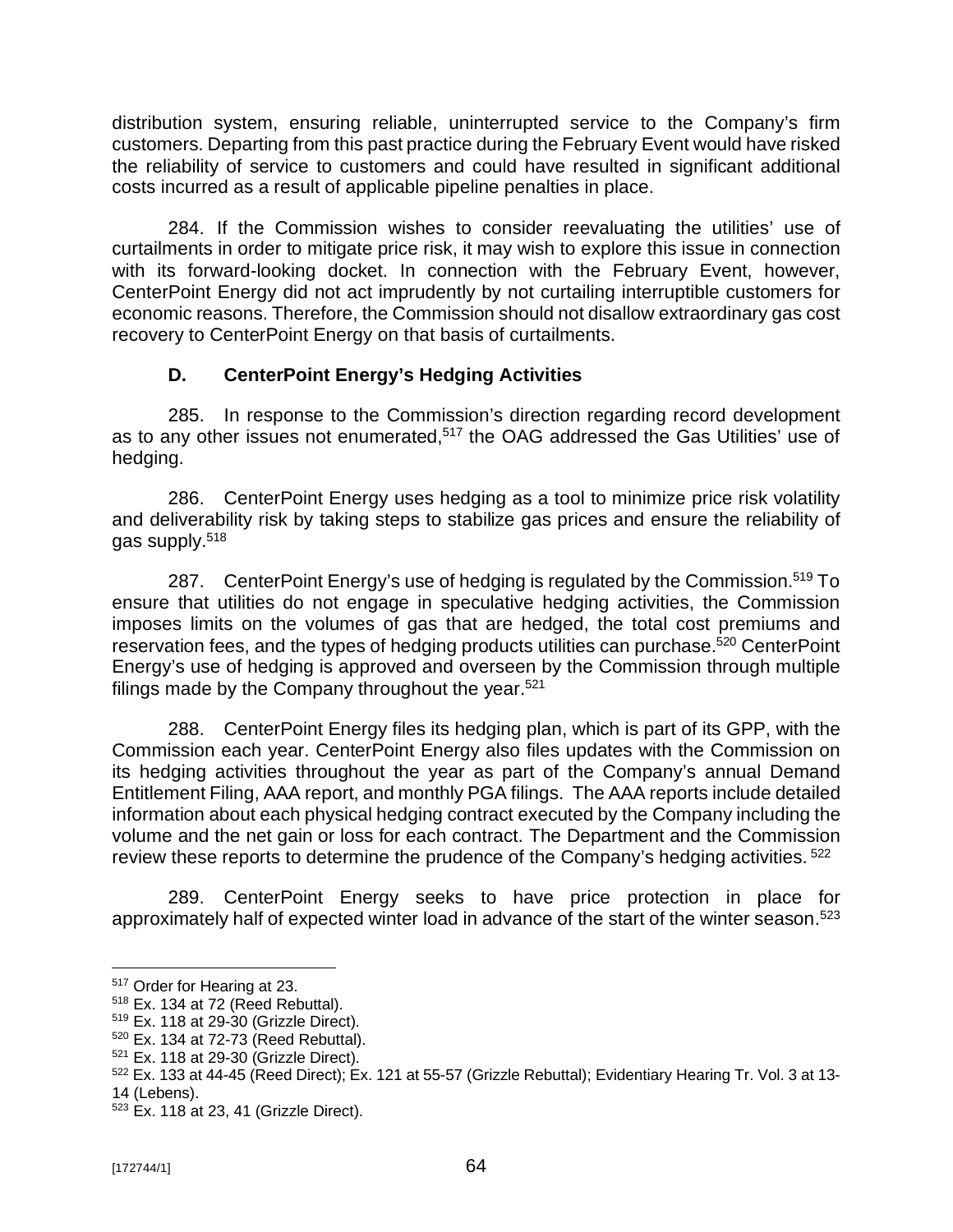distribution system, ensuring reliable, uninterrupted service to the Company's firm customers. Departing from this past practice during the February Event would have risked the reliability of service to customers and could have resulted in significant additional costs incurred as a result of applicable pipeline penalties in place.

284. If the Commission wishes to consider reevaluating the utilities' use of curtailments in order to mitigate price risk, it may wish to explore this issue in connection with its forward-looking docket. In connection with the February Event, however, CenterPoint Energy did not act imprudently by not curtailing interruptible customers for economic reasons. Therefore, the Commission should not disallow extraordinary gas cost recovery to CenterPoint Energy on that basis of curtailments.

### D. CenterPoint Energy's Hedging Activities

285. In response to the Commission's direction regarding record development as to any other issues not enumerated,[517] the OAG addressed the Gas Utilities' use of hedging.

286. CenterPoint Energy uses hedging as a tool to minimize price risk volatility and deliverability risk by taking steps to stabilize gas prices and ensure the reliability of gas supply.[518]

287. CenterPoint Energy's use of hedging is regulated by the Commission.[519] To ensure that utilities do not engage in speculative hedging activities, the Commission imposes limits on the volumes of gas that are hedged, the total cost premiums and reservation fees, and the types of hedging products utilities can purchase.[520] CenterPoint Energy's use of hedging is approved and overseen by the Commission through multiple filings made by the Company throughout the year.[521]

288. CenterPoint Energy files its hedging plan, which is part of its GPP, with the Commission each year. CenterPoint Energy also files updates with the Commission on its hedging activities throughout the year as part of the Company's annual Demand Entitlement Filing, AAA report, and monthly PGA filings. The AAA reports include detailed information about each physical hedging contract executed by the Company including the volume and the net gain or loss for each contract. The Department and the Commission review these reports to determine the prudence of the Company's hedging activities.[522]

289. CenterPoint Energy seeks to have price protection in place for approximately half of expected winter load in advance of the start of the winter season.[523]

---

[517] Order for Hearing at 23.
[518] Ex. 134 at 72 (Reed Rebuttal).
[519] Ex. 118 at 29-30 (Grizzle Direct).
[520] Ex. 134 at 72-73 (Reed Rebuttal).
[521] Ex. 118 at 29-30 (Grizzle Direct).
[522] Ex. 133 at 44-45 (Reed Direct); Ex. 121 at 55-57 (Grizzle Rebuttal); Evidentiary Hearing Tr. Vol. 3 at 13-14 (Lebens).
[523] Ex. 118 at 23, 41 (Grizzle Direct).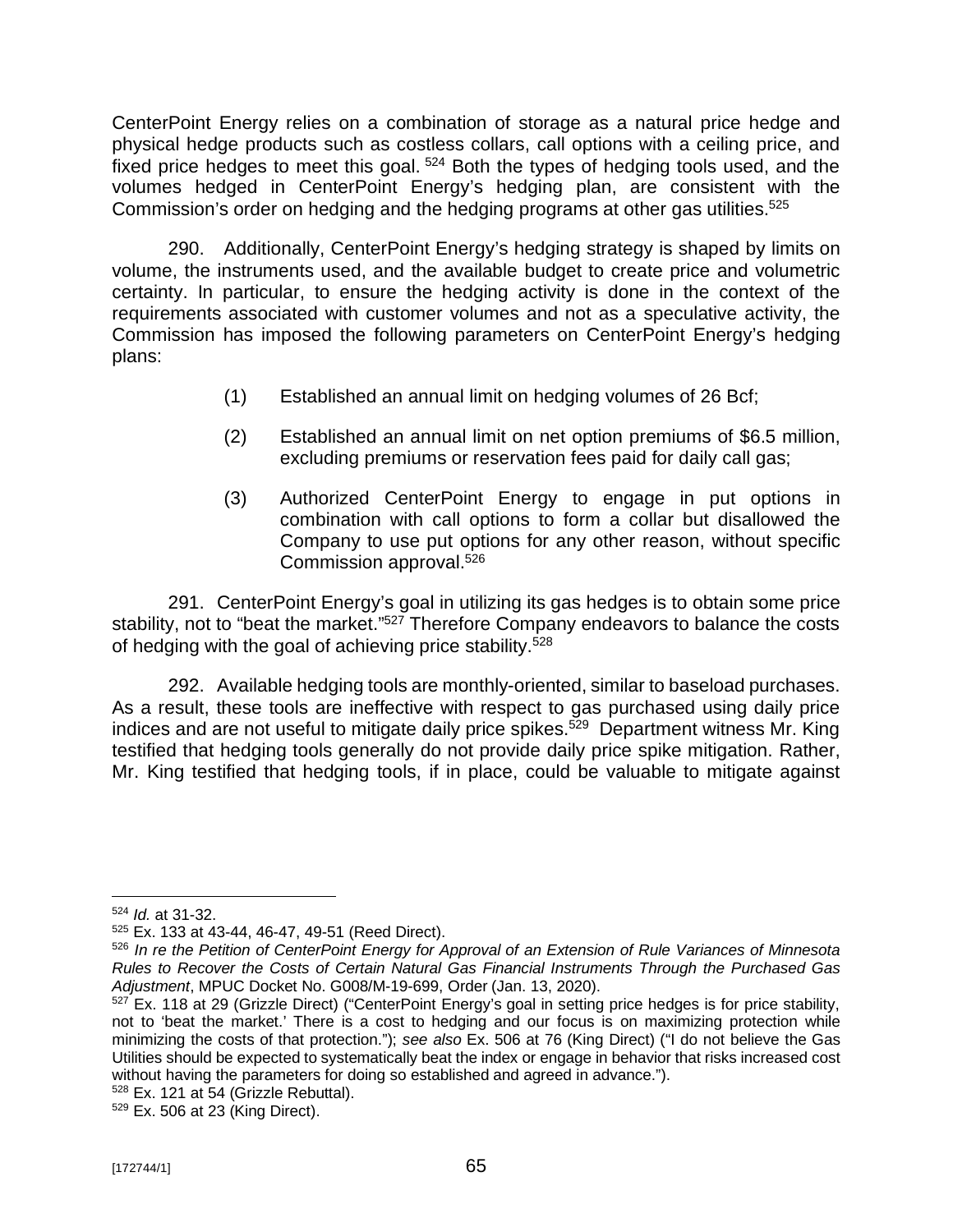CenterPoint Energy relies on a combination of storage as a natural price hedge and physical hedge products such as costless collars, call options with a ceiling price, and fixed price hedges to meet this goal. [524] Both the types of hedging tools used, and the volumes hedged in CenterPoint Energy's hedging plan, are consistent with the Commission's order on hedging and the hedging programs at other gas utilities.[525]

290. Additionally, CenterPoint Energy's hedging strategy is shaped by limits on volume, the instruments used, and the available budget to create price and volumetric certainty. In particular, to ensure the hedging activity is done in the context of the requirements associated with customer volumes and not as a speculative activity, the Commission has imposed the following parameters on CenterPoint Energy's hedging plans:

(1) Established an annual limit on hedging volumes of 26 Bcf;

(2) Established an annual limit on net option premiums of $6.5 million, excluding premiums or reservation fees paid for daily call gas;

(3) Authorized CenterPoint Energy to engage in put options in combination with call options to form a collar but disallowed the Company to use put options for any other reason, without specific Commission approval.[526]

291. CenterPoint Energy's goal in utilizing its gas hedges is to obtain some price stability, not to "beat the market."[527] Therefore Company endeavors to balance the costs of hedging with the goal of achieving price stability.[528]

292. Available hedging tools are monthly-oriented, similar to baseload purchases. As a result, these tools are ineffective with respect to gas purchased using daily price indices and are not useful to mitigate daily price spikes.[529] Department witness Mr. King testified that hedging tools generally do not provide daily price spike mitigation. Rather, Mr. King testified that hedging tools, if in place, could be valuable to mitigate against

---

[524] *Id.* at 31-32.

[525] Ex. 133 at 43-44, 46-47, 49-51 (Reed Direct).

[526] *In re the Petition of CenterPoint Energy for Approval of an Extension of Rule Variances of Minnesota Rules to Recover the Costs of Certain Natural Gas Financial Instruments Through the Purchased Gas Adjustment*, MPUC Docket No. G008/M-19-699, Order (Jan. 13, 2020).

[527] Ex. 118 at 29 (Grizzle Direct) ("CenterPoint Energy's goal in setting price hedges is for price stability, not to 'beat the market.' There is a cost to hedging and our focus is on maximizing protection while minimizing the costs of that protection."); *see also* Ex. 506 at 76 (King Direct) ("I do not believe the Gas Utilities should be expected to systematically beat the index or engage in behavior that risks increased cost without having the parameters for doing so established and agreed in advance.").

[528] Ex. 121 at 54 (Grizzle Rebuttal).

[529] Ex. 506 at 23 (King Direct).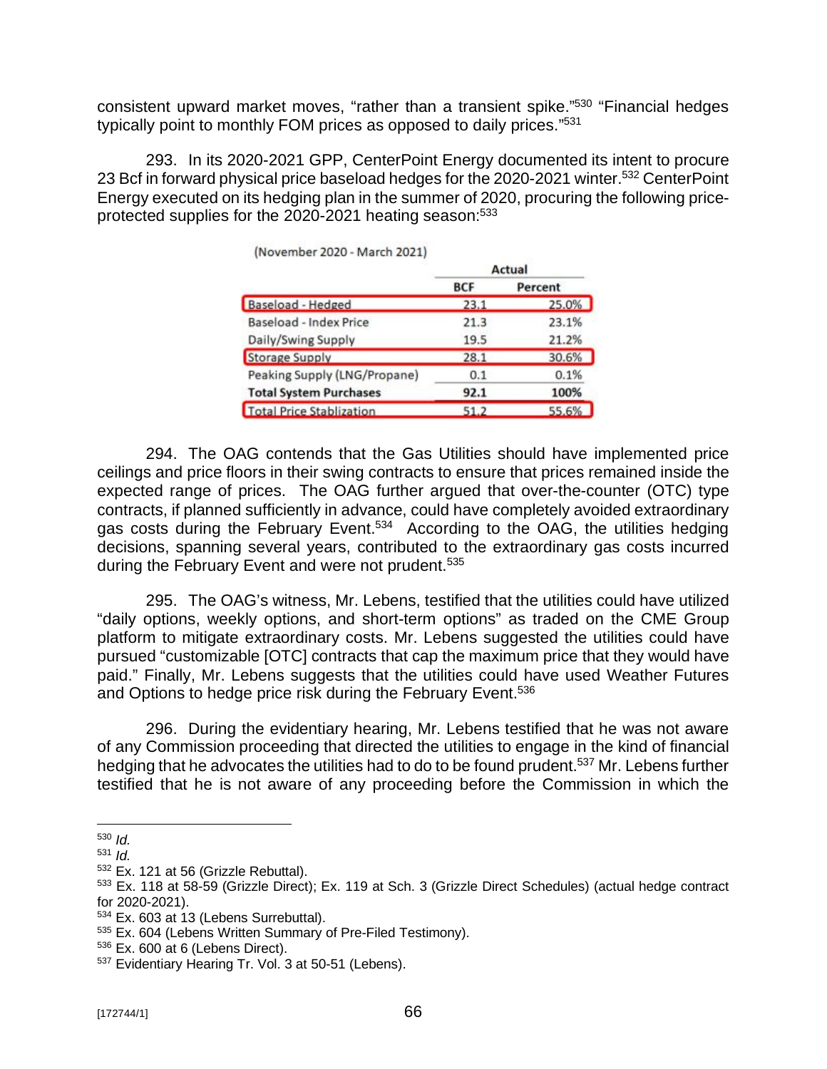consistent upward market moves, "rather than a transient spike."[530] "Financial hedges typically point to monthly FOM prices as opposed to daily prices."[531]

293. In its 2020-2021 GPP, CenterPoint Energy documented its intent to procure 23 Bcf in forward physical price baseload hedges for the 2020-2021 winter.[532] CenterPoint Energy executed on its hedging plan in the summer of 2020, procuring the following price-protected supplies for the 2020-2021 heating season:[533]

| (November 2020 - March 2021) | Actual | |
|---|---|---|
| | **BCF** | **Percent** |
| Baseload - Hedged | 23.1 | 25.0% |
| Baseload - Index Price | 21.3 | 23.1% |
| Daily/Swing Supply | 19.5 | 21.2% |
| Storage Supply | 28.1 | 30.6% |
| Peaking Supply (LNG/Propane) | 0.1 | 0.1% |
| **Total System Purchases** | **92.1** | **100%** |
| Total Price Stablization | 51.2 | 55.6% |

294. The OAG contends that the Gas Utilities should have implemented price ceilings and price floors in their swing contracts to ensure that prices remained inside the expected range of prices. The OAG further argued that over-the-counter (OTC) type contracts, if planned sufficiently in advance, could have completely avoided extraordinary gas costs during the February Event.[534] According to the OAG, the utilities hedging decisions, spanning several years, contributed to the extraordinary gas costs incurred during the February Event and were not prudent.[535]

295. The OAG's witness, Mr. Lebens, testified that the utilities could have utilized "daily options, weekly options, and short-term options" as traded on the CME Group platform to mitigate extraordinary costs. Mr. Lebens suggested the utilities could have pursued "customizable [OTC] contracts that cap the maximum price that they would have paid." Finally, Mr. Lebens suggests that the utilities could have used Weather Futures and Options to hedge price risk during the February Event.[536]

296. During the evidentiary hearing, Mr. Lebens testified that he was not aware of any Commission proceeding that directed the utilities to engage in the kind of financial hedging that he advocates the utilities had to do to be found prudent.[537] Mr. Lebens further testified that he is not aware of any proceeding before the Commission in which the

---

[530] *Id.*

[531] *Id.*

[532] Ex. 121 at 56 (Grizzle Rebuttal).

[533] Ex. 118 at 58-59 (Grizzle Direct); Ex. 119 at Sch. 3 (Grizzle Direct Schedules) (actual hedge contract for 2020-2021).

[534] Ex. 603 at 13 (Lebens Surrebuttal).

[535] Ex. 604 (Lebens Written Summary of Pre-Filed Testimony).

[536] Ex. 600 at 6 (Lebens Direct).

[537] Evidentiary Hearing Tr. Vol. 3 at 50-51 (Lebens).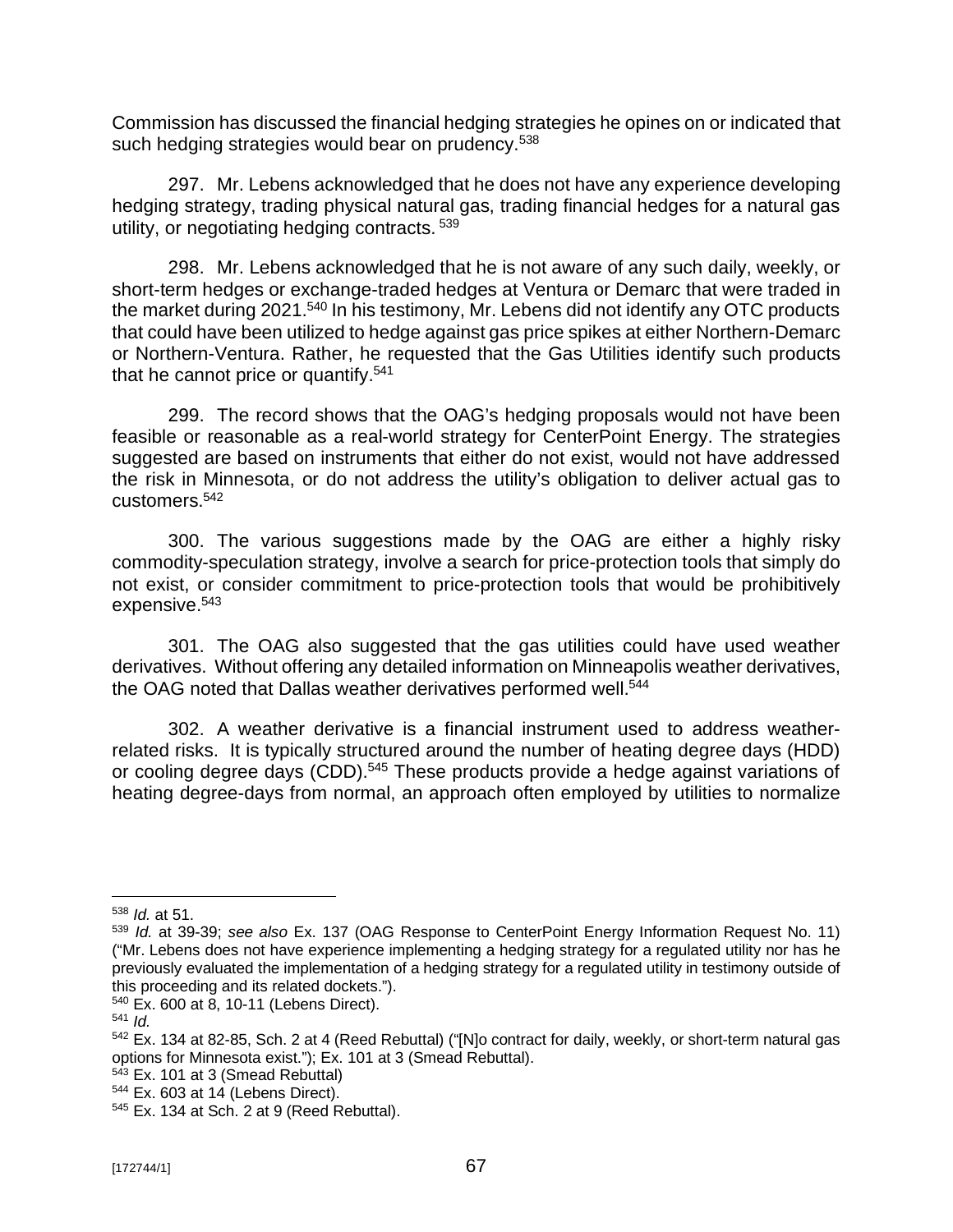Commission has discussed the financial hedging strategies he opines on or indicated that such hedging strategies would bear on prudency.[538]

297. Mr. Lebens acknowledged that he does not have any experience developing hedging strategy, trading physical natural gas, trading financial hedges for a natural gas utility, or negotiating hedging contracts. [539]

298. Mr. Lebens acknowledged that he is not aware of any such daily, weekly, or short-term hedges or exchange-traded hedges at Ventura or Demarc that were traded in the market during 2021.[540] In his testimony, Mr. Lebens did not identify any OTC products that could have been utilized to hedge against gas price spikes at either Northern-Demarc or Northern-Ventura. Rather, he requested that the Gas Utilities identify such products that he cannot price or quantify.[541]

299. The record shows that the OAG's hedging proposals would not have been feasible or reasonable as a real-world strategy for CenterPoint Energy. The strategies suggested are based on instruments that either do not exist, would not have addressed the risk in Minnesota, or do not address the utility's obligation to deliver actual gas to customers.[542]

300. The various suggestions made by the OAG are either a highly risky commodity-speculation strategy, involve a search for price-protection tools that simply do not exist, or consider commitment to price-protection tools that would be prohibitively expensive.[543]

301. The OAG also suggested that the gas utilities could have used weather derivatives. Without offering any detailed information on Minneapolis weather derivatives, the OAG noted that Dallas weather derivatives performed well.[544]

302. A weather derivative is a financial instrument used to address weather-related risks. It is typically structured around the number of heating degree days (HDD) or cooling degree days (CDD).[545] These products provide a hedge against variations of heating degree-days from normal, an approach often employed by utilities to normalize

---

[538] *Id.* at 51.

[539] *Id.* at 39-39; *see also* Ex. 137 (OAG Response to CenterPoint Energy Information Request No. 11) ("Mr. Lebens does not have experience implementing a hedging strategy for a regulated utility nor has he previously evaluated the implementation of a hedging strategy for a regulated utility in testimony outside of this proceeding and its related dockets.").

[540] Ex. 600 at 8, 10-11 (Lebens Direct).

[541] *Id.*

[542] Ex. 134 at 82-85, Sch. 2 at 4 (Reed Rebuttal) ("[N]o contract for daily, weekly, or short-term natural gas options for Minnesota exist."); Ex. 101 at 3 (Smead Rebuttal).

[543] Ex. 101 at 3 (Smead Rebuttal)

[544] Ex. 603 at 14 (Lebens Direct).

[545] Ex. 134 at Sch. 2 at 9 (Reed Rebuttal).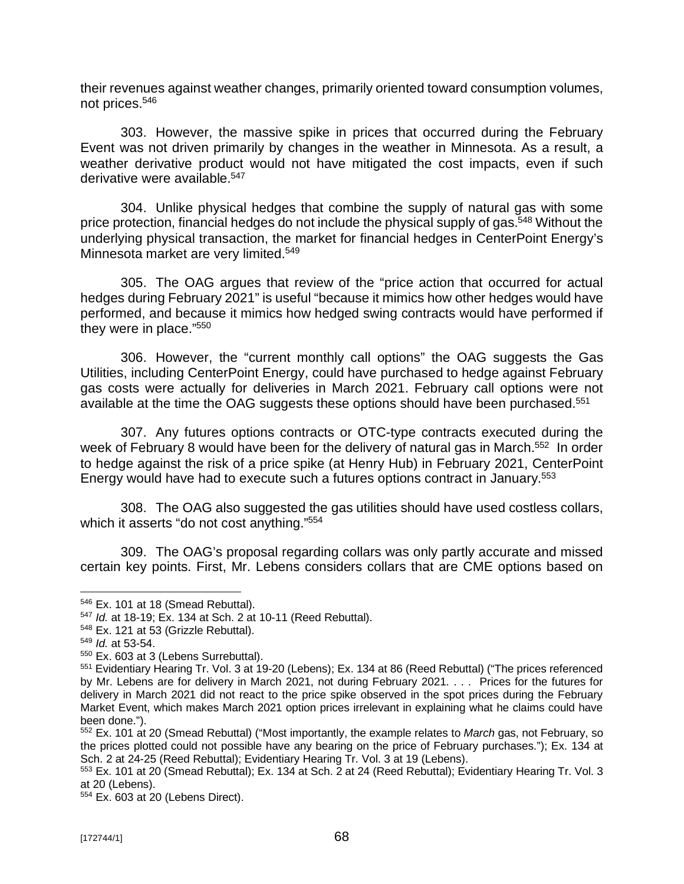their revenues against weather changes, primarily oriented toward consumption volumes, not prices.[546]

303. However, the massive spike in prices that occurred during the February Event was not driven primarily by changes in the weather in Minnesota. As a result, a weather derivative product would not have mitigated the cost impacts, even if such derivative were available.[547]

304. Unlike physical hedges that combine the supply of natural gas with some price protection, financial hedges do not include the physical supply of gas.[548] Without the underlying physical transaction, the market for financial hedges in CenterPoint Energy's Minnesota market are very limited.[549]

305. The OAG argues that review of the "price action that occurred for actual hedges during February 2021" is useful "because it mimics how other hedges would have performed, and because it mimics how hedged swing contracts would have performed if they were in place."[550]

306. However, the "current monthly call options" the OAG suggests the Gas Utilities, including CenterPoint Energy, could have purchased to hedge against February gas costs were actually for deliveries in March 2021. February call options were not available at the time the OAG suggests these options should have been purchased.[551]

307. Any futures options contracts or OTC-type contracts executed during the week of February 8 would have been for the delivery of natural gas in March.[552] In order to hedge against the risk of a price spike (at Henry Hub) in February 2021, CenterPoint Energy would have had to execute such a futures options contract in January.[553]

308. The OAG also suggested the gas utilities should have used costless collars, which it asserts "do not cost anything."[554]

309. The OAG's proposal regarding collars was only partly accurate and missed certain key points. First, Mr. Lebens considers collars that are CME options based on

---

[546] Ex. 101 at 18 (Smead Rebuttal).

[547] *Id.* at 18-19; Ex. 134 at Sch. 2 at 10-11 (Reed Rebuttal).

[548] Ex. 121 at 53 (Grizzle Rebuttal).

[549] *Id.* at 53-54.

[550] Ex. 603 at 3 (Lebens Surrebuttal).

[551] Evidentiary Hearing Tr. Vol. 3 at 19-20 (Lebens); Ex. 134 at 86 (Reed Rebuttal) ("The prices referenced by Mr. Lebens are for delivery in March 2021, not during February 2021. . . . Prices for the futures for delivery in March 2021 did not react to the price spike observed in the spot prices during the February Market Event, which makes March 2021 option prices irrelevant in explaining what he claims could have been done.").

[552] Ex. 101 at 20 (Smead Rebuttal) ("Most importantly, the example relates to *March* gas, not February, so the prices plotted could not possible have any bearing on the price of February purchases."); Ex. 134 at Sch. 2 at 24-25 (Reed Rebuttal); Evidentiary Hearing Tr. Vol. 3 at 19 (Lebens).

[553] Ex. 101 at 20 (Smead Rebuttal); Ex. 134 at Sch. 2 at 24 (Reed Rebuttal); Evidentiary Hearing Tr. Vol. 3 at 20 (Lebens).

[554] Ex. 603 at 20 (Lebens Direct).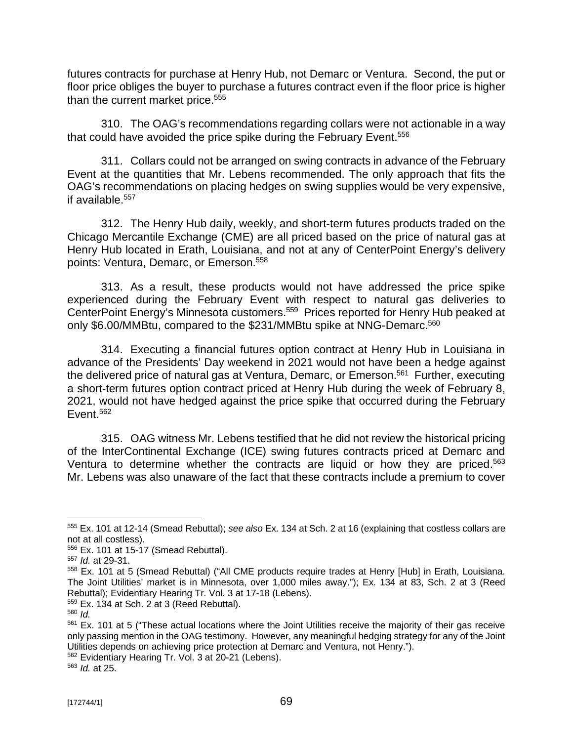futures contracts for purchase at Henry Hub, not Demarc or Ventura. Second, the put or floor price obliges the buyer to purchase a futures contract even if the floor price is higher than the current market price.[555]

310. The OAG's recommendations regarding collars were not actionable in a way that could have avoided the price spike during the February Event.[556]

311. Collars could not be arranged on swing contracts in advance of the February Event at the quantities that Mr. Lebens recommended. The only approach that fits the OAG's recommendations on placing hedges on swing supplies would be very expensive, if available.[557]

312. The Henry Hub daily, weekly, and short-term futures products traded on the Chicago Mercantile Exchange (CME) are all priced based on the price of natural gas at Henry Hub located in Erath, Louisiana, and not at any of CenterPoint Energy's delivery points: Ventura, Demarc, or Emerson.[558]

313. As a result, these products would not have addressed the price spike experienced during the February Event with respect to natural gas deliveries to CenterPoint Energy's Minnesota customers.[559] Prices reported for Henry Hub peaked at only \$6.00/MMBtu, compared to the \$231/MMBtu spike at NNG-Demarc.[560]

314. Executing a financial futures option contract at Henry Hub in Louisiana in advance of the Presidents' Day weekend in 2021 would not have been a hedge against the delivered price of natural gas at Ventura, Demarc, or Emerson.[561] Further, executing a short-term futures option contract priced at Henry Hub during the week of February 8, 2021, would not have hedged against the price spike that occurred during the February Event.[562]

315. OAG witness Mr. Lebens testified that he did not review the historical pricing of the InterContinental Exchange (ICE) swing futures contracts priced at Demarc and Ventura to determine whether the contracts are liquid or how they are priced.[563] Mr. Lebens was also unaware of the fact that these contracts include a premium to cover

---

[555] Ex. 101 at 12-14 (Smead Rebuttal); *see also* Ex. 134 at Sch. 2 at 16 (explaining that costless collars are not at all costless).

[556] Ex. 101 at 15-17 (Smead Rebuttal).

[557] *Id.* at 29-31.

[558] Ex. 101 at 5 (Smead Rebuttal) ("All CME products require trades at Henry [Hub] in Erath, Louisiana. The Joint Utilities' market is in Minnesota, over 1,000 miles away."); Ex. 134 at 83, Sch. 2 at 3 (Reed Rebuttal); Evidentiary Hearing Tr. Vol. 3 at 17-18 (Lebens).

[559] Ex. 134 at Sch. 2 at 3 (Reed Rebuttal).

[560] *Id.*

[561] Ex. 101 at 5 ("These actual locations where the Joint Utilities receive the majority of their gas receive only passing mention in the OAG testimony. However, any meaningful hedging strategy for any of the Joint Utilities depends on achieving price protection at Demarc and Ventura, not Henry.").

[562] Evidentiary Hearing Tr. Vol. 3 at 20-21 (Lebens).

[563] *Id.* at 25.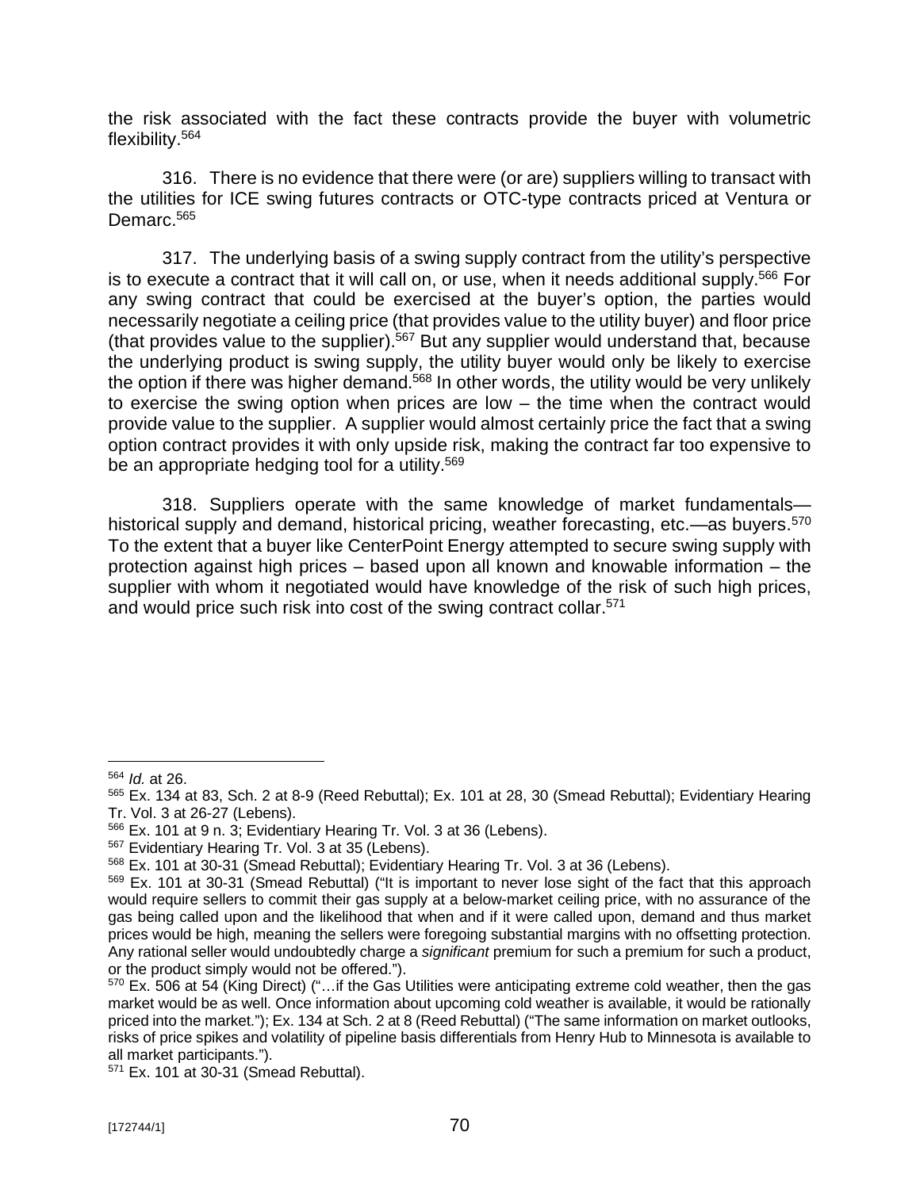the risk associated with the fact these contracts provide the buyer with volumetric flexibility.[564]

316. There is no evidence that there were (or are) suppliers willing to transact with the utilities for ICE swing futures contracts or OTC-type contracts priced at Ventura or Demarc.[565]

317. The underlying basis of a swing supply contract from the utility's perspective is to execute a contract that it will call on, or use, when it needs additional supply.[566] For any swing contract that could be exercised at the buyer's option, the parties would necessarily negotiate a ceiling price (that provides value to the utility buyer) and floor price (that provides value to the supplier).[567] But any supplier would understand that, because the underlying product is swing supply, the utility buyer would only be likely to exercise the option if there was higher demand.[568] In other words, the utility would be very unlikely to exercise the swing option when prices are low – the time when the contract would provide value to the supplier. A supplier would almost certainly price the fact that a swing option contract provides it with only upside risk, making the contract far too expensive to be an appropriate hedging tool for a utility.[569]

318. Suppliers operate with the same knowledge of market fundamentals—historical supply and demand, historical pricing, weather forecasting, etc.—as buyers.[570] To the extent that a buyer like CenterPoint Energy attempted to secure swing supply with protection against high prices – based upon all known and knowable information – the supplier with whom it negotiated would have knowledge of the risk of such high prices, and would price such risk into cost of the swing contract collar.[571]

---

[564] *Id.* at 26.

[565] Ex. 134 at 83, Sch. 2 at 8-9 (Reed Rebuttal); Ex. 101 at 28, 30 (Smead Rebuttal); Evidentiary Hearing Tr. Vol. 3 at 26-27 (Lebens).

[566] Ex. 101 at 9 n. 3; Evidentiary Hearing Tr. Vol. 3 at 36 (Lebens).

[567] Evidentiary Hearing Tr. Vol. 3 at 35 (Lebens).

[568] Ex. 101 at 30-31 (Smead Rebuttal); Evidentiary Hearing Tr. Vol. 3 at 36 (Lebens).

[569] Ex. 101 at 30-31 (Smead Rebuttal) ("It is important to never lose sight of the fact that this approach would require sellers to commit their gas supply at a below-market ceiling price, with no assurance of the gas being called upon and the likelihood that when and if it were called upon, demand and thus market prices would be high, meaning the sellers were foregoing substantial margins with no offsetting protection. Any rational seller would undoubtedly charge a *significant* premium for such a premium for such a product, or the product simply would not be offered.").

[570] Ex. 506 at 54 (King Direct) ("…if the Gas Utilities were anticipating extreme cold weather, then the gas market would be as well. Once information about upcoming cold weather is available, it would be rationally priced into the market."); Ex. 134 at Sch. 2 at 8 (Reed Rebuttal) ("The same information on market outlooks, risks of price spikes and volatility of pipeline basis differentials from Henry Hub to Minnesota is available to all market participants.").

[571] Ex. 101 at 30-31 (Smead Rebuttal).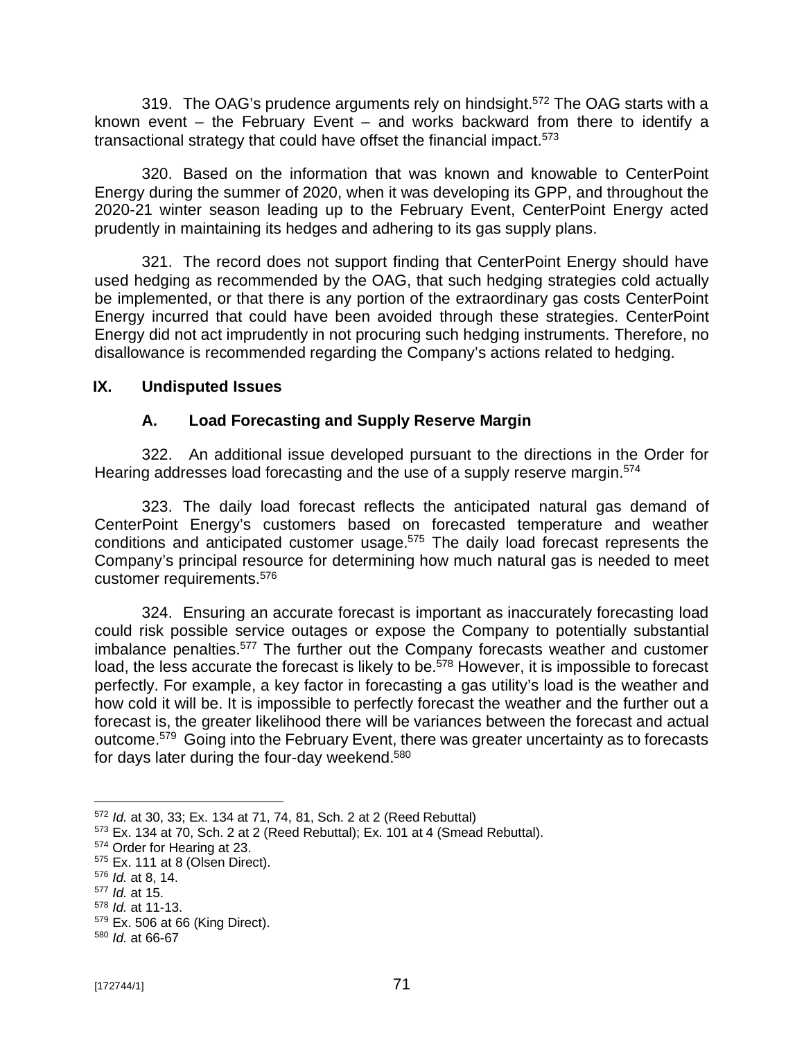319. The OAG's prudence arguments rely on hindsight.[572] The OAG starts with a known event – the February Event – and works backward from there to identify a transactional strategy that could have offset the financial impact.[573]

320. Based on the information that was known and knowable to CenterPoint Energy during the summer of 2020, when it was developing its GPP, and throughout the 2020-21 winter season leading up to the February Event, CenterPoint Energy acted prudently in maintaining its hedges and adhering to its gas supply plans.

321. The record does not support finding that CenterPoint Energy should have used hedging as recommended by the OAG, that such hedging strategies cold actually be implemented, or that there is any portion of the extraordinary gas costs CenterPoint Energy incurred that could have been avoided through these strategies. CenterPoint Energy did not act imprudently in not procuring such hedging instruments. Therefore, no disallowance is recommended regarding the Company's actions related to hedging.

## IX. Undisputed Issues

### A. Load Forecasting and Supply Reserve Margin

322. An additional issue developed pursuant to the directions in the Order for Hearing addresses load forecasting and the use of a supply reserve margin.[574]

323. The daily load forecast reflects the anticipated natural gas demand of CenterPoint Energy's customers based on forecasted temperature and weather conditions and anticipated customer usage.[575] The daily load forecast represents the Company's principal resource for determining how much natural gas is needed to meet customer requirements.[576]

324. Ensuring an accurate forecast is important as inaccurately forecasting load could risk possible service outages or expose the Company to potentially substantial imbalance penalties.[577] The further out the Company forecasts weather and customer load, the less accurate the forecast is likely to be.[578] However, it is impossible to forecast perfectly. For example, a key factor in forecasting a gas utility's load is the weather and how cold it will be. It is impossible to perfectly forecast the weather and the further out a forecast is, the greater likelihood there will be variances between the forecast and actual outcome.[579] Going into the February Event, there was greater uncertainty as to forecasts for days later during the four-day weekend.[580]

---

[572] *Id.* at 30, 33; Ex. 134 at 71, 74, 81, Sch. 2 at 2 (Reed Rebuttal)

[573] Ex. 134 at 70, Sch. 2 at 2 (Reed Rebuttal); Ex. 101 at 4 (Smead Rebuttal).

[574] Order for Hearing at 23.

[575] Ex. 111 at 8 (Olsen Direct).

[576] *Id.* at 8, 14.

[577] *Id.* at 15.

[578] *Id.* at 11-13.

[579] Ex. 506 at 66 (King Direct).

[580] *Id.* at 66-67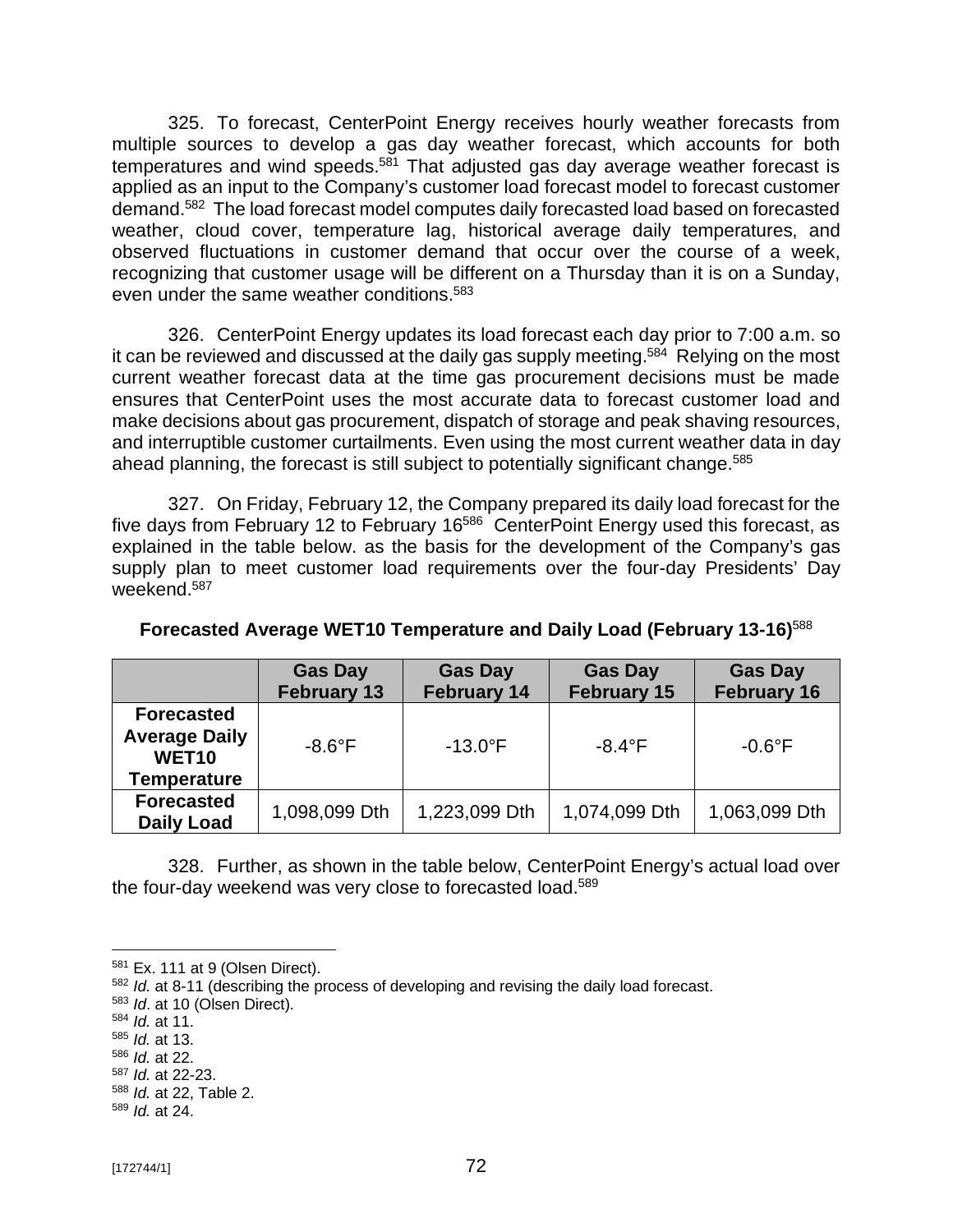325. To forecast, CenterPoint Energy receives hourly weather forecasts from multiple sources to develop a gas day weather forecast, which accounts for both temperatures and wind speeds.[581] That adjusted gas day average weather forecast is applied as an input to the Company's customer load forecast model to forecast customer demand.[582] The load forecast model computes daily forecasted load based on forecasted weather, cloud cover, temperature lag, historical average daily temperatures, and observed fluctuations in customer demand that occur over the course of a week, recognizing that customer usage will be different on a Thursday than it is on a Sunday, even under the same weather conditions.[583]

326. CenterPoint Energy updates its load forecast each day prior to 7:00 a.m. so it can be reviewed and discussed at the daily gas supply meeting.[584] Relying on the most current weather forecast data at the time gas procurement decisions must be made ensures that CenterPoint uses the most accurate data to forecast customer load and make decisions about gas procurement, dispatch of storage and peak shaving resources, and interruptible customer curtailments. Even using the most current weather data in day ahead planning, the forecast is still subject to potentially significant change.[585]

327. On Friday, February 12, the Company prepared its daily load forecast for the five days from February 12 to February 16[586] CenterPoint Energy used this forecast, as explained in the table below. as the basis for the development of the Company's gas supply plan to meet customer load requirements over the four-day Presidents' Day weekend.[587]

**Forecasted Average WET10 Temperature and Daily Load (February 13-16)**[588]

| | Gas Day February 13 | Gas Day February 14 | Gas Day February 15 | Gas Day February 16 |
|---|---|---|---|---|
| **Forecasted Average Daily WET10 Temperature** | -8.6°F | -13.0°F | -8.4°F | -0.6°F |
| **Forecasted Daily Load** | 1,098,099 Dth | 1,223,099 Dth | 1,074,099 Dth | 1,063,099 Dth |

328. Further, as shown in the table below, CenterPoint Energy's actual load over the four-day weekend was very close to forecasted load.[589]

---

[581] Ex. 111 at 9 (Olsen Direct).

[582] *Id.* at 8-11 (describing the process of developing and revising the daily load forecast.

[583] *Id*. at 10 (Olsen Direct).

[584] *Id.* at 11.

[585] *Id.* at 13.

[586] *Id.* at 22.

[587] *Id.* at 22-23.

[588] *Id.* at 22, Table 2.

[589] *Id.* at 24.

[172744/1]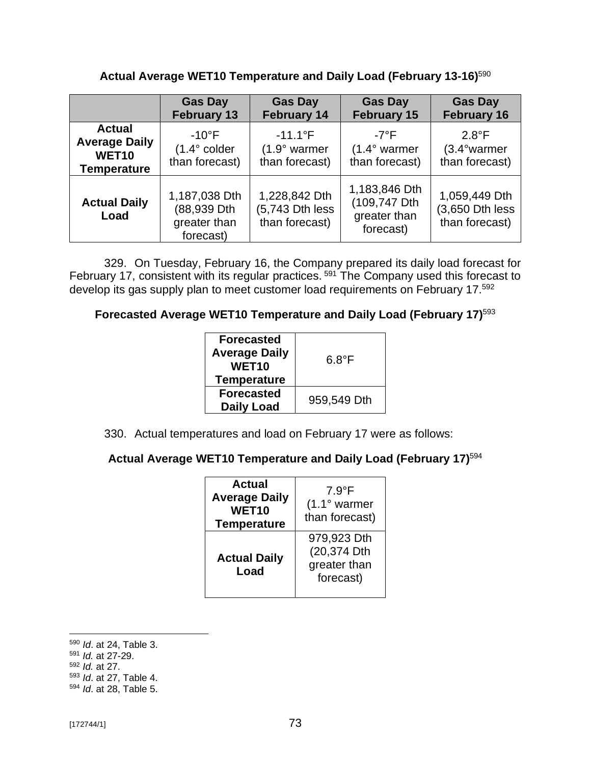**Actual Average WET10 Temperature and Daily Load (February 13-16)**[590]

| | Gas Day February 13 | Gas Day February 14 | Gas Day February 15 | Gas Day February 16 |
|---|---|---|---|---|
| **Actual Average Daily WET10 Temperature** | -10°F (1.4° colder than forecast) | -11.1°F (1.9° warmer than forecast) | -7°F (1.4° warmer than forecast) | 2.8°F (3.4°warmer than forecast) |
| **Actual Daily Load** | 1,187,038 Dth (88,939 Dth greater than forecast) | 1,228,842 Dth (5,743 Dth less than forecast) | 1,183,846 Dth (109,747 Dth greater than forecast) | 1,059,449 Dth (3,650 Dth less than forecast) |

329. On Tuesday, February 16, the Company prepared its daily load forecast for February 17, consistent with its regular practices.[591] The Company used this forecast to develop its gas supply plan to meet customer load requirements on February 17.[592]

**Forecasted Average WET10 Temperature and Daily Load (February 17)**[593]

| | |
|---|---|
| **Forecasted Average Daily WET10 Temperature** | 6.8°F |
| **Forecasted Daily Load** | 959,549 Dth |

330. Actual temperatures and load on February 17 were as follows:

**Actual Average WET10 Temperature and Daily Load (February 17)**[594]

| | |
|---|---|
| **Actual Average Daily WET10 Temperature** | 7.9°F (1.1° warmer than forecast) |
| **Actual Daily Load** | 979,923 Dth (20,374 Dth greater than forecast) |

---

[590] *Id*. at 24, Table 3.
[591] *Id.* at 27-29.
[592] *Id.* at 27.
[593] *Id*. at 27, Table 4.
[594] *Id*. at 28, Table 5.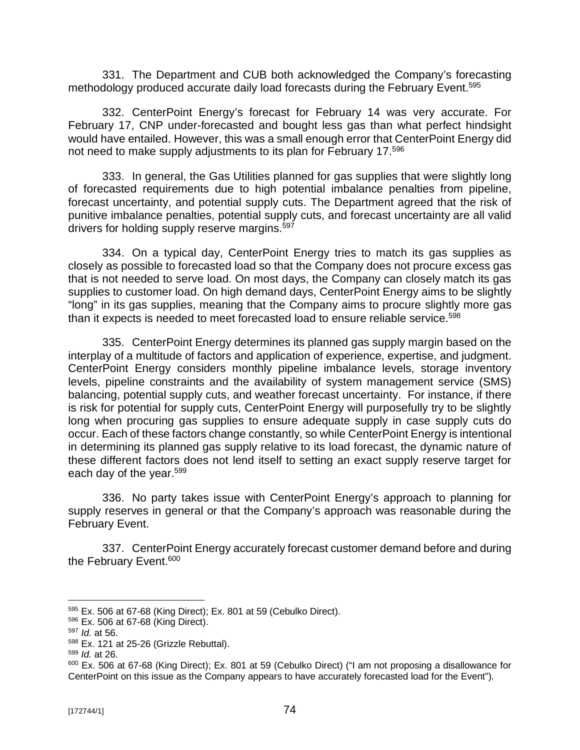331. The Department and CUB both acknowledged the Company's forecasting methodology produced accurate daily load forecasts during the February Event.[595]

332. CenterPoint Energy's forecast for February 14 was very accurate. For February 17, CNP under-forecasted and bought less gas than what perfect hindsight would have entailed. However, this was a small enough error that CenterPoint Energy did not need to make supply adjustments to its plan for February 17.[596]

333. In general, the Gas Utilities planned for gas supplies that were slightly long of forecasted requirements due to high potential imbalance penalties from pipeline, forecast uncertainty, and potential supply cuts. The Department agreed that the risk of punitive imbalance penalties, potential supply cuts, and forecast uncertainty are all valid drivers for holding supply reserve margins.[597]

334. On a typical day, CenterPoint Energy tries to match its gas supplies as closely as possible to forecasted load so that the Company does not procure excess gas that is not needed to serve load. On most days, the Company can closely match its gas supplies to customer load. On high demand days, CenterPoint Energy aims to be slightly "long" in its gas supplies, meaning that the Company aims to procure slightly more gas than it expects is needed to meet forecasted load to ensure reliable service.[598]

335. CenterPoint Energy determines its planned gas supply margin based on the interplay of a multitude of factors and application of experience, expertise, and judgment. CenterPoint Energy considers monthly pipeline imbalance levels, storage inventory levels, pipeline constraints and the availability of system management service (SMS) balancing, potential supply cuts, and weather forecast uncertainty. For instance, if there is risk for potential for supply cuts, CenterPoint Energy will purposefully try to be slightly long when procuring gas supplies to ensure adequate supply in case supply cuts do occur. Each of these factors change constantly, so while CenterPoint Energy is intentional in determining its planned gas supply relative to its load forecast, the dynamic nature of these different factors does not lend itself to setting an exact supply reserve target for each day of the year.[599]

336. No party takes issue with CenterPoint Energy's approach to planning for supply reserves in general or that the Company's approach was reasonable during the February Event.

337. CenterPoint Energy accurately forecast customer demand before and during the February Event.[600]

---

[595] Ex. 506 at 67-68 (King Direct); Ex. 801 at 59 (Cebulko Direct).

[596] Ex. 506 at 67-68 (King Direct).

[597] *Id.* at 56.

[598] Ex. 121 at 25-26 (Grizzle Rebuttal).

[599] *Id.* at 26.

[600] Ex. 506 at 67-68 (King Direct); Ex. 801 at 59 (Cebulko Direct) ("I am not proposing a disallowance for CenterPoint on this issue as the Company appears to have accurately forecasted load for the Event").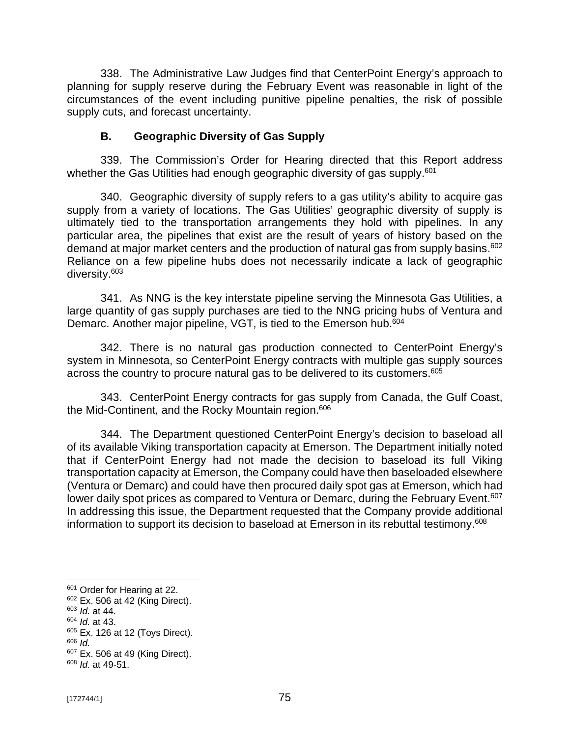338. The Administrative Law Judges find that CenterPoint Energy's approach to planning for supply reserve during the February Event was reasonable in light of the circumstances of the event including punitive pipeline penalties, the risk of possible supply cuts, and forecast uncertainty.

### B. Geographic Diversity of Gas Supply

339. The Commission's Order for Hearing directed that this Report address whether the Gas Utilities had enough geographic diversity of gas supply.[601]

340. Geographic diversity of supply refers to a gas utility's ability to acquire gas supply from a variety of locations. The Gas Utilities' geographic diversity of supply is ultimately tied to the transportation arrangements they hold with pipelines. In any particular area, the pipelines that exist are the result of years of history based on the demand at major market centers and the production of natural gas from supply basins.[602] Reliance on a few pipeline hubs does not necessarily indicate a lack of geographic diversity.[603]

341. As NNG is the key interstate pipeline serving the Minnesota Gas Utilities, a large quantity of gas supply purchases are tied to the NNG pricing hubs of Ventura and Demarc. Another major pipeline, VGT, is tied to the Emerson hub.[604]

342. There is no natural gas production connected to CenterPoint Energy's system in Minnesota, so CenterPoint Energy contracts with multiple gas supply sources across the country to procure natural gas to be delivered to its customers.[605]

343. CenterPoint Energy contracts for gas supply from Canada, the Gulf Coast, the Mid-Continent, and the Rocky Mountain region.[606]

344. The Department questioned CenterPoint Energy's decision to baseload all of its available Viking transportation capacity at Emerson. The Department initially noted that if CenterPoint Energy had not made the decision to baseload its full Viking transportation capacity at Emerson, the Company could have then baseloaded elsewhere (Ventura or Demarc) and could have then procured daily spot gas at Emerson, which had lower daily spot prices as compared to Ventura or Demarc, during the February Event.[607] In addressing this issue, the Department requested that the Company provide additional information to support its decision to baseload at Emerson in its rebuttal testimony.[608]

---

[601] Order for Hearing at 22.
[602] Ex. 506 at 42 (King Direct).
[603] *Id.* at 44.
[604] *Id.* at 43.
[605] Ex. 126 at 12 (Toys Direct).
[606] *Id.*
[607] Ex. 506 at 49 (King Direct).
[608] *Id.* at 49-51.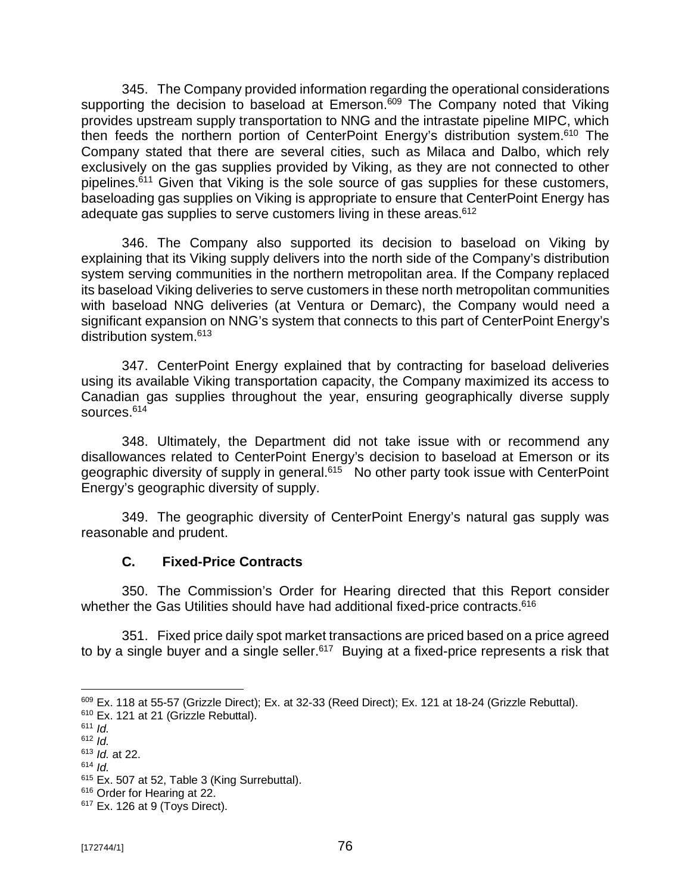345. The Company provided information regarding the operational considerations supporting the decision to baseload at Emerson.[609] The Company noted that Viking provides upstream supply transportation to NNG and the intrastate pipeline MIPC, which then feeds the northern portion of CenterPoint Energy's distribution system.[610] The Company stated that there are several cities, such as Milaca and Dalbo, which rely exclusively on the gas supplies provided by Viking, as they are not connected to other pipelines.[611] Given that Viking is the sole source of gas supplies for these customers, baseloading gas supplies on Viking is appropriate to ensure that CenterPoint Energy has adequate gas supplies to serve customers living in these areas.[612]

346. The Company also supported its decision to baseload on Viking by explaining that its Viking supply delivers into the north side of the Company's distribution system serving communities in the northern metropolitan area. If the Company replaced its baseload Viking deliveries to serve customers in these north metropolitan communities with baseload NNG deliveries (at Ventura or Demarc), the Company would need a significant expansion on NNG's system that connects to this part of CenterPoint Energy's distribution system.[613]

347. CenterPoint Energy explained that by contracting for baseload deliveries using its available Viking transportation capacity, the Company maximized its access to Canadian gas supplies throughout the year, ensuring geographically diverse supply sources.[614]

348. Ultimately, the Department did not take issue with or recommend any disallowances related to CenterPoint Energy's decision to baseload at Emerson or its geographic diversity of supply in general.[615] No other party took issue with CenterPoint Energy's geographic diversity of supply.

349. The geographic diversity of CenterPoint Energy's natural gas supply was reasonable and prudent.

### C. Fixed-Price Contracts

350. The Commission's Order for Hearing directed that this Report consider whether the Gas Utilities should have had additional fixed-price contracts.[616]

351. Fixed price daily spot market transactions are priced based on a price agreed to by a single buyer and a single seller.[617] Buying at a fixed-price represents a risk that

---

[609] Ex. 118 at 55-57 (Grizzle Direct); Ex. at 32-33 (Reed Direct); Ex. 121 at 18-24 (Grizzle Rebuttal).

[610] Ex. 121 at 21 (Grizzle Rebuttal).

[611] *Id.*

[612] *Id.*

[613] *Id.* at 22.

[614] *Id.*

[615] Ex. 507 at 52, Table 3 (King Surrebuttal).

[616] Order for Hearing at 22.

[617] Ex. 126 at 9 (Toys Direct).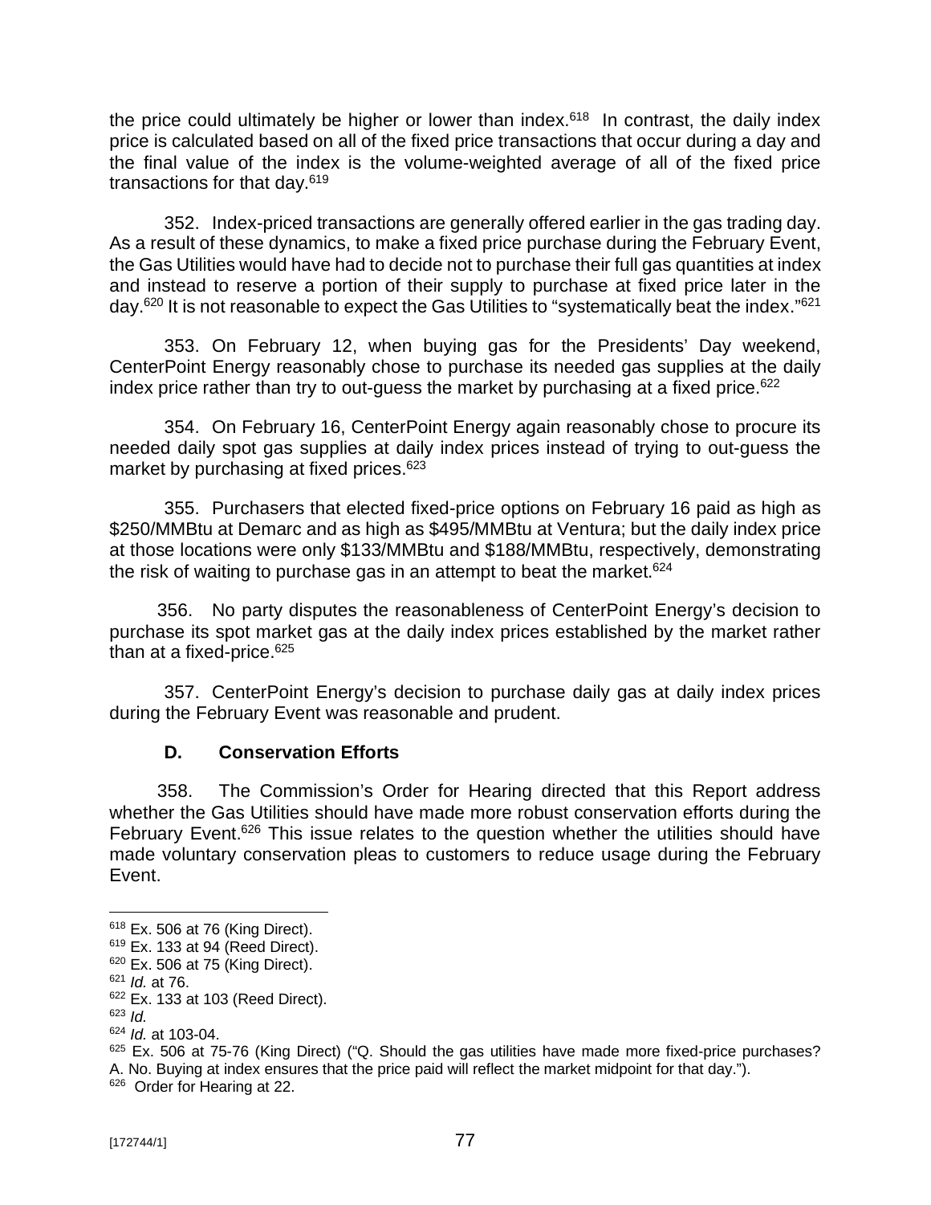the price could ultimately be higher or lower than index.[618] In contrast, the daily index price is calculated based on all of the fixed price transactions that occur during a day and the final value of the index is the volume-weighted average of all of the fixed price transactions for that day.[619]

352. Index-priced transactions are generally offered earlier in the gas trading day. As a result of these dynamics, to make a fixed price purchase during the February Event, the Gas Utilities would have had to decide not to purchase their full gas quantities at index and instead to reserve a portion of their supply to purchase at fixed price later in the day.[620] It is not reasonable to expect the Gas Utilities to "systematically beat the index."[621]

353. On February 12, when buying gas for the Presidents' Day weekend, CenterPoint Energy reasonably chose to purchase its needed gas supplies at the daily index price rather than try to out-guess the market by purchasing at a fixed price.[622]

354. On February 16, CenterPoint Energy again reasonably chose to procure its needed daily spot gas supplies at daily index prices instead of trying to out-guess the market by purchasing at fixed prices.[623]

355. Purchasers that elected fixed-price options on February 16 paid as high as $250/MMBtu at Demarc and as high as $495/MMBtu at Ventura; but the daily index price at those locations were only $133/MMBtu and $188/MMBtu, respectively, demonstrating the risk of waiting to purchase gas in an attempt to beat the market.[624]

356. No party disputes the reasonableness of CenterPoint Energy's decision to purchase its spot market gas at the daily index prices established by the market rather than at a fixed-price.[625]

357. CenterPoint Energy's decision to purchase daily gas at daily index prices during the February Event was reasonable and prudent.

### D. Conservation Efforts

358. The Commission's Order for Hearing directed that this Report address whether the Gas Utilities should have made more robust conservation efforts during the February Event.[626] This issue relates to the question whether the utilities should have made voluntary conservation pleas to customers to reduce usage during the February Event.

---

[618] Ex. 506 at 76 (King Direct).
[619] Ex. 133 at 94 (Reed Direct).
[620] Ex. 506 at 75 (King Direct).
[621] *Id.* at 76.
[622] Ex. 133 at 103 (Reed Direct).
[623] *Id.*
[624] *Id.* at 103-04.
[625] Ex. 506 at 75-76 (King Direct) ("Q. Should the gas utilities have made more fixed-price purchases? A. No. Buying at index ensures that the price paid will reflect the market midpoint for that day.").
[626] Order for Hearing at 22.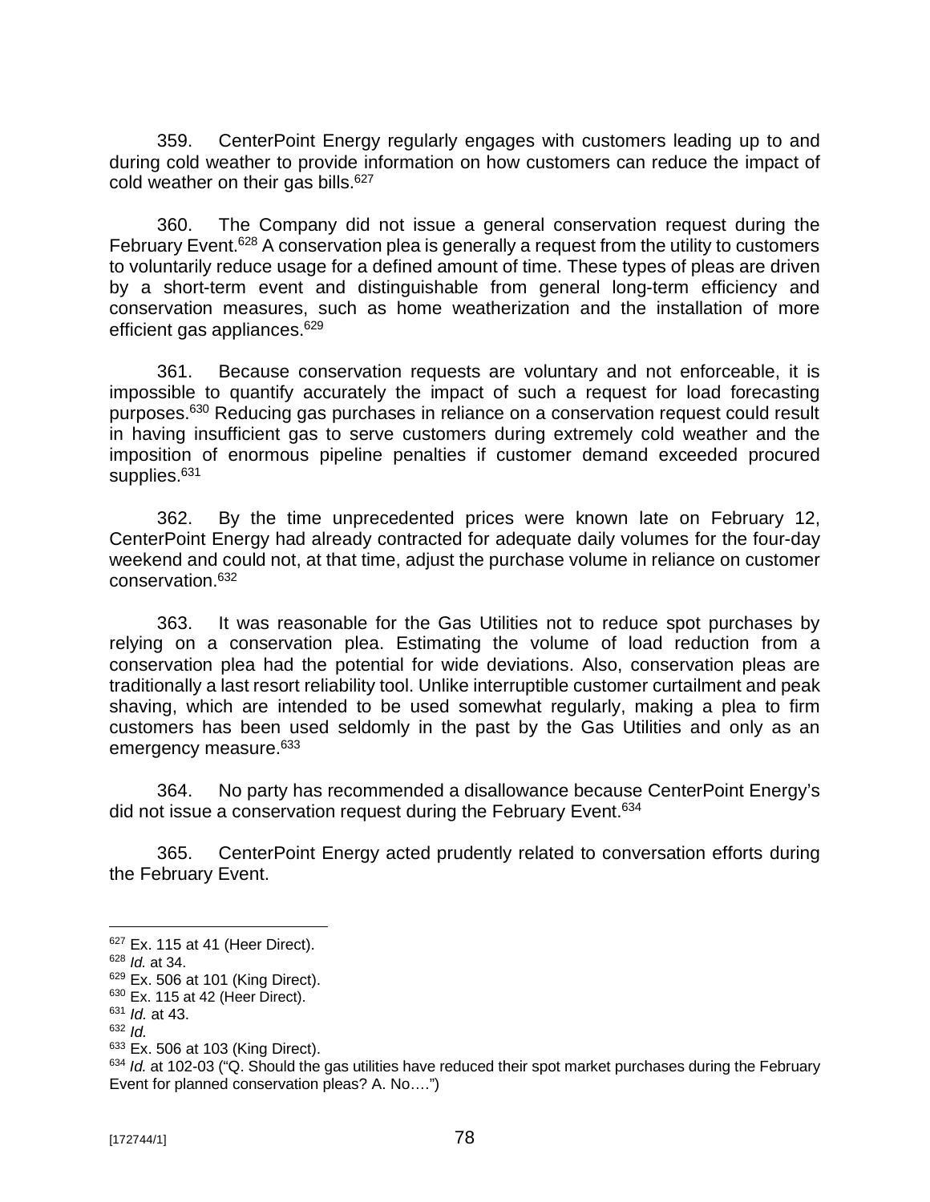359. CenterPoint Energy regularly engages with customers leading up to and during cold weather to provide information on how customers can reduce the impact of cold weather on their gas bills.[627]

360. The Company did not issue a general conservation request during the February Event.[628] A conservation plea is generally a request from the utility to customers to voluntarily reduce usage for a defined amount of time. These types of pleas are driven by a short-term event and distinguishable from general long-term efficiency and conservation measures, such as home weatherization and the installation of more efficient gas appliances.[629]

361. Because conservation requests are voluntary and not enforceable, it is impossible to quantify accurately the impact of such a request for load forecasting purposes.[630] Reducing gas purchases in reliance on a conservation request could result in having insufficient gas to serve customers during extremely cold weather and the imposition of enormous pipeline penalties if customer demand exceeded procured supplies.[631]

362. By the time unprecedented prices were known late on February 12, CenterPoint Energy had already contracted for adequate daily volumes for the four-day weekend and could not, at that time, adjust the purchase volume in reliance on customer conservation.[632]

363. It was reasonable for the Gas Utilities not to reduce spot purchases by relying on a conservation plea. Estimating the volume of load reduction from a conservation plea had the potential for wide deviations. Also, conservation pleas are traditionally a last resort reliability tool. Unlike interruptible customer curtailment and peak shaving, which are intended to be used somewhat regularly, making a plea to firm customers has been used seldomly in the past by the Gas Utilities and only as an emergency measure.[633]

364. No party has recommended a disallowance because CenterPoint Energy's did not issue a conservation request during the February Event.[634]

365. CenterPoint Energy acted prudently related to conversation efforts during the February Event.

---

[627] Ex. 115 at 41 (Heer Direct).

[628] *Id.* at 34.

[629] Ex. 506 at 101 (King Direct).

[630] Ex. 115 at 42 (Heer Direct).

[631] *Id.* at 43.

[632] *Id.*

[633] Ex. 506 at 103 (King Direct).

[634] *Id.* at 102-03 ("Q. Should the gas utilities have reduced their spot market purchases during the February Event for planned conservation pleas? A. No….")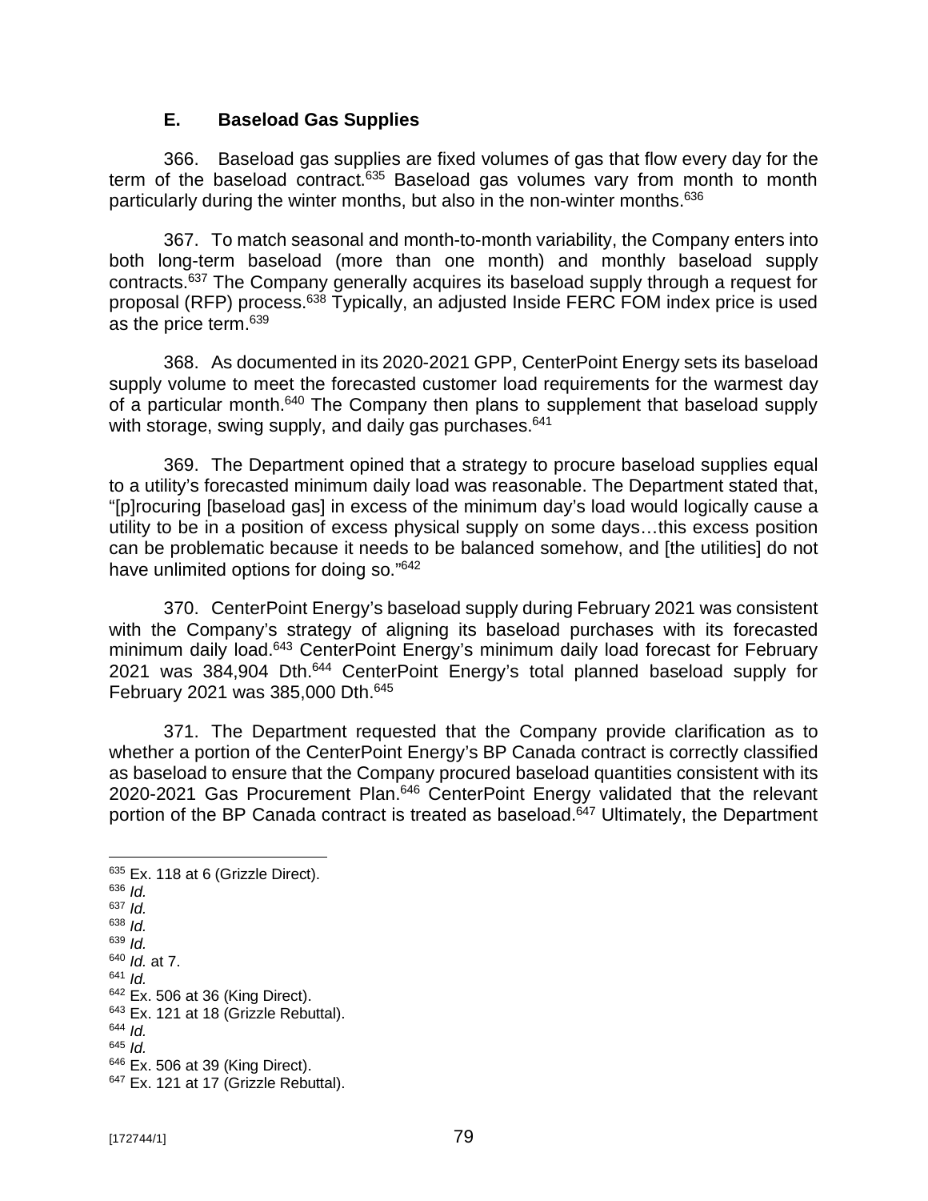### E. Baseload Gas Supplies

366. Baseload gas supplies are fixed volumes of gas that flow every day for the term of the baseload contract.[635] Baseload gas volumes vary from month to month particularly during the winter months, but also in the non-winter months.[636]

367. To match seasonal and month-to-month variability, the Company enters into both long-term baseload (more than one month) and monthly baseload supply contracts.[637] The Company generally acquires its baseload supply through a request for proposal (RFP) process.[638] Typically, an adjusted Inside FERC FOM index price is used as the price term.[639]

368. As documented in its 2020-2021 GPP, CenterPoint Energy sets its baseload supply volume to meet the forecasted customer load requirements for the warmest day of a particular month.[640] The Company then plans to supplement that baseload supply with storage, swing supply, and daily gas purchases.[641]

369. The Department opined that a strategy to procure baseload supplies equal to a utility's forecasted minimum daily load was reasonable. The Department stated that, "[p]rocuring [baseload gas] in excess of the minimum day's load would logically cause a utility to be in a position of excess physical supply on some days…this excess position can be problematic because it needs to be balanced somehow, and [the utilities] do not have unlimited options for doing so."[642]

370. CenterPoint Energy's baseload supply during February 2021 was consistent with the Company's strategy of aligning its baseload purchases with its forecasted minimum daily load.[643] CenterPoint Energy's minimum daily load forecast for February 2021 was 384,904 Dth.[644] CenterPoint Energy's total planned baseload supply for February 2021 was 385,000 Dth.[645]

371. The Department requested that the Company provide clarification as to whether a portion of the CenterPoint Energy's BP Canada contract is correctly classified as baseload to ensure that the Company procured baseload quantities consistent with its 2020-2021 Gas Procurement Plan.[646] CenterPoint Energy validated that the relevant portion of the BP Canada contract is treated as baseload.[647] Ultimately, the Department

---

[635] Ex. 118 at 6 (Grizzle Direct).
[636] *Id.*
[637] *Id.*
[638] *Id.*
[639] *Id.*
[640] *Id.* at 7.
[641] *Id.*
[642] Ex. 506 at 36 (King Direct).
[643] Ex. 121 at 18 (Grizzle Rebuttal).
[644] *Id.*
[645] *Id.*
[646] Ex. 506 at 39 (King Direct).
[647] Ex. 121 at 17 (Grizzle Rebuttal).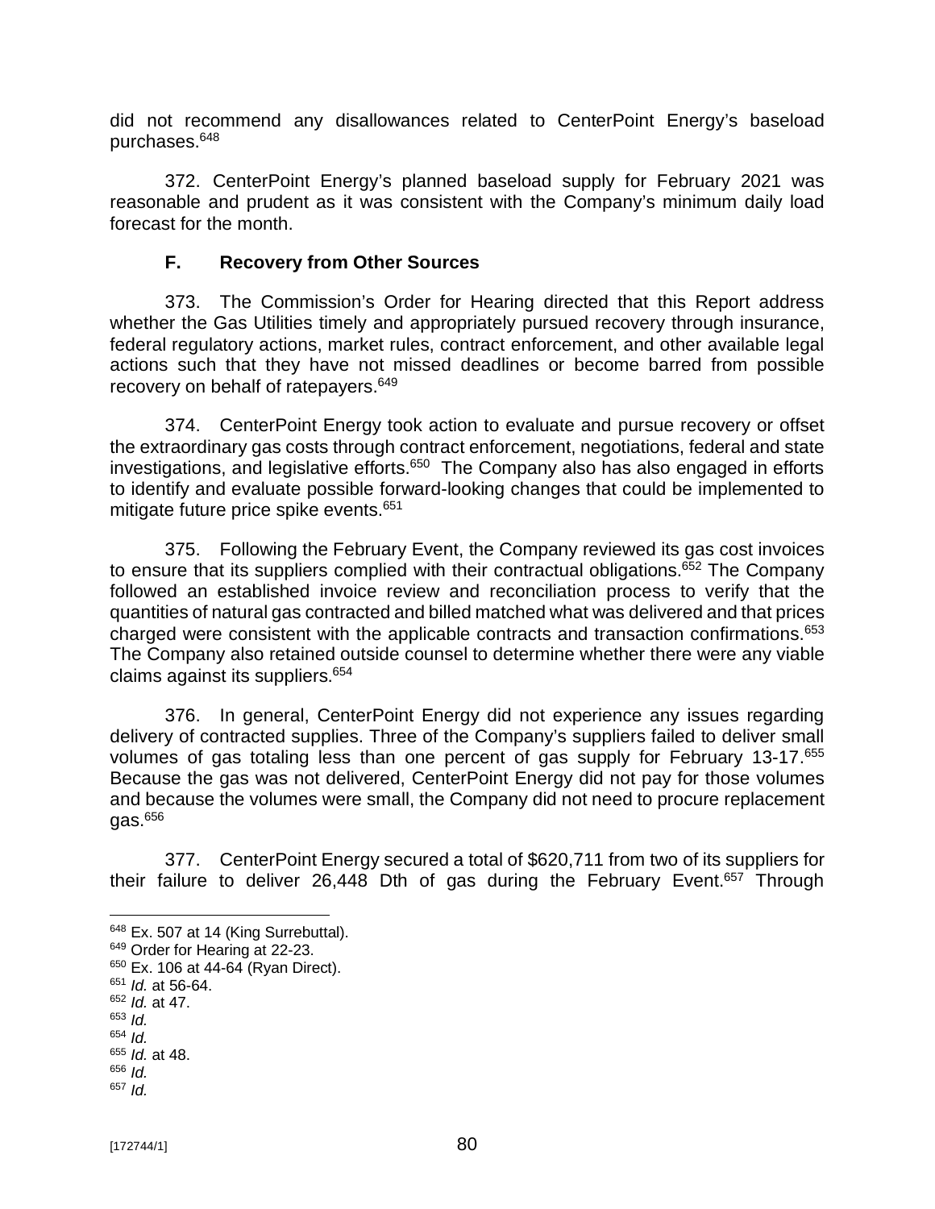did not recommend any disallowances related to CenterPoint Energy's baseload purchases.[648]

372. CenterPoint Energy's planned baseload supply for February 2021 was reasonable and prudent as it was consistent with the Company's minimum daily load forecast for the month.

### F. Recovery from Other Sources

373. The Commission's Order for Hearing directed that this Report address whether the Gas Utilities timely and appropriately pursued recovery through insurance, federal regulatory actions, market rules, contract enforcement, and other available legal actions such that they have not missed deadlines or become barred from possible recovery on behalf of ratepayers.[649]

374. CenterPoint Energy took action to evaluate and pursue recovery or offset the extraordinary gas costs through contract enforcement, negotiations, federal and state investigations, and legislative efforts.[650] The Company also has also engaged in efforts to identify and evaluate possible forward-looking changes that could be implemented to mitigate future price spike events.[651]

375. Following the February Event, the Company reviewed its gas cost invoices to ensure that its suppliers complied with their contractual obligations.[652] The Company followed an established invoice review and reconciliation process to verify that the quantities of natural gas contracted and billed matched what was delivered and that prices charged were consistent with the applicable contracts and transaction confirmations.[653] The Company also retained outside counsel to determine whether there were any viable claims against its suppliers.[654]

376. In general, CenterPoint Energy did not experience any issues regarding delivery of contracted supplies. Three of the Company's suppliers failed to deliver small volumes of gas totaling less than one percent of gas supply for February 13-17.[655] Because the gas was not delivered, CenterPoint Energy did not pay for those volumes and because the volumes were small, the Company did not need to procure replacement gas.[656]

377. CenterPoint Energy secured a total of $620,711 from two of its suppliers for their failure to deliver 26,448 Dth of gas during the February Event.[657] Through

---

[648] Ex. 507 at 14 (King Surrebuttal).
[649] Order for Hearing at 22-23.
[650] Ex. 106 at 44-64 (Ryan Direct).
[651] *Id.* at 56-64.
[652] *Id.* at 47.
[653] *Id.*
[654] *Id.*
[655] *Id.* at 48.
[656] *Id.*
[657] *Id.*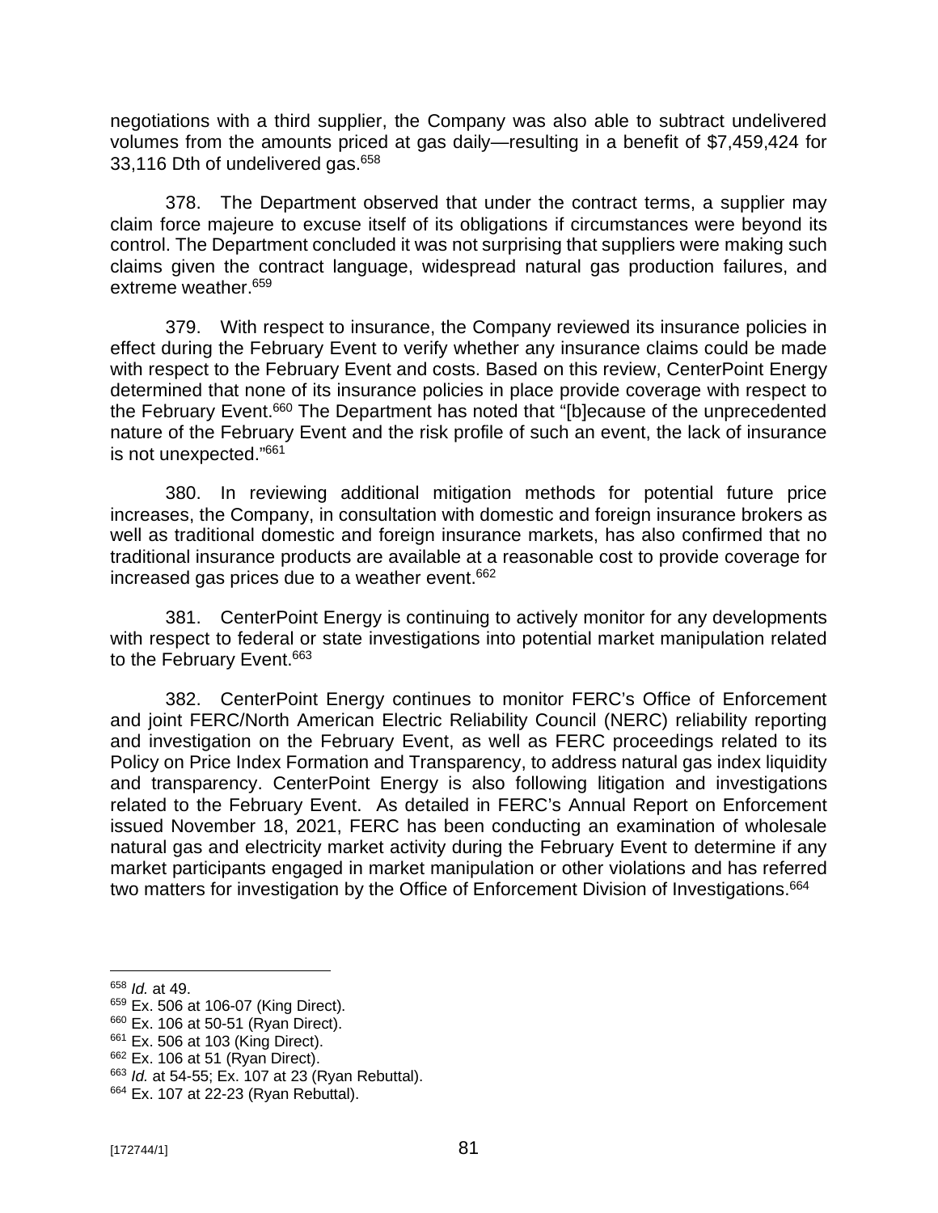negotiations with a third supplier, the Company was also able to subtract undelivered volumes from the amounts priced at gas daily—resulting in a benefit of $7,459,424 for 33,116 Dth of undelivered gas.[658]

378. The Department observed that under the contract terms, a supplier may claim force majeure to excuse itself of its obligations if circumstances were beyond its control. The Department concluded it was not surprising that suppliers were making such claims given the contract language, widespread natural gas production failures, and extreme weather.[659]

379. With respect to insurance, the Company reviewed its insurance policies in effect during the February Event to verify whether any insurance claims could be made with respect to the February Event and costs. Based on this review, CenterPoint Energy determined that none of its insurance policies in place provide coverage with respect to the February Event.[660] The Department has noted that "[b]ecause of the unprecedented nature of the February Event and the risk profile of such an event, the lack of insurance is not unexpected."[661]

380. In reviewing additional mitigation methods for potential future price increases, the Company, in consultation with domestic and foreign insurance brokers as well as traditional domestic and foreign insurance markets, has also confirmed that no traditional insurance products are available at a reasonable cost to provide coverage for increased gas prices due to a weather event.[662]

381. CenterPoint Energy is continuing to actively monitor for any developments with respect to federal or state investigations into potential market manipulation related to the February Event.[663]

382. CenterPoint Energy continues to monitor FERC's Office of Enforcement and joint FERC/North American Electric Reliability Council (NERC) reliability reporting and investigation on the February Event, as well as FERC proceedings related to its Policy on Price Index Formation and Transparency, to address natural gas index liquidity and transparency. CenterPoint Energy is also following litigation and investigations related to the February Event. As detailed in FERC's Annual Report on Enforcement issued November 18, 2021, FERC has been conducting an examination of wholesale natural gas and electricity market activity during the February Event to determine if any market participants engaged in market manipulation or other violations and has referred two matters for investigation by the Office of Enforcement Division of Investigations.[664]

---

[658] *Id.* at 49.

[659] Ex. 506 at 106-07 (King Direct).

[660] Ex. 106 at 50-51 (Ryan Direct).

[661] Ex. 506 at 103 (King Direct).

[662] Ex. 106 at 51 (Ryan Direct).

[663] *Id.* at 54-55; Ex. 107 at 23 (Ryan Rebuttal).

[664] Ex. 107 at 22-23 (Ryan Rebuttal).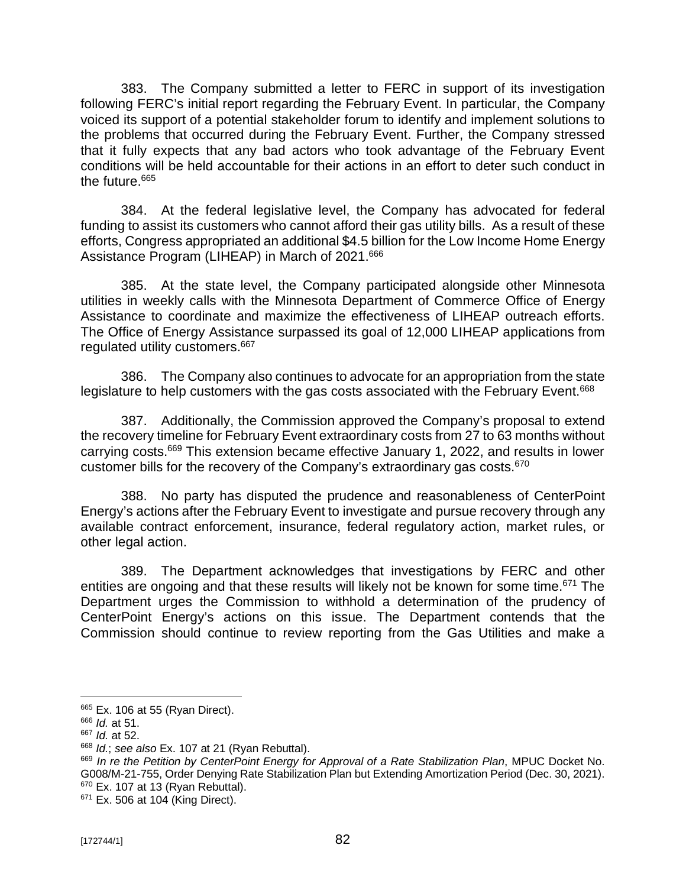383. The Company submitted a letter to FERC in support of its investigation following FERC's initial report regarding the February Event. In particular, the Company voiced its support of a potential stakeholder forum to identify and implement solutions to the problems that occurred during the February Event. Further, the Company stressed that it fully expects that any bad actors who took advantage of the February Event conditions will be held accountable for their actions in an effort to deter such conduct in the future.[665]

384. At the federal legislative level, the Company has advocated for federal funding to assist its customers who cannot afford their gas utility bills. As a result of these efforts, Congress appropriated an additional $4.5 billion for the Low Income Home Energy Assistance Program (LIHEAP) in March of 2021.[666]

385. At the state level, the Company participated alongside other Minnesota utilities in weekly calls with the Minnesota Department of Commerce Office of Energy Assistance to coordinate and maximize the effectiveness of LIHEAP outreach efforts. The Office of Energy Assistance surpassed its goal of 12,000 LIHEAP applications from regulated utility customers.[667]

386. The Company also continues to advocate for an appropriation from the state legislature to help customers with the gas costs associated with the February Event.[668]

387. Additionally, the Commission approved the Company's proposal to extend the recovery timeline for February Event extraordinary costs from 27 to 63 months without carrying costs.[669] This extension became effective January 1, 2022, and results in lower customer bills for the recovery of the Company's extraordinary gas costs.[670]

388. No party has disputed the prudence and reasonableness of CenterPoint Energy's actions after the February Event to investigate and pursue recovery through any available contract enforcement, insurance, federal regulatory action, market rules, or other legal action.

389. The Department acknowledges that investigations by FERC and other entities are ongoing and that these results will likely not be known for some time.[671] The Department urges the Commission to withhold a determination of the prudency of CenterPoint Energy's actions on this issue. The Department contends that the Commission should continue to review reporting from the Gas Utilities and make a

---

[665] Ex. 106 at 55 (Ryan Direct).

[666] *Id.* at 51.

[667] *Id.* at 52.

[668] *Id.*; *see also* Ex. 107 at 21 (Ryan Rebuttal).

[669] *In re the Petition by CenterPoint Energy for Approval of a Rate Stabilization Plan*, MPUC Docket No. G008/M-21-755, Order Denying Rate Stabilization Plan but Extending Amortization Period (Dec. 30, 2021).

[670] Ex. 107 at 13 (Ryan Rebuttal).

[671] Ex. 506 at 104 (King Direct).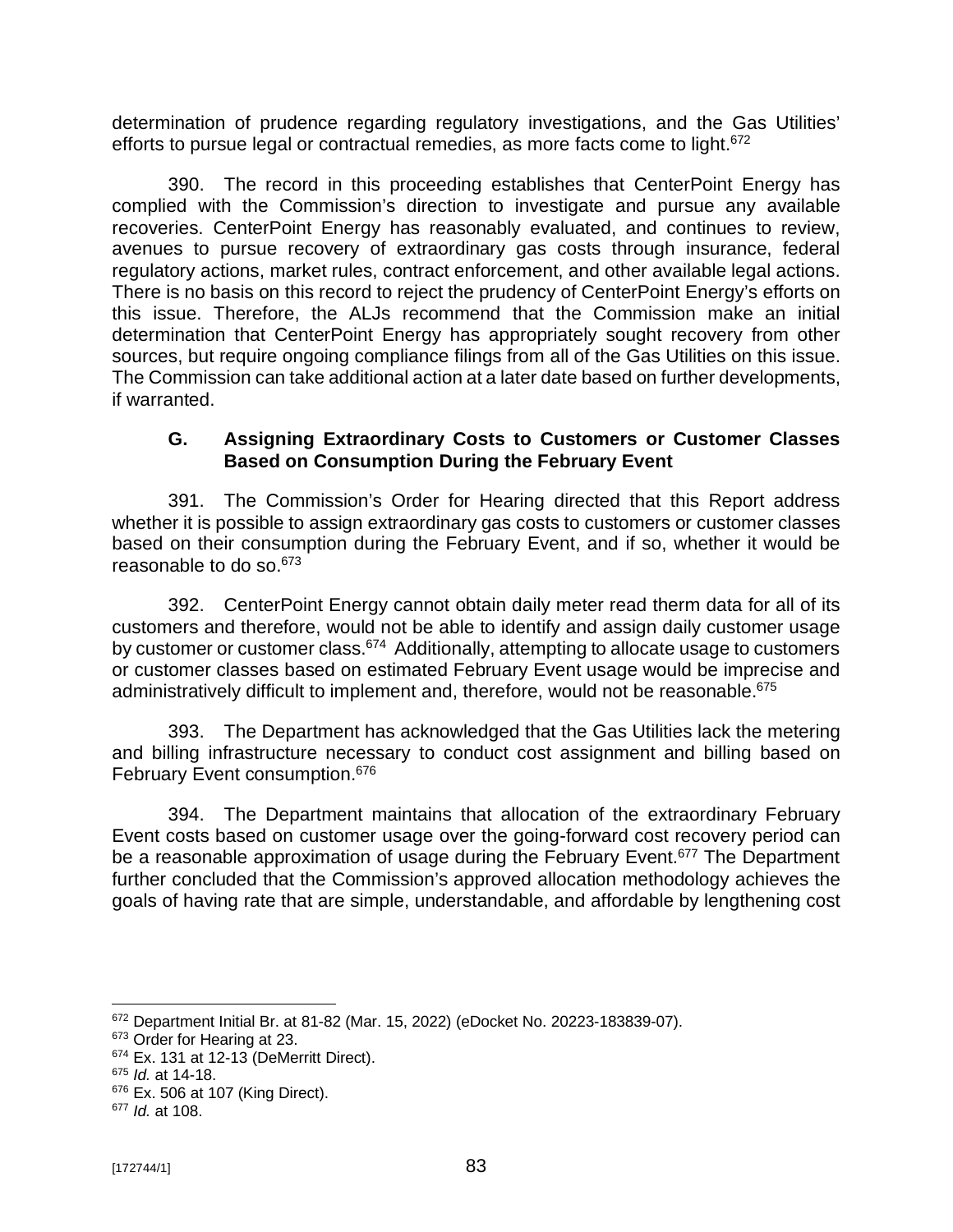determination of prudence regarding regulatory investigations, and the Gas Utilities' efforts to pursue legal or contractual remedies, as more facts come to light.[672]

390. The record in this proceeding establishes that CenterPoint Energy has complied with the Commission's direction to investigate and pursue any available recoveries. CenterPoint Energy has reasonably evaluated, and continues to review, avenues to pursue recovery of extraordinary gas costs through insurance, federal regulatory actions, market rules, contract enforcement, and other available legal actions. There is no basis on this record to reject the prudency of CenterPoint Energy's efforts on this issue. Therefore, the ALJs recommend that the Commission make an initial determination that CenterPoint Energy has appropriately sought recovery from other sources, but require ongoing compliance filings from all of the Gas Utilities on this issue. The Commission can take additional action at a later date based on further developments, if warranted.

### G. Assigning Extraordinary Costs to Customers or Customer Classes Based on Consumption During the February Event

391. The Commission's Order for Hearing directed that this Report address whether it is possible to assign extraordinary gas costs to customers or customer classes based on their consumption during the February Event, and if so, whether it would be reasonable to do so.[673]

392. CenterPoint Energy cannot obtain daily meter read therm data for all of its customers and therefore, would not be able to identify and assign daily customer usage by customer or customer class.[674] Additionally, attempting to allocate usage to customers or customer classes based on estimated February Event usage would be imprecise and administratively difficult to implement and, therefore, would not be reasonable.[675]

393. The Department has acknowledged that the Gas Utilities lack the metering and billing infrastructure necessary to conduct cost assignment and billing based on February Event consumption.[676]

394. The Department maintains that allocation of the extraordinary February Event costs based on customer usage over the going-forward cost recovery period can be a reasonable approximation of usage during the February Event.[677] The Department further concluded that the Commission's approved allocation methodology achieves the goals of having rate that are simple, understandable, and affordable by lengthening cost

---

[672] Department Initial Br. at 81-82 (Mar. 15, 2022) (eDocket No. 20223-183839-07).
[673] Order for Hearing at 23.
[674] Ex. 131 at 12-13 (DeMerritt Direct).
[675] *Id.* at 14-18.
[676] Ex. 506 at 107 (King Direct).
[677] *Id.* at 108.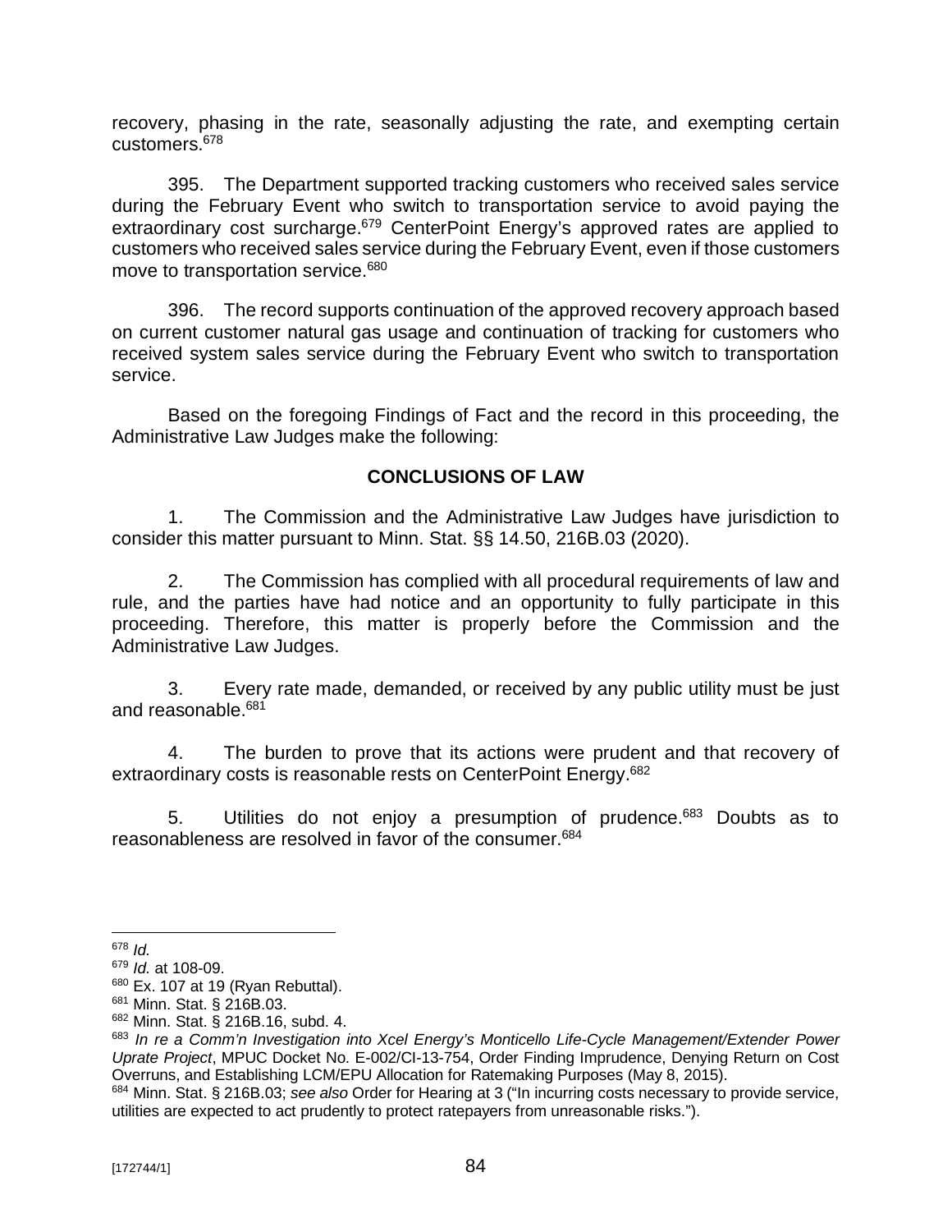recovery, phasing in the rate, seasonally adjusting the rate, and exempting certain customers.[678]

395. The Department supported tracking customers who received sales service during the February Event who switch to transportation service to avoid paying the extraordinary cost surcharge.[679] CenterPoint Energy's approved rates are applied to customers who received sales service during the February Event, even if those customers move to transportation service.[680]

396. The record supports continuation of the approved recovery approach based on current customer natural gas usage and continuation of tracking for customers who received system sales service during the February Event who switch to transportation service.

Based on the foregoing Findings of Fact and the record in this proceeding, the Administrative Law Judges make the following:

## CONCLUSIONS OF LAW

1. The Commission and the Administrative Law Judges have jurisdiction to consider this matter pursuant to Minn. Stat. §§ 14.50, 216B.03 (2020).

2. The Commission has complied with all procedural requirements of law and rule, and the parties have had notice and an opportunity to fully participate in this proceeding. Therefore, this matter is properly before the Commission and the Administrative Law Judges.

3. Every rate made, demanded, or received by any public utility must be just and reasonable.[681]

4. The burden to prove that its actions were prudent and that recovery of extraordinary costs is reasonable rests on CenterPoint Energy.[682]

5. Utilities do not enjoy a presumption of prudence.[683] Doubts as to reasonableness are resolved in favor of the consumer.[684]

---

[678] *Id.*

[679] *Id.* at 108-09.

[680] Ex. 107 at 19 (Ryan Rebuttal).

[681] Minn. Stat. § 216B.03.

[682] Minn. Stat. § 216B.16, subd. 4.

[683] *In re a Comm'n Investigation into Xcel Energy's Monticello Life-Cycle Management/Extender Power Uprate Project*, MPUC Docket No. E-002/CI-13-754, Order Finding Imprudence, Denying Return on Cost Overruns, and Establishing LCM/EPU Allocation for Ratemaking Purposes (May 8, 2015).

[684] Minn. Stat. § 216B.03; *see also* Order for Hearing at 3 ("In incurring costs necessary to provide service, utilities are expected to act prudently to protect ratepayers from unreasonable risks.").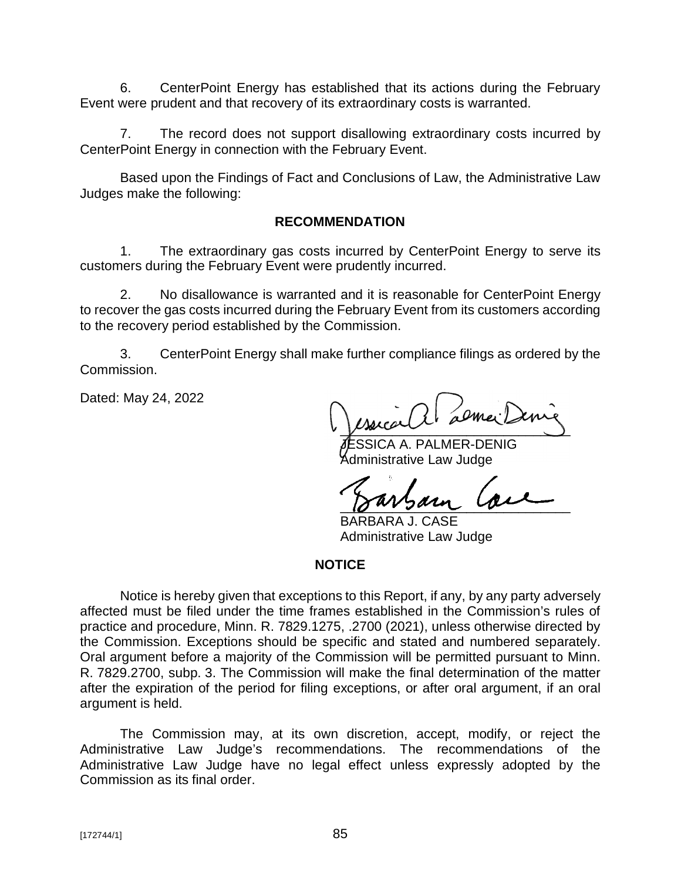6. CenterPoint Energy has established that its actions during the February Event were prudent and that recovery of its extraordinary costs is warranted.

7. The record does not support disallowing extraordinary costs incurred by CenterPoint Energy in connection with the February Event.

Based upon the Findings of Fact and Conclusions of Law, the Administrative Law Judges make the following:

## RECOMMENDATION

1. The extraordinary gas costs incurred by CenterPoint Energy to serve its customers during the February Event were prudently incurred.

2. No disallowance is warranted and it is reasonable for CenterPoint Energy to recover the gas costs incurred during the February Event from its customers according to the recovery period established by the Commission.

3. CenterPoint Energy shall make further compliance filings as ordered by the Commission.

Dated: May 24, 2022

JESSICA A. PALMER-DENIG
Administrative Law Judge

BARBARA J. CASE
Administrative Law Judge

## NOTICE

Notice is hereby given that exceptions to this Report, if any, by any party adversely affected must be filed under the time frames established in the Commission's rules of practice and procedure, Minn. R. 7829.1275, .2700 (2021), unless otherwise directed by the Commission. Exceptions should be specific and stated and numbered separately. Oral argument before a majority of the Commission will be permitted pursuant to Minn. R. 7829.2700, subp. 3. The Commission will make the final determination of the matter after the expiration of the period for filing exceptions, or after oral argument, if an oral argument is held.

The Commission may, at its own discretion, accept, modify, or reject the Administrative Law Judge's recommendations. The recommendations of the Administrative Law Judge have no legal effect unless expressly adopted by the Commission as its final order.

[172744/1]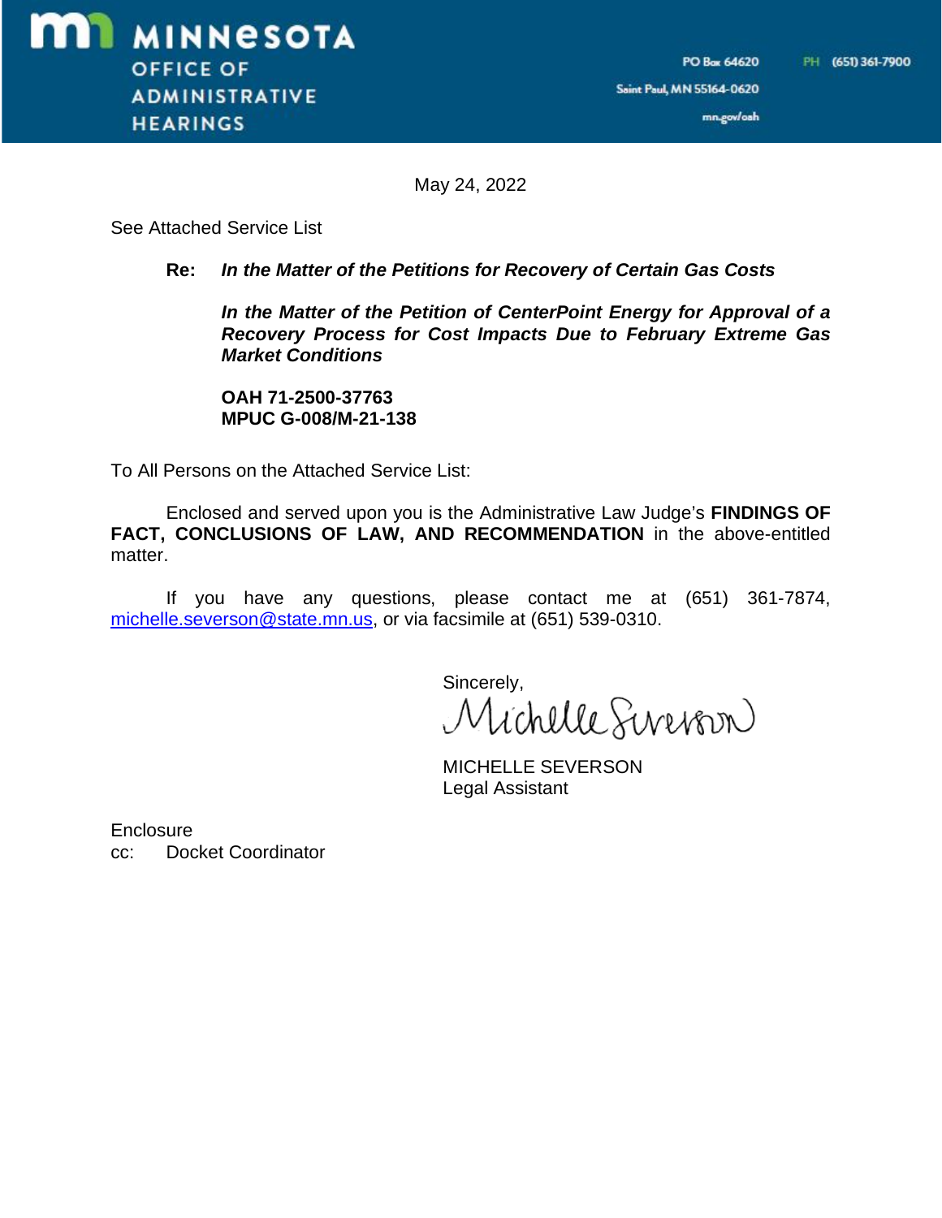**MINNESOTA OFFICE OF ADMINISTRATIVE HEARINGS**

PO Box 64620
Saint Paul, MN 55164-0620
mn.gov/oah

PH (651) 361-7900

May 24, 2022

See Attached Service List

**Re:** ***In the Matter of the Petitions for Recovery of Certain Gas Costs***

***In the Matter of the Petition of CenterPoint Energy for Approval of a Recovery Process for Cost Impacts Due to February Extreme Gas Market Conditions***

**OAH 71-2500-37763**
**MPUC G-008/M-21-138**

To All Persons on the Attached Service List:

Enclosed and served upon you is the Administrative Law Judge's **FINDINGS OF FACT, CONCLUSIONS OF LAW, AND RECOMMENDATION** in the above-entitled matter.

If you have any questions, please contact me at (651) 361-7874, michelle.severson@state.mn.us, or via facsimile at (651) 539-0310.

Sincerely,

Michelle Severson

MICHELLE SEVERSON
Legal Assistant

Enclosure
cc: Docket Coordinator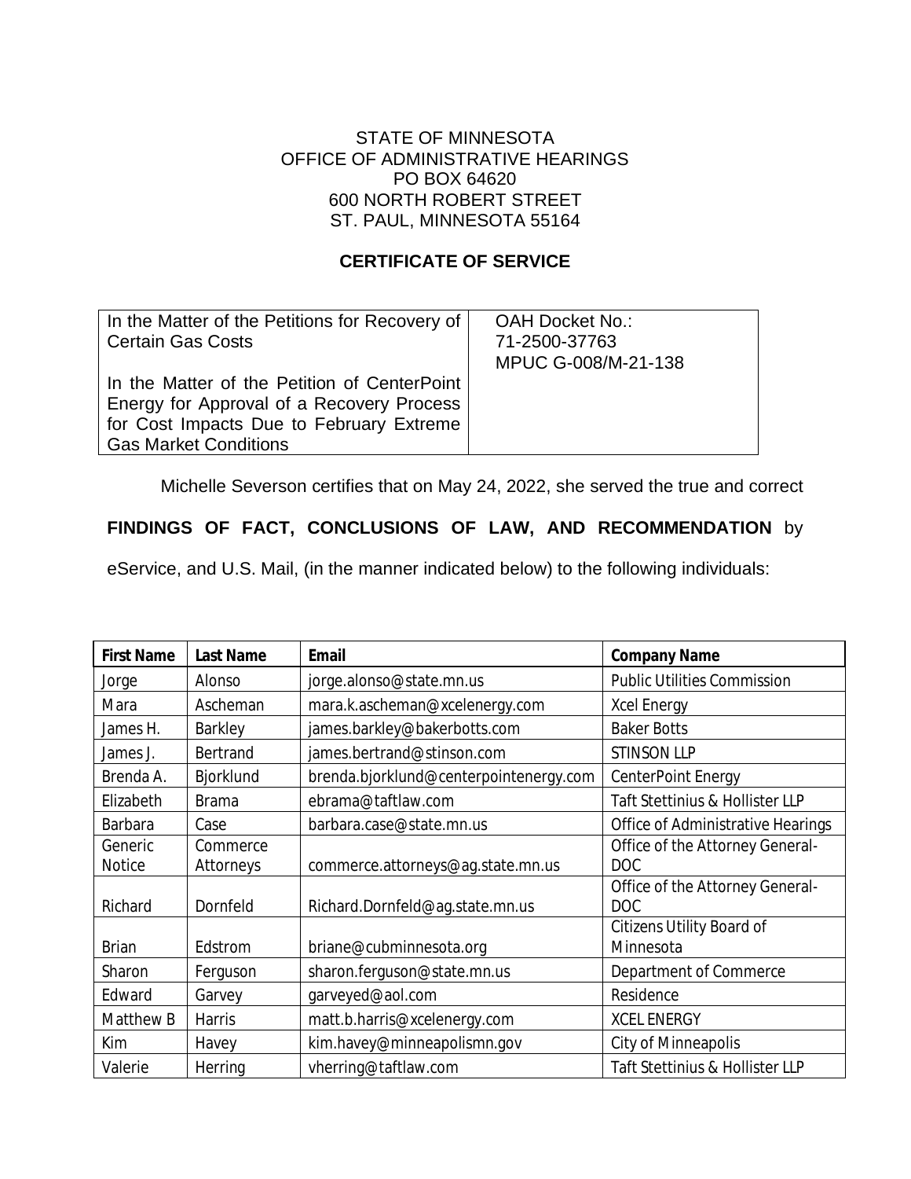STATE OF MINNESOTA
OFFICE OF ADMINISTRATIVE HEARINGS
PO BOX 64620
600 NORTH ROBERT STREET
ST. PAUL, MINNESOTA 55164

**CERTIFICATE OF SERVICE**

| In the Matter of the Petitions for Recovery of Certain Gas Costs<br><br>In the Matter of the Petition of CenterPoint Energy for Approval of a Recovery Process for Cost Impacts Due to February Extreme Gas Market Conditions | OAH Docket No.:<br>71-2500-37763<br>MPUC G-008/M-21-138 |
|---|---|

Michelle Severson certifies that on May 24, 2022, she served the true and correct **FINDINGS OF FACT, CONCLUSIONS OF LAW, AND RECOMMENDATION** by eService, and U.S. Mail, (in the manner indicated below) to the following individuals:

| First Name | Last Name | Email | Company Name |
|---|---|---|---|
| Jorge | Alonso | jorge.alonso@state.mn.us | Public Utilities Commission |
| Mara | Ascheman | mara.k.ascheman@xcelenergy.com | Xcel Energy |
| James H. | Barkley | james.barkley@bakerbotts.com | Baker Botts |
| James J. | Bertrand | james.bertrand@stinson.com | STINSON LLP |
| Brenda A. | Bjorklund | brenda.bjorklund@centerpointenergy.com | CenterPoint Energy |
| Elizabeth | Brama | ebrama@taftlaw.com | Taft Stettinius & Hollister LLP |
| Barbara | Case | barbara.case@state.mn.us | Office of Administrative Hearings |
| Generic Notice | Commerce Attorneys | commerce.attorneys@ag.state.mn.us | Office of the Attorney General-DOC |
| Richard | Dornfeld | Richard.Dornfeld@ag.state.mn.us | Office of the Attorney General-DOC |
| Brian | Edstrom | briane@cubminnesota.org | Citizens Utility Board of Minnesota |
| Sharon | Ferguson | sharon.ferguson@state.mn.us | Department of Commerce |
| Edward | Garvey | garveyed@aol.com | Residence |
| Matthew B | Harris | matt.b.harris@xcelenergy.com | XCEL ENERGY |
| Kim | Havey | kim.havey@minneapolismn.gov | City of Minneapolis |
| Valerie | Herring | vherring@taftlaw.com | Taft Stettinius & Hollister LLP |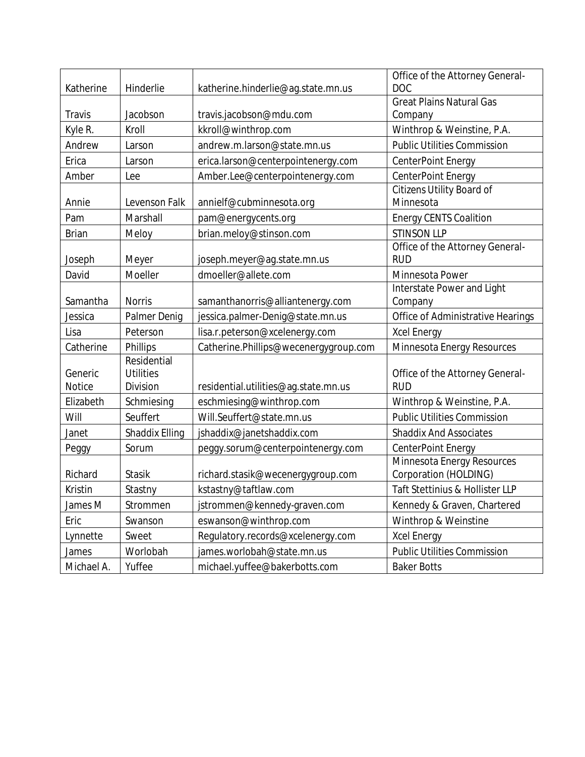| | | | |
|---|---|---|---|
| Katherine | Hinderlie | katherine.hinderlie@ag.state.mn.us | Office of the Attorney General-DOC |
| Travis | Jacobson | travis.jacobson@mdu.com | Great Plains Natural Gas Company |
| Kyle R. | Kroll | kkroll@winthrop.com | Winthrop & Weinstine, P.A. |
| Andrew | Larson | andrew.m.larson@state.mn.us | Public Utilities Commission |
| Erica | Larson | erica.larson@centerpointenergy.com | CenterPoint Energy |
| Amber | Lee | Amber.Lee@centerpointenergy.com | CenterPoint Energy |
| Annie | Levenson Falk | annielf@cubminnesota.org | Citizens Utility Board of Minnesota |
| Pam | Marshall | pam@energycents.org | Energy CENTS Coalition |
| Brian | Meloy | brian.meloy@stinson.com | STINSON LLP |
| Joseph | Meyer | joseph.meyer@ag.state.mn.us | Office of the Attorney General-RUD |
| David | Moeller | dmoeller@allete.com | Minnesota Power |
| Samantha | Norris | samanthanorris@alliantenergy.com | Interstate Power and Light Company |
| Jessica | Palmer Denig | jessica.palmer-Denig@state.mn.us | Office of Administrative Hearings |
| Lisa | Peterson | lisa.r.peterson@xcelenergy.com | Xcel Energy |
| Catherine | Phillips | Catherine.Phillips@wecenergygroup.com | Minnesota Energy Resources |
| Generic Notice | Residential Utilities Division | residential.utilities@ag.state.mn.us | Office of the Attorney General-RUD |
| Elizabeth | Schmiesing | eschmiesing@winthrop.com | Winthrop & Weinstine, P.A. |
| Will | Seuffert | Will.Seuffert@state.mn.us | Public Utilities Commission |
| Janet | Shaddix Elling | jshaddix@janetshaddix.com | Shaddix And Associates |
| Peggy | Sorum | peggy.sorum@centerpointenergy.com | CenterPoint Energy |
| Richard | Stasik | richard.stasik@wecenergygroup.com | Minnesota Energy Resources Corporation (HOLDING) |
| Kristin | Stastny | kstastny@taftlaw.com | Taft Stettinius & Hollister LLP |
| James M | Strommen | jstrommen@kennedy-graven.com | Kennedy & Graven, Chartered |
| Eric | Swanson | eswanson@winthrop.com | Winthrop & Weinstine |
| Lynnette | Sweet | Regulatory.records@xcelenergy.com | Xcel Energy |
| James | Worlobah | james.worlobah@state.mn.us | Public Utilities Commission |
| Michael A. | Yuffee | michael.yuffee@bakerbotts.com | Baker Botts |